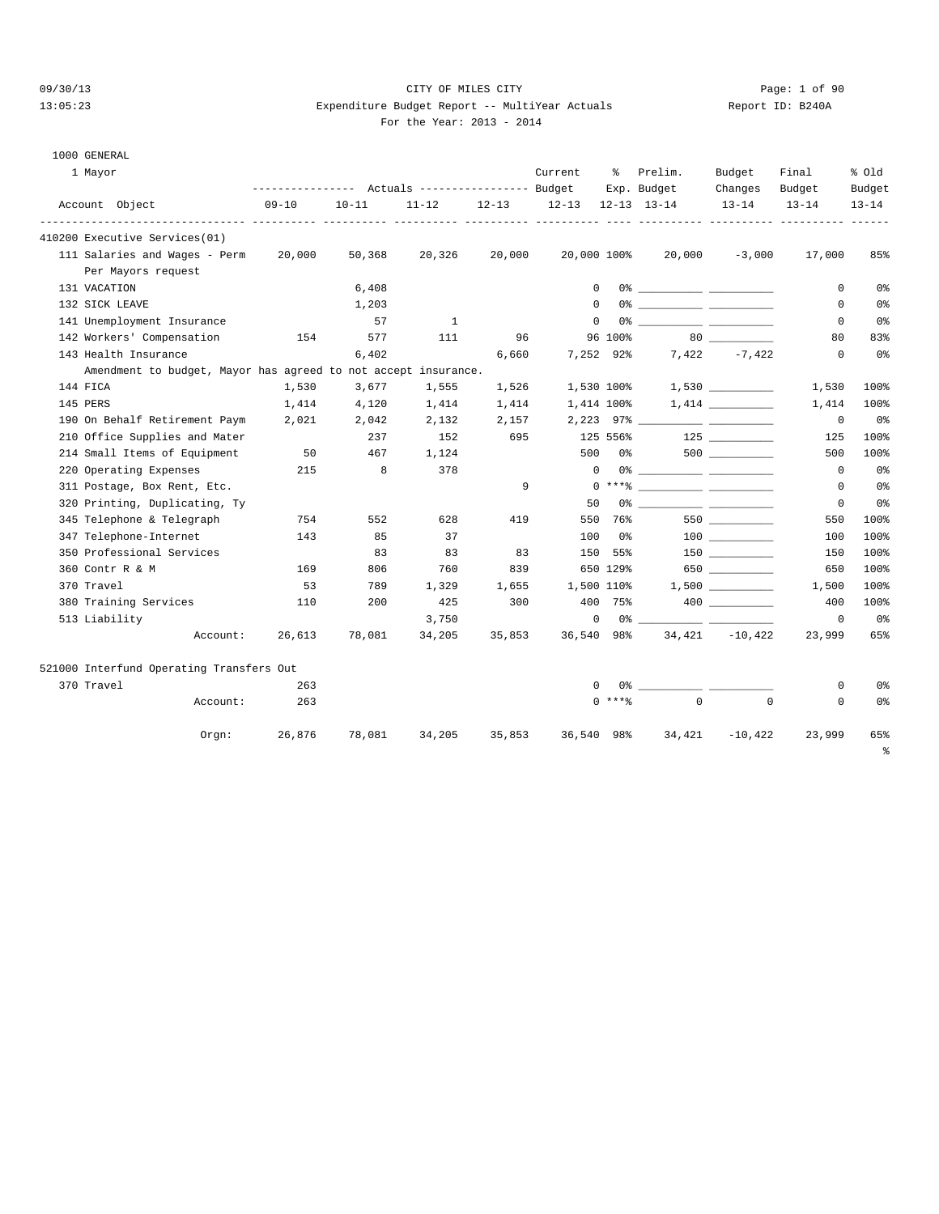CITY OF MILES CITY

Expenditure Budget Report -- MultiYear Actuals

For the Year: 2013 - 2014

1000 GENERAL

1 Mayor

| Account Object | Actuals 09-10 | Actuals 10-11 | Actuals 11-12 | Actuals 12-13 | Current Budget 12-13 | % Exp. 12-13 | Prelim. Budget 13-14 | Budget Changes 13-14 | Final Budget 13-14 | % Old Budget 13-14 |
|---|---|---|---|---|---|---|---|---|---|---|
| **410200 Executive Services(01)** | | | | | | | | | | |
| 111 Salaries and Wages - Perm | 20,000 | 50,368 | 20,326 | 20,000 | 20,000 | 100% | 20,000 | -3,000 | 17,000 | 85% |
| Per Mayors request | | | | | | | | | | |
| 131 VACATION | | 6,408 | | | 0 | 0% | __________ | __________ | 0 | 0% |
| 132 SICK LEAVE | | 1,203 | | | 0 | 0% | __________ | __________ | 0 | 0% |
| 141 Unemployment Insurance | | 57 | 1 | | 0 | 0% | __________ | __________ | 0 | 0% |
| 142 Workers' Compensation | 154 | 577 | 111 | 96 | 96 | 100% | 80 | __________ | 80 | 83% |
| 143 Health Insurance | | 6,402 | | 6,660 | 7,252 | 92% | 7,422 | -7,422 | 0 | 0% |
| Amendment to budget, Mayor has agreed to not accept insurance. | | | | | | | | | | |
| 144 FICA | 1,530 | 3,677 | 1,555 | 1,526 | 1,530 | 100% | 1,530 | __________ | 1,530 | 100% |
| 145 PERS | 1,414 | 4,120 | 1,414 | 1,414 | 1,414 | 100% | 1,414 | __________ | 1,414 | 100% |
| 190 On Behalf Retirement Paym | 2,021 | 2,042 | 2,132 | 2,157 | 2,223 | 97% | __________ | __________ | 0 | 0% |
| 210 Office Supplies and Mater | | 237 | 152 | 695 | 125 | 556% | 125 | __________ | 125 | 100% |
| 214 Small Items of Equipment | 50 | 467 | 1,124 | | 500 | 0% | 500 | __________ | 500 | 100% |
| 220 Operating Expenses | 215 | 8 | 378 | | 0 | 0% | __________ | __________ | 0 | 0% |
| 311 Postage, Box Rent, Etc. | | | | 9 | 0 | ***% | __________ | __________ | 0 | 0% |
| 320 Printing, Duplicating, Ty | | | | | 50 | 0% | __________ | __________ | 0 | 0% |
| 345 Telephone & Telegraph | 754 | 552 | 628 | 419 | 550 | 76% | 550 | __________ | 550 | 100% |
| 347 Telephone-Internet | 143 | 85 | 37 | | 100 | 0% | 100 | __________ | 100 | 100% |
| 350 Professional Services | | 83 | 83 | 83 | 150 | 55% | 150 | __________ | 150 | 100% |
| 360 Contr R & M | 169 | 806 | 760 | 839 | 650 | 129% | 650 | __________ | 650 | 100% |
| 370 Travel | 53 | 789 | 1,329 | 1,655 | 1,500 | 110% | 1,500 | __________ | 1,500 | 100% |
| 380 Training Services | 110 | 200 | 425 | 300 | 400 | 75% | 400 | __________ | 400 | 100% |
| 513 Liability | | | 3,750 | | 0 | 0% | __________ | __________ | 0 | 0% |
| Account: | 26,613 | 78,081 | 34,205 | 35,853 | 36,540 | 98% | 34,421 | -10,422 | 23,999 | 65% |
| **521000 Interfund Operating Transfers Out** | | | | | | | | | | |
| 370 Travel | 263 | | | | 0 | 0% | __________ | __________ | 0 | 0% |
| Account: | 263 | | | | 0 | ***% | 0 | 0 | 0 | 0% |
| Orgn: | 26,876 | 78,081 | 34,205 | 35,853 | 36,540 | 98% | 34,421 | -10,422 | 23,999 | 65% |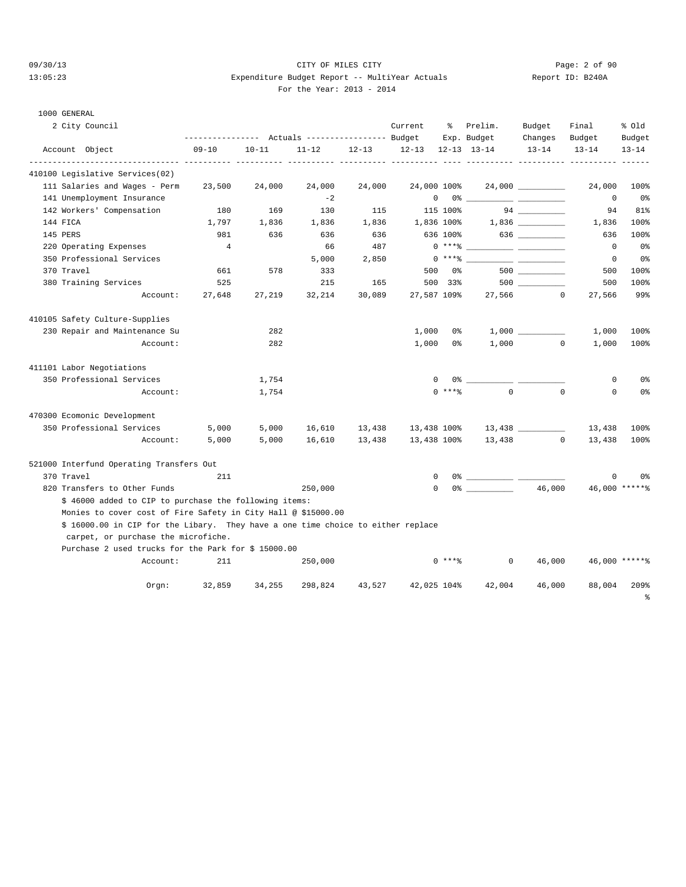CITY OF MILES CITY

Expenditure Budget Report -- MultiYear Actuals

For the Year: 2013 - 2014

09/30/13 13:05:23 Report ID: B240A

1000 GENERAL

2 City Council

| Account Object | Actuals 09-10 | Actuals 10-11 | Actuals 11-12 | Actuals 12-13 | Current Budget 12-13 | % Exp. 12-13 | Prelim. Budget 13-14 | Budget Changes 13-14 | Final Budget 13-14 | % Old Budget 13-14 |
|---|---|---|---|---|---|---|---|---|---|---|
| **410100 Legislative Services(02)** | | | | | | | | | | |
| 111 Salaries and Wages - Perm | 23,500 | 24,000 | 24,000 | 24,000 | 24,000 | 100% | 24,000 | | 24,000 | 100% |
| 141 Unemployment Insurance | | | -2 | | 0 | 0% | | | 0 | 0% |
| 142 Workers' Compensation | 180 | 169 | 130 | 115 | 115 | 100% | 94 | | 94 | 81% |
| 144 FICA | 1,797 | 1,836 | 1,836 | 1,836 | 1,836 | 100% | 1,836 | | 1,836 | 100% |
| 145 PERS | 981 | 636 | 636 | 636 | 636 | 100% | 636 | | 636 | 100% |
| 220 Operating Expenses | 4 | | 66 | 487 | 0 | ***% | | | 0 | 0% |
| 350 Professional Services | | | 5,000 | 2,850 | 0 | ***% | | | 0 | 0% |
| 370 Travel | 661 | 578 | 333 | | 500 | 0% | 500 | | 500 | 100% |
| 380 Training Services | 525 | | 215 | 165 | 500 | 33% | 500 | | 500 | 100% |
| Account: | 27,648 | 27,219 | 32,214 | 30,089 | 27,587 | 109% | 27,566 | 0 | 27,566 | 99% |
| **410105 Safety Culture-Supplies** | | | | | | | | | | |
| 230 Repair and Maintenance Su | | 282 | | | 1,000 | 0% | 1,000 | | 1,000 | 100% |
| Account: | | 282 | | | 1,000 | 0% | 1,000 | 0 | 1,000 | 100% |
| **411101 Labor Negotiations** | | | | | | | | | | |
| 350 Professional Services | | 1,754 | | | 0 | 0% | | | 0 | 0% |
| Account: | | 1,754 | | | 0 | ***% | 0 | 0 | 0 | 0% |
| **470300 Ecomonic Development** | | | | | | | | | | |
| 350 Professional Services | 5,000 | 5,000 | 16,610 | 13,438 | 13,438 | 100% | 13,438 | | 13,438 | 100% |
| Account: | 5,000 | 5,000 | 16,610 | 13,438 | 13,438 | 100% | 13,438 | 0 | 13,438 | 100% |
| **521000 Interfund Operating Transfers Out** | | | | | | | | | | |
| 370 Travel | 211 | | | | 0 | 0% | | | 0 | 0% |
| 820 Transfers to Other Funds | | | 250,000 | | 0 | 0% | | 46,000 | 46,000 | *****% |
| Account: | 211 | | 250,000 | | 0 | ***% | 0 | 46,000 | 46,000 | *****% |
| Orgn: | 32,859 | 34,255 | 298,824 | 43,527 | 42,025 | 104% | 42,004 | 46,000 | 88,004 | 209% |

Notes for 820 Transfers to Other Funds:

$ 46000 added to CIP to purchase the following items:
Monies to cover cost of Fire Safety in City Hall @ $15000.00
$ 16000.00 in CIP for the Libary. They have a one time choice to either replace carpet, or purchase the microfiche.
Purchase 2 used trucks for the Park for $ 15000.00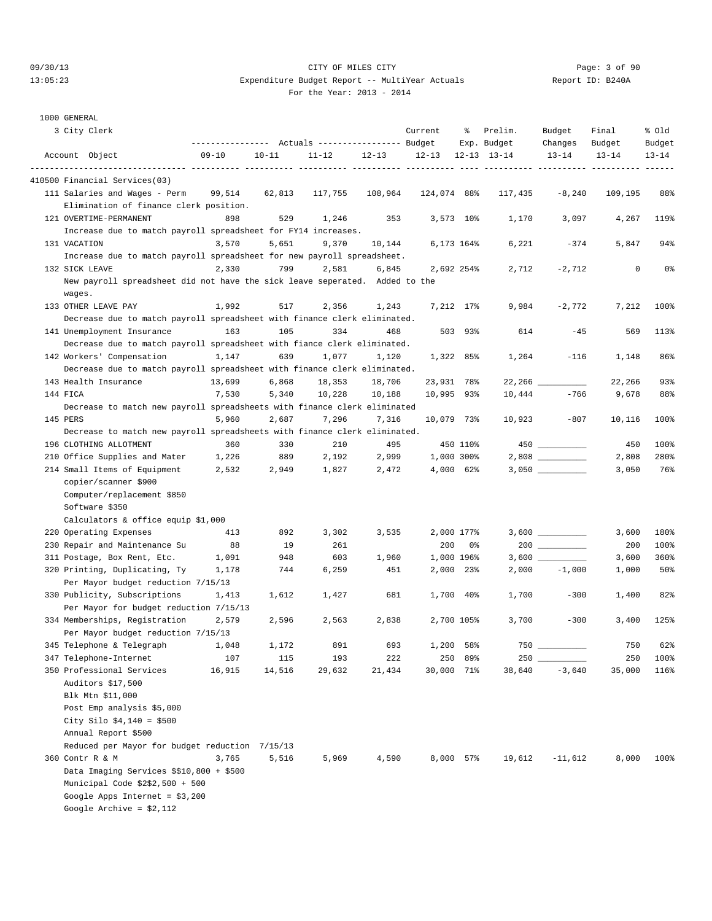CITY OF MILES CITY

Expenditure Budget Report -- MultiYear Actuals

For the Year: 2013 - 2014

1000 GENERAL

3 City Clerk

| Account Object | Actuals 09-10 | Actuals 10-11 | Actuals 11-12 | Actuals 12-13 | Current Budget 12-13 | % Exp. 12-13 | Prelim. Budget 13-14 | Budget Changes 13-14 | Final Budget 13-14 | % Old Budget 13-14 |
|---|---|---|---|---|---|---|---|---|---|---|
| **410500 Financial Services(03)** | | | | | | | | | | |
| 111 Salaries and Wages - Perm | 99,514 | 62,813 | 117,755 | 108,964 | 124,074 | 88% | 117,435 | -8,240 | 109,195 | 88% |
| Elimination of finance clerk position. | | | | | | | | | | |
| 121 OVERTIME-PERMANENT | 898 | 529 | 1,246 | 353 | 3,573 | 10% | 1,170 | 3,097 | 4,267 | 119% |
| Increase due to match payroll spreadsheet for FY14 increases. | | | | | | | | | | |
| 131 VACATION | 3,570 | 5,651 | 9,370 | 10,144 | 6,173 | 164% | 6,221 | -374 | 5,847 | 94% |
| Increase due to match payroll spreadsheet for new payroll spreadsheet. | | | | | | | | | | |
| 132 SICK LEAVE | 2,330 | 799 | 2,581 | 6,845 | 2,692 | 254% | 2,712 | -2,712 | 0 | 0% |
| New payroll spreadsheet did not have the sick leave seperated. Added to the wages. | | | | | | | | | | |
| 133 OTHER LEAVE PAY | 1,992 | 517 | 2,356 | 1,243 | 7,212 | 17% | 9,984 | -2,772 | 7,212 | 100% |
| Decrease due to match payroll spreadsheet with finance clerk eliminated. | | | | | | | | | | |
| 141 Unemployment Insurance | 163 | 105 | 334 | 468 | 503 | 93% | 614 | -45 | 569 | 113% |
| Decrease due to match payroll spreadsheet with fiance clerk eliminated. | | | | | | | | | | |
| 142 Workers' Compensation | 1,147 | 639 | 1,077 | 1,120 | 1,322 | 85% | 1,264 | -116 | 1,148 | 86% |
| Decrease due to match payroll spreadsheet with finance clerk eliminated. | | | | | | | | | | |
| 143 Health Insurance | 13,699 | 6,868 | 18,353 | 18,706 | 23,931 | 78% | 22,266 | __________ | 22,266 | 93% |
| 144 FICA | 7,530 | 5,340 | 10,228 | 10,188 | 10,995 | 93% | 10,444 | -766 | 9,678 | 88% |
| Decrease to match new payroll spreadsheets with finance clerk eliminated | | | | | | | | | | |
| 145 PERS | 5,960 | 2,687 | 7,296 | 7,316 | 10,079 | 73% | 10,923 | -807 | 10,116 | 100% |
| Decrease to match new payroll spreadsheets with finance clerk eliminated. | | | | | | | | | | |
| 196 CLOTHING ALLOTMENT | 360 | 330 | 210 | 495 | 450 | 110% | 450 | __________ | 450 | 100% |
| 210 Office Supplies and Mater | 1,226 | 889 | 2,192 | 2,999 | 1,000 | 300% | 2,808 | __________ | 2,808 | 280% |
| 214 Small Items of Equipment | 2,532 | 2,949 | 1,827 | 2,472 | 4,000 | 62% | 3,050 | __________ | 3,050 | 76% |
| copier/scanner $900<br>Computer/replacement $850<br>Software $350<br>Calculators & office equip $1,000 | | | | | | | | | | |
| 220 Operating Expenses | 413 | 892 | 3,302 | 3,535 | 2,000 | 177% | 3,600 | __________ | 3,600 | 180% |
| 230 Repair and Maintenance Su | 88 | 19 | 261 | | 200 | 0% | 200 | __________ | 200 | 100% |
| 311 Postage, Box Rent, Etc. | 1,091 | 948 | 603 | 1,960 | 1,000 | 196% | 3,600 | __________ | 3,600 | 360% |
| 320 Printing, Duplicating, Ty | 1,178 | 744 | 6,259 | 451 | 2,000 | 23% | 2,000 | -1,000 | 1,000 | 50% |
| Per Mayor budget reduction 7/15/13 | | | | | | | | | | |
| 330 Publicity, Subscriptions | 1,413 | 1,612 | 1,427 | 681 | 1,700 | 40% | 1,700 | -300 | 1,400 | 82% |
| Per Mayor for budget reduction 7/15/13 | | | | | | | | | | |
| 334 Memberships, Registration | 2,579 | 2,596 | 2,563 | 2,838 | 2,700 | 105% | 3,700 | -300 | 3,400 | 125% |
| Per Mayor budget reduction 7/15/13 | | | | | | | | | | |
| 345 Telephone & Telegraph | 1,048 | 1,172 | 891 | 693 | 1,200 | 58% | 750 | __________ | 750 | 62% |
| 347 Telephone-Internet | 107 | 115 | 193 | 222 | 250 | 89% | 250 | __________ | 250 | 100% |
| 350 Professional Services | 16,915 | 14,516 | 29,632 | 21,434 | 30,000 | 71% | 38,640 | -3,640 | 35,000 | 116% |
| Auditors $17,500<br>Blk Mtn $11,000<br>Post Emp analysis $5,000<br>City Silo $4,140 = $500<br>Annual Report $500<br>Reduced per Mayor for budget reduction 7/15/13 | | | | | | | | | | |
| 360 Contr R & M | 3,765 | 5,516 | 5,969 | 4,590 | 8,000 | 57% | 19,612 | -11,612 | 8,000 | 100% |
| Data Imaging Services $$10,800 + $500<br>Municipal Code $2$2,500 + 500<br>Google Apps Internet = $3,200<br>Google Archive = $2,112 | | | | | | | | | | |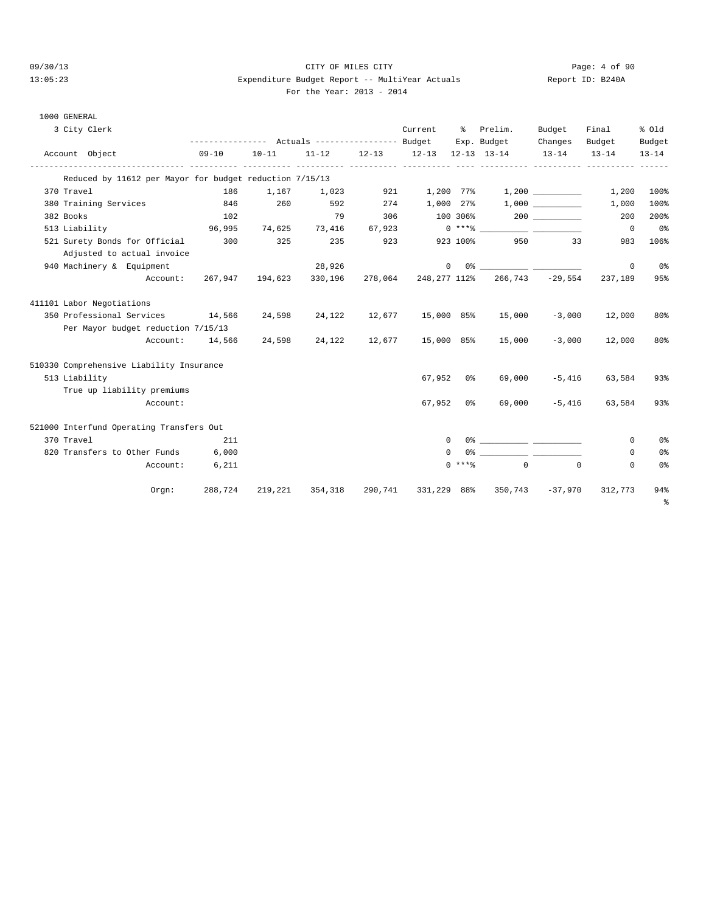CITY OF MILES CITY

Expenditure Budget Report -- MultiYear Actuals

For the Year: 2013 - 2014

1000 GENERAL

3 City Clerk

| Account Object | Actuals 09-10 | Actuals 10-11 | Actuals 11-12 | Actuals 12-13 | Current Budget 12-13 | % Exp. 12-13 | Prelim. Budget 13-14 | Budget Changes 13-14 | Final Budget 13-14 | % Old Budget 13-14 |
|---|---|---|---|---|---|---|---|---|---|---|
| Reduced by 11612 per Mayor for budget reduction 7/15/13 | | | | | | | | | | |
| 370 Travel | 186 | 1,167 | 1,023 | 921 | 1,200 | 77% | 1,200 | __________ | 1,200 | 100% |
| 380 Training Services | 846 | 260 | 592 | 274 | 1,000 | 27% | 1,000 | __________ | 1,000 | 100% |
| 382 Books | 102 | | 79 | 306 | 100 | 306% | 200 | __________ | 200 | 200% |
| 513 Liability | 96,995 | 74,625 | 73,416 | 67,923 | 0 | ***% | __________ | __________ | 0 | 0% |
| 521 Surety Bonds for Official | 300 | 325 | 235 | 923 | 923 | 100% | 950 | 33 | 983 | 106% |
| Adjusted to actual invoice | | | | | | | | | | |
| 940 Machinery & Equipment | | | 28,926 | | 0 | 0% | __________ | __________ | 0 | 0% |
| Account: | 267,947 | 194,623 | 330,196 | 278,064 | 248,277 | 112% | 266,743 | -29,554 | 237,189 | 95% |
| **411101 Labor Negotiations** | | | | | | | | | | |
| 350 Professional Services | 14,566 | 24,598 | 24,122 | 12,677 | 15,000 | 85% | 15,000 | -3,000 | 12,000 | 80% |
| Per Mayor budget reduction 7/15/13 | | | | | | | | | | |
| Account: | 14,566 | 24,598 | 24,122 | 12,677 | 15,000 | 85% | 15,000 | -3,000 | 12,000 | 80% |
| **510330 Comprehensive Liability Insurance** | | | | | | | | | | |
| 513 Liability | | | | | 67,952 | 0% | 69,000 | -5,416 | 63,584 | 93% |
| True up liability premiums | | | | | | | | | | |
| Account: | | | | | 67,952 | 0% | 69,000 | -5,416 | 63,584 | 93% |
| **521000 Interfund Operating Transfers Out** | | | | | | | | | | |
| 370 Travel | 211 | | | | 0 | 0% | __________ | __________ | 0 | 0% |
| 820 Transfers to Other Funds | 6,000 | | | | 0 | 0% | __________ | __________ | 0 | 0% |
| Account: | 6,211 | | | | 0 | ***% | 0 | 0 | 0 | 0% |
| Orgn: | 288,724 | 219,221 | 354,318 | 290,741 | 331,229 | 88% | 350,743 | -37,970 | 312,773 | 94% |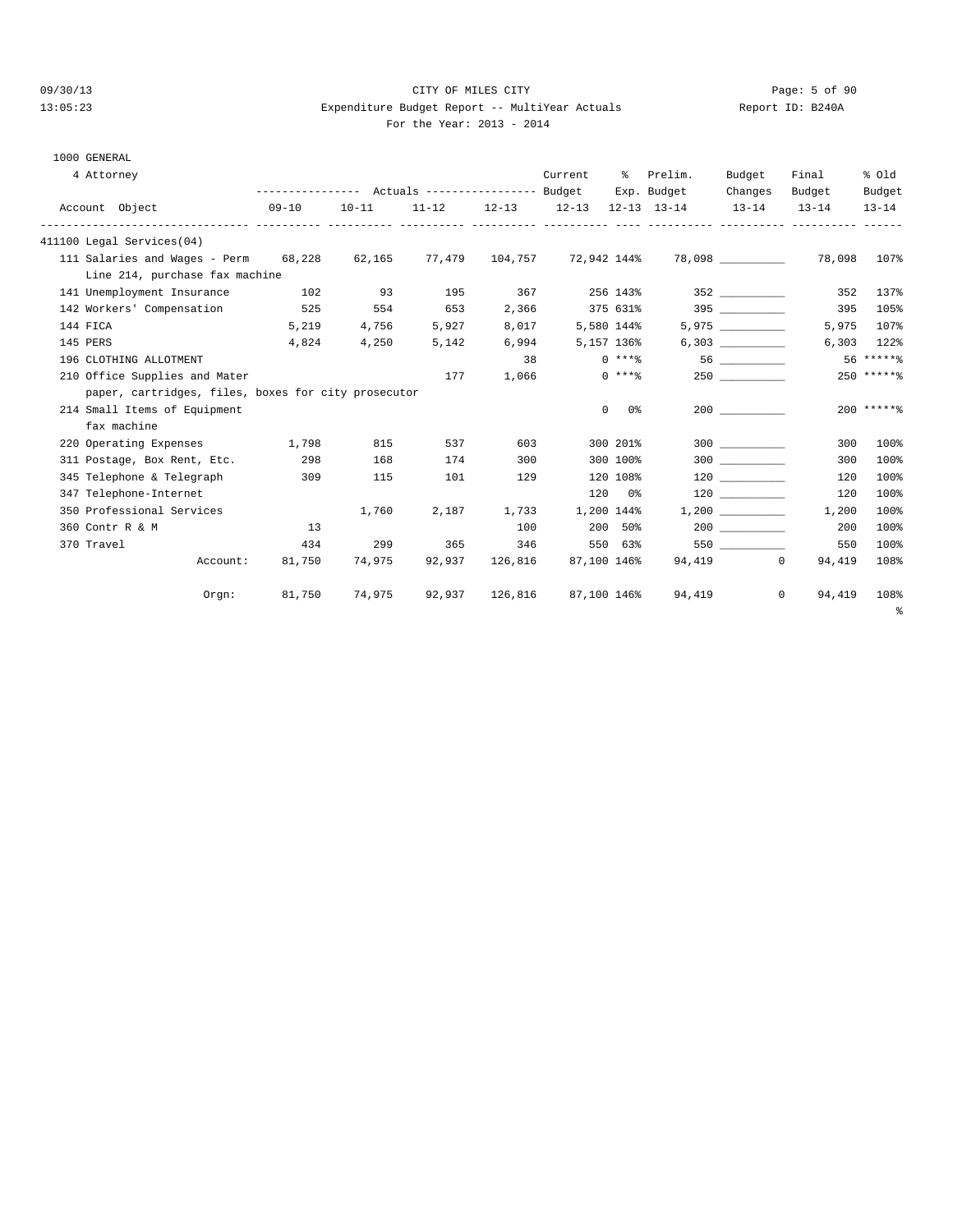CITY OF MILES CITY

Expenditure Budget Report -- MultiYear Actuals

For the Year: 2013 - 2014

1000 GENERAL

4 Attorney

| Account Object | Actuals 09-10 | Actuals 10-11 | Actuals 11-12 | Actuals 12-13 | Current Budget 12-13 | % Exp. 12-13 | Prelim. Budget 13-14 | Budget Changes 13-14 | Final Budget 13-14 | % Old Budget 13-14 |
|---|---|---|---|---|---|---|---|---|---|---|
| 411100 Legal Services(04) | | | | | | | | | | |
| 111 Salaries and Wages - Perm | 68,228 | 62,165 | 77,479 | 104,757 | 72,942 | 144% | 78,098 | __________ | 78,098 | 107% |
| Line 214, purchase fax machine | | | | | | | | | | |
| 141 Unemployment Insurance | 102 | 93 | 195 | 367 | 256 | 143% | 352 | __________ | 352 | 137% |
| 142 Workers' Compensation | 525 | 554 | 653 | 2,366 | 375 | 631% | 395 | __________ | 395 | 105% |
| 144 FICA | 5,219 | 4,756 | 5,927 | 8,017 | 5,580 | 144% | 5,975 | __________ | 5,975 | 107% |
| 145 PERS | 4,824 | 4,250 | 5,142 | 6,994 | 5,157 | 136% | 6,303 | __________ | 6,303 | 122% |
| 196 CLOTHING ALLOTMENT | | | | 38 | 0 | ***% | 56 | __________ | 56 | *****% |
| 210 Office Supplies and Mater | | | 177 | 1,066 | 0 | ***% | 250 | __________ | 250 | *****% |
| paper, cartridges, files, boxes for city prosecutor | | | | | | | | | | |
| 214 Small Items of Equipment | | | | | 0 | 0% | 200 | __________ | 200 | *****% |
| fax machine | | | | | | | | | | |
| 220 Operating Expenses | 1,798 | 815 | 537 | 603 | 300 | 201% | 300 | __________ | 300 | 100% |
| 311 Postage, Box Rent, Etc. | 298 | 168 | 174 | 300 | 300 | 100% | 300 | __________ | 300 | 100% |
| 345 Telephone & Telegraph | 309 | 115 | 101 | 129 | 120 | 108% | 120 | __________ | 120 | 100% |
| 347 Telephone-Internet | | | | | 120 | 0% | 120 | __________ | 120 | 100% |
| 350 Professional Services | | 1,760 | 2,187 | 1,733 | 1,200 | 144% | 1,200 | __________ | 1,200 | 100% |
| 360 Contr R & M | 13 | | | 100 | 200 | 50% | 200 | __________ | 200 | 100% |
| 370 Travel | 434 | 299 | 365 | 346 | 550 | 63% | 550 | __________ | 550 | 100% |
| Account: | 81,750 | 74,975 | 92,937 | 126,816 | 87,100 | 146% | 94,419 | 0 | 94,419 | 108% |
| Orgn: | 81,750 | 74,975 | 92,937 | 126,816 | 87,100 | 146% | 94,419 | 0 | 94,419 | 108% |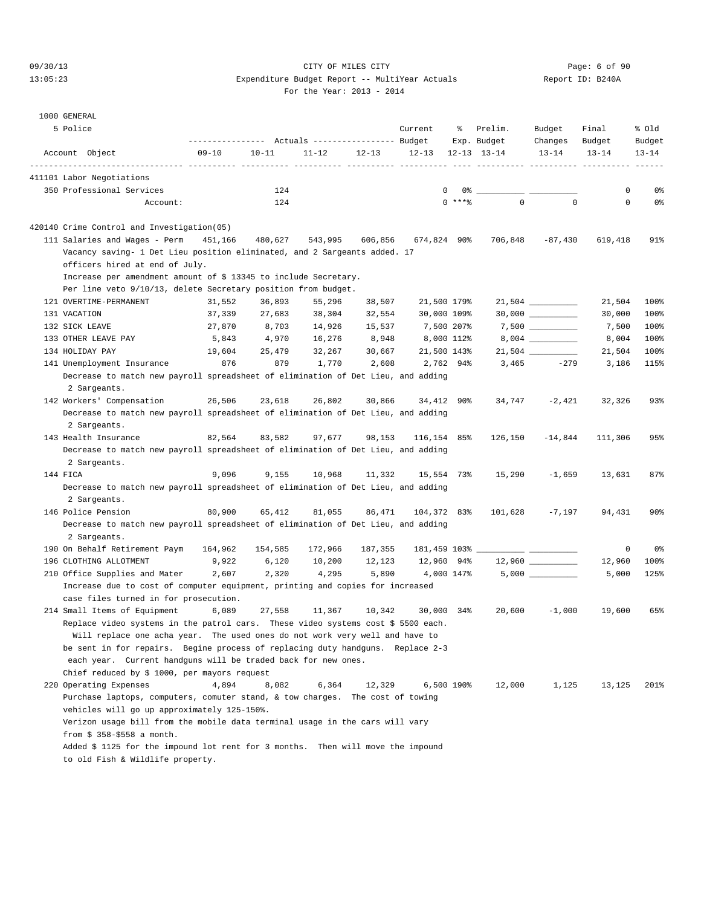CITY OF MILES CITY

Expenditure Budget Report -- MultiYear Actuals

For the Year: 2013 - 2014

1000 GENERAL

5 Police

| Account Object | Actuals 09-10 | Actuals 10-11 | Actuals 11-12 | Actuals 12-13 | Current Budget 12-13 | % Exp. 12-13 | Prelim. Budget 13-14 | Budget Changes 13-14 | Final Budget 13-14 | % Old Budget 13-14 |
|---|---|---|---|---|---|---|---|---|---|---|
| **411101 Labor Negotiations** | | | | | | | | | | |
| 350 Professional Services | | 124 | | | 0 | 0% | | | 0 | 0% |
| Account: | | 124 | | | 0 | ***% | 0 | 0 | 0 | 0% |
| **420140 Crime Control and Investigation(05)** | | | | | | | | | | |
| 111 Salaries and Wages - Perm | 451,166 | 480,627 | 543,995 | 606,856 | 674,824 | 90% | 706,848 | -87,430 | 619,418 | 91% |
| Vacancy saving- 1 Det Lieu position eliminated, and 2 Sargeants added. 17 officers hired at end of July. Increase per amendment amount of $ 13345 to include Secretary. Per line veto 9/10/13, delete Secretary position from budget. | | | | | | | | | | |
| 121 OVERTIME-PERMANENT | 31,552 | 36,893 | 55,296 | 38,507 | 21,500 | 179% | 21,504 | | 21,504 | 100% |
| 131 VACATION | 37,339 | 27,683 | 38,304 | 32,554 | 30,000 | 109% | 30,000 | | 30,000 | 100% |
| 132 SICK LEAVE | 27,870 | 8,703 | 14,926 | 15,537 | 7,500 | 207% | 7,500 | | 7,500 | 100% |
| 133 OTHER LEAVE PAY | 5,843 | 4,970 | 16,276 | 8,948 | 8,000 | 112% | 8,004 | | 8,004 | 100% |
| 134 HOLIDAY PAY | 19,604 | 25,479 | 32,267 | 30,667 | 21,500 | 143% | 21,504 | | 21,504 | 100% |
| 141 Unemployment Insurance | 876 | 879 | 1,770 | 2,608 | 2,762 | 94% | 3,465 | -279 | 3,186 | 115% |
| Decrease to match new payroll spreadsheet of elimination of Det Lieu, and adding 2 Sargeants. | | | | | | | | | | |
| 142 Workers' Compensation | 26,506 | 23,618 | 26,802 | 30,866 | 34,412 | 90% | 34,747 | -2,421 | 32,326 | 93% |
| Decrease to match new payroll spreadsheet of elimination of Det Lieu, and adding 2 Sargeants. | | | | | | | | | | |
| 143 Health Insurance | 82,564 | 83,582 | 97,677 | 98,153 | 116,154 | 85% | 126,150 | -14,844 | 111,306 | 95% |
| Decrease to match new payroll spreadsheet of elimination of Det Lieu, and adding 2 Sargeants. | | | | | | | | | | |
| 144 FICA | 9,096 | 9,155 | 10,968 | 11,332 | 15,554 | 73% | 15,290 | -1,659 | 13,631 | 87% |
| Decrease to match new payroll spreadsheet of elimination of Det Lieu, and adding 2 Sargeants. | | | | | | | | | | |
| 146 Police Pension | 80,900 | 65,412 | 81,055 | 86,471 | 104,372 | 83% | 101,628 | -7,197 | 94,431 | 90% |
| Decrease to match new payroll spreadsheet of elimination of Det Lieu, and adding 2 Sargeants. | | | | | | | | | | |
| 190 On Behalf Retirement Paym | 164,962 | 154,585 | 172,966 | 187,355 | 181,459 | 103% | | | 0 | 0% |
| 196 CLOTHING ALLOTMENT | 9,922 | 6,120 | 10,200 | 12,123 | 12,960 | 94% | 12,960 | | 12,960 | 100% |
| 210 Office Supplies and Mater | 2,607 | 2,320 | 4,295 | 5,890 | 4,000 | 147% | 5,000 | | 5,000 | 125% |
| Increase due to cost of computer equipment, printing and copies for increased case files turned in for prosecution. | | | | | | | | | | |
| 214 Small Items of Equipment | 6,089 | 27,558 | 11,367 | 10,342 | 30,000 | 34% | 20,600 | -1,000 | 19,600 | 65% |
| Replace video systems in the patrol cars. These video systems cost $ 5500 each. Will replace one acha year. The used ones do not work very well and have to be sent in for repairs. Begine process of replacing duty handguns. Replace 2-3 each year. Current handguns will be traded back for new ones. Chief reduced by $ 1000, per mayors request | | | | | | | | | | |
| 220 Operating Expenses | 4,894 | 8,082 | 6,364 | 12,329 | 6,500 | 190% | 12,000 | 1,125 | 13,125 | 201% |
| Purchase laptops, computers, comuter stand, & tow charges. The cost of towing vehicles will go up approximately 125-150%. Verizon usage bill from the mobile data terminal usage in the cars will vary from $ 358-$558 a month. Added $ 1125 for the impound lot rent for 3 months. Then will move the impound to old Fish & Wildlife property. | | | | | | | | | | |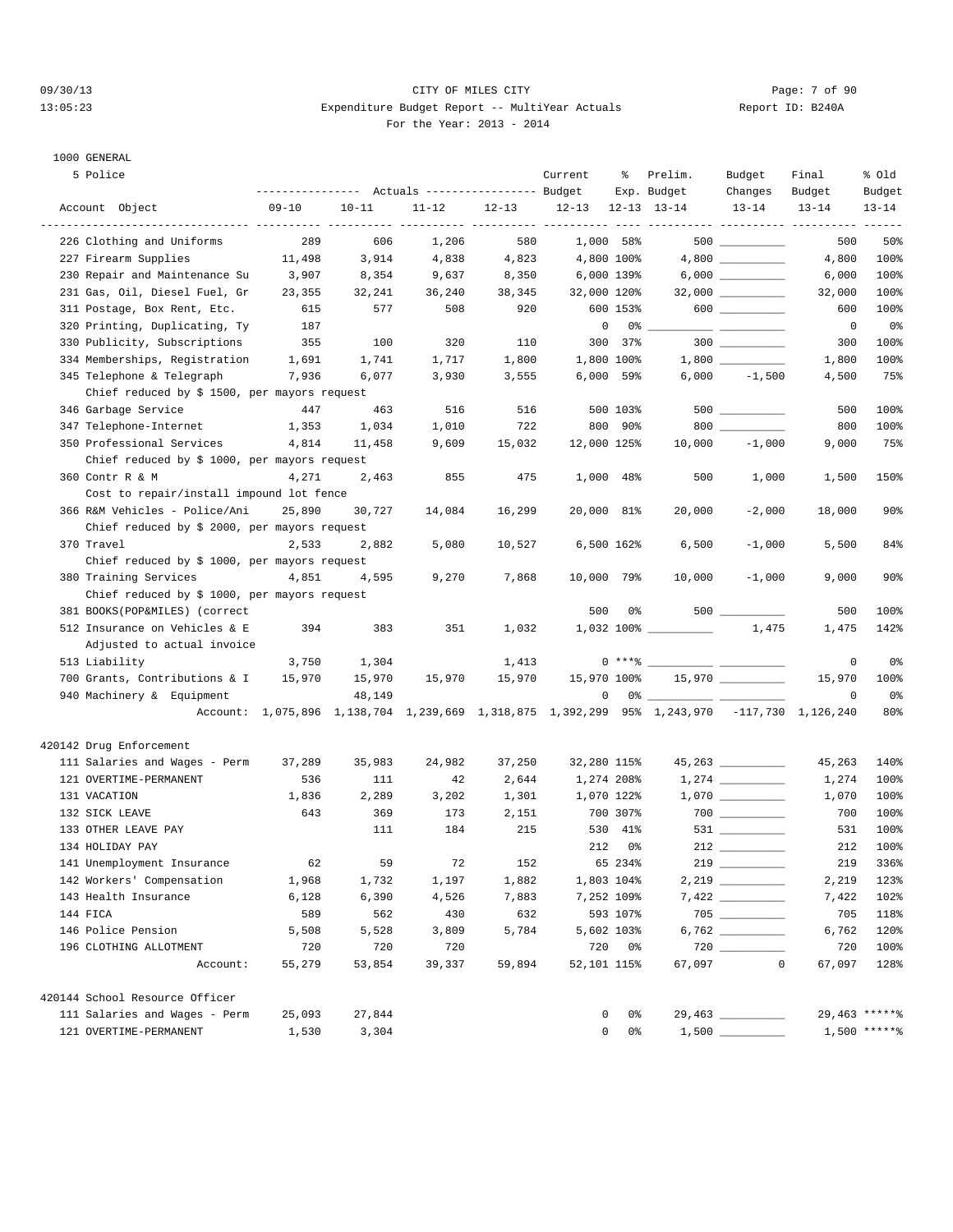09/30/13 CITY OF MILES CITY
13:05:23 Expenditure Budget Report -- MultiYear Actuals Report ID: B240A
For the Year: 2013 - 2014

1000 GENERAL

5 Police

| Account Object | Actuals 09-10 | Actuals 10-11 | Actuals 11-12 | Actuals 12-13 | Current Budget 12-13 | % Exp. 12-13 | Prelim. Budget 13-14 | Budget Changes 13-14 | Final Budget 13-14 | % Old Budget 13-14 |
|---|---|---|---|---|---|---|---|---|---|---|
| 226 Clothing and Uniforms | 289 | 606 | 1,206 | 580 | 1,000 | 58% | 500 | __________ | 500 | 50% |
| 227 Firearm Supplies | 11,498 | 3,914 | 4,838 | 4,823 | 4,800 | 100% | 4,800 | __________ | 4,800 | 100% |
| 230 Repair and Maintenance Su | 3,907 | 8,354 | 9,637 | 8,350 | 6,000 | 139% | 6,000 | __________ | 6,000 | 100% |
| 231 Gas, Oil, Diesel Fuel, Gr | 23,355 | 32,241 | 36,240 | 38,345 | 32,000 | 120% | 32,000 | __________ | 32,000 | 100% |
| 311 Postage, Box Rent, Etc. | 615 | 577 | 508 | 920 | 600 | 153% | 600 | __________ | 600 | 100% |
| 320 Printing, Duplicating, Ty | 187 | | | | 0 | 0% | __________ | __________ | 0 | 0% |
| 330 Publicity, Subscriptions | 355 | 100 | 320 | 110 | 300 | 37% | 300 | __________ | 300 | 100% |
| 334 Memberships, Registration | 1,691 | 1,741 | 1,717 | 1,800 | 1,800 | 100% | 1,800 | __________ | 1,800 | 100% |
| 345 Telephone & Telegraph | 7,936 | 6,077 | 3,930 | 3,555 | 6,000 | 59% | 6,000 | -1,500 | 4,500 | 75% |
| Chief reduced by $ 1500, per mayors request | | | | | | | | | | |
| 346 Garbage Service | 447 | 463 | 516 | 516 | 500 | 103% | 500 | __________ | 500 | 100% |
| 347 Telephone-Internet | 1,353 | 1,034 | 1,010 | 722 | 800 | 90% | 800 | __________ | 800 | 100% |
| 350 Professional Services | 4,814 | 11,458 | 9,609 | 15,032 | 12,000 | 125% | 10,000 | -1,000 | 9,000 | 75% |
| Chief reduced by $ 1000, per mayors request | | | | | | | | | | |
| 360 Contr R & M | 4,271 | 2,463 | 855 | 475 | 1,000 | 48% | 500 | 1,000 | 1,500 | 150% |
| Cost to repair/install impound lot fence | | | | | | | | | | |
| 366 R&M Vehicles - Police/Ani | 25,890 | 30,727 | 14,084 | 16,299 | 20,000 | 81% | 20,000 | -2,000 | 18,000 | 90% |
| Chief reduced by $ 2000, per mayors request | | | | | | | | | | |
| 370 Travel | 2,533 | 2,882 | 5,080 | 10,527 | 6,500 | 162% | 6,500 | -1,000 | 5,500 | 84% |
| Chief reduced by $ 1000, per mayors request | | | | | | | | | | |
| 380 Training Services | 4,851 | 4,595 | 9,270 | 7,868 | 10,000 | 79% | 10,000 | -1,000 | 9,000 | 90% |
| Chief reduced by $ 1000, per mayors request | | | | | | | | | | |
| 381 BOOKS(POP&MILES) (correct | | | | | 500 | 0% | 500 | __________ | 500 | 100% |
| 512 Insurance on Vehicles & E | 394 | 383 | 351 | 1,032 | 1,032 | 100% | __________ | 1,475 | 1,475 | 142% |
| Adjusted to actual invoice | | | | | | | | | | |
| 513 Liability | 3,750 | 1,304 | | 1,413 | 0 | ***% | __________ | __________ | 0 | 0% |
| 700 Grants, Contributions & I | 15,970 | 15,970 | 15,970 | 15,970 | 15,970 | 100% | 15,970 | __________ | 15,970 | 100% |
| 940 Machinery & Equipment | | 48,149 | | | 0 | 0% | __________ | __________ | 0 | 0% |
| Account: | 1,075,896 | 1,138,704 | 1,239,669 | 1,318,875 | 1,392,299 | 95% | 1,243,970 | -117,730 | 1,126,240 | 80% |

420142 Drug Enforcement

| Account Object | Actuals 09-10 | Actuals 10-11 | Actuals 11-12 | Actuals 12-13 | Current Budget 12-13 | % Exp. 12-13 | Prelim. Budget 13-14 | Budget Changes 13-14 | Final Budget 13-14 | % Old Budget 13-14 |
|---|---|---|---|---|---|---|---|---|---|---|
| 111 Salaries and Wages - Perm | 37,289 | 35,983 | 24,982 | 37,250 | 32,280 | 115% | 45,263 | __________ | 45,263 | 140% |
| 121 OVERTIME-PERMANENT | 536 | 111 | 42 | 2,644 | 1,274 | 208% | 1,274 | __________ | 1,274 | 100% |
| 131 VACATION | 1,836 | 2,289 | 3,202 | 1,301 | 1,070 | 122% | 1,070 | __________ | 1,070 | 100% |
| 132 SICK LEAVE | 643 | 369 | 173 | 2,151 | 700 | 307% | 700 | __________ | 700 | 100% |
| 133 OTHER LEAVE PAY | | 111 | 184 | 215 | 530 | 41% | 531 | __________ | 531 | 100% |
| 134 HOLIDAY PAY | | | | | 212 | 0% | 212 | __________ | 212 | 100% |
| 141 Unemployment Insurance | 62 | 59 | 72 | 152 | 65 | 234% | 219 | __________ | 219 | 336% |
| 142 Workers' Compensation | 1,968 | 1,732 | 1,197 | 1,882 | 1,803 | 104% | 2,219 | __________ | 2,219 | 123% |
| 143 Health Insurance | 6,128 | 6,390 | 4,526 | 7,883 | 7,252 | 109% | 7,422 | __________ | 7,422 | 102% |
| 144 FICA | 589 | 562 | 430 | 632 | 593 | 107% | 705 | __________ | 705 | 118% |
| 146 Police Pension | 5,508 | 5,528 | 3,809 | 5,784 | 5,602 | 103% | 6,762 | __________ | 6,762 | 120% |
| 196 CLOTHING ALLOTMENT | 720 | 720 | 720 | | 720 | 0% | 720 | __________ | 720 | 100% |
| Account: | 55,279 | 53,854 | 39,337 | 59,894 | 52,101 | 115% | 67,097 | 0 | 67,097 | 128% |

420144 School Resource Officer

| Account Object | Actuals 09-10 | Actuals 10-11 | Actuals 11-12 | Actuals 12-13 | Current Budget 12-13 | % Exp. 12-13 | Prelim. Budget 13-14 | Budget Changes 13-14 | Final Budget 13-14 | % Old Budget 13-14 |
|---|---|---|---|---|---|---|---|---|---|---|
| 111 Salaries and Wages - Perm | 25,093 | 27,844 | | | 0 | 0% | 29,463 | __________ | 29,463 | *****% |
| 121 OVERTIME-PERMANENT | 1,530 | 3,304 | | | 0 | 0% | 1,500 | __________ | 1,500 | *****% |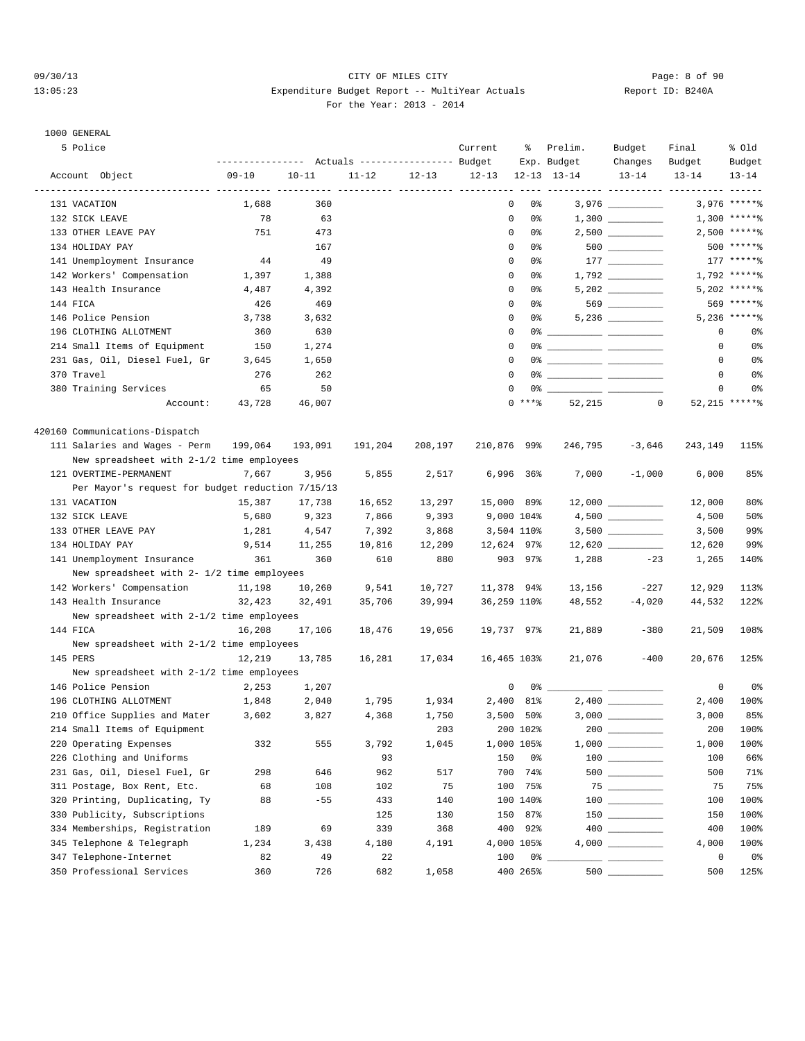CITY OF MILES CITY

Expenditure Budget Report -- MultiYear Actuals

For the Year: 2013 - 2014

1000 GENERAL

5 Police

| Account Object | Actuals 09-10 | Actuals 10-11 | Actuals 11-12 | Actuals 12-13 | Current Budget 12-13 | % Exp. 12-13 | Prelim. Budget 13-14 | Budget Changes 13-14 | Final Budget 13-14 | % Old Budget 13-14 |
|---|---|---|---|---|---|---|---|---|---|---|
| 131 VACATION | 1,688 | 360 | | | 0 | 0% | 3,976 | __________ | 3,976 | *****% |
| 132 SICK LEAVE | 78 | 63 | | | 0 | 0% | 1,300 | __________ | 1,300 | *****% |
| 133 OTHER LEAVE PAY | 751 | 473 | | | 0 | 0% | 2,500 | __________ | 2,500 | *****% |
| 134 HOLIDAY PAY | | 167 | | | 0 | 0% | 500 | __________ | 500 | *****% |
| 141 Unemployment Insurance | 44 | 49 | | | 0 | 0% | 177 | __________ | 177 | *****% |
| 142 Workers' Compensation | 1,397 | 1,388 | | | 0 | 0% | 1,792 | __________ | 1,792 | *****% |
| 143 Health Insurance | 4,487 | 4,392 | | | 0 | 0% | 5,202 | __________ | 5,202 | *****% |
| 144 FICA | 426 | 469 | | | 0 | 0% | 569 | __________ | 569 | *****% |
| 146 Police Pension | 3,738 | 3,632 | | | 0 | 0% | 5,236 | __________ | 5,236 | *****% |
| 196 CLOTHING ALLOTMENT | 360 | 630 | | | 0 | 0% | __________ | __________ | 0 | 0% |
| 214 Small Items of Equipment | 150 | 1,274 | | | 0 | 0% | __________ | __________ | 0 | 0% |
| 231 Gas, Oil, Diesel Fuel, Gr | 3,645 | 1,650 | | | 0 | 0% | __________ | __________ | 0 | 0% |
| 370 Travel | 276 | 262 | | | 0 | 0% | __________ | __________ | 0 | 0% |
| 380 Training Services | 65 | 50 | | | 0 | 0% | __________ | __________ | 0 | 0% |
| Account: | 43,728 | 46,007 | | | 0 | ***% | 52,215 | 0 | 52,215 | *****% |
| **420160 Communications-Dispatch** | | | | | | | | | | |
| 111 Salaries and Wages - Perm | 199,064 | 193,091 | 191,204 | 208,197 | 210,876 | 99% | 246,795 | -3,646 | 243,149 | 115% |
| New spreadsheet with 2-1/2 time employees | | | | | | | | | | |
| 121 OVERTIME-PERMANENT | 7,667 | 3,956 | 5,855 | 2,517 | 6,996 | 36% | 7,000 | -1,000 | 6,000 | 85% |
| Per Mayor's request for budget reduction 7/15/13 | | | | | | | | | | |
| 131 VACATION | 15,387 | 17,738 | 16,652 | 13,297 | 15,000 | 89% | 12,000 | __________ | 12,000 | 80% |
| 132 SICK LEAVE | 5,680 | 9,323 | 7,866 | 9,393 | 9,000 | 104% | 4,500 | __________ | 4,500 | 50% |
| 133 OTHER LEAVE PAY | 1,281 | 4,547 | 7,392 | 3,868 | 3,504 | 110% | 3,500 | __________ | 3,500 | 99% |
| 134 HOLIDAY PAY | 9,514 | 11,255 | 10,816 | 12,209 | 12,624 | 97% | 12,620 | __________ | 12,620 | 99% |
| 141 Unemployment Insurance | 361 | 360 | 610 | 880 | 903 | 97% | 1,288 | -23 | 1,265 | 140% |
| New spreadsheet with 2- 1/2 time employees | | | | | | | | | | |
| 142 Workers' Compensation | 11,198 | 10,260 | 9,541 | 10,727 | 11,378 | 94% | 13,156 | -227 | 12,929 | 113% |
| 143 Health Insurance | 32,423 | 32,491 | 35,706 | 39,994 | 36,259 | 110% | 48,552 | -4,020 | 44,532 | 122% |
| New spreadsheet with 2-1/2 time employees | | | | | | | | | | |
| 144 FICA | 16,208 | 17,106 | 18,476 | 19,056 | 19,737 | 97% | 21,889 | -380 | 21,509 | 108% |
| New spreadsheet with 2-1/2 time employees | | | | | | | | | | |
| 145 PERS | 12,219 | 13,785 | 16,281 | 17,034 | 16,465 | 103% | 21,076 | -400 | 20,676 | 125% |
| New spreadsheet with 2-1/2 time employees | | | | | | | | | | |
| 146 Police Pension | 2,253 | 1,207 | | | 0 | 0% | __________ | __________ | 0 | 0% |
| 196 CLOTHING ALLOTMENT | 1,848 | 2,040 | 1,795 | 1,934 | 2,400 | 81% | 2,400 | __________ | 2,400 | 100% |
| 210 Office Supplies and Mater | 3,602 | 3,827 | 4,368 | 1,750 | 3,500 | 50% | 3,000 | __________ | 3,000 | 85% |
| 214 Small Items of Equipment | | | | 203 | 200 | 102% | 200 | __________ | 200 | 100% |
| 220 Operating Expenses | 332 | 555 | 3,792 | 1,045 | 1,000 | 105% | 1,000 | __________ | 1,000 | 100% |
| 226 Clothing and Uniforms | | | 93 | | 150 | 0% | 100 | __________ | 100 | 66% |
| 231 Gas, Oil, Diesel Fuel, Gr | 298 | 646 | 962 | 517 | 700 | 74% | 500 | __________ | 500 | 71% |
| 311 Postage, Box Rent, Etc. | 68 | 108 | 102 | 75 | 100 | 75% | 75 | __________ | 75 | 75% |
| 320 Printing, Duplicating, Ty | 88 | -55 | 433 | 140 | 100 | 140% | 100 | __________ | 100 | 100% |
| 330 Publicity, Subscriptions | | | 125 | 130 | 150 | 87% | 150 | __________ | 150 | 100% |
| 334 Memberships, Registration | 189 | 69 | 339 | 368 | 400 | 92% | 400 | __________ | 400 | 100% |
| 345 Telephone & Telegraph | 1,234 | 3,438 | 4,180 | 4,191 | 4,000 | 105% | 4,000 | __________ | 4,000 | 100% |
| 347 Telephone-Internet | 82 | 49 | 22 | | 100 | 0% | __________ | __________ | 0 | 0% |
| 350 Professional Services | 360 | 726 | 682 | 1,058 | 400 | 265% | 500 | __________ | 500 | 125% |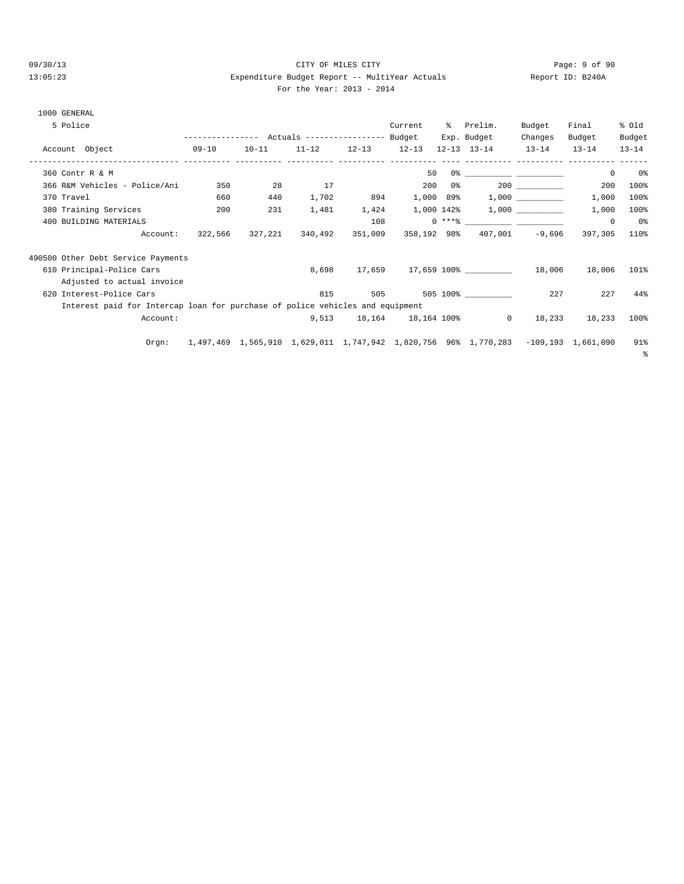CITY OF MILES CITY

Expenditure Budget Report -- MultiYear Actuals

For the Year: 2013 - 2014

1000 GENERAL

5 Police

| Account Object | 09-10 | 10-11 | 11-12 | 12-13 | Current Budget 12-13 | % Exp. 12-13 | Prelim. Budget 13-14 | Budget Changes 13-14 | Final Budget 13-14 | % Old Budget 13-14 |
|---|---|---|---|---|---|---|---|---|---|---|
| 360 Contr R & M | | | | | 50 | 0% | __________ | __________ | 0 | 0% |
| 366 R&M Vehicles - Police/Ani | 350 | 28 | 17 | | 200 | 0% | 200 | __________ | 200 | 100% |
| 370 Travel | 660 | 440 | 1,702 | 894 | 1,000 | 89% | 1,000 | __________ | 1,000 | 100% |
| 380 Training Services | 200 | 231 | 1,481 | 1,424 | 1,000 | 142% | 1,000 | __________ | 1,000 | 100% |
| 400 BUILDING MATERIALS | | | | 108 | 0 | ***% | __________ | __________ | 0 | 0% |
| Account: | 322,566 | 327,221 | 340,492 | 351,009 | 358,192 | 98% | 407,001 | -9,696 | 397,305 | 110% |
| **490500 Other Debt Service Payments** | | | | | | | | | | |
| 610 Principal-Police Cars | | | 8,698 | 17,659 | 17,659 | 100% | __________ | 18,006 | 18,006 | 101% |
| Adjusted to actual invoice | | | | | | | | | | |
| 620 Interest-Police Cars | | | 815 | 505 | 505 | 100% | __________ | 227 | 227 | 44% |
| Interest paid for Intercap loan for purchase of police vehicles and equipment | | | | | | | | | | |
| Account: | | | 9,513 | 18,164 | 18,164 | 100% | 0 | 18,233 | 18,233 | 100% |
| Orgn: | 1,497,469 | 1,565,910 | 1,629,011 | 1,747,942 | 1,820,756 | 96% | 1,770,283 | -109,193 | 1,661,090 | 91% |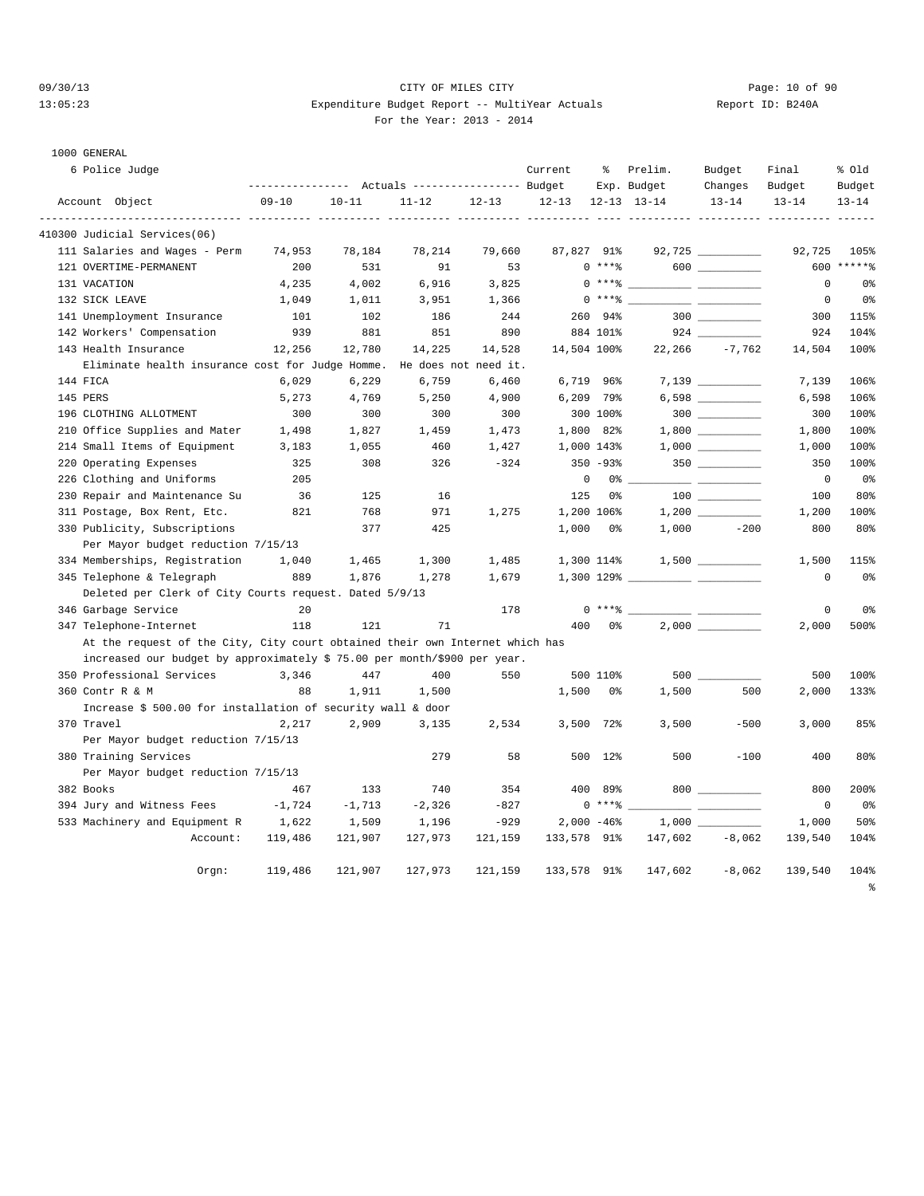CITY OF MILES CITY

Expenditure Budget Report -- MultiYear Actuals

For the Year: 2013 - 2014

1000 GENERAL

6 Police Judge

| Account Object | 09-10 Actuals | 10-11 Actuals | 11-12 Actuals | 12-13 Actuals | Current Budget 12-13 | % Exp. 12-13 | Prelim. Budget 13-14 | Budget Changes 13-14 | Final Budget 13-14 | % Old Budget 13-14 |
|---|---|---|---|---|---|---|---|---|---|---|
| 410300 Judicial Services(06) | | | | | | | | | | |
| 111 Salaries and Wages - Perm | 74,953 | 78,184 | 78,214 | 79,660 | 87,827 | 91% | 92,725 | | 92,725 | 105% |
| 121 OVERTIME-PERMANENT | 200 | 531 | 91 | 53 | 0 | ***% | 600 | | 600 | *****% |
| 131 VACATION | 4,235 | 4,002 | 6,916 | 3,825 | 0 | ***% | | | 0 | 0% |
| 132 SICK LEAVE | 1,049 | 1,011 | 3,951 | 1,366 | 0 | ***% | | | 0 | 0% |
| 141 Unemployment Insurance | 101 | 102 | 186 | 244 | 260 | 94% | 300 | | 300 | 115% |
| 142 Workers' Compensation | 939 | 881 | 851 | 890 | 884 | 101% | 924 | | 924 | 104% |
| 143 Health Insurance | 12,256 | 12,780 | 14,225 | 14,528 | 14,504 | 100% | 22,266 | -7,762 | 14,504 | 100% |
| Eliminate health insurance cost for Judge Homme. He does not need it. | | | | | | | | | | |
| 144 FICA | 6,029 | 6,229 | 6,759 | 6,460 | 6,719 | 96% | 7,139 | | 7,139 | 106% |
| 145 PERS | 5,273 | 4,769 | 5,250 | 4,900 | 6,209 | 79% | 6,598 | | 6,598 | 106% |
| 196 CLOTHING ALLOTMENT | 300 | 300 | 300 | 300 | 300 | 100% | 300 | | 300 | 100% |
| 210 Office Supplies and Mater | 1,498 | 1,827 | 1,459 | 1,473 | 1,800 | 82% | 1,800 | | 1,800 | 100% |
| 214 Small Items of Equipment | 3,183 | 1,055 | 460 | 1,427 | 1,000 | 143% | 1,000 | | 1,000 | 100% |
| 220 Operating Expenses | 325 | 308 | 326 | -324 | 350 | -93% | 350 | | 350 | 100% |
| 226 Clothing and Uniforms | 205 | | | | 0 | 0% | | | 0 | 0% |
| 230 Repair and Maintenance Su | 36 | 125 | 16 | | 125 | 0% | 100 | | 100 | 80% |
| 311 Postage, Box Rent, Etc. | 821 | 768 | 971 | 1,275 | 1,200 | 106% | 1,200 | | 1,200 | 100% |
| 330 Publicity, Subscriptions | | 377 | 425 | | 1,000 | 0% | 1,000 | -200 | 800 | 80% |
| Per Mayor budget reduction 7/15/13 | | | | | | | | | | |
| 334 Memberships, Registration | 1,040 | 1,465 | 1,300 | 1,485 | 1,300 | 114% | 1,500 | | 1,500 | 115% |
| 345 Telephone & Telegraph | 889 | 1,876 | 1,278 | 1,679 | 1,300 | 129% | | | 0 | 0% |
| Deleted per Clerk of City Courts request. Dated 5/9/13 | | | | | | | | | | |
| 346 Garbage Service | 20 | | | 178 | 0 | ***% | | | 0 | 0% |
| 347 Telephone-Internet | 118 | 121 | 71 | | 400 | 0% | 2,000 | | 2,000 | 500% |
| At the request of the City, City court obtained their own Internet which has increased our budget by approximately $ 75.00 per month/$900 per year. | | | | | | | | | | |
| 350 Professional Services | 3,346 | 447 | 400 | 550 | 500 | 110% | 500 | | 500 | 100% |
| 360 Contr R & M | 88 | 1,911 | 1,500 | | 1,500 | 0% | 1,500 | 500 | 2,000 | 133% |
| Increase $ 500.00 for installation of security wall & door | | | | | | | | | | |
| 370 Travel | 2,217 | 2,909 | 3,135 | 2,534 | 3,500 | 72% | 3,500 | -500 | 3,000 | 85% |
| Per Mayor budget reduction 7/15/13 | | | | | | | | | | |
| 380 Training Services | | | 279 | 58 | 500 | 12% | 500 | -100 | 400 | 80% |
| Per Mayor budget reduction 7/15/13 | | | | | | | | | | |
| 382 Books | 467 | 133 | 740 | 354 | 400 | 89% | 800 | | 800 | 200% |
| 394 Jury and Witness Fees | -1,724 | -1,713 | -2,326 | -827 | 0 | ***% | | | 0 | 0% |
| 533 Machinery and Equipment R | 1,622 | 1,509 | 1,196 | -929 | 2,000 | -46% | 1,000 | | 1,000 | 50% |
| Account: | 119,486 | 121,907 | 127,973 | 121,159 | 133,578 | 91% | 147,602 | -8,062 | 139,540 | 104% |
| Orgn: | 119,486 | 121,907 | 127,973 | 121,159 | 133,578 | 91% | 147,602 | -8,062 | 139,540 | 104% |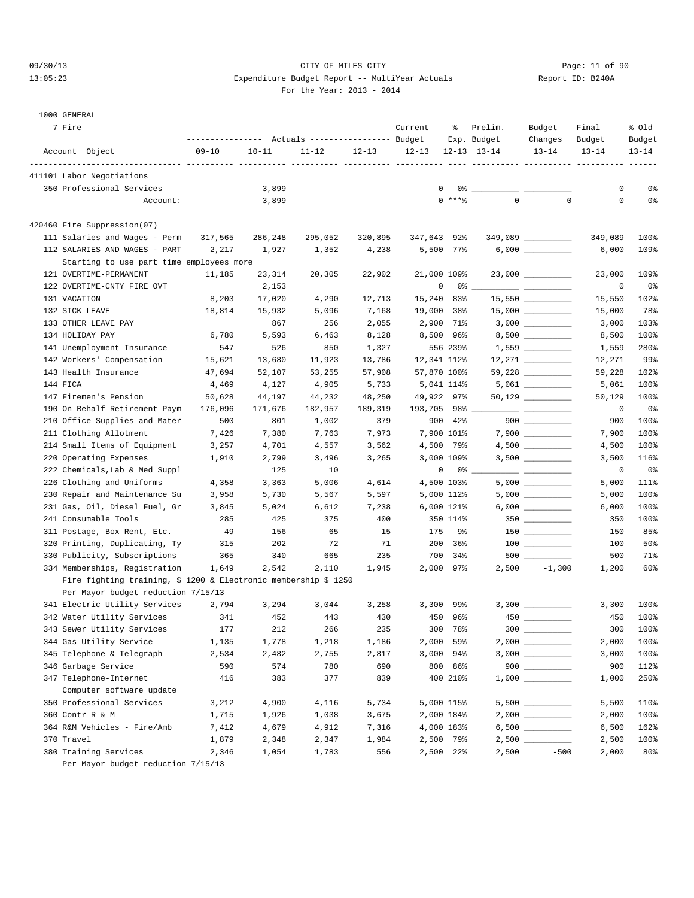CITY OF MILES CITY

Expenditure Budget Report -- MultiYear Actuals

For the Year: 2013 - 2014

1000 GENERAL

7 Fire

| Account Object | Actuals 09-10 | Actuals 10-11 | Actuals 11-12 | Actuals 12-13 | Current Budget 12-13 | % Exp. 12-13 | Prelim. Budget 13-14 | Budget Changes 13-14 | Final Budget 13-14 | % Old Budget 13-14 |
|---|---|---|---|---|---|---|---|---|---|---|
| **411101 Labor Negotiations** | | | | | | | | | | |
| 350 Professional Services | | 3,899 | | | 0 | 0% | | | 0 | 0% |
| Account: | | 3,899 | | | 0 | ***% | 0 | 0 | 0 | 0% |
| **420460 Fire Suppression(07)** | | | | | | | | | | |
| 111 Salaries and Wages - Perm | 317,565 | 286,248 | 295,052 | 320,895 | 347,643 | 92% | 349,089 | | 349,089 | 100% |
| 112 SALARIES AND WAGES - PART | 2,217 | 1,927 | 1,352 | 4,238 | 5,500 | 77% | 6,000 | | 6,000 | 109% |
| Starting to use part time employees more | | | | | | | | | | |
| 121 OVERTIME-PERMANENT | 11,185 | 23,314 | 20,305 | 22,902 | 21,000 | 109% | 23,000 | | 23,000 | 109% |
| 122 OVERTIME-CNTY FIRE OVT | | 2,153 | | | 0 | 0% | | | 0 | 0% |
| 131 VACATION | 8,203 | 17,020 | 4,290 | 12,713 | 15,240 | 83% | 15,550 | | 15,550 | 102% |
| 132 SICK LEAVE | 18,814 | 15,932 | 5,096 | 7,168 | 19,000 | 38% | 15,000 | | 15,000 | 78% |
| 133 OTHER LEAVE PAY | | 867 | 256 | 2,055 | 2,900 | 71% | 3,000 | | 3,000 | 103% |
| 134 HOLIDAY PAY | 6,780 | 5,593 | 6,463 | 8,128 | 8,500 | 96% | 8,500 | | 8,500 | 100% |
| 141 Unemployment Insurance | 547 | 526 | 850 | 1,327 | 556 | 239% | 1,559 | | 1,559 | 280% |
| 142 Workers' Compensation | 15,621 | 13,680 | 11,923 | 13,786 | 12,341 | 112% | 12,271 | | 12,271 | 99% |
| 143 Health Insurance | 47,694 | 52,107 | 53,255 | 57,908 | 57,870 | 100% | 59,228 | | 59,228 | 102% |
| 144 FICA | 4,469 | 4,127 | 4,905 | 5,733 | 5,041 | 114% | 5,061 | | 5,061 | 100% |
| 147 Firemen's Pension | 50,628 | 44,197 | 44,232 | 48,250 | 49,922 | 97% | 50,129 | | 50,129 | 100% |
| 190 On Behalf Retirement Paym | 176,096 | 171,676 | 182,957 | 189,319 | 193,705 | 98% | | | 0 | 0% |
| 210 Office Supplies and Mater | 500 | 801 | 1,002 | 379 | 900 | 42% | 900 | | 900 | 100% |
| 211 Clothing Allotment | 7,426 | 7,380 | 7,763 | 7,973 | 7,900 | 101% | 7,900 | | 7,900 | 100% |
| 214 Small Items of Equipment | 3,257 | 4,701 | 4,557 | 3,562 | 4,500 | 79% | 4,500 | | 4,500 | 100% |
| 220 Operating Expenses | 1,910 | 2,799 | 3,496 | 3,265 | 3,000 | 109% | 3,500 | | 3,500 | 116% |
| 222 Chemicals,Lab & Med Suppl | | 125 | 10 | | 0 | 0% | | | 0 | 0% |
| 226 Clothing and Uniforms | 4,358 | 3,363 | 5,006 | 4,614 | 4,500 | 103% | 5,000 | | 5,000 | 111% |
| 230 Repair and Maintenance Su | 3,958 | 5,730 | 5,567 | 5,597 | 5,000 | 112% | 5,000 | | 5,000 | 100% |
| 231 Gas, Oil, Diesel Fuel, Gr | 3,845 | 5,024 | 6,612 | 7,238 | 6,000 | 121% | 6,000 | | 6,000 | 100% |
| 241 Consumable Tools | 285 | 425 | 375 | 400 | 350 | 114% | 350 | | 350 | 100% |
| 311 Postage, Box Rent, Etc. | 49 | 156 | 65 | 15 | 175 | 9% | 150 | | 150 | 85% |
| 320 Printing, Duplicating, Ty | 315 | 202 | 72 | 71 | 200 | 36% | 100 | | 100 | 50% |
| 330 Publicity, Subscriptions | 365 | 340 | 665 | 235 | 700 | 34% | 500 | | 500 | 71% |
| 334 Memberships, Registration | 1,649 | 2,542 | 2,110 | 1,945 | 2,000 | 97% | 2,500 | -1,300 | 1,200 | 60% |
| Fire fighting training, $ 1200 & Electronic membership $ 1250 | | | | | | | | | | |
| Per Mayor budget reduction 7/15/13 | | | | | | | | | | |
| 341 Electric Utility Services | 2,794 | 3,294 | 3,044 | 3,258 | 3,300 | 99% | 3,300 | | 3,300 | 100% |
| 342 Water Utility Services | 341 | 452 | 443 | 430 | 450 | 96% | 450 | | 450 | 100% |
| 343 Sewer Utility Services | 177 | 212 | 266 | 235 | 300 | 78% | 300 | | 300 | 100% |
| 344 Gas Utility Service | 1,135 | 1,778 | 1,218 | 1,186 | 2,000 | 59% | 2,000 | | 2,000 | 100% |
| 345 Telephone & Telegraph | 2,534 | 2,482 | 2,755 | 2,817 | 3,000 | 94% | 3,000 | | 3,000 | 100% |
| 346 Garbage Service | 590 | 574 | 780 | 690 | 800 | 86% | 900 | | 900 | 112% |
| 347 Telephone-Internet | 416 | 383 | 377 | 839 | 400 | 210% | 1,000 | | 1,000 | 250% |
| Computer software update | | | | | | | | | | |
| 350 Professional Services | 3,212 | 4,900 | 4,116 | 5,734 | 5,000 | 115% | 5,500 | | 5,500 | 110% |
| 360 Contr R & M | 1,715 | 1,926 | 1,038 | 3,675 | 2,000 | 184% | 2,000 | | 2,000 | 100% |
| 364 R&M Vehicles - Fire/Amb | 7,412 | 4,679 | 4,912 | 7,316 | 4,000 | 183% | 6,500 | | 6,500 | 162% |
| 370 Travel | 1,879 | 2,348 | 2,347 | 1,984 | 2,500 | 79% | 2,500 | | 2,500 | 100% |
| 380 Training Services | 2,346 | 1,054 | 1,783 | 556 | 2,500 | 22% | 2,500 | -500 | 2,000 | 80% |
| Per Mayor budget reduction 7/15/13 | | | | | | | | | | |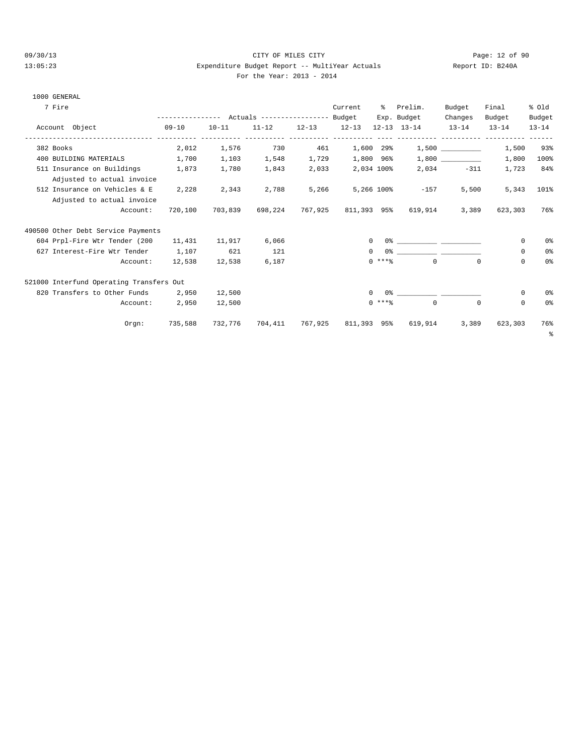CITY OF MILES CITY

Expenditure Budget Report -- MultiYear Actuals

For the Year: 2013 - 2014

09/30/13 13:05:23 — Report ID: B240A

1000 GENERAL

7 Fire

| Account Object | Actuals 09-10 | Actuals 10-11 | Actuals 11-12 | Actuals 12-13 | Current Budget 12-13 | % Exp. 12-13 | Prelim. Budget 13-14 | Budget Changes 13-14 | Final Budget 13-14 | % Old Budget 13-14 |
|---|---|---|---|---|---|---|---|---|---|---|
| 382 Books | 2,012 | 1,576 | 730 | 461 | 1,600 | 29% | 1,500 | __________ | 1,500 | 93% |
| 400 BUILDING MATERIALS | 1,700 | 1,103 | 1,548 | 1,729 | 1,800 | 96% | 1,800 | __________ | 1,800 | 100% |
| 511 Insurance on Buildings | 1,873 | 1,780 | 1,843 | 2,033 | 2,034 | 100% | 2,034 | -311 | 1,723 | 84% |
| Adjusted to actual invoice | | | | | | | | | | |
| 512 Insurance on Vehicles & E | 2,228 | 2,343 | 2,788 | 5,266 | 5,266 | 100% | -157 | 5,500 | 5,343 | 101% |
| Adjusted to actual invoice | | | | | | | | | | |
| Account: | 720,100 | 703,839 | 698,224 | 767,925 | 811,393 | 95% | 619,914 | 3,389 | 623,303 | 76% |
| **490500 Other Debt Service Payments** | | | | | | | | | | |
| 604 Prpl-Fire Wtr Tender (200 | 11,431 | 11,917 | 6,066 | | 0 | 0% | __________ | __________ | 0 | 0% |
| 627 Interest-Fire Wtr Tender | 1,107 | 621 | 121 | | 0 | 0% | __________ | __________ | 0 | 0% |
| Account: | 12,538 | 12,538 | 6,187 | | 0 | ***% | 0 | 0 | 0 | 0% |
| **521000 Interfund Operating Transfers Out** | | | | | | | | | | |
| 820 Transfers to Other Funds | 2,950 | 12,500 | | | 0 | 0% | __________ | __________ | 0 | 0% |
| Account: | 2,950 | 12,500 | | | 0 | ***% | 0 | 0 | 0 | 0% |
| Orgn: | 735,588 | 732,776 | 704,411 | 767,925 | 811,393 | 95% | 619,914 | 3,389 | 623,303 | 76% |

%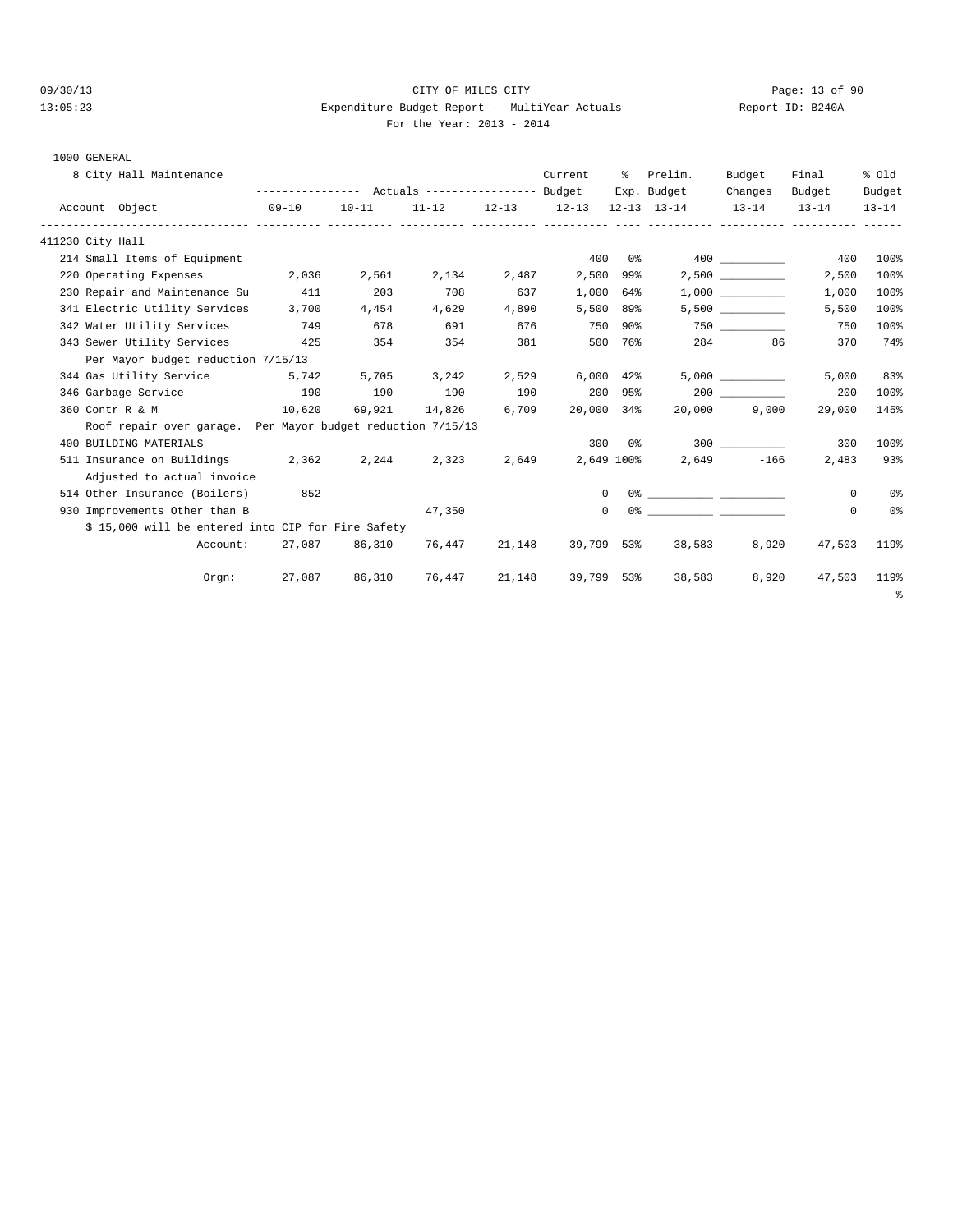CITY OF MILES CITY

Expenditure Budget Report -- MultiYear Actuals

For the Year: 2013 - 2014

1000 GENERAL

8 City Hall Maintenance

| Account Object | Actuals 09-10 | Actuals 10-11 | Actuals 11-12 | Actuals 12-13 | Current Budget 12-13 | % Exp. 12-13 | Prelim. Budget 13-14 | Budget Changes 13-14 | Final Budget 13-14 | % Old Budget 13-14 |
|---|---|---|---|---|---|---|---|---|---|---|
| **411230 City Hall** | | | | | | | | | | |
| 214 Small Items of Equipment | | | | | 400 | 0% | 400 | __________ | 400 | 100% |
| 220 Operating Expenses | 2,036 | 2,561 | 2,134 | 2,487 | 2,500 | 99% | 2,500 | __________ | 2,500 | 100% |
| 230 Repair and Maintenance Su | 411 | 203 | 708 | 637 | 1,000 | 64% | 1,000 | __________ | 1,000 | 100% |
| 341 Electric Utility Services | 3,700 | 4,454 | 4,629 | 4,890 | 5,500 | 89% | 5,500 | __________ | 5,500 | 100% |
| 342 Water Utility Services | 749 | 678 | 691 | 676 | 750 | 90% | 750 | __________ | 750 | 100% |
| 343 Sewer Utility Services | 425 | 354 | 354 | 381 | 500 | 76% | 284 | 86 | 370 | 74% |
| Per Mayor budget reduction 7/15/13 | | | | | | | | | | |
| 344 Gas Utility Service | 5,742 | 5,705 | 3,242 | 2,529 | 6,000 | 42% | 5,000 | __________ | 5,000 | 83% |
| 346 Garbage Service | 190 | 190 | 190 | 190 | 200 | 95% | 200 | __________ | 200 | 100% |
| 360 Contr R & M | 10,620 | 69,921 | 14,826 | 6,709 | 20,000 | 34% | 20,000 | 9,000 | 29,000 | 145% |
| Roof repair over garage. Per Mayor budget reduction 7/15/13 | | | | | | | | | | |
| 400 BUILDING MATERIALS | | | | | 300 | 0% | 300 | __________ | 300 | 100% |
| 511 Insurance on Buildings | 2,362 | 2,244 | 2,323 | 2,649 | 2,649 | 100% | 2,649 | -166 | 2,483 | 93% |
| Adjusted to actual invoice | | | | | | | | | | |
| 514 Other Insurance (Boilers) | 852 | | | | 0 | 0% | __________ | __________ | 0 | 0% |
| 930 Improvements Other than B | | | 47,350 | | 0 | 0% | __________ | __________ | 0 | 0% |
| $ 15,000 will be entered into CIP for Fire Safety | | | | | | | | | | |
| Account: | 27,087 | 86,310 | 76,447 | 21,148 | 39,799 | 53% | 38,583 | 8,920 | 47,503 | 119% |
| Orgn: | 27,087 | 86,310 | 76,447 | 21,148 | 39,799 | 53% | 38,583 | 8,920 | 47,503 | 119% |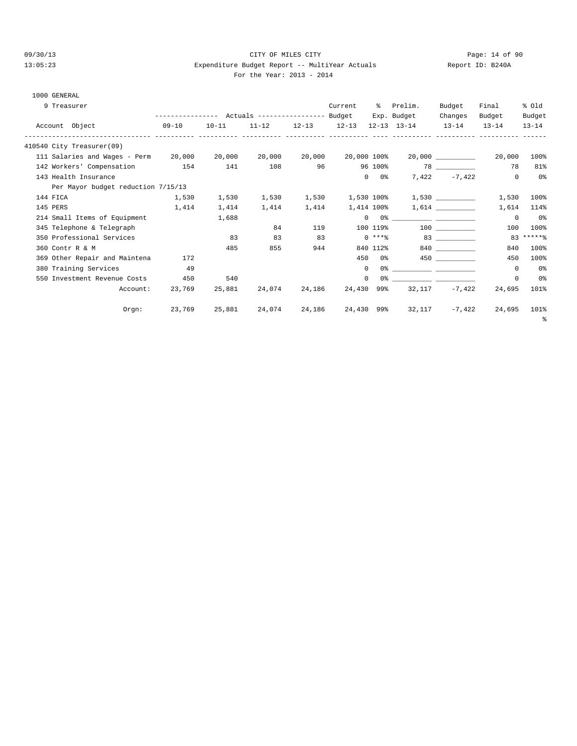CITY OF MILES CITY

Expenditure Budget Report -- MultiYear Actuals

For the Year: 2013 - 2014

09/30/13 13:05:23 Report ID: B240A

1000 GENERAL

9 Treasurer

| Account Object | Actuals 09-10 | Actuals 10-11 | Actuals 11-12 | Actuals 12-13 | Current Budget 12-13 | % Exp. 12-13 | Prelim. Budget 13-14 | Budget Changes 13-14 | Final Budget 13-14 | % Old Budget 13-14 |
|---|---|---|---|---|---|---|---|---|---|---|
| 410540 City Treasurer(09) | | | | | | | | | | |
| 111 Salaries and Wages - Perm | 20,000 | 20,000 | 20,000 | 20,000 | 20,000 | 100% | 20,000 | __________ | 20,000 | 100% |
| 142 Workers' Compensation | 154 | 141 | 108 | 96 | 96 | 100% | 78 | __________ | 78 | 81% |
| 143 Health Insurance | | | | | 0 | 0% | 7,422 | -7,422 | 0 | 0% |
| Per Mayor budget reduction 7/15/13 | | | | | | | | | | |
| 144 FICA | 1,530 | 1,530 | 1,530 | 1,530 | 1,530 | 100% | 1,530 | __________ | 1,530 | 100% |
| 145 PERS | 1,414 | 1,414 | 1,414 | 1,414 | 1,414 | 100% | 1,614 | __________ | 1,614 | 114% |
| 214 Small Items of Equipment | | 1,688 | | | 0 | 0% | __________ | __________ | 0 | 0% |
| 345 Telephone & Telegraph | | | 84 | 119 | 100 | 119% | 100 | __________ | 100 | 100% |
| 350 Professional Services | | 83 | 83 | 83 | 0 | ***% | 83 | __________ | 83 | *****% |
| 360 Contr R & M | | 485 | 855 | 944 | 840 | 112% | 840 | __________ | 840 | 100% |
| 369 Other Repair and Maintena | 172 | | | | 450 | 0% | 450 | __________ | 450 | 100% |
| 380 Training Services | 49 | | | | 0 | 0% | __________ | __________ | 0 | 0% |
| 550 Investment Revenue Costs | 450 | 540 | | | 0 | 0% | __________ | __________ | 0 | 0% |
| Account: | 23,769 | 25,881 | 24,074 | 24,186 | 24,430 | 99% | 32,117 | -7,422 | 24,695 | 101% |
| Orgn: | 23,769 | 25,881 | 24,074 | 24,186 | 24,430 | 99% | 32,117 | -7,422 | 24,695 | 101% |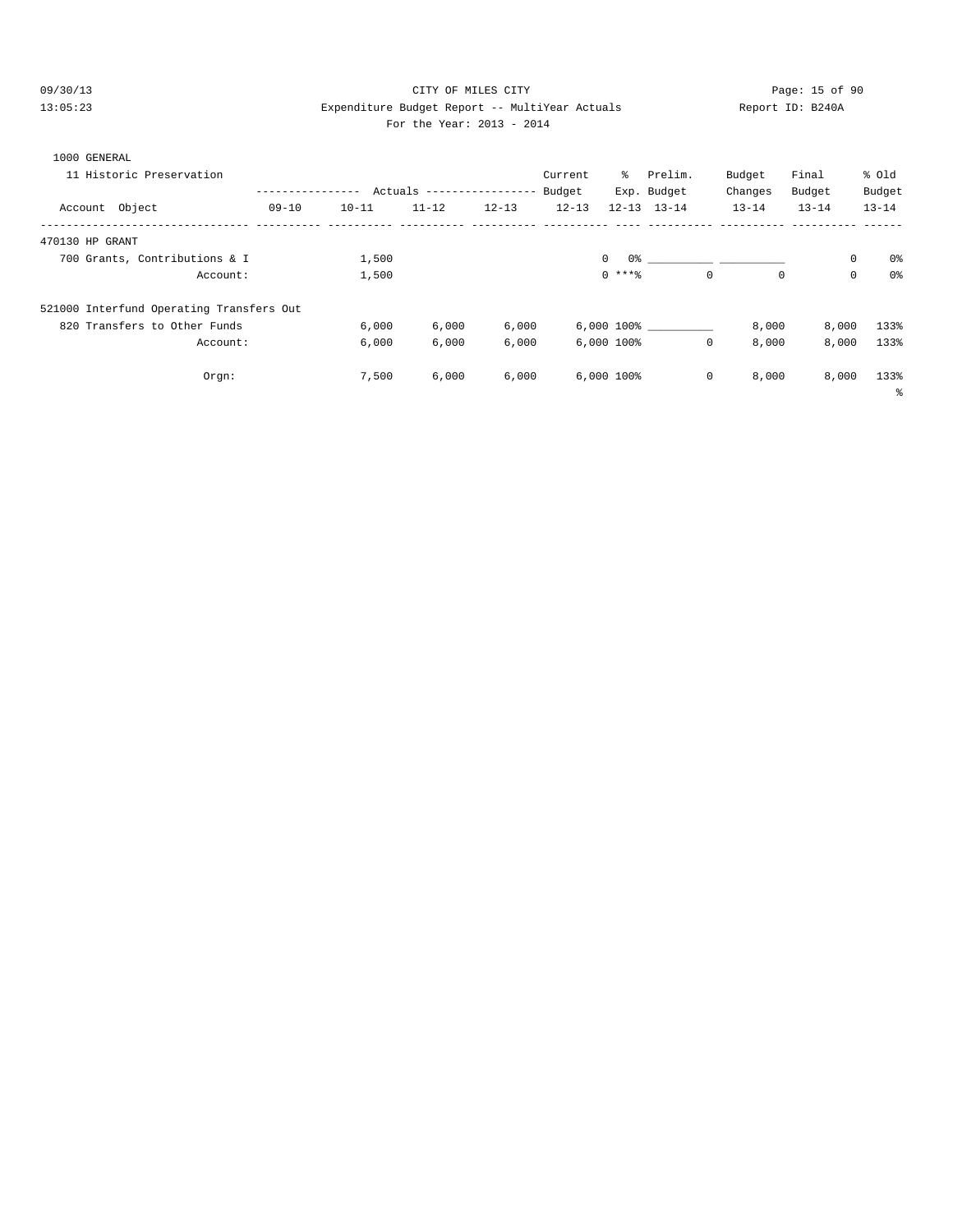CITY OF MILES CITY

Expenditure Budget Report -- MultiYear Actuals

Report ID: B240A

For the Year: 2013 - 2014

09/30/13 13:05:23

1000 GENERAL

11 Historic Preservation

| Account Object | 09-10 | 10-11 | 11-12 | 12-13 | Current Budget 12-13 | % Exp. 12-13 | Prelim. Budget 13-14 | Budget Changes 13-14 | Final Budget 13-14 | % Old Budget 13-14 |
|---|---|---|---|---|---|---|---|---|---|---|
| 470130 HP GRANT | | | | | | | | | | |
| 700 Grants, Contributions & I | | 1,500 | | | 0 | 0% | ______ | ______ | 0 | 0% |
| Account: | | 1,500 | | | 0 | ***% | 0 | 0 | 0 | 0% |
| 521000 Interfund Operating Transfers Out | | | | | | | | | | |
| 820 Transfers to Other Funds | | 6,000 | 6,000 | 6,000 | 6,000 | 100% | ______ | 8,000 | 8,000 | 133% |
| Account: | | 6,000 | 6,000 | 6,000 | 6,000 | 100% | 0 | 8,000 | 8,000 | 133% |
| Orgn: | | 7,500 | 6,000 | 6,000 | 6,000 | 100% | 0 | 8,000 | 8,000 | 133% |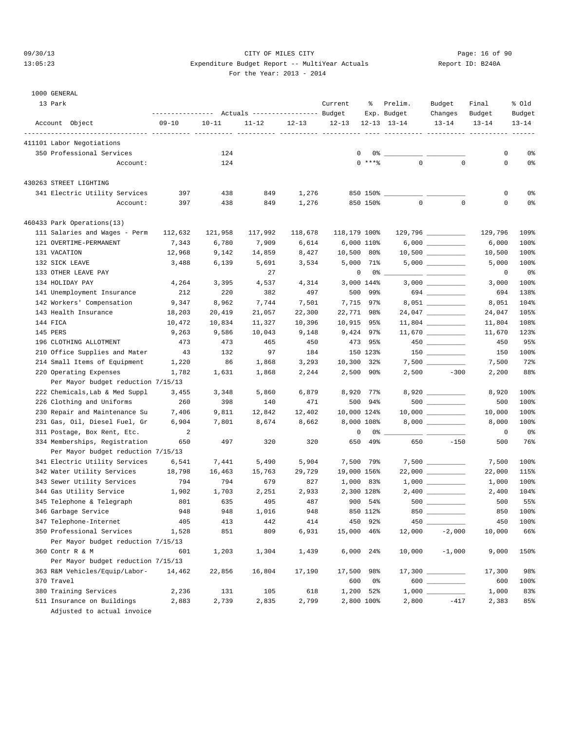CITY OF MILES CITY

Expenditure Budget Report -- MultiYear Actuals

For the Year: 2013 - 2014

1000 GENERAL

13 Park

| Account Object | Actuals 09-10 | Actuals 10-11 | Actuals 11-12 | Actuals 12-13 | Current Budget 12-13 | % Exp. 12-13 | Prelim. Budget 13-14 | Budget Changes 13-14 | Final Budget 13-14 | % Old Budget 13-14 |
|---|---|---|---|---|---|---|---|---|---|---|
| **411101 Labor Negotiations** | | | | | | | | | | |
| 350 Professional Services | | 124 | | | 0 | 0% | | | 0 | 0% |
| Account: | | 124 | | | 0 | ***% | 0 | 0 | 0 | 0% |
| **430263 STREET LIGHTING** | | | | | | | | | | |
| 341 Electric Utility Services | 397 | 438 | 849 | 1,276 | 850 | 150% | | | 0 | 0% |
| Account: | 397 | 438 | 849 | 1,276 | 850 | 150% | 0 | 0 | 0 | 0% |
| **460433 Park Operations(13)** | | | | | | | | | | |
| 111 Salaries and Wages - Perm | 112,632 | 121,958 | 117,992 | 118,678 | 118,179 | 100% | 129,796 | | 129,796 | 109% |
| 121 OVERTIME-PERMANENT | 7,343 | 6,780 | 7,909 | 6,614 | 6,000 | 110% | 6,000 | | 6,000 | 100% |
| 131 VACATION | 12,968 | 9,142 | 14,859 | 8,427 | 10,500 | 80% | 10,500 | | 10,500 | 100% |
| 132 SICK LEAVE | 3,488 | 6,139 | 5,691 | 3,534 | 5,000 | 71% | 5,000 | | 5,000 | 100% |
| 133 OTHER LEAVE PAY | | | 27 | | 0 | 0% | | | 0 | 0% |
| 134 HOLIDAY PAY | 4,264 | 3,395 | 4,537 | 4,314 | 3,000 | 144% | 3,000 | | 3,000 | 100% |
| 141 Unemployment Insurance | 212 | 220 | 382 | 497 | 500 | 99% | 694 | | 694 | 138% |
| 142 Workers' Compensation | 9,347 | 8,962 | 7,744 | 7,501 | 7,715 | 97% | 8,051 | | 8,051 | 104% |
| 143 Health Insurance | 18,203 | 20,419 | 21,057 | 22,300 | 22,771 | 98% | 24,047 | | 24,047 | 105% |
| 144 FICA | 10,472 | 10,834 | 11,327 | 10,396 | 10,915 | 95% | 11,804 | | 11,804 | 108% |
| 145 PERS | 9,263 | 9,586 | 10,043 | 9,148 | 9,424 | 97% | 11,670 | | 11,670 | 123% |
| 196 CLOTHING ALLOTMENT | 473 | 473 | 465 | 450 | 473 | 95% | 450 | | 450 | 95% |
| 210 Office Supplies and Mater | 43 | 132 | 97 | 184 | 150 | 123% | 150 | | 150 | 100% |
| 214 Small Items of Equipment | 1,220 | 86 | 1,868 | 3,293 | 10,300 | 32% | 7,500 | | 7,500 | 72% |
| 220 Operating Expenses | 1,782 | 1,631 | 1,868 | 2,244 | 2,500 | 90% | 2,500 | -300 | 2,200 | 88% |
| Per Mayor budget reduction 7/15/13 | | | | | | | | | | |
| 222 Chemicals,Lab & Med Suppl | 3,455 | 3,348 | 5,860 | 6,879 | 8,920 | 77% | 8,920 | | 8,920 | 100% |
| 226 Clothing and Uniforms | 260 | 398 | 140 | 471 | 500 | 94% | 500 | | 500 | 100% |
| 230 Repair and Maintenance Su | 7,406 | 9,811 | 12,842 | 12,402 | 10,000 | 124% | 10,000 | | 10,000 | 100% |
| 231 Gas, Oil, Diesel Fuel, Gr | 6,904 | 7,801 | 8,674 | 8,662 | 8,000 | 108% | 8,000 | | 8,000 | 100% |
| 311 Postage, Box Rent, Etc. | 2 | | | | 0 | 0% | | | 0 | 0% |
| 334 Memberships, Registration | 650 | 497 | 320 | 320 | 650 | 49% | 650 | -150 | 500 | 76% |
| Per Mayor budget reduction 7/15/13 | | | | | | | | | | |
| 341 Electric Utility Services | 6,541 | 7,441 | 5,490 | 5,904 | 7,500 | 79% | 7,500 | | 7,500 | 100% |
| 342 Water Utility Services | 18,798 | 16,463 | 15,763 | 29,729 | 19,000 | 156% | 22,000 | | 22,000 | 115% |
| 343 Sewer Utility Services | 794 | 794 | 679 | 827 | 1,000 | 83% | 1,000 | | 1,000 | 100% |
| 344 Gas Utility Service | 1,902 | 1,703 | 2,251 | 2,933 | 2,300 | 128% | 2,400 | | 2,400 | 104% |
| 345 Telephone & Telegraph | 801 | 635 | 495 | 487 | 900 | 54% | 500 | | 500 | 55% |
| 346 Garbage Service | 948 | 948 | 1,016 | 948 | 850 | 112% | 850 | | 850 | 100% |
| 347 Telephone-Internet | 405 | 413 | 442 | 414 | 450 | 92% | 450 | | 450 | 100% |
| 350 Professional Services | 1,528 | 851 | 809 | 6,931 | 15,000 | 46% | 12,000 | -2,000 | 10,000 | 66% |
| Per Mayor budget reduction 7/15/13 | | | | | | | | | | |
| 360 Contr R & M | 601 | 1,203 | 1,304 | 1,439 | 6,000 | 24% | 10,000 | -1,000 | 9,000 | 150% |
| Per Mayor budget reduction 7/15/13 | | | | | | | | | | |
| 363 R&M Vehicles/Equip/Labor- | 14,462 | 22,856 | 16,804 | 17,190 | 17,500 | 98% | 17,300 | | 17,300 | 98% |
| 370 Travel | | | | | 600 | 0% | 600 | | 600 | 100% |
| 380 Training Services | 2,236 | 131 | 105 | 618 | 1,200 | 52% | 1,000 | | 1,000 | 83% |
| 511 Insurance on Buildings | 2,883 | 2,739 | 2,835 | 2,799 | 2,800 | 100% | 2,800 | -417 | 2,383 | 85% |
| Adjusted to actual invoice | | | | | | | | | | |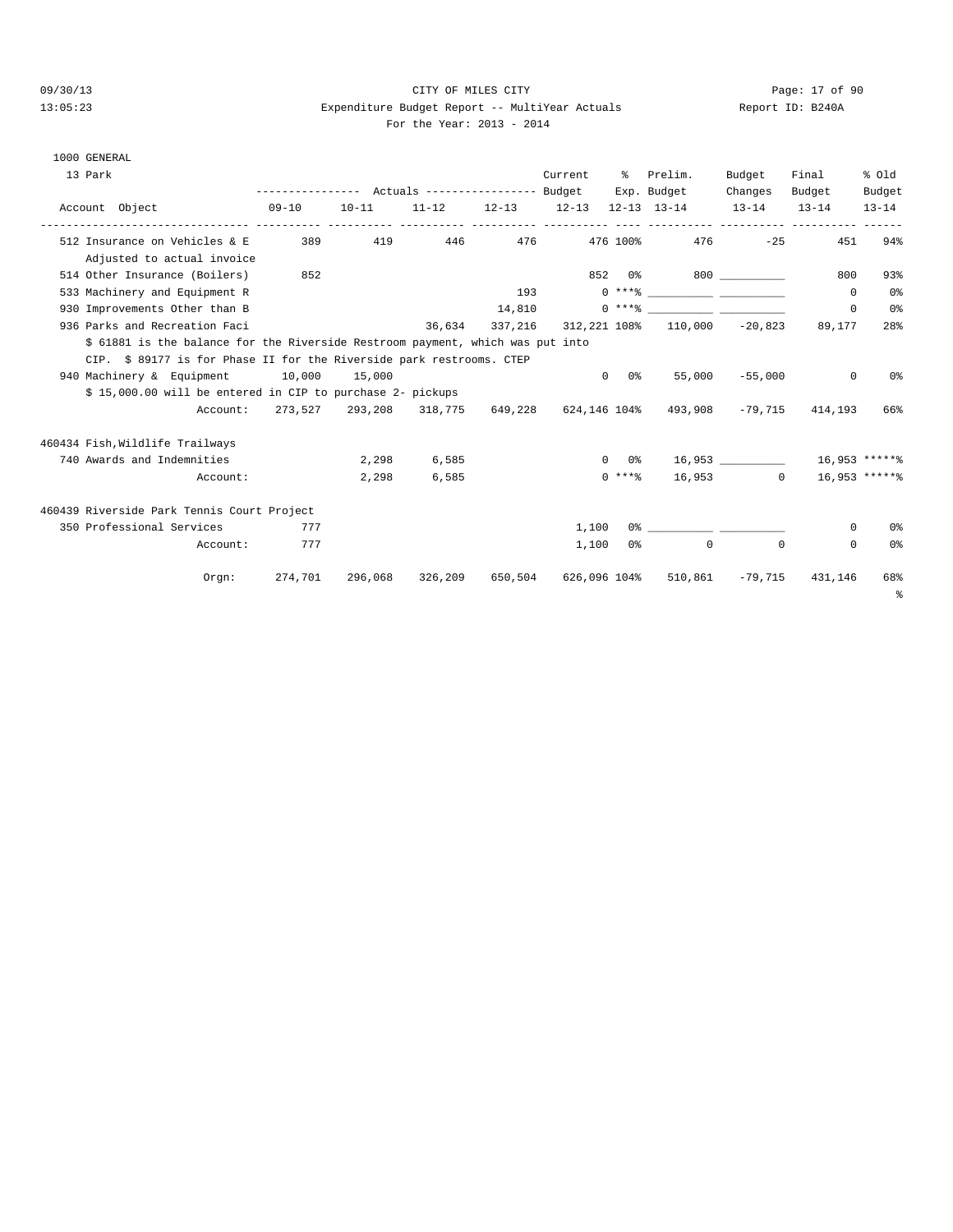CITY OF MILES CITY

Expenditure Budget Report -- MultiYear Actuals

For the Year: 2013 - 2014

1000 GENERAL

13 Park

| Account Object | 09-10 | 10-11 | 11-12 | 12-13 | Current Budget 12-13 | % Exp. 12-13 | Prelim. Budget 13-14 | Budget Changes 13-14 | Final Budget 13-14 | % Old Budget 13-14 |
|---|---|---|---|---|---|---|---|---|---|---|
| 512 Insurance on Vehicles & E | 389 | 419 | 446 | 476 | 476 | 100% | 476 | -25 | 451 | 94% |
| Adjusted to actual invoice | | | | | | | | | | |
| 514 Other Insurance (Boilers) | 852 | | | | 852 | 0% | 800 | __________ | 800 | 93% |
| 533 Machinery and Equipment R | | | | 193 | 0 | ***% | __________ | __________ | 0 | 0% |
| 930 Improvements Other than B | | | | 14,810 | 0 | ***% | __________ | __________ | 0 | 0% |
| 936 Parks and Recreation Faci | | | 36,634 | 337,216 | 312,221 | 108% | 110,000 | -20,823 | 89,177 | 28% |
| $ 61881 is the balance for the Riverside Restroom payment, which was put into CIP. $ 89177 is for Phase II for the Riverside park restrooms. CTEP | | | | | | | | | | |
| 940 Machinery & Equipment | 10,000 | 15,000 | | | 0 | 0% | 55,000 | -55,000 | 0 | 0% |
| $ 15,000.00 will be entered in CIP to purchase 2- pickups | | | | | | | | | | |
| Account: | 273,527 | 293,208 | 318,775 | 649,228 | 624,146 | 104% | 493,908 | -79,715 | 414,193 | 66% |
| **460434 Fish,Wildlife Trailways** | | | | | | | | | | |
| 740 Awards and Indemnities | | 2,298 | 6,585 | | 0 | 0% | 16,953 | __________ | 16,953 | *****% |
| Account: | | 2,298 | 6,585 | | 0 | ***% | 16,953 | 0 | 16,953 | *****% |
| **460439 Riverside Park Tennis Court Project** | | | | | | | | | | |
| 350 Professional Services | 777 | | | | 1,100 | 0% | __________ | __________ | 0 | 0% |
| Account: | 777 | | | | 1,100 | 0% | 0 | 0 | 0 | 0% |
| Orgn: | 274,701 | 296,068 | 326,209 | 650,504 | 626,096 | 104% | 510,861 | -79,715 | 431,146 | 68% |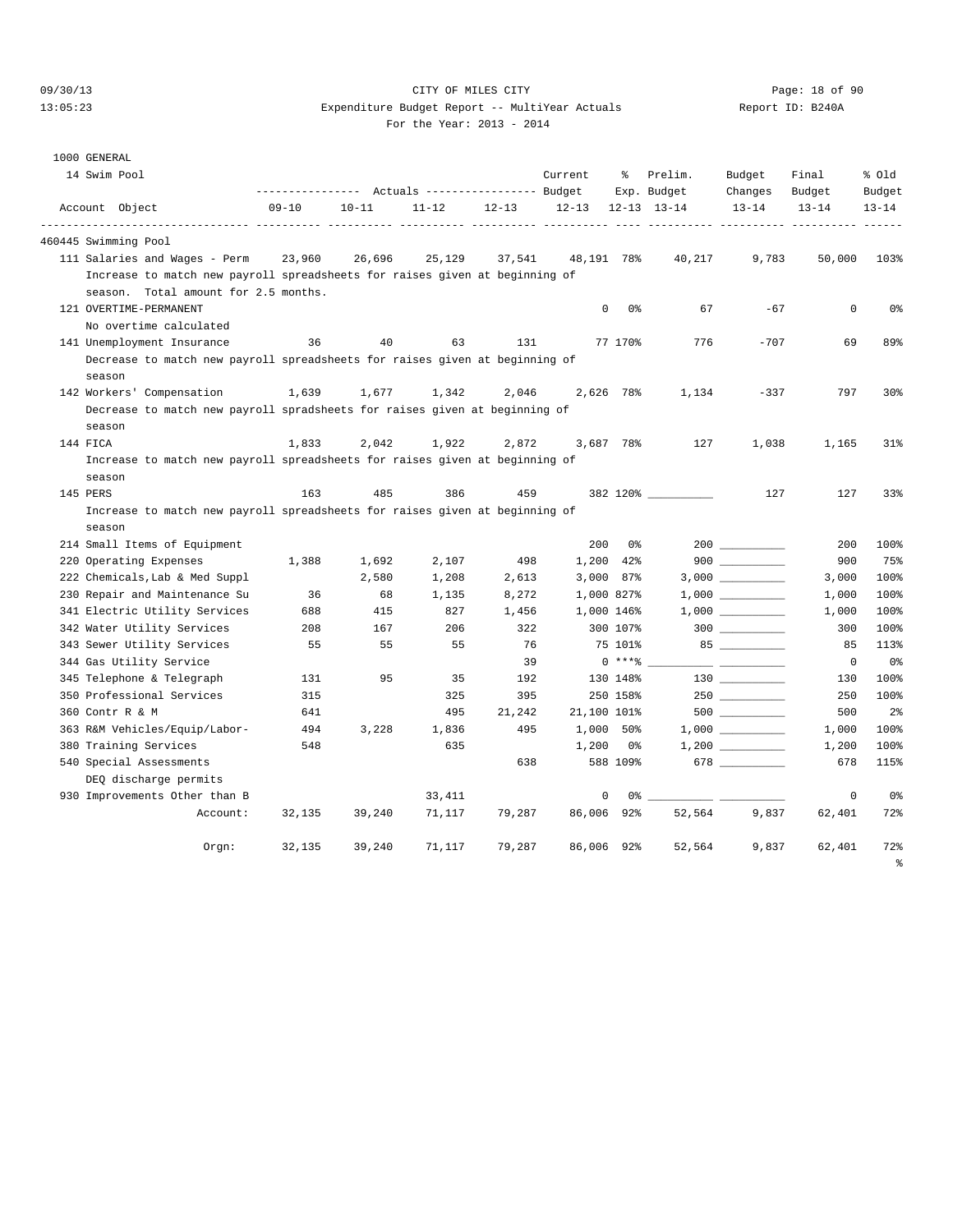CITY OF MILES CITY

Expenditure Budget Report -- MultiYear Actuals

For the Year: 2013 - 2014

1000 GENERAL

14 Swim Pool

| Account Object | Actuals 09-10 | Actuals 10-11 | Actuals 11-12 | Actuals 12-13 | Current Budget 12-13 | % Exp. 12-13 | Prelim. Budget 13-14 | Budget Changes 13-14 | Final Budget 13-14 | % Old Budget 13-14 |
|---|---|---|---|---|---|---|---|---|---|---|
| **460445 Swimming Pool** | | | | | | | | | | |
| 111 Salaries and Wages - Perm | 23,960 | 26,696 | 25,129 | 37,541 | 48,191 | 78% | 40,217 | 9,783 | 50,000 | 103% |
| Increase to match new payroll spreadsheets for raises given at beginning of season. Total amount for 2.5 months. | | | | | | | | | | |
| 121 OVERTIME-PERMANENT | | | | | 0 | 0% | 67 | -67 | 0 | 0% |
| No overtime calculated | | | | | | | | | | |
| 141 Unemployment Insurance | 36 | 40 | 63 | 131 | 77 | 170% | 776 | -707 | 69 | 89% |
| Decrease to match new payroll spreadsheets for raises given at beginning of season | | | | | | | | | | |
| 142 Workers' Compensation | 1,639 | 1,677 | 1,342 | 2,046 | 2,626 | 78% | 1,134 | -337 | 797 | 30% |
| Decrease to match new payroll spradsheets for raises given at beginning of season | | | | | | | | | | |
| 144 FICA | 1,833 | 2,042 | 1,922 | 2,872 | 3,687 | 78% | 127 | 1,038 | 1,165 | 31% |
| Increase to match new payroll spreadsheets for raises given at beginning of season | | | | | | | | | | |
| 145 PERS | 163 | 485 | 386 | 459 | 382 | 120% | __________ | 127 | 127 | 33% |
| Increase to match new payroll spreadsheets for raises given at beginning of season | | | | | | | | | | |
| 214 Small Items of Equipment | | | | | 200 | 0% | 200 | __________ | 200 | 100% |
| 220 Operating Expenses | 1,388 | 1,692 | 2,107 | 498 | 1,200 | 42% | 900 | __________ | 900 | 75% |
| 222 Chemicals,Lab & Med Suppl | | 2,580 | 1,208 | 2,613 | 3,000 | 87% | 3,000 | __________ | 3,000 | 100% |
| 230 Repair and Maintenance Su | 36 | 68 | 1,135 | 8,272 | 1,000 | 827% | 1,000 | __________ | 1,000 | 100% |
| 341 Electric Utility Services | 688 | 415 | 827 | 1,456 | 1,000 | 146% | 1,000 | __________ | 1,000 | 100% |
| 342 Water Utility Services | 208 | 167 | 206 | 322 | 300 | 107% | 300 | __________ | 300 | 100% |
| 343 Sewer Utility Services | 55 | 55 | 55 | 76 | 75 | 101% | 85 | __________ | 85 | 113% |
| 344 Gas Utility Service | | | | 39 | 0 | ***% | __________ | __________ | 0 | 0% |
| 345 Telephone & Telegraph | 131 | 95 | 35 | 192 | 130 | 148% | 130 | __________ | 130 | 100% |
| 350 Professional Services | 315 | | 325 | 395 | 250 | 158% | 250 | __________ | 250 | 100% |
| 360 Contr R & M | 641 | | 495 | 21,242 | 21,100 | 101% | 500 | __________ | 500 | 2% |
| 363 R&M Vehicles/Equip/Labor- | 494 | 3,228 | 1,836 | 495 | 1,000 | 50% | 1,000 | __________ | 1,000 | 100% |
| 380 Training Services | 548 | | 635 | | 1,200 | 0% | 1,200 | __________ | 1,200 | 100% |
| 540 Special Assessments | | | | 638 | 588 | 109% | 678 | __________ | 678 | 115% |
| DEQ discharge permits | | | | | | | | | | |
| 930 Improvements Other than B | | | 33,411 | | 0 | 0% | __________ | __________ | 0 | 0% |
| Account: | 32,135 | 39,240 | 71,117 | 79,287 | 86,006 | 92% | 52,564 | 9,837 | 62,401 | 72% |
| Orgn: | 32,135 | 39,240 | 71,117 | 79,287 | 86,006 | 92% | 52,564 | 9,837 | 62,401 | 72% |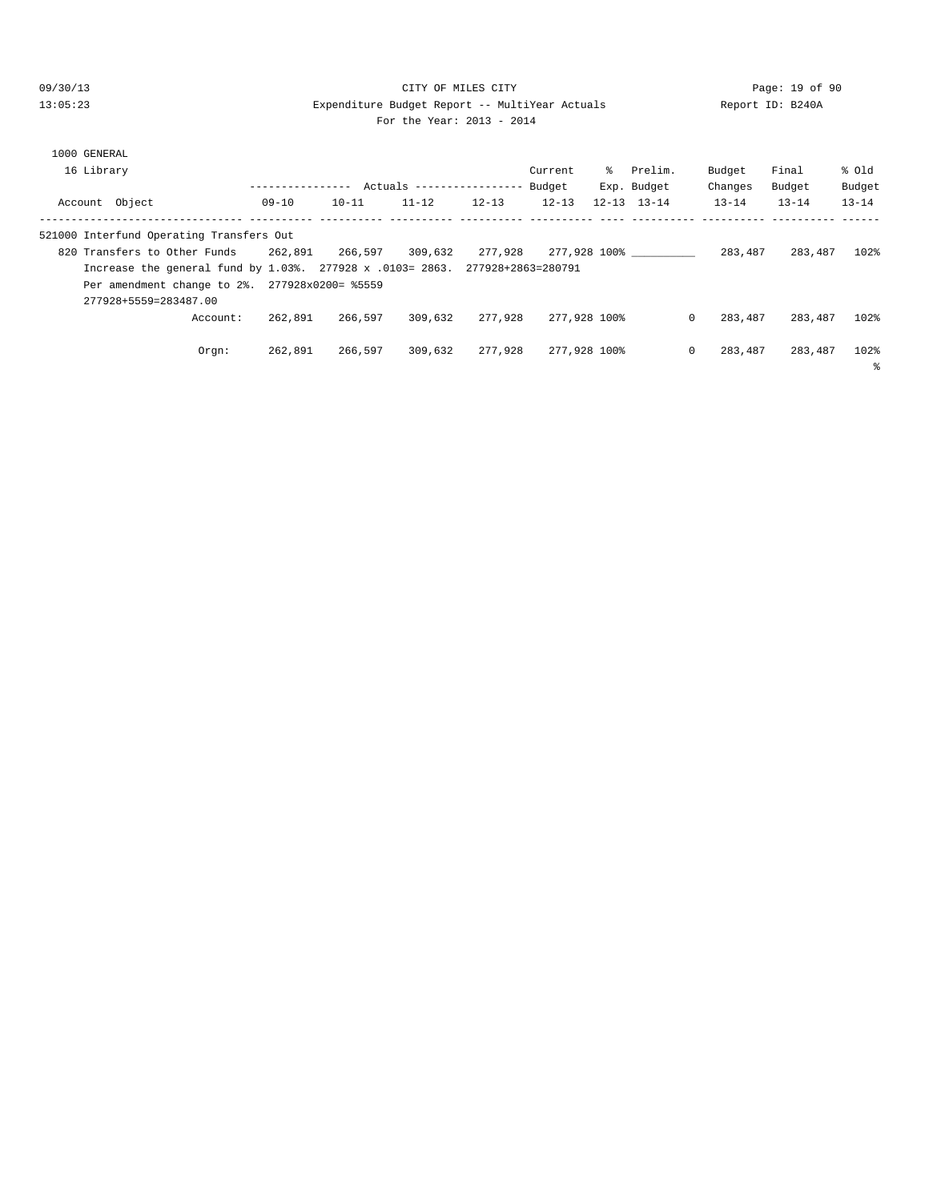CITY OF MILES CITY

Expenditure Budget Report -- MultiYear Actuals

Report ID: B240A

For the Year: 2013 - 2014

1000 GENERAL

16 Library

| Account Object | Actuals 09-10 | Actuals 10-11 | Actuals 11-12 | Actuals 12-13 | Current Budget 12-13 | % Exp. 12-13 | Prelim. Budget 13-14 | Budget Changes 13-14 | Final Budget 13-14 | % Old Budget 13-14 |
|---|---|---|---|---|---|---|---|---|---|---|
| 521000 Interfund Operating Transfers Out | | | | | | | | | | |
| 820 Transfers to Other Funds | 262,891 | 266,597 | 309,632 | 277,928 | 277,928 | 100% | ___________ | 283,487 | 283,487 | 102% |
| Increase the general fund by 1.03%. 277928 x .0103= 2863. 277928+2863=280791 | | | | | | | | | | |
| Per amendment change to 2%. 277928x0200= %5559 | | | | | | | | | | |
| 277928+5559=283487.00 | | | | | | | | | | |
| Account: | 262,891 | 266,597 | 309,632 | 277,928 | 277,928 | 100% | 0 | 283,487 | 283,487 | 102% |
| Orgn: | 262,891 | 266,597 | 309,632 | 277,928 | 277,928 | 100% | 0 | 283,487 | 283,487 | 102% % |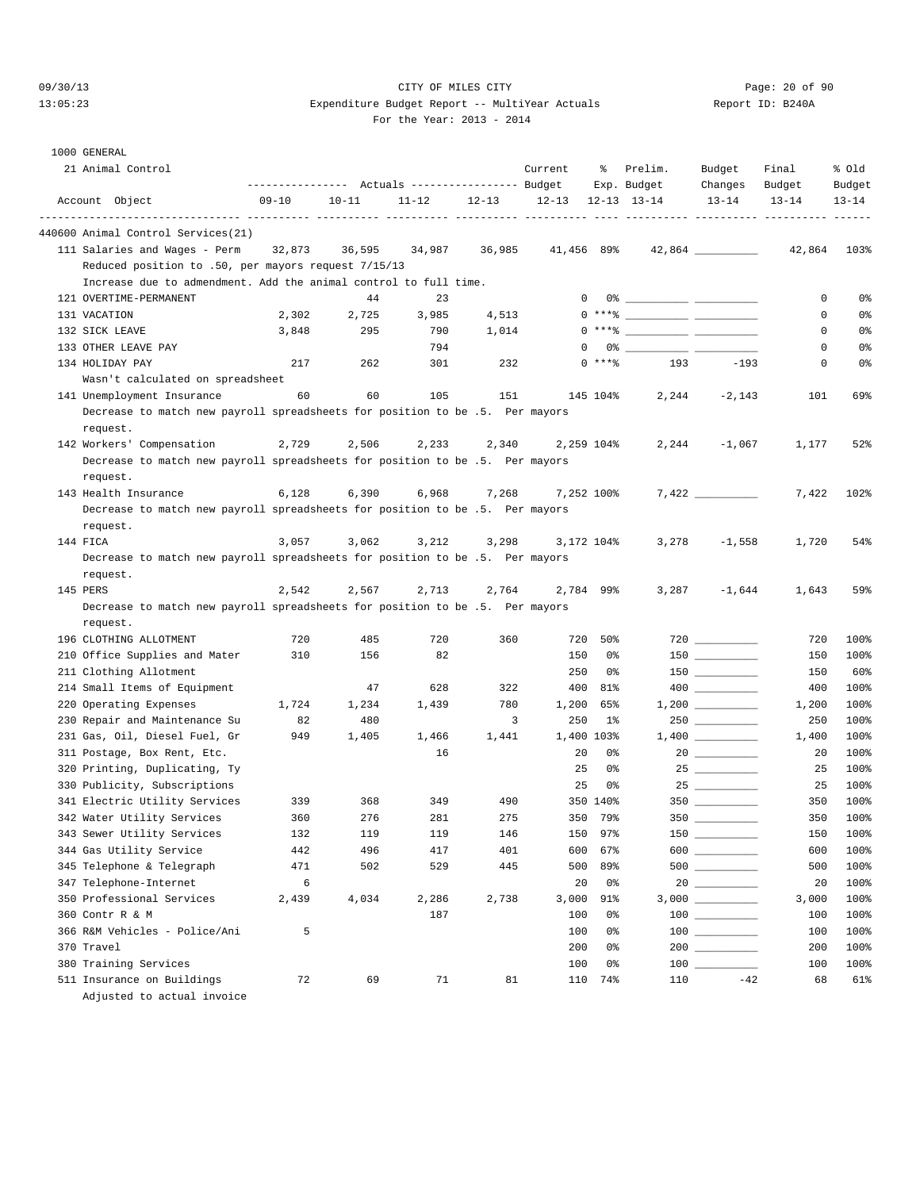CITY OF MILES CITY

Expenditure Budget Report -- MultiYear Actuals

For the Year: 2013 - 2014

1000 GENERAL

21 Animal Control

| Account Object | Actuals 09-10 | Actuals 10-11 | Actuals 11-12 | Actuals 12-13 | Current Budget 12-13 | % Exp. 12-13 | Prelim. Budget 13-14 | Budget Changes 13-14 | Final Budget 13-14 | % Old Budget 13-14 |
|---|---|---|---|---|---|---|---|---|---|---|
| **440600 Animal Control Services(21)** | | | | | | | | | | |
| 111 Salaries and Wages - Perm | 32,873 | 36,595 | 34,987 | 36,985 | 41,456 | 89% | 42,864 | __________ | 42,864 | 103% |
| Reduced position to .50, per mayors request 7/15/13 | | | | | | | | | | |
| Increase due to admendment. Add the animal control to full time. | | | | | | | | | | |
| 121 OVERTIME-PERMANENT | | 44 | 23 | | 0 | 0% | __________ | __________ | 0 | 0% |
| 131 VACATION | 2,302 | 2,725 | 3,985 | 4,513 | 0 | ***% | __________ | __________ | 0 | 0% |
| 132 SICK LEAVE | 3,848 | 295 | 790 | 1,014 | 0 | ***% | __________ | __________ | 0 | 0% |
| 133 OTHER LEAVE PAY | | | 794 | | 0 | 0% | __________ | __________ | 0 | 0% |
| 134 HOLIDAY PAY | 217 | 262 | 301 | 232 | 0 | ***% | 193 | -193 | 0 | 0% |
| Wasn't calculated on spreadsheet | | | | | | | | | | |
| 141 Unemployment Insurance | 60 | 60 | 105 | 151 | 145 | 104% | 2,244 | -2,143 | 101 | 69% |
| Decrease to match new payroll spreadsheets for position to be .5. Per mayors request. | | | | | | | | | | |
| 142 Workers' Compensation | 2,729 | 2,506 | 2,233 | 2,340 | 2,259 | 104% | 2,244 | -1,067 | 1,177 | 52% |
| Decrease to match new payroll spreadsheets for position to be .5. Per mayors request. | | | | | | | | | | |
| 143 Health Insurance | 6,128 | 6,390 | 6,968 | 7,268 | 7,252 | 100% | 7,422 | __________ | 7,422 | 102% |
| Decrease to match new payroll spreadsheets for position to be .5. Per mayors request. | | | | | | | | | | |
| 144 FICA | 3,057 | 3,062 | 3,212 | 3,298 | 3,172 | 104% | 3,278 | -1,558 | 1,720 | 54% |
| Decrease to match new payroll spreadsheets for position to be .5. Per mayors request. | | | | | | | | | | |
| 145 PERS | 2,542 | 2,567 | 2,713 | 2,764 | 2,784 | 99% | 3,287 | -1,644 | 1,643 | 59% |
| Decrease to match new payroll spreadsheets for position to be .5. Per mayors request. | | | | | | | | | | |
| 196 CLOTHING ALLOTMENT | 720 | 485 | 720 | 360 | 720 | 50% | 720 | __________ | 720 | 100% |
| 210 Office Supplies and Mater | 310 | 156 | 82 | | 150 | 0% | 150 | __________ | 150 | 100% |
| 211 Clothing Allotment | | | | | 250 | 0% | 150 | __________ | 150 | 60% |
| 214 Small Items of Equipment | | 47 | 628 | 322 | 400 | 81% | 400 | __________ | 400 | 100% |
| 220 Operating Expenses | 1,724 | 1,234 | 1,439 | 780 | 1,200 | 65% | 1,200 | __________ | 1,200 | 100% |
| 230 Repair and Maintenance Su | 82 | 480 | | 3 | 250 | 1% | 250 | __________ | 250 | 100% |
| 231 Gas, Oil, Diesel Fuel, Gr | 949 | 1,405 | 1,466 | 1,441 | 1,400 | 103% | 1,400 | __________ | 1,400 | 100% |
| 311 Postage, Box Rent, Etc. | | | 16 | | 20 | 0% | 20 | __________ | 20 | 100% |
| 320 Printing, Duplicating, Ty | | | | | 25 | 0% | 25 | __________ | 25 | 100% |
| 330 Publicity, Subscriptions | | | | | 25 | 0% | 25 | __________ | 25 | 100% |
| 341 Electric Utility Services | 339 | 368 | 349 | 490 | 350 | 140% | 350 | __________ | 350 | 100% |
| 342 Water Utility Services | 360 | 276 | 281 | 275 | 350 | 79% | 350 | __________ | 350 | 100% |
| 343 Sewer Utility Services | 132 | 119 | 119 | 146 | 150 | 97% | 150 | __________ | 150 | 100% |
| 344 Gas Utility Service | 442 | 496 | 417 | 401 | 600 | 67% | 600 | __________ | 600 | 100% |
| 345 Telephone & Telegraph | 471 | 502 | 529 | 445 | 500 | 89% | 500 | __________ | 500 | 100% |
| 347 Telephone-Internet | 6 | | | | 20 | 0% | 20 | __________ | 20 | 100% |
| 350 Professional Services | 2,439 | 4,034 | 2,286 | 2,738 | 3,000 | 91% | 3,000 | __________ | 3,000 | 100% |
| 360 Contr R & M | | | 187 | | 100 | 0% | 100 | __________ | 100 | 100% |
| 366 R&M Vehicles - Police/Ani | 5 | | | | 100 | 0% | 100 | __________ | 100 | 100% |
| 370 Travel | | | | | 200 | 0% | 200 | __________ | 200 | 100% |
| 380 Training Services | | | | | 100 | 0% | 100 | __________ | 100 | 100% |
| 511 Insurance on Buildings | 72 | 69 | 71 | 81 | 110 | 74% | 110 | -42 | 68 | 61% |
| Adjusted to actual invoice | | | | | | | | | | |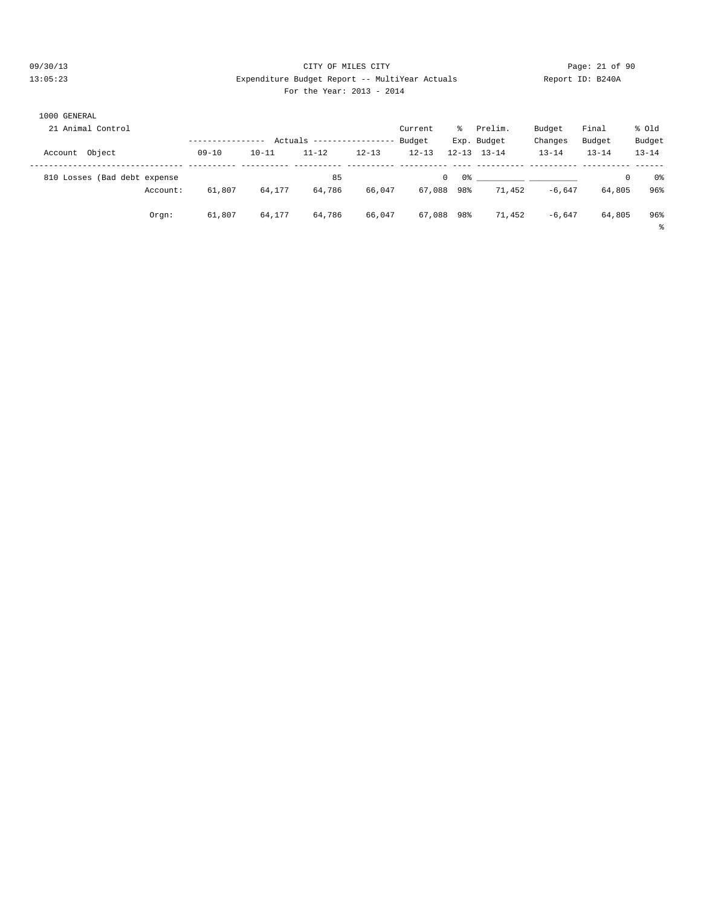CITY OF MILES CITY

Expenditure Budget Report -- MultiYear Actuals

For the Year: 2013 - 2014

1000 GENERAL

21 Animal Control

| Account Object | Actuals 09-10 | Actuals 10-11 | Actuals 11-12 | Actuals 12-13 | Current Budget 12-13 | % Exp. 12-13 | Prelim. Budget 13-14 | Budget Changes 13-14 | Final Budget 13-14 | % Old Budget 13-14 |
|---|---|---|---|---|---|---|---|---|---|---|
| 810 Losses (Bad debt expense | | | 85 | | 0 | 0% | ___________ | ___________ | 0 | 0% |
| Account: | 61,807 | 64,177 | 64,786 | 66,047 | 67,088 | 98% | 71,452 | -6,647 | 64,805 | 96% |
| Orgn: | 61,807 | 64,177 | 64,786 | 66,047 | 67,088 | 98% | 71,452 | -6,647 | 64,805 | 96% |

%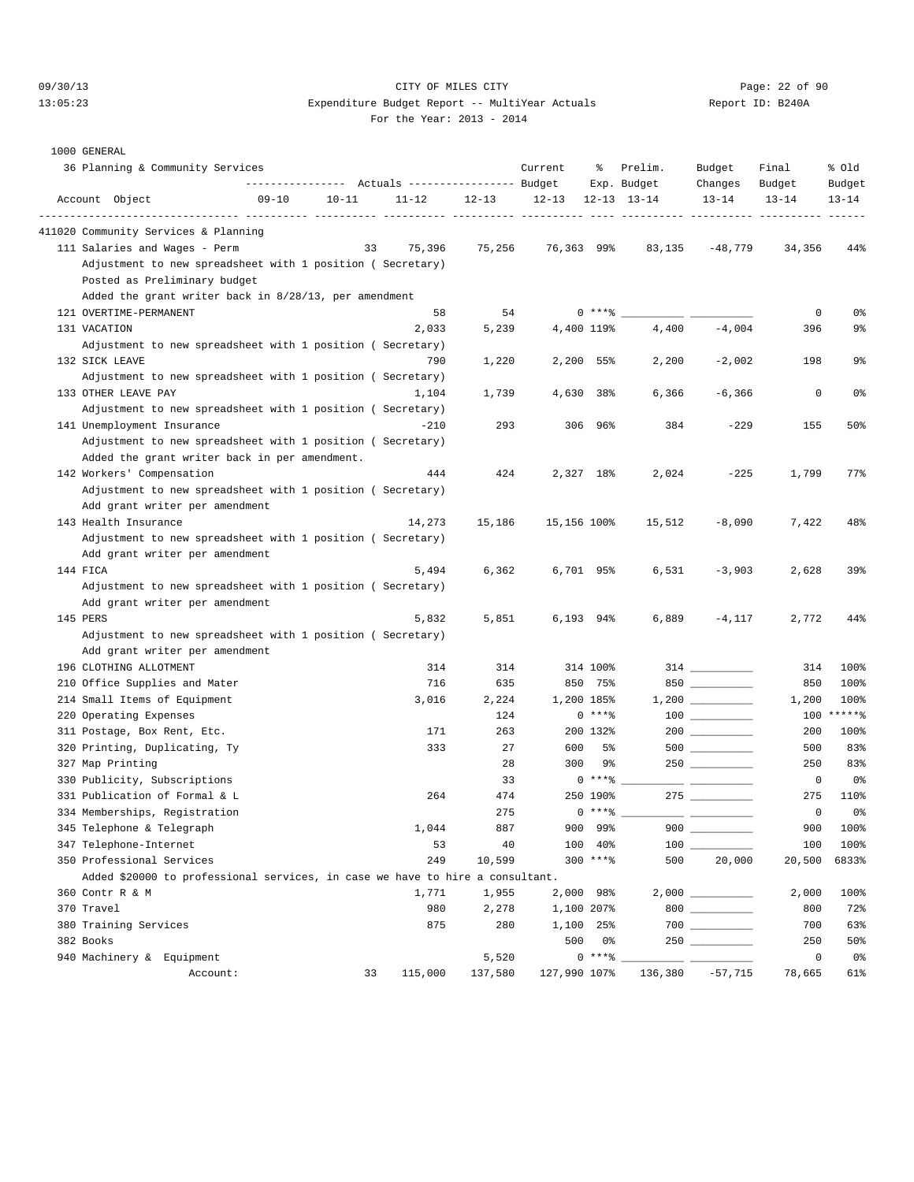CITY OF MILES CITY

Expenditure Budget Report -- MultiYear Actuals

For the Year: 2013 - 2014

Report ID: B240A

09/30/13 13:05:23

1000 GENERAL

36 Planning & Community Services

| Account Object | Actuals 09-10 | Actuals 10-11 | Actuals 11-12 | Actuals 12-13 | Current Budget 12-13 | % Exp. 12-13 | Prelim. Budget 13-14 | Budget Changes 13-14 | Final Budget 13-14 | % Old Budget 13-14 |
|---|---|---|---|---|---|---|---|---|---|---|
| **411020 Community Services & Planning** | | | | | | | | | | |
| 111 Salaries and Wages - Perm | | 33 | 75,396 | 75,256 | 76,363 | 99% | 83,135 | -48,779 | 34,356 | 44% |
| Adjustment to new spreadsheet with 1 position ( Secretary) Posted as Preliminary budget Added the grant writer back in 8/28/13, per amendment | | | | | | | | | | |
| 121 OVERTIME-PERMANENT | | | 58 | 54 | 0 | ***% | | | 0 | 0% |
| 131 VACATION | | | 2,033 | 5,239 | 4,400 | 119% | 4,400 | -4,004 | 396 | 9% |
| Adjustment to new spreadsheet with 1 position ( Secretary) | | | | | | | | | | |
| 132 SICK LEAVE | | | 790 | 1,220 | 2,200 | 55% | 2,200 | -2,002 | 198 | 9% |
| Adjustment to new spreadsheet with 1 position ( Secretary) | | | | | | | | | | |
| 133 OTHER LEAVE PAY | | | 1,104 | 1,739 | 4,630 | 38% | 6,366 | -6,366 | 0 | 0% |
| Adjustment to new spreadsheet with 1 position ( Secretary) | | | | | | | | | | |
| 141 Unemployment Insurance | | | -210 | 293 | 306 | 96% | 384 | -229 | 155 | 50% |
| Adjustment to new spreadsheet with 1 position ( Secretary) Added the grant writer back in per amendment. | | | | | | | | | | |
| 142 Workers' Compensation | | | 444 | 424 | 2,327 | 18% | 2,024 | -225 | 1,799 | 77% |
| Adjustment to new spreadsheet with 1 position ( Secretary) Add grant writer per amendment | | | | | | | | | | |
| 143 Health Insurance | | | 14,273 | 15,186 | 15,156 | 100% | 15,512 | -8,090 | 7,422 | 48% |
| Adjustment to new spreadsheet with 1 position ( Secretary) Add grant writer per amendment | | | | | | | | | | |
| 144 FICA | | | 5,494 | 6,362 | 6,701 | 95% | 6,531 | -3,903 | 2,628 | 39% |
| Adjustment to new spreadsheet with 1 position ( Secretary) Add grant writer per amendment | | | | | | | | | | |
| 145 PERS | | | 5,832 | 5,851 | 6,193 | 94% | 6,889 | -4,117 | 2,772 | 44% |
| Adjustment to new spreadsheet with 1 position ( Secretary) Add grant writer per amendment | | | | | | | | | | |
| 196 CLOTHING ALLOTMENT | | | 314 | 314 | 314 | 100% | 314 | | 314 | 100% |
| 210 Office Supplies and Mater | | | 716 | 635 | 850 | 75% | 850 | | 850 | 100% |
| 214 Small Items of Equipment | | | 3,016 | 2,224 | 1,200 | 185% | 1,200 | | 1,200 | 100% |
| 220 Operating Expenses | | | | 124 | 0 | ***% | 100 | | 100 | *****% |
| 311 Postage, Box Rent, Etc. | | | 171 | 263 | 200 | 132% | 200 | | 200 | 100% |
| 320 Printing, Duplicating, Ty | | | 333 | 27 | 600 | 5% | 500 | | 500 | 83% |
| 327 Map Printing | | | | 28 | 300 | 9% | 250 | | 250 | 83% |
| 330 Publicity, Subscriptions | | | | 33 | 0 | ***% | | | 0 | 0% |
| 331 Publication of Formal & L | | | 264 | 474 | 250 | 190% | 275 | | 275 | 110% |
| 334 Memberships, Registration | | | | 275 | 0 | ***% | | | 0 | 0% |
| 345 Telephone & Telegraph | | | 1,044 | 887 | 900 | 99% | 900 | | 900 | 100% |
| 347 Telephone-Internet | | | 53 | 40 | 100 | 40% | 100 | | 100 | 100% |
| 350 Professional Services | | | 249 | 10,599 | 300 | ***% | 500 | 20,000 | 20,500 | 6833% |
| Added $20000 to professional services, in case we have to hire a consultant. | | | | | | | | | | |
| 360 Contr R & M | | | 1,771 | 1,955 | 2,000 | 98% | 2,000 | | 2,000 | 100% |
| 370 Travel | | | 980 | 2,278 | 1,100 | 207% | 800 | | 800 | 72% |
| 380 Training Services | | | 875 | 280 | 1,100 | 25% | 700 | | 700 | 63% |
| 382 Books | | | | | 500 | 0% | 250 | | 250 | 50% |
| 940 Machinery & Equipment | | | | 5,520 | 0 | ***% | | | 0 | 0% |
| Account: | | 33 | 115,000 | 137,580 | 127,990 | 107% | 136,380 | -57,715 | 78,665 | 61% |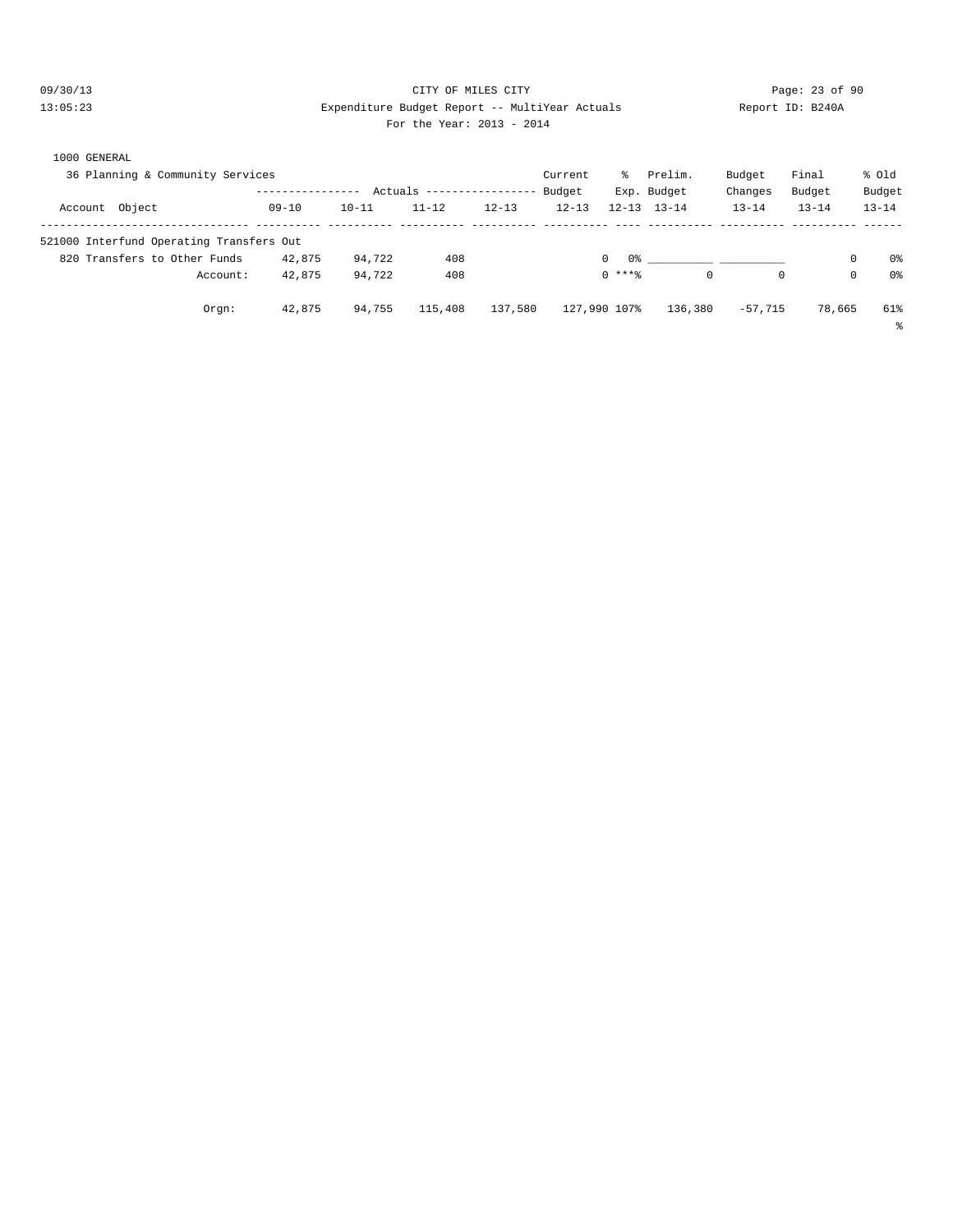CITY OF MILES CITY

Expenditure Budget Report -- MultiYear Actuals

For the Year: 2013 - 2014

09/30/13 13:05:23 Report ID: B240A

1000 GENERAL

36 Planning & Community Services

| Account Object | Actuals 09-10 | Actuals 10-11 | Actuals 11-12 | Actuals 12-13 | Current Budget 12-13 | % Exp. 12-13 | Prelim. Budget 13-14 | Budget Changes 13-14 | Final Budget 13-14 | % Old Budget 13-14 |
|---|---|---|---|---|---|---|---|---|---|---|
| 521000 Interfund Operating Transfers Out | | | | | | | | | | |
| 820 Transfers to Other Funds | 42,875 | 94,722 | 408 | | 0 | 0% | ________ | ________ | 0 | 0% |
| Account: | 42,875 | 94,722 | 408 | | 0 | ***% | 0 | 0 | 0 | 0% |
| Orgn: | 42,875 | 94,755 | 115,408 | 137,580 | 127,990 | 107% | 136,380 | -57,715 | 78,665 | 61% |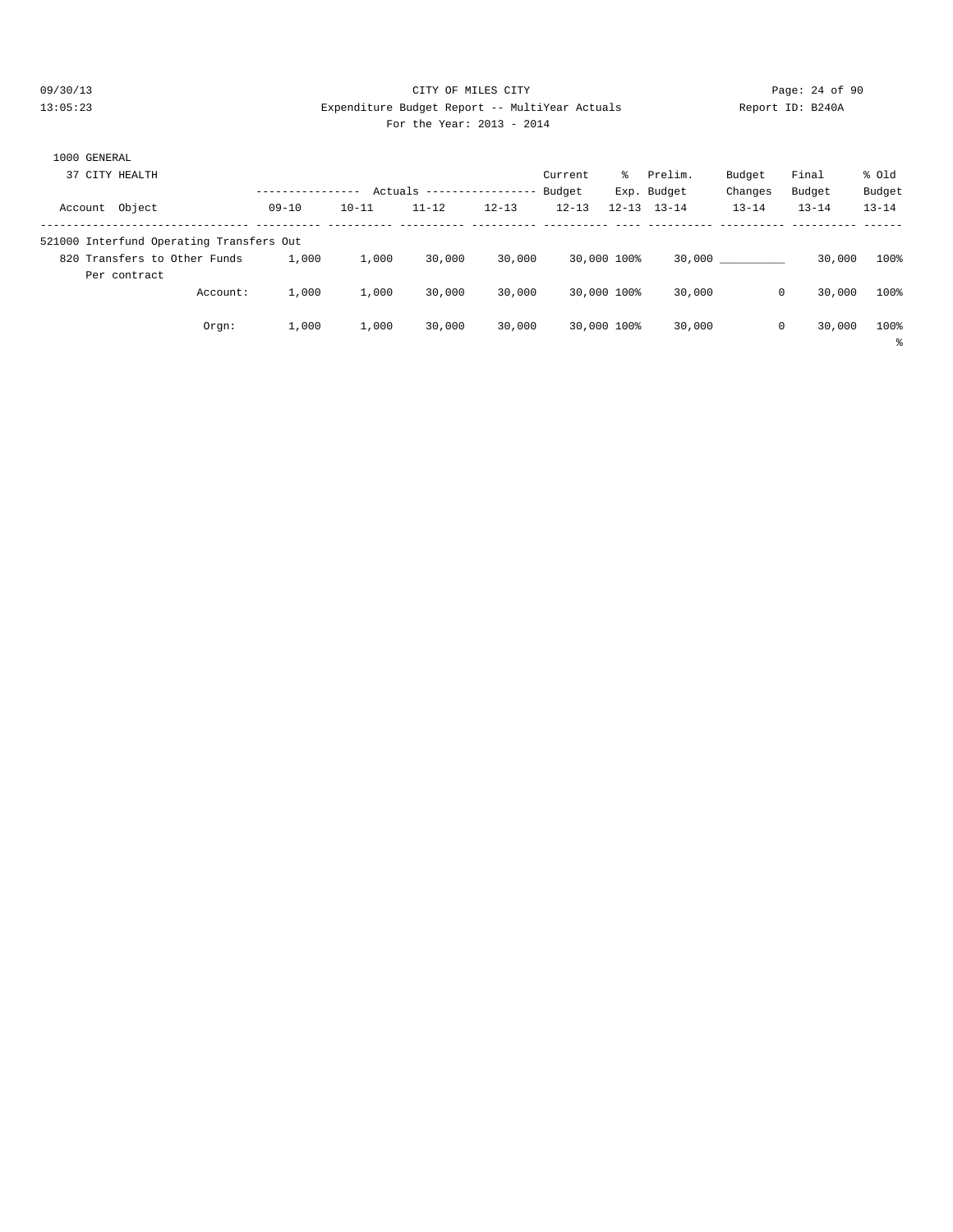CITY OF MILES CITY

Expenditure Budget Report -- MultiYear Actuals

For the Year: 2013 - 2014

1000 GENERAL

37 CITY HEALTH

| Account Object | 09-10 | 10-11 | 11-12 | 12-13 | Current Budget 12-13 | % Exp. 12-13 | Prelim. Budget 13-14 | Budget Changes 13-14 | Final Budget 13-14 | % Old Budget 13-14 |
|---|---|---|---|---|---|---|---|---|---|---|
| 521000 Interfund Operating Transfers Out | | | | | | | | | | |
| 820 Transfers to Other Funds | 1,000 | 1,000 | 30,000 | 30,000 | 30,000 | 100% | 30,000 | __________ | 30,000 | 100% |
| Per contract | | | | | | | | | | |
| Account: | 1,000 | 1,000 | 30,000 | 30,000 | 30,000 | 100% | 30,000 | 0 | 30,000 | 100% |
| Orgn: | 1,000 | 1,000 | 30,000 | 30,000 | 30,000 | 100% | 30,000 | 0 | 30,000 | 100% |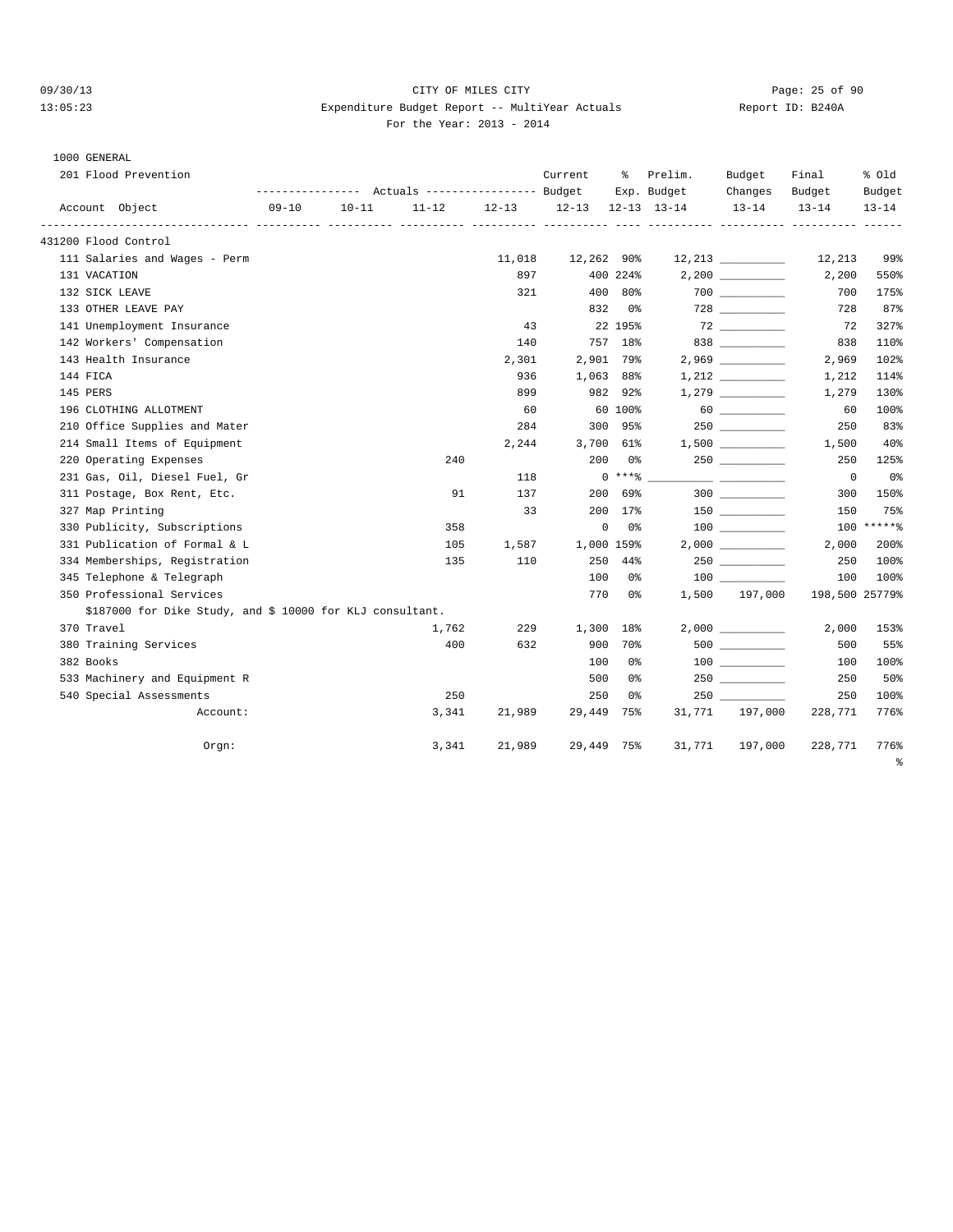CITY OF MILES CITY

Expenditure Budget Report -- MultiYear Actuals

For the Year: 2013 - 2014

1000 GENERAL

201 Flood Prevention

| Account Object | Actuals 09-10 | Actuals 10-11 | Actuals 11-12 | Actuals 12-13 | Current Budget 12-13 | % Exp. 12-13 | Prelim. Budget 13-14 | Budget Changes 13-14 | Final Budget 13-14 | % Old Budget 13-14 |
|---|---|---|---|---|---|---|---|---|---|---|
| 431200 Flood Control | | | | | | | | | | |
| 111 Salaries and Wages - Perm | | | | 11,018 | 12,262 | 90% | 12,213 | __________ | 12,213 | 99% |
| 131 VACATION | | | | 897 | 400 | 224% | 2,200 | __________ | 2,200 | 550% |
| 132 SICK LEAVE | | | | 321 | 400 | 80% | 700 | __________ | 700 | 175% |
| 133 OTHER LEAVE PAY | | | | | 832 | 0% | 728 | __________ | 728 | 87% |
| 141 Unemployment Insurance | | | | 43 | 22 | 195% | 72 | __________ | 72 | 327% |
| 142 Workers' Compensation | | | | 140 | 757 | 18% | 838 | __________ | 838 | 110% |
| 143 Health Insurance | | | | 2,301 | 2,901 | 79% | 2,969 | __________ | 2,969 | 102% |
| 144 FICA | | | | 936 | 1,063 | 88% | 1,212 | __________ | 1,212 | 114% |
| 145 PERS | | | | 899 | 982 | 92% | 1,279 | __________ | 1,279 | 130% |
| 196 CLOTHING ALLOTMENT | | | | 60 | 60 | 100% | 60 | __________ | 60 | 100% |
| 210 Office Supplies and Mater | | | | 284 | 300 | 95% | 250 | __________ | 250 | 83% |
| 214 Small Items of Equipment | | | | 2,244 | 3,700 | 61% | 1,500 | __________ | 1,500 | 40% |
| 220 Operating Expenses | | | 240 | | 200 | 0% | 250 | __________ | 250 | 125% |
| 231 Gas, Oil, Diesel Fuel, Gr | | | | 118 | 0 | ***% | __________ | __________ | 0 | 0% |
| 311 Postage, Box Rent, Etc. | | | 91 | 137 | 200 | 69% | 300 | __________ | 300 | 150% |
| 327 Map Printing | | | | 33 | 200 | 17% | 150 | __________ | 150 | 75% |
| 330 Publicity, Subscriptions | | | 358 | | 0 | 0% | 100 | __________ | 100 | *****% |
| 331 Publication of Formal & L | | | 105 | 1,587 | 1,000 | 159% | 2,000 | __________ | 2,000 | 200% |
| 334 Memberships, Registration | | | 135 | 110 | 250 | 44% | 250 | __________ | 250 | 100% |
| 345 Telephone & Telegraph | | | | | 100 | 0% | 100 | __________ | 100 | 100% |
| 350 Professional Services | | | | | 770 | 0% | 1,500 | 197,000 | 198,500 | 25779% |
| $187000 for Dike Study, and $ 10000 for KLJ consultant. | | | | | | | | | | |
| 370 Travel | | | 1,762 | 229 | 1,300 | 18% | 2,000 | __________ | 2,000 | 153% |
| 380 Training Services | | | 400 | 632 | 900 | 70% | 500 | __________ | 500 | 55% |
| 382 Books | | | | | 100 | 0% | 100 | __________ | 100 | 100% |
| 533 Machinery and Equipment R | | | | | 500 | 0% | 250 | __________ | 250 | 50% |
| 540 Special Assessments | | | 250 | | 250 | 0% | 250 | __________ | 250 | 100% |
| Account: | | | 3,341 | 21,989 | 29,449 | 75% | 31,771 | 197,000 | 228,771 | 776% |
| Orgn: | | | 3,341 | 21,989 | 29,449 | 75% | 31,771 | 197,000 | 228,771 | 776% |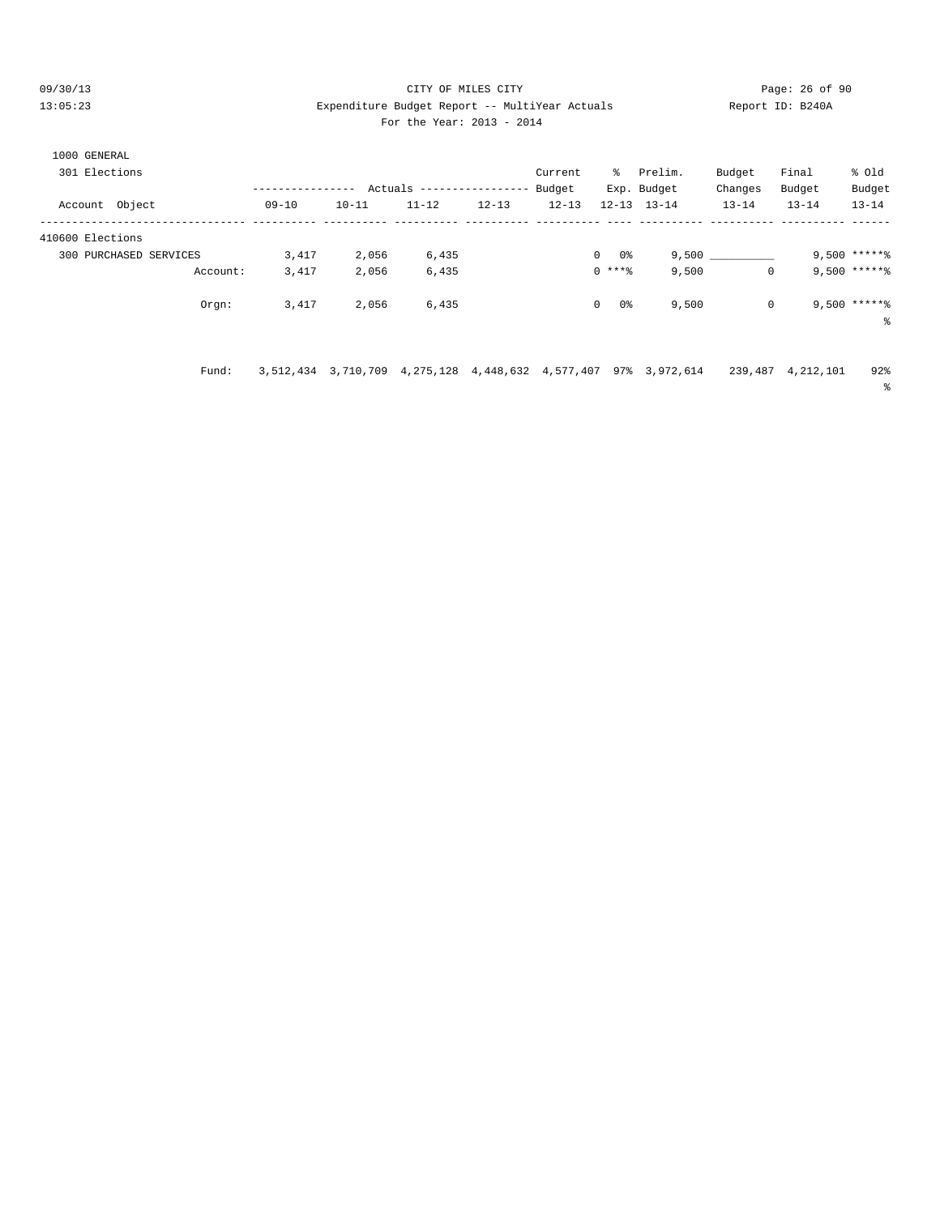CITY OF MILES CITY

Expenditure Budget Report -- MultiYear Actuals

For the Year: 2013 - 2014

1000 GENERAL

301 Elections

| Account Object | 09-10 | 10-11 | 11-12 | 12-13 | Current Budget 12-13 | % Exp. 12-13 | Prelim. Budget 13-14 | Budget Changes 13-14 | Final Budget 13-14 | % Old Budget 13-14 |
|---|---|---|---|---|---|---|---|---|---|---|
| 410600 Elections | | | | | | | | | | |
| 300 PURCHASED SERVICES | 3,417 | 2,056 | 6,435 | | 0 | 0% | 9,500 | __________ | 9,500 | *****% |
| Account: | 3,417 | 2,056 | 6,435 | | 0 | ***% | 9,500 | 0 | 9,500 | *****% |
| Orgn: | 3,417 | 2,056 | 6,435 | | 0 | 0% | 9,500 | 0 | 9,500 | *****% |
| Fund: | 3,512,434 | 3,710,709 | 4,275,128 | 4,448,632 | 4,577,407 | 97% | 3,972,614 | 239,487 | 4,212,101 | 92% |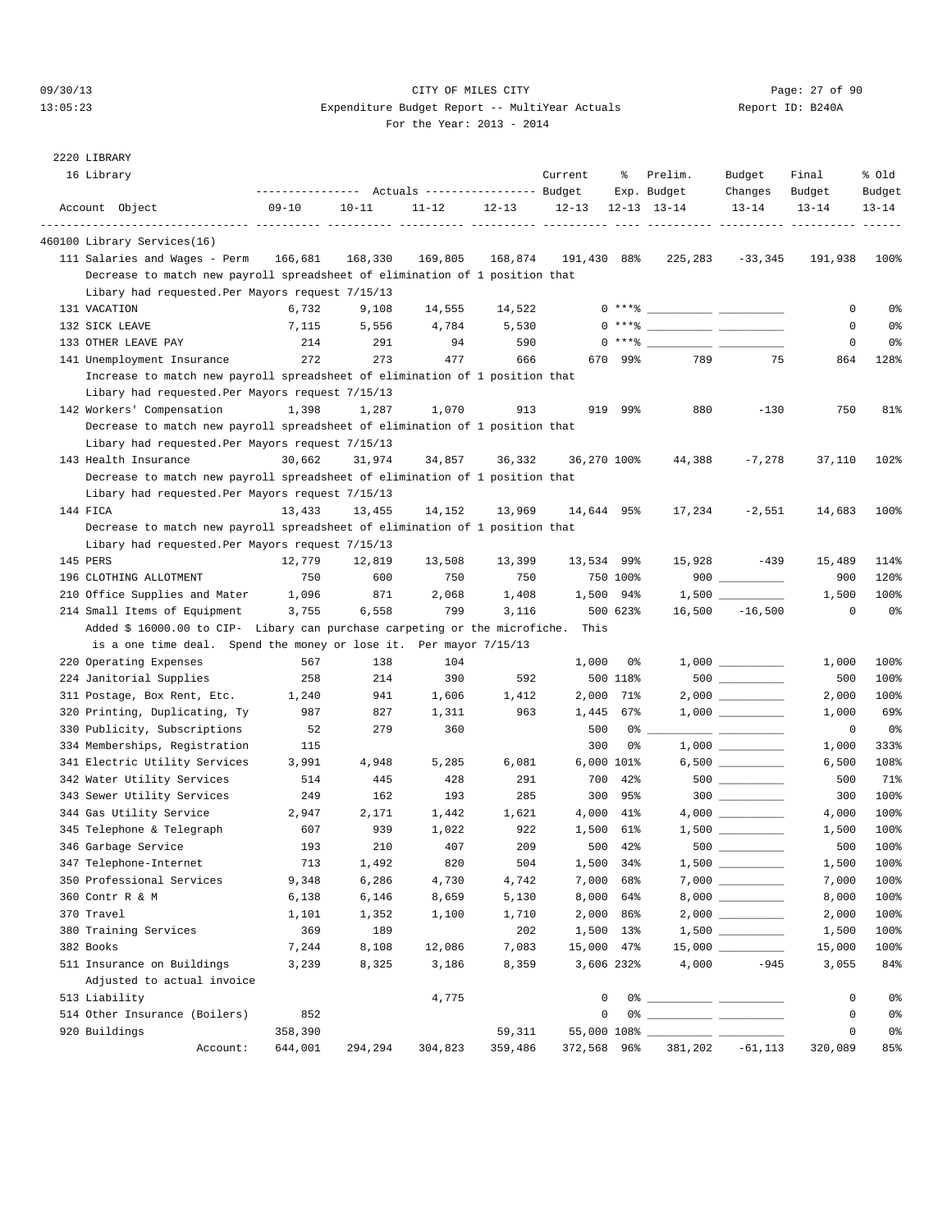CITY OF MILES CITY

Expenditure Budget Report -- MultiYear Actuals

For the Year: 2013 - 2014

Report ID: B240A

09/30/13 13:05:23

2220 LIBRARY

16 Library

| Account Object | 09-10 | 10-11 | 11-12 | 12-13 | Current Budget 12-13 | % Exp. 12-13 | Prelim. Budget 13-14 | Budget Changes 13-14 | Final Budget 13-14 | % Old Budget 13-14 |
|---|---|---|---|---|---|---|---|---|---|---|
| **460100 Library Services(16)** | | | | | | | | | | |
| 111 Salaries and Wages - Perm | 166,681 | 168,330 | 169,805 | 168,874 | 191,430 | 88% | 225,283 | -33,345 | 191,938 | 100% |
| Decrease to match new payroll spreadsheet of elimination of 1 position that Libary had requested.Per Mayors request 7/15/13 | | | | | | | | | | |
| 131 VACATION | 6,732 | 9,108 | 14,555 | 14,522 | 0 | ***% | ___________ | ___________ | 0 | 0% |
| 132 SICK LEAVE | 7,115 | 5,556 | 4,784 | 5,530 | 0 | ***% | ___________ | ___________ | 0 | 0% |
| 133 OTHER LEAVE PAY | 214 | 291 | 94 | 590 | 0 | ***% | ___________ | ___________ | 0 | 0% |
| 141 Unemployment Insurance | 272 | 273 | 477 | 666 | 670 | 99% | 789 | 75 | 864 | 128% |
| Increase to match new payroll spreadsheet of elimination of 1 position that Libary had requested.Per Mayors request 7/15/13 | | | | | | | | | | |
| 142 Workers' Compensation | 1,398 | 1,287 | 1,070 | 913 | 919 | 99% | 880 | -130 | 750 | 81% |
| Decrease to match new payroll spreadsheet of elimination of 1 position that Libary had requested.Per Mayors request 7/15/13 | | | | | | | | | | |
| 143 Health Insurance | 30,662 | 31,974 | 34,857 | 36,332 | 36,270 | 100% | 44,388 | -7,278 | 37,110 | 102% |
| Decrease to match new payroll spreadsheet of elimination of 1 position that Libary had requested.Per Mayors request 7/15/13 | | | | | | | | | | |
| 144 FICA | 13,433 | 13,455 | 14,152 | 13,969 | 14,644 | 95% | 17,234 | -2,551 | 14,683 | 100% |
| Decrease to match new payroll spreadsheet of elimination of 1 position that Libary had requested.Per Mayors request 7/15/13 | | | | | | | | | | |
| 145 PERS | 12,779 | 12,819 | 13,508 | 13,399 | 13,534 | 99% | 15,928 | -439 | 15,489 | 114% |
| 196 CLOTHING ALLOTMENT | 750 | 600 | 750 | 750 | 750 | 100% | 900 | ___________ | 900 | 120% |
| 210 Office Supplies and Mater | 1,096 | 871 | 2,068 | 1,408 | 1,500 | 94% | 1,500 | ___________ | 1,500 | 100% |
| 214 Small Items of Equipment | 3,755 | 6,558 | 799 | 3,116 | 500 | 623% | 16,500 | -16,500 | 0 | 0% |
| Added $ 16000.00 to CIP- Libary can purchase carpeting or the microfiche. This is a one time deal. Spend the money or lose it. Per mayor 7/15/13 | | | | | | | | | | |
| 220 Operating Expenses | 567 | 138 | 104 | | 1,000 | 0% | 1,000 | ___________ | 1,000 | 100% |
| 224 Janitorial Supplies | 258 | 214 | 390 | 592 | 500 | 118% | 500 | ___________ | 500 | 100% |
| 311 Postage, Box Rent, Etc. | 1,240 | 941 | 1,606 | 1,412 | 2,000 | 71% | 2,000 | ___________ | 2,000 | 100% |
| 320 Printing, Duplicating, Ty | 987 | 827 | 1,311 | 963 | 1,445 | 67% | 1,000 | ___________ | 1,000 | 69% |
| 330 Publicity, Subscriptions | 52 | 279 | 360 | | 500 | 0% | ___________ | ___________ | 0 | 0% |
| 334 Memberships, Registration | 115 | | | | 300 | 0% | 1,000 | ___________ | 1,000 | 333% |
| 341 Electric Utility Services | 3,991 | 4,948 | 5,285 | 6,081 | 6,000 | 101% | 6,500 | ___________ | 6,500 | 108% |
| 342 Water Utility Services | 514 | 445 | 428 | 291 | 700 | 42% | 500 | ___________ | 500 | 71% |
| 343 Sewer Utility Services | 249 | 162 | 193 | 285 | 300 | 95% | 300 | ___________ | 300 | 100% |
| 344 Gas Utility Service | 2,947 | 2,171 | 1,442 | 1,621 | 4,000 | 41% | 4,000 | ___________ | 4,000 | 100% |
| 345 Telephone & Telegraph | 607 | 939 | 1,022 | 922 | 1,500 | 61% | 1,500 | ___________ | 1,500 | 100% |
| 346 Garbage Service | 193 | 210 | 407 | 209 | 500 | 42% | 500 | ___________ | 500 | 100% |
| 347 Telephone-Internet | 713 | 1,492 | 820 | 504 | 1,500 | 34% | 1,500 | ___________ | 1,500 | 100% |
| 350 Professional Services | 9,348 | 6,286 | 4,730 | 4,742 | 7,000 | 68% | 7,000 | ___________ | 7,000 | 100% |
| 360 Contr R & M | 6,138 | 6,146 | 8,659 | 5,130 | 8,000 | 64% | 8,000 | ___________ | 8,000 | 100% |
| 370 Travel | 1,101 | 1,352 | 1,100 | 1,710 | 2,000 | 86% | 2,000 | ___________ | 2,000 | 100% |
| 380 Training Services | 369 | 189 | | 202 | 1,500 | 13% | 1,500 | ___________ | 1,500 | 100% |
| 382 Books | 7,244 | 8,108 | 12,086 | 7,083 | 15,000 | 47% | 15,000 | ___________ | 15,000 | 100% |
| 511 Insurance on Buildings | 3,239 | 8,325 | 3,186 | 8,359 | 3,606 | 232% | 4,000 | -945 | 3,055 | 84% |
| Adjusted to actual invoice | | | | | | | | | | |
| 513 Liability | | | 4,775 | | 0 | 0% | ___________ | ___________ | 0 | 0% |
| 514 Other Insurance (Boilers) | 852 | | | | 0 | 0% | ___________ | ___________ | 0 | 0% |
| 920 Buildings | 358,390 | | | 59,311 | 55,000 | 108% | ___________ | ___________ | 0 | 0% |
| Account: | 644,001 | 294,294 | 304,823 | 359,486 | 372,568 | 96% | 381,202 | -61,113 | 320,089 | 85% |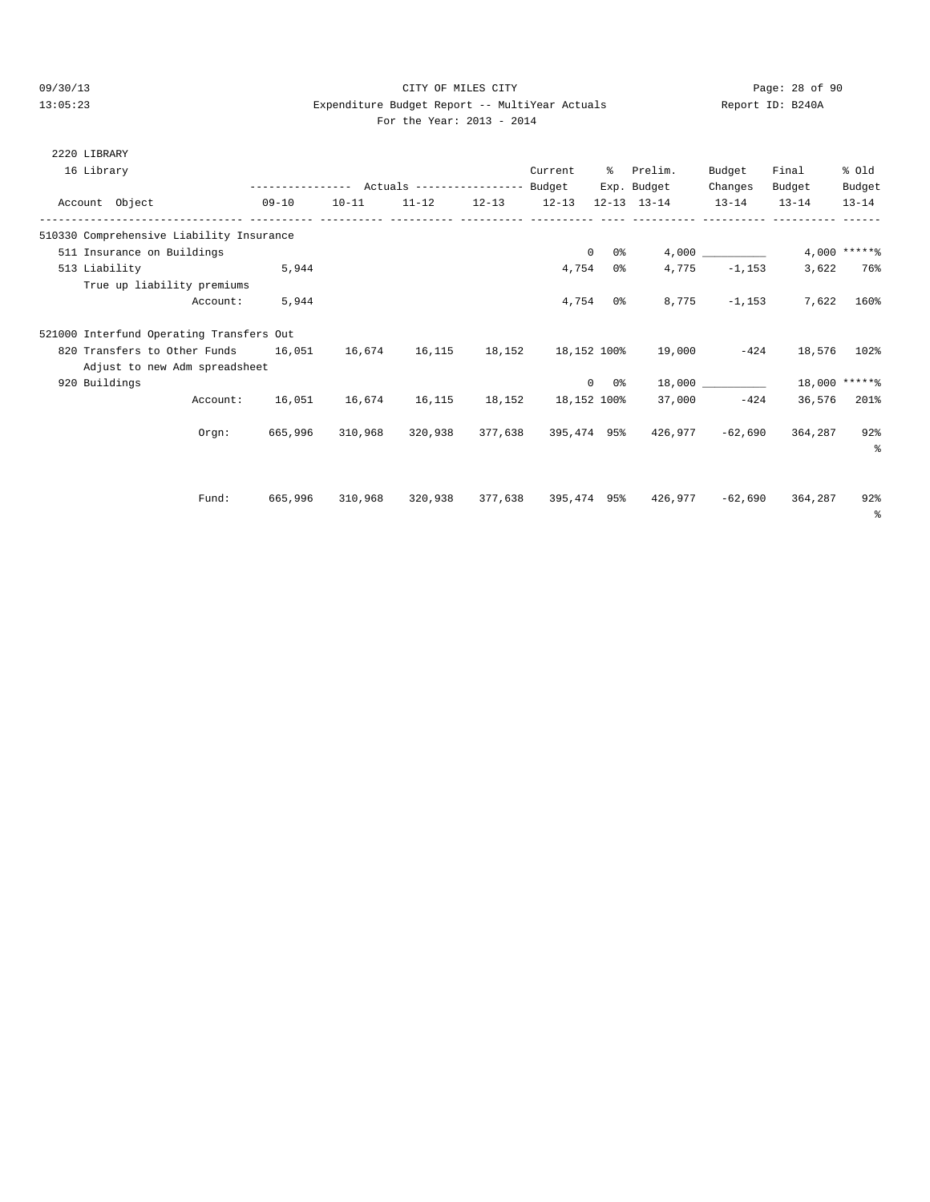CITY OF MILES CITY

Expenditure Budget Report -- MultiYear Actuals

For the Year: 2013 - 2014

09/30/13 13:05:23 Report ID: B240A

2220 LIBRARY

16 Library

| Account Object | Actuals 09-10 | Actuals 10-11 | Actuals 11-12 | Actuals 12-13 | Current Budget 12-13 | % Exp. 12-13 | Prelim. Budget 13-14 | Budget Changes 13-14 | Final Budget 13-14 | % Old Budget 13-14 |
|---|---|---|---|---|---|---|---|---|---|---|
| 510330 Comprehensive Liability Insurance | | | | | | | | | | |
| 511 Insurance on Buildings | | | | | 0 | 0% | 4,000 | __________ | 4,000 | *****% |
| 513 Liability | 5,944 | | | | 4,754 | 0% | 4,775 | -1,153 | 3,622 | 76% |
| True up liability premiums | | | | | | | | | | |
| Account: | 5,944 | | | | 4,754 | 0% | 8,775 | -1,153 | 7,622 | 160% |
| 521000 Interfund Operating Transfers Out | | | | | | | | | | |
| 820 Transfers to Other Funds | 16,051 | 16,674 | 16,115 | 18,152 | 18,152 | 100% | 19,000 | -424 | 18,576 | 102% |
| Adjust to new Adm spreadsheet | | | | | | | | | | |
| 920 Buildings | | | | | 0 | 0% | 18,000 | __________ | 18,000 | *****% |
| Account: | 16,051 | 16,674 | 16,115 | 18,152 | 18,152 | 100% | 37,000 | -424 | 36,576 | 201% |
| Orgn: | 665,996 | 310,968 | 320,938 | 377,638 | 395,474 | 95% | 426,977 | -62,690 | 364,287 | 92% |
| Fund: | 665,996 | 310,968 | 320,938 | 377,638 | 395,474 | 95% | 426,977 | -62,690 | 364,287 | 92% |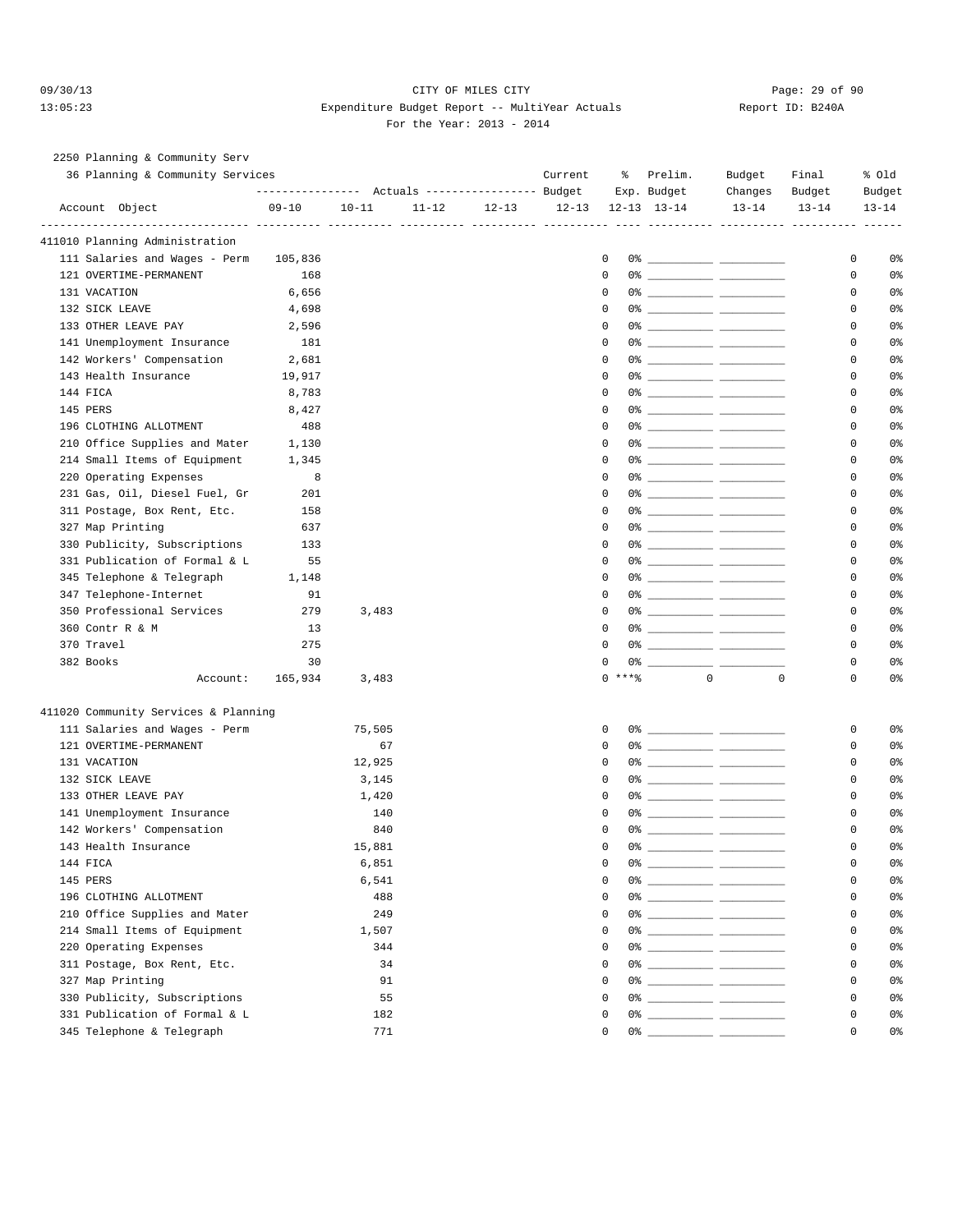CITY OF MILES CITY

Expenditure Budget Report -- MultiYear Actuals

For the Year: 2013 - 2014

2250 Planning & Community Serv

36 Planning & Community Services

| Account Object | Actuals 09-10 | Actuals 10-11 | Actuals 11-12 | Actuals 12-13 | Current Budget 12-13 | % Exp. 12-13 | Prelim. Budget 13-14 | Budget Changes 13-14 | Final Budget 13-14 | % Old Budget 13-14 |
|---|---|---|---|---|---|---|---|---|---|---|
| **411010 Planning Administration** | | | | | | | | | | |
| 111 Salaries and Wages - Perm | 105,836 | | | | 0 | 0% | ___________ | ___________ | 0 | 0% |
| 121 OVERTIME-PERMANENT | 168 | | | | 0 | 0% | ___________ | ___________ | 0 | 0% |
| 131 VACATION | 6,656 | | | | 0 | 0% | ___________ | ___________ | 0 | 0% |
| 132 SICK LEAVE | 4,698 | | | | 0 | 0% | ___________ | ___________ | 0 | 0% |
| 133 OTHER LEAVE PAY | 2,596 | | | | 0 | 0% | ___________ | ___________ | 0 | 0% |
| 141 Unemployment Insurance | 181 | | | | 0 | 0% | ___________ | ___________ | 0 | 0% |
| 142 Workers' Compensation | 2,681 | | | | 0 | 0% | ___________ | ___________ | 0 | 0% |
| 143 Health Insurance | 19,917 | | | | 0 | 0% | ___________ | ___________ | 0 | 0% |
| 144 FICA | 8,783 | | | | 0 | 0% | ___________ | ___________ | 0 | 0% |
| 145 PERS | 8,427 | | | | 0 | 0% | ___________ | ___________ | 0 | 0% |
| 196 CLOTHING ALLOTMENT | 488 | | | | 0 | 0% | ___________ | ___________ | 0 | 0% |
| 210 Office Supplies and Mater | 1,130 | | | | 0 | 0% | ___________ | ___________ | 0 | 0% |
| 214 Small Items of Equipment | 1,345 | | | | 0 | 0% | ___________ | ___________ | 0 | 0% |
| 220 Operating Expenses | 8 | | | | 0 | 0% | ___________ | ___________ | 0 | 0% |
| 231 Gas, Oil, Diesel Fuel, Gr | 201 | | | | 0 | 0% | ___________ | ___________ | 0 | 0% |
| 311 Postage, Box Rent, Etc. | 158 | | | | 0 | 0% | ___________ | ___________ | 0 | 0% |
| 327 Map Printing | 637 | | | | 0 | 0% | ___________ | ___________ | 0 | 0% |
| 330 Publicity, Subscriptions | 133 | | | | 0 | 0% | ___________ | ___________ | 0 | 0% |
| 331 Publication of Formal & L | 55 | | | | 0 | 0% | ___________ | ___________ | 0 | 0% |
| 345 Telephone & Telegraph | 1,148 | | | | 0 | 0% | ___________ | ___________ | 0 | 0% |
| 347 Telephone-Internet | 91 | | | | 0 | 0% | ___________ | ___________ | 0 | 0% |
| 350 Professional Services | 279 | 3,483 | | | 0 | 0% | ___________ | ___________ | 0 | 0% |
| 360 Contr R & M | 13 | | | | 0 | 0% | ___________ | ___________ | 0 | 0% |
| 370 Travel | 275 | | | | 0 | 0% | ___________ | ___________ | 0 | 0% |
| 382 Books | 30 | | | | 0 | 0% | ___________ | ___________ | 0 | 0% |
| Account: | 165,934 | 3,483 | | | 0 | ***% | 0 | 0 | 0 | 0% |
| **411020 Community Services & Planning** | | | | | | | | | | |
| 111 Salaries and Wages - Perm | | 75,505 | | | 0 | 0% | ___________ | ___________ | 0 | 0% |
| 121 OVERTIME-PERMANENT | | 67 | | | 0 | 0% | ___________ | ___________ | 0 | 0% |
| 131 VACATION | | 12,925 | | | 0 | 0% | ___________ | ___________ | 0 | 0% |
| 132 SICK LEAVE | | 3,145 | | | 0 | 0% | ___________ | ___________ | 0 | 0% |
| 133 OTHER LEAVE PAY | | 1,420 | | | 0 | 0% | ___________ | ___________ | 0 | 0% |
| 141 Unemployment Insurance | | 140 | | | 0 | 0% | ___________ | ___________ | 0 | 0% |
| 142 Workers' Compensation | | 840 | | | 0 | 0% | ___________ | ___________ | 0 | 0% |
| 143 Health Insurance | | 15,881 | | | 0 | 0% | ___________ | ___________ | 0 | 0% |
| 144 FICA | | 6,851 | | | 0 | 0% | ___________ | ___________ | 0 | 0% |
| 145 PERS | | 6,541 | | | 0 | 0% | ___________ | ___________ | 0 | 0% |
| 196 CLOTHING ALLOTMENT | | 488 | | | 0 | 0% | ___________ | ___________ | 0 | 0% |
| 210 Office Supplies and Mater | | 249 | | | 0 | 0% | ___________ | ___________ | 0 | 0% |
| 214 Small Items of Equipment | | 1,507 | | | 0 | 0% | ___________ | ___________ | 0 | 0% |
| 220 Operating Expenses | | 344 | | | 0 | 0% | ___________ | ___________ | 0 | 0% |
| 311 Postage, Box Rent, Etc. | | 34 | | | 0 | 0% | ___________ | ___________ | 0 | 0% |
| 327 Map Printing | | 91 | | | 0 | 0% | ___________ | ___________ | 0 | 0% |
| 330 Publicity, Subscriptions | | 55 | | | 0 | 0% | ___________ | ___________ | 0 | 0% |
| 331 Publication of Formal & L | | 182 | | | 0 | 0% | ___________ | ___________ | 0 | 0% |
| 345 Telephone & Telegraph | | 771 | | | 0 | 0% | ___________ | ___________ | 0 | 0% |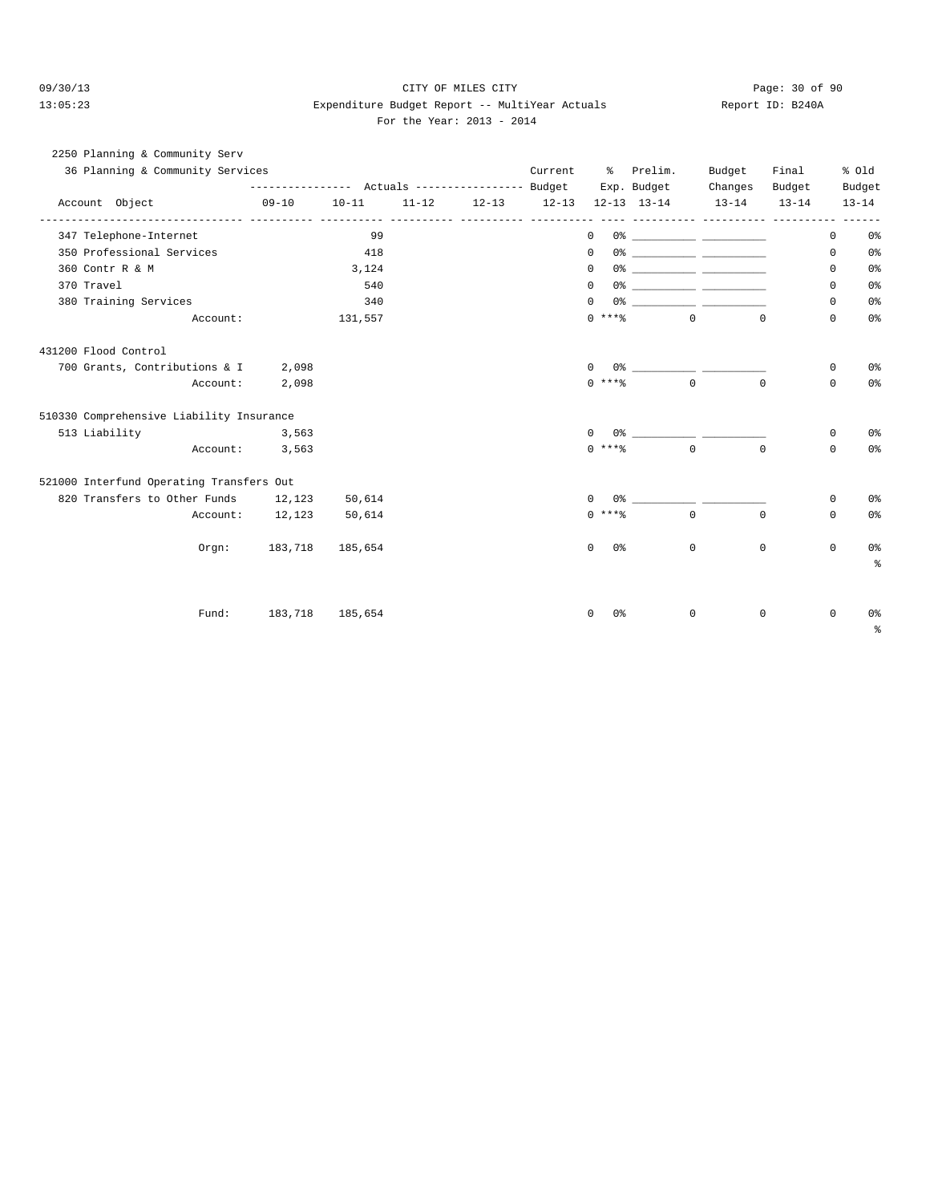CITY OF MILES CITY

Expenditure Budget Report -- MultiYear Actuals

Report ID: B240A

For the Year: 2013 - 2014

09/30/13 13:05:23

2250 Planning & Community Serv

36 Planning & Community Services

| Account Object | Actuals 09-10 | Actuals 10-11 | Actuals 11-12 | Actuals 12-13 | Current Budget 12-13 | % Exp. 12-13 | Prelim. Budget 13-14 | Budget Changes 13-14 | Final Budget 13-14 | % Old Budget 13-14 |
|---|---|---|---|---|---|---|---|---|---|---|
| 347 Telephone-Internet | | 99 | | | 0 | 0% | ___________ | ___________ | 0 | 0% |
| 350 Professional Services | | 418 | | | 0 | 0% | ___________ | ___________ | 0 | 0% |
| 360 Contr R & M | | 3,124 | | | 0 | 0% | ___________ | ___________ | 0 | 0% |
| 370 Travel | | 540 | | | 0 | 0% | ___________ | ___________ | 0 | 0% |
| 380 Training Services | | 340 | | | 0 | 0% | ___________ | ___________ | 0 | 0% |
| Account: | | 131,557 | | | 0 | ***% | 0 | 0 | 0 | 0% |
| **431200 Flood Control** | | | | | | | | | | |
| 700 Grants, Contributions & I | 2,098 | | | | 0 | 0% | ___________ | ___________ | 0 | 0% |
| Account: | 2,098 | | | | 0 | ***% | 0 | 0 | 0 | 0% |
| **510330 Comprehensive Liability Insurance** | | | | | | | | | | |
| 513 Liability | 3,563 | | | | 0 | 0% | ___________ | ___________ | 0 | 0% |
| Account: | 3,563 | | | | 0 | ***% | 0 | 0 | 0 | 0% |
| **521000 Interfund Operating Transfers Out** | | | | | | | | | | |
| 820 Transfers to Other Funds | 12,123 | 50,614 | | | 0 | 0% | ___________ | ___________ | 0 | 0% |
| Account: | 12,123 | 50,614 | | | 0 | ***% | 0 | 0 | 0 | 0% |
| Orgn: | 183,718 | 185,654 | | | 0 | 0% | 0 | 0 | 0 | 0% % |
| Fund: | 183,718 | 185,654 | | | 0 | 0% | 0 | 0 | 0 | 0% % |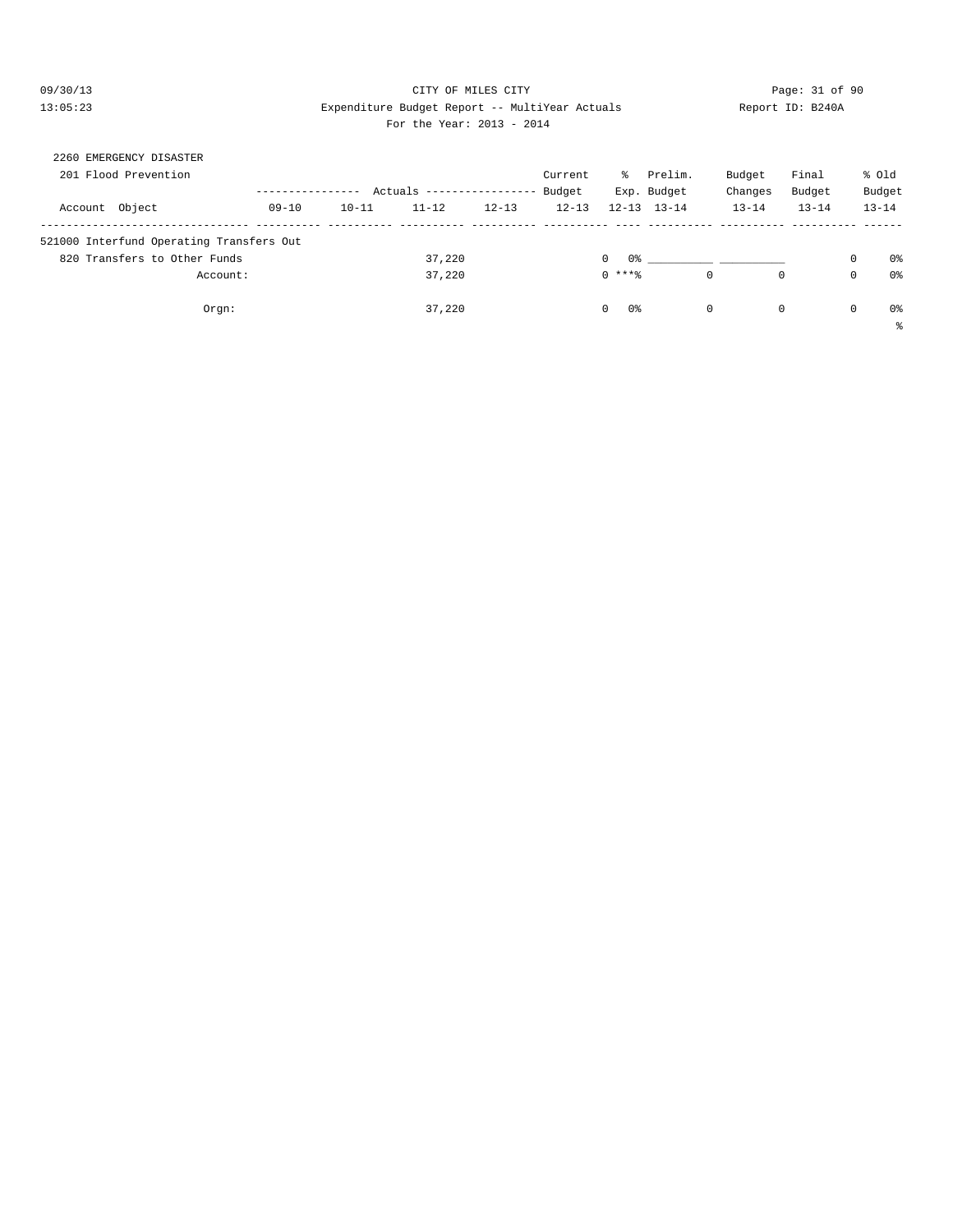09/30/13 CITY OF MILES CITY
13:05:23 Expenditure Budget Report -- MultiYear Actuals Report ID: B240A
For the Year: 2013 - 2014

2260 EMERGENCY DISASTER

201 Flood Prevention

| Account Object | 09-10 | 10-11 | 11-12 | 12-13 | Current Budget 12-13 | % Exp. 12-13 | Prelim. Budget 13-14 | Budget Changes 13-14 | Final Budget 13-14 | % Old Budget 13-14 |
|---|---|---|---|---|---|---|---|---|---|---|
| 521000 Interfund Operating Transfers Out | | | | | | | | | | |
| 820 Transfers to Other Funds | | | 37,220 | | 0 | 0% | ___________ | ___________ | 0 | 0% |
| Account: | | | 37,220 | | 0 | ***% | 0 | 0 | 0 | 0% |
| Orgn: | | | 37,220 | | 0 | 0% | 0 | 0 | 0 | 0% |

%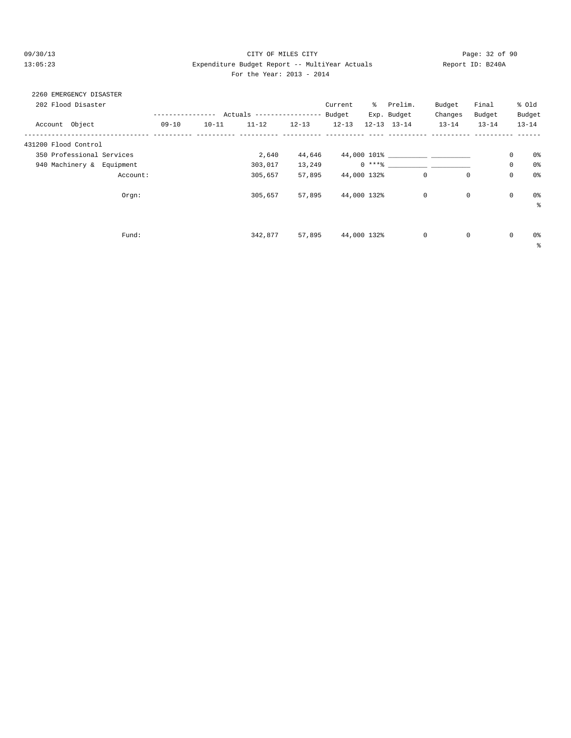CITY OF MILES CITY
Expenditure Budget Report -- MultiYear Actuals
For the Year: 2013 - 2014

Report ID: B240A

2260 EMERGENCY DISASTER

202 Flood Disaster

| Account Object | 09-10 | 10-11 | 11-12 | 12-13 | Current Budget 12-13 | % Exp. 12-13 | Prelim. Budget 13-14 | Budget Changes 13-14 | Final Budget 13-14 | % Old Budget 13-14 |
|---|---|---|---|---|---|---|---|---|---|---|
| 431200 Flood Control | | | | | | | | | | |
| 350 Professional Services | | | 2,640 | 44,646 | 44,000 | 101% | ___________ | ___________ | 0 | 0% |
| 940 Machinery & Equipment | | | 303,017 | 13,249 | 0 | ***% | ___________ | ___________ | 0 | 0% |
| Account: | | | 305,657 | 57,895 | 44,000 | 132% | 0 | 0 | 0 | 0% |
| Orgn: | | | 305,657 | 57,895 | 44,000 | 132% | 0 | 0 | 0 | 0% |
| Fund: | | | 342,877 | 57,895 | 44,000 | 132% | 0 | 0 | 0 | 0% |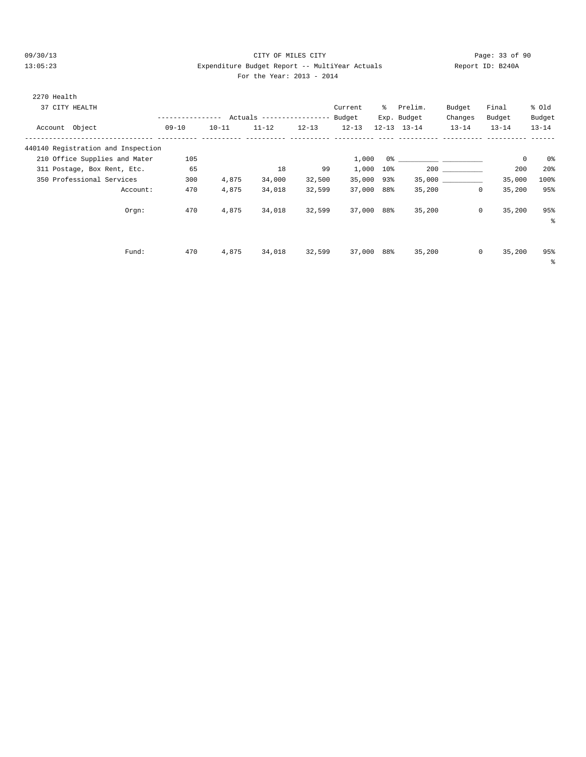CITY OF MILES CITY

Expenditure Budget Report -- MultiYear Actuals

For the Year: 2013 - 2014

2270 Health

37 CITY HEALTH

| Account Object | 09-10 Actuals | 10-11 Actuals | 11-12 Actuals | 12-13 Actuals | Current Budget 12-13 | % Exp. 12-13 | Prelim. Budget 13-14 | Budget Changes 13-14 | Final Budget 13-14 | % Old Budget 13-14 |
|---|---|---|---|---|---|---|---|---|---|---|
| 440140 Registration and Inspection | | | | | | | | | | |
| 210 Office Supplies and Mater | 105 | | | | 1,000 | 0% | __________ | __________ | 0 | 0% |
| 311 Postage, Box Rent, Etc. | 65 | | 18 | 99 | 1,000 | 10% | 200 | __________ | 200 | 20% |
| 350 Professional Services | 300 | 4,875 | 34,000 | 32,500 | 35,000 | 93% | 35,000 | __________ | 35,000 | 100% |
| Account: | 470 | 4,875 | 34,018 | 32,599 | 37,000 | 88% | 35,200 | 0 | 35,200 | 95% |
| Orgn: | 470 | 4,875 | 34,018 | 32,599 | 37,000 | 88% | 35,200 | 0 | 35,200 | 95% % |
| Fund: | 470 | 4,875 | 34,018 | 32,599 | 37,000 | 88% | 35,200 | 0 | 35,200 | 95% % |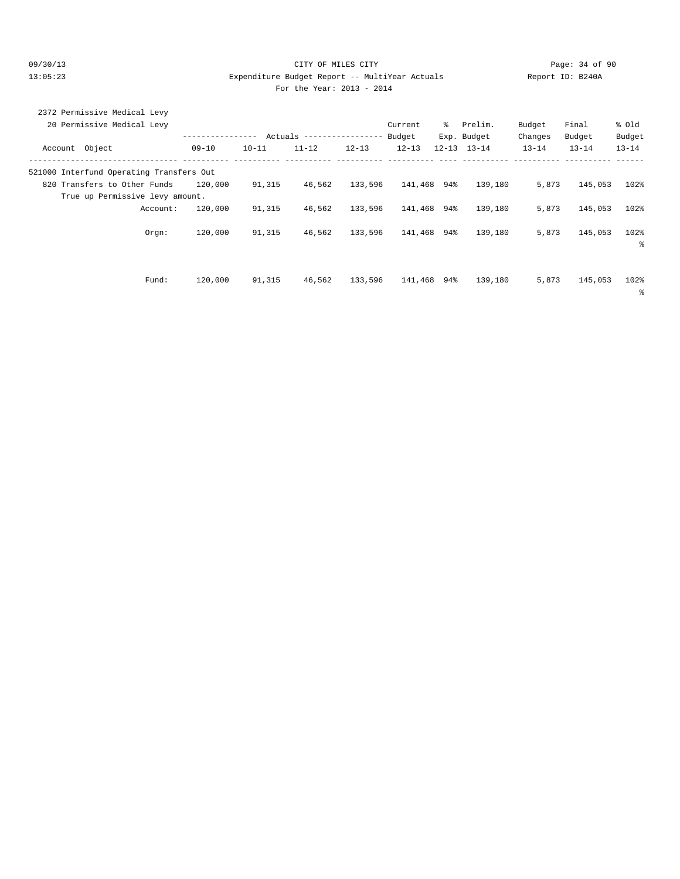CITY OF MILES CITY
Expenditure Budget Report -- MultiYear Actuals
For the Year: 2013 - 2014

2372 Permissive Medical Levy

20 Permissive Medical Levy

| Account Object | Actuals 09-10 | Actuals 10-11 | Actuals 11-12 | Actuals 12-13 | Current Budget 12-13 | % Exp. 12-13 | Prelim. Budget 13-14 | Budget Changes 13-14 | Final Budget 13-14 | % Old Budget 13-14 |
|---|---|---|---|---|---|---|---|---|---|---|
| 521000 Interfund Operating Transfers Out | | | | | | | | | | |
| 820 Transfers to Other Funds | 120,000 | 91,315 | 46,562 | 133,596 | 141,468 | 94% | 139,180 | 5,873 | 145,053 | 102% |
| True up Permissive levy amount. | | | | | | | | | | |
| Account: | 120,000 | 91,315 | 46,562 | 133,596 | 141,468 | 94% | 139,180 | 5,873 | 145,053 | 102% |
| Orgn: | 120,000 | 91,315 | 46,562 | 133,596 | 141,468 | 94% | 139,180 | 5,873 | 145,053 | 102% |
| Fund: | 120,000 | 91,315 | 46,562 | 133,596 | 141,468 | 94% | 139,180 | 5,873 | 145,053 | 102% |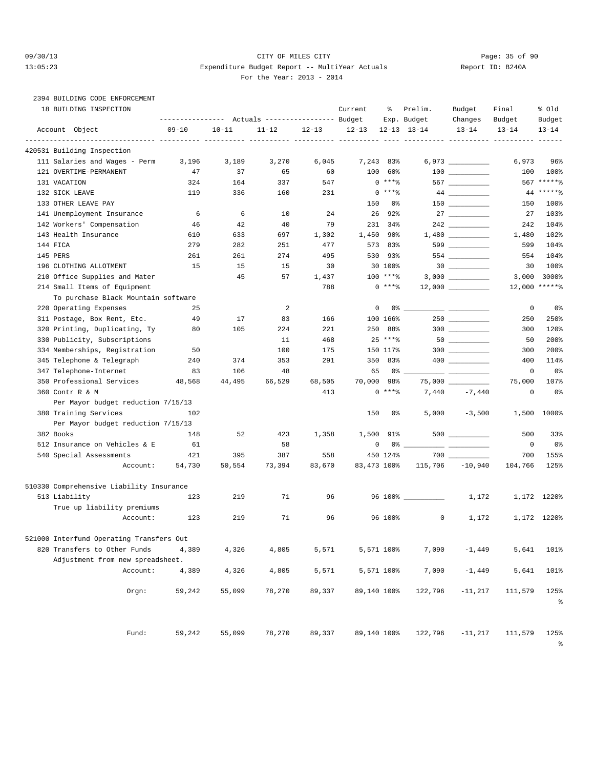CITY OF MILES CITY

Expenditure Budget Report -- MultiYear Actuals

For the Year: 2013 - 2014

2394 BUILDING CODE ENFORCEMENT

18 BUILDING INSPECTION

| Account Object | Actuals 09-10 | Actuals 10-11 | Actuals 11-12 | Actuals 12-13 | Current Budget 12-13 | % Exp. 12-13 | Prelim. Budget 13-14 | Budget Changes 13-14 | Final Budget 13-14 | % Old Budget 13-14 |
|---|---|---|---|---|---|---|---|---|---|---|
| **420531 Building Inspection** | | | | | | | | | | |
| 111 Salaries and Wages - Perm | 3,196 | 3,189 | 3,270 | 6,045 | 7,243 | 83% | 6,973 | __________ | 6,973 | 96% |
| 121 OVERTIME-PERMANENT | 47 | 37 | 65 | 60 | 100 | 60% | 100 | __________ | 100 | 100% |
| 131 VACATION | 324 | 164 | 337 | 547 | 0 | ***% | 567 | __________ | 567 | *****% |
| 132 SICK LEAVE | 119 | 336 | 160 | 231 | 0 | ***% | 44 | __________ | 44 | *****% |
| 133 OTHER LEAVE PAY | | | | | 150 | 0% | 150 | __________ | 150 | 100% |
| 141 Unemployment Insurance | 6 | 6 | 10 | 24 | 26 | 92% | 27 | __________ | 27 | 103% |
| 142 Workers' Compensation | 46 | 42 | 40 | 79 | 231 | 34% | 242 | __________ | 242 | 104% |
| 143 Health Insurance | 610 | 633 | 697 | 1,302 | 1,450 | 90% | 1,480 | __________ | 1,480 | 102% |
| 144 FICA | 279 | 282 | 251 | 477 | 573 | 83% | 599 | __________ | 599 | 104% |
| 145 PERS | 261 | 261 | 274 | 495 | 530 | 93% | 554 | __________ | 554 | 104% |
| 196 CLOTHING ALLOTMENT | 15 | 15 | 15 | 30 | 30 | 100% | 30 | __________ | 30 | 100% |
| 210 Office Supplies and Mater | | 45 | 57 | 1,437 | 100 | ***% | 3,000 | __________ | 3,000 | 3000% |
| 214 Small Items of Equipment | | | | 788 | 0 | ***% | 12,000 | __________ | 12,000 | *****% |
| To purchase Black Mountain software | | | | | | | | | | |
| 220 Operating Expenses | 25 | | 2 | | 0 | 0% | __________ | __________ | 0 | 0% |
| 311 Postage, Box Rent, Etc. | 49 | 17 | 83 | 166 | 100 | 166% | 250 | __________ | 250 | 250% |
| 320 Printing, Duplicating, Ty | 80 | 105 | 224 | 221 | 250 | 88% | 300 | __________ | 300 | 120% |
| 330 Publicity, Subscriptions | | | 11 | 468 | 25 | ***% | 50 | __________ | 50 | 200% |
| 334 Memberships, Registration | 50 | | 100 | 175 | 150 | 117% | 300 | __________ | 300 | 200% |
| 345 Telephone & Telegraph | 240 | 374 | 353 | 291 | 350 | 83% | 400 | __________ | 400 | 114% |
| 347 Telephone-Internet | 83 | 106 | 48 | | 65 | 0% | __________ | __________ | 0 | 0% |
| 350 Professional Services | 48,568 | 44,495 | 66,529 | 68,505 | 70,000 | 98% | 75,000 | __________ | 75,000 | 107% |
| 360 Contr R & M | | | | 413 | 0 | ***% | 7,440 | -7,440 | 0 | 0% |
| Per Mayor budget reduction 7/15/13 | | | | | | | | | | |
| 380 Training Services | 102 | | | | 150 | 0% | 5,000 | -3,500 | 1,500 | 1000% |
| Per Mayor budget reduction 7/15/13 | | | | | | | | | | |
| 382 Books | 148 | 52 | 423 | 1,358 | 1,500 | 91% | 500 | __________ | 500 | 33% |
| 512 Insurance on Vehicles & E | 61 | | 58 | | 0 | 0% | __________ | __________ | 0 | 0% |
| 540 Special Assessments | 421 | 395 | 387 | 558 | 450 | 124% | 700 | __________ | 700 | 155% |
| Account: | 54,730 | 50,554 | 73,394 | 83,670 | 83,473 | 100% | 115,706 | -10,940 | 104,766 | 125% |
| **510330 Comprehensive Liability Insurance** | | | | | | | | | | |
| 513 Liability | 123 | 219 | 71 | 96 | 96 | 100% | __________ | 1,172 | 1,172 | 1220% |
| True up liability premiums | | | | | | | | | | |
| Account: | 123 | 219 | 71 | 96 | 96 | 100% | 0 | 1,172 | 1,172 | 1220% |
| **521000 Interfund Operating Transfers Out** | | | | | | | | | | |
| 820 Transfers to Other Funds | 4,389 | 4,326 | 4,805 | 5,571 | 5,571 | 100% | 7,090 | -1,449 | 5,641 | 101% |
| Adjustment from new spreadsheet. | | | | | | | | | | |
| Account: | 4,389 | 4,326 | 4,805 | 5,571 | 5,571 | 100% | 7,090 | -1,449 | 5,641 | 101% |
| Orgn: | 59,242 | 55,099 | 78,270 | 89,337 | 89,140 | 100% | 122,796 | -11,217 | 111,579 | 125% |
| Fund: | 59,242 | 55,099 | 78,270 | 89,337 | 89,140 | 100% | 122,796 | -11,217 | 111,579 | 125% |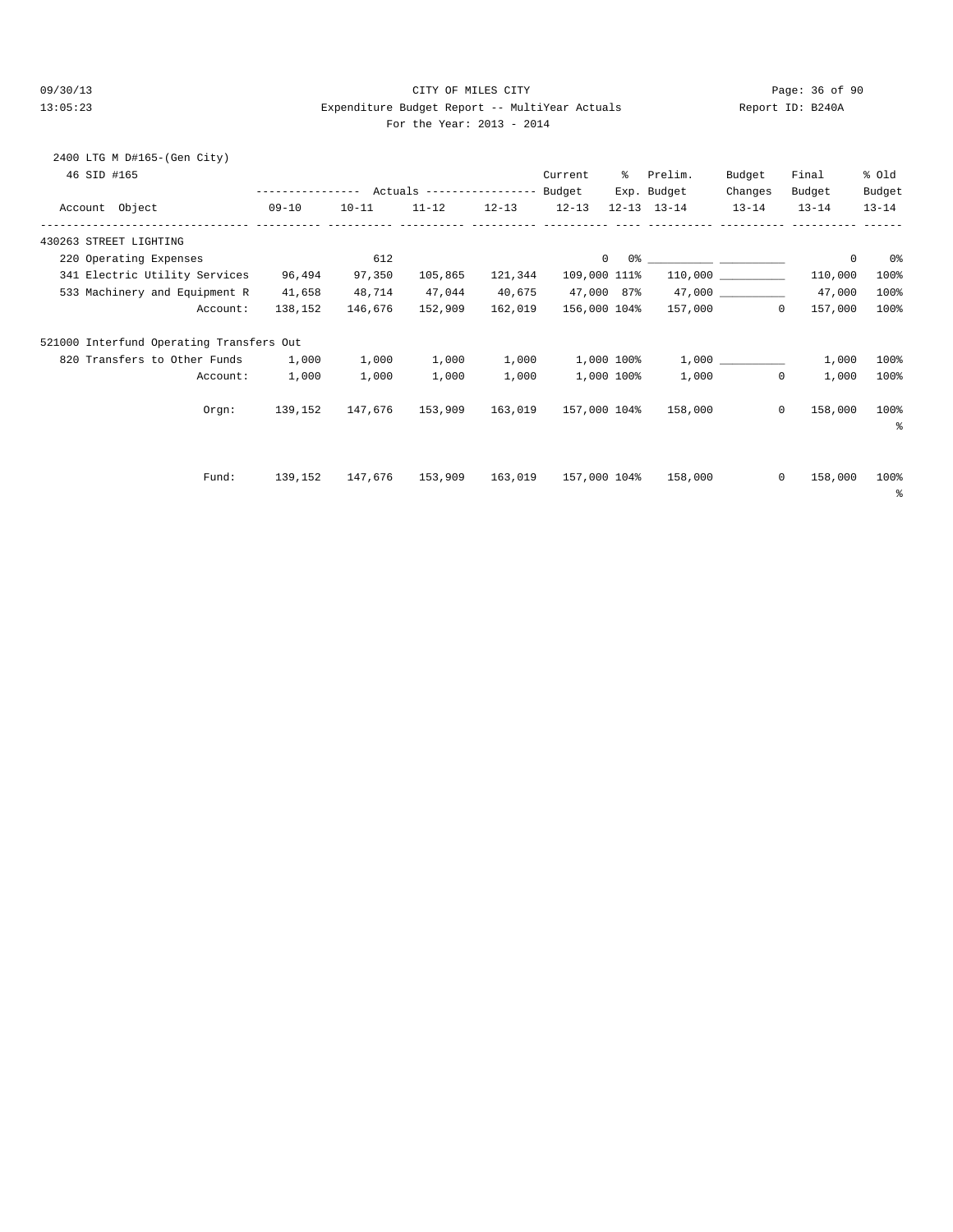CITY OF MILES CITY

Expenditure Budget Report -- MultiYear Actuals

For the Year: 2013 - 2014

2400 LTG M D#165-(Gen City)

46 SID #165

| Account Object | 09-10 | 10-11 | 11-12 | 12-13 | Current Budget 12-13 | % Exp. 12-13 | Prelim. Budget 13-14 | Budget Changes 13-14 | Final Budget 13-14 | % Old Budget 13-14 |
|---|---|---|---|---|---|---|---|---|---|---|
| **430263 STREET LIGHTING** | | | | | | | | | | |
| 220 Operating Expenses | | 612 | | | 0 | 0% | __________ | __________ | 0 | 0% |
| 341 Electric Utility Services | 96,494 | 97,350 | 105,865 | 121,344 | 109,000 | 111% | 110,000 | __________ | 110,000 | 100% |
| 533 Machinery and Equipment R | 41,658 | 48,714 | 47,044 | 40,675 | 47,000 | 87% | 47,000 | __________ | 47,000 | 100% |
| Account: | 138,152 | 146,676 | 152,909 | 162,019 | 156,000 | 104% | 157,000 | 0 | 157,000 | 100% |
| **521000 Interfund Operating Transfers Out** | | | | | | | | | | |
| 820 Transfers to Other Funds | 1,000 | 1,000 | 1,000 | 1,000 | 1,000 | 100% | 1,000 | __________ | 1,000 | 100% |
| Account: | 1,000 | 1,000 | 1,000 | 1,000 | 1,000 | 100% | 1,000 | 0 | 1,000 | 100% |
| Orgn: | 139,152 | 147,676 | 153,909 | 163,019 | 157,000 | 104% | 158,000 | 0 | 158,000 | 100% |
| Fund: | 139,152 | 147,676 | 153,909 | 163,019 | 157,000 | 104% | 158,000 | 0 | 158,000 | 100% |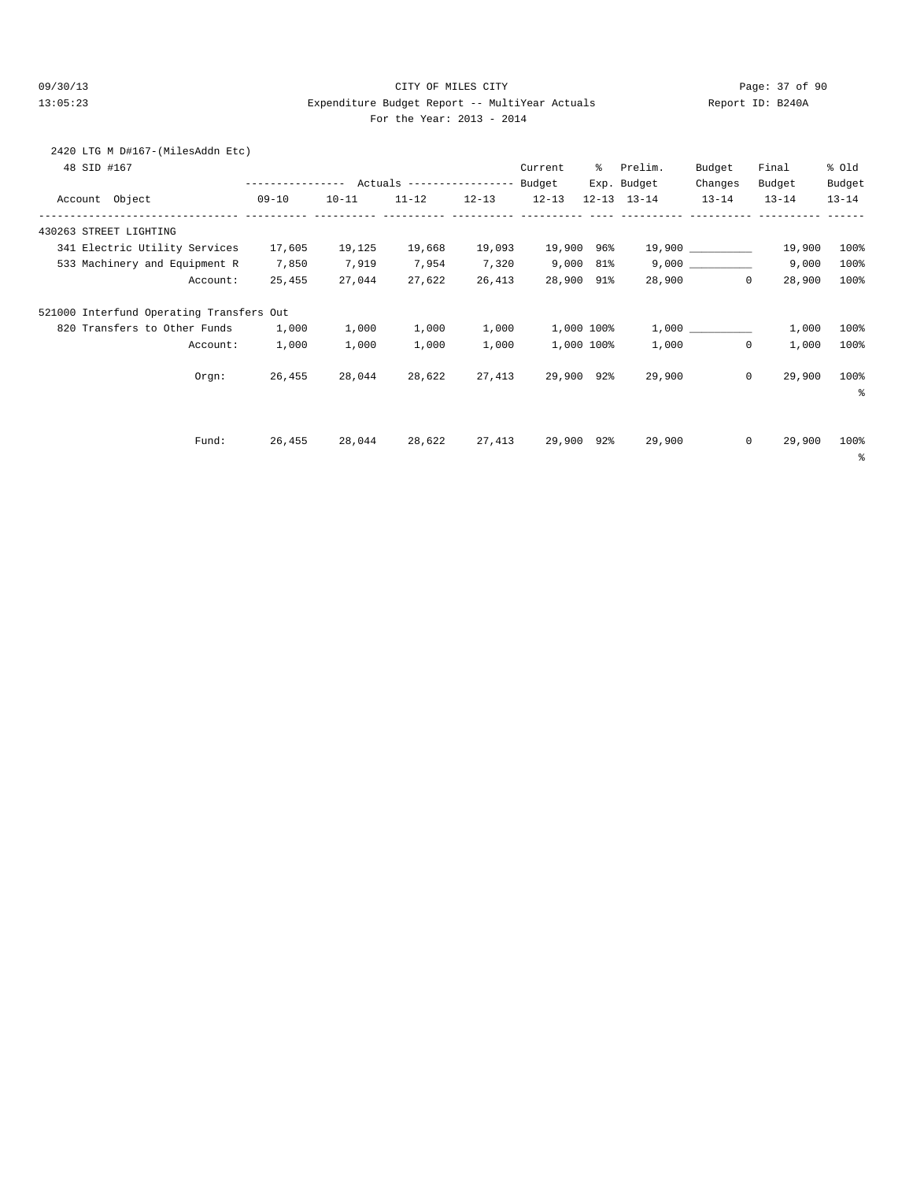CITY OF MILES CITY
Expenditure Budget Report -- MultiYear Actuals
For the Year: 2013 - 2014

09/30/13
13:05:23

Report ID: B240A

2420 LTG M D#167-(MilesAddn Etc)

48 SID #167

| Account Object | Actuals 09-10 | Actuals 10-11 | Actuals 11-12 | Actuals 12-13 | Current Budget 12-13 | % Exp. 12-13 | Prelim. Budget 13-14 | Budget Changes 13-14 | Final Budget 13-14 | % Old Budget 13-14 |
|---|---|---|---|---|---|---|---|---|---|---|
| **430263 STREET LIGHTING** | | | | | | | | | | |
| 341 Electric Utility Services | 17,605 | 19,125 | 19,668 | 19,093 | 19,900 | 96% | 19,900 | __________ | 19,900 | 100% |
| 533 Machinery and Equipment R | 7,850 | 7,919 | 7,954 | 7,320 | 9,000 | 81% | 9,000 | __________ | 9,000 | 100% |
| Account: | 25,455 | 27,044 | 27,622 | 26,413 | 28,900 | 91% | 28,900 | 0 | 28,900 | 100% |
| **521000 Interfund Operating Transfers Out** | | | | | | | | | | |
| 820 Transfers to Other Funds | 1,000 | 1,000 | 1,000 | 1,000 | 1,000 | 100% | 1,000 | __________ | 1,000 | 100% |
| Account: | 1,000 | 1,000 | 1,000 | 1,000 | 1,000 | 100% | 1,000 | 0 | 1,000 | 100% |
| Orgn: | 26,455 | 28,044 | 28,622 | 27,413 | 29,900 | 92% | 29,900 | 0 | 29,900 | 100% % |
| Fund: | 26,455 | 28,044 | 28,622 | 27,413 | 29,900 | 92% | 29,900 | 0 | 29,900 | 100% % |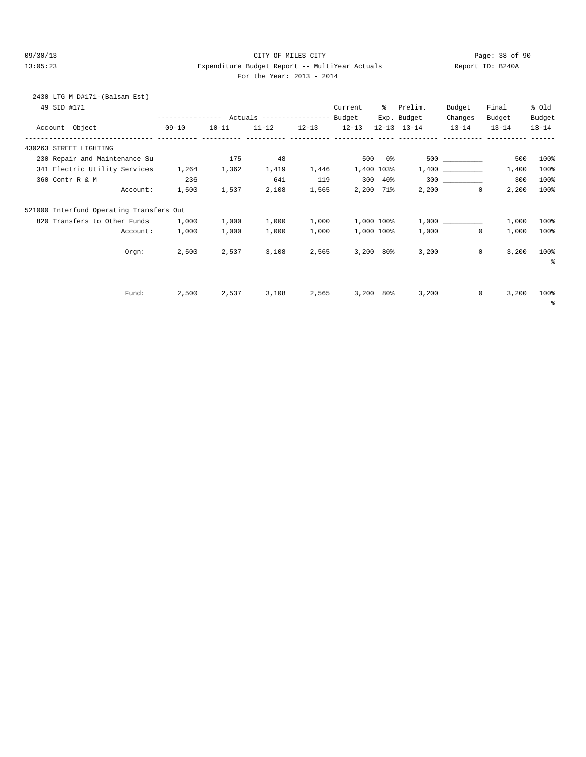CITY OF MILES CITY

Expenditure Budget Report -- MultiYear Actuals

For the Year: 2013 - 2014

09/30/13 13:05:23 Report ID: B240A

2430 LTG M D#171-(Balsam Est)

49 SID #171

| Account Object | 09-10 | 10-11 | 11-12 | 12-13 | Current Budget 12-13 | % Exp. 12-13 | Prelim. Budget 13-14 | Budget Changes 13-14 | Final Budget 13-14 | % Old Budget 13-14 |
|---|---|---|---|---|---|---|---|---|---|---|
| 430263 STREET LIGHTING | | | | | | | | | | |
| 230 Repair and Maintenance Su | | 175 | 48 | | 500 | 0% | 500 | __________ | 500 | 100% |
| 341 Electric Utility Services | 1,264 | 1,362 | 1,419 | 1,446 | 1,400 | 103% | 1,400 | __________ | 1,400 | 100% |
| 360 Contr R & M | 236 | | 641 | 119 | 300 | 40% | 300 | __________ | 300 | 100% |
| Account: | 1,500 | 1,537 | 2,108 | 1,565 | 2,200 | 71% | 2,200 | 0 | 2,200 | 100% |
| 521000 Interfund Operating Transfers Out | | | | | | | | | | |
| 820 Transfers to Other Funds | 1,000 | 1,000 | 1,000 | 1,000 | 1,000 | 100% | 1,000 | __________ | 1,000 | 100% |
| Account: | 1,000 | 1,000 | 1,000 | 1,000 | 1,000 | 100% | 1,000 | 0 | 1,000 | 100% |
| Orgn: | 2,500 | 2,537 | 3,108 | 2,565 | 3,200 | 80% | 3,200 | 0 | 3,200 | 100% |
| Fund: | 2,500 | 2,537 | 3,108 | 2,565 | 3,200 | 80% | 3,200 | 0 | 3,200 | 100% |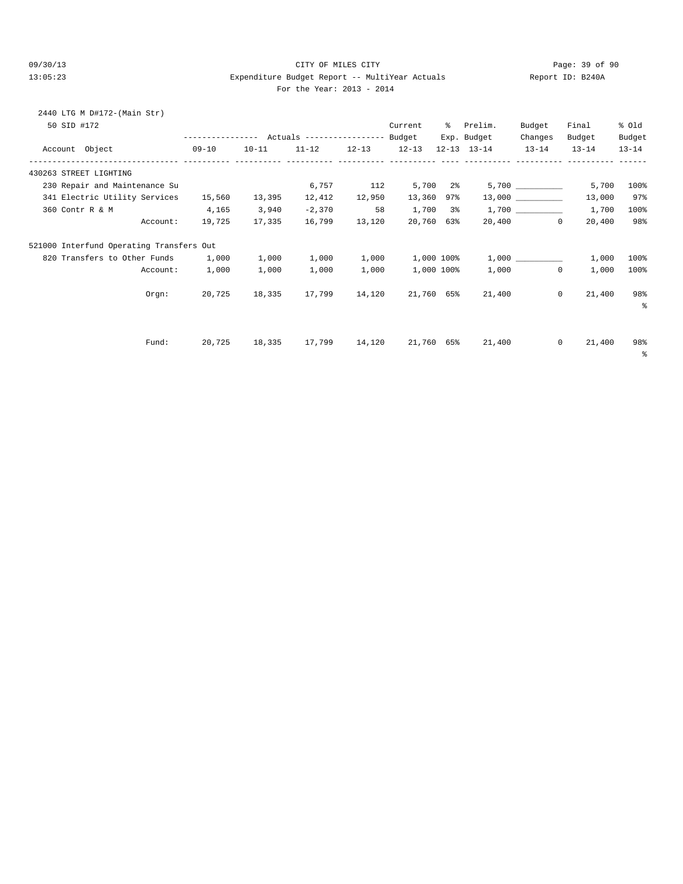CITY OF MILES CITY

Expenditure Budget Report -- MultiYear Actuals

For the Year: 2013 - 2014

2440 LTG M D#172-(Main Str)

50 SID #172

| Account Object | 09-10 | 10-11 | 11-12 | 12-13 | Current Budget 12-13 | % Exp. 12-13 | Prelim. Budget 13-14 | Budget Changes 13-14 | Final Budget 13-14 | % Old Budget 13-14 |
|---|---|---|---|---|---|---|---|---|---|---|
| **430263 STREET LIGHTING** | | | | | | | | | | |
| 230 Repair and Maintenance Su | | | 6,757 | 112 | 5,700 | 2% | 5,700 | __________ | 5,700 | 100% |
| 341 Electric Utility Services | 15,560 | 13,395 | 12,412 | 12,950 | 13,360 | 97% | 13,000 | __________ | 13,000 | 97% |
| 360 Contr R & M | 4,165 | 3,940 | -2,370 | 58 | 1,700 | 3% | 1,700 | __________ | 1,700 | 100% |
| Account: | 19,725 | 17,335 | 16,799 | 13,120 | 20,760 | 63% | 20,400 | 0 | 20,400 | 98% |
| **521000 Interfund Operating Transfers Out** | | | | | | | | | | |
| 820 Transfers to Other Funds | 1,000 | 1,000 | 1,000 | 1,000 | 1,000 | 100% | 1,000 | __________ | 1,000 | 100% |
| Account: | 1,000 | 1,000 | 1,000 | 1,000 | 1,000 | 100% | 1,000 | 0 | 1,000 | 100% |
| Orgn: | 20,725 | 18,335 | 17,799 | 14,120 | 21,760 | 65% | 21,400 | 0 | 21,400 | 98% |
| Fund: | 20,725 | 18,335 | 17,799 | 14,120 | 21,760 | 65% | 21,400 | 0 | 21,400 | 98% |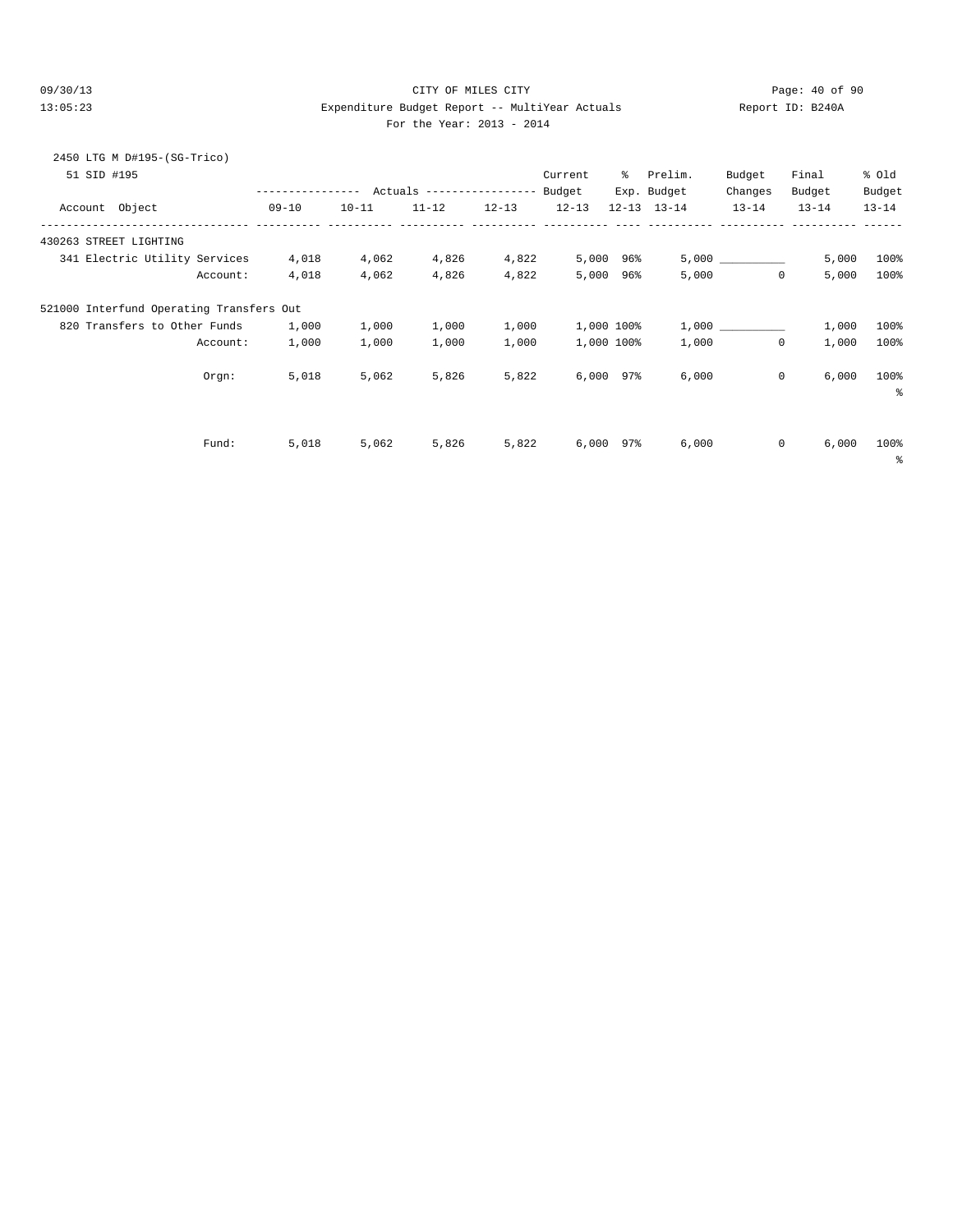CITY OF MILES CITY

Expenditure Budget Report -- MultiYear Actuals

For the Year: 2013 - 2014

2450 LTG M D#195-(SG-Trico)

51 SID #195

| Account Object | Actuals 09-10 | Actuals 10-11 | Actuals 11-12 | Actuals 12-13 | Current Budget 12-13 | % Exp. 12-13 | Prelim. Budget 13-14 | Budget Changes 13-14 | Final Budget 13-14 | % Old Budget 13-14 |
|---|---|---|---|---|---|---|---|---|---|---|
| 430263 STREET LIGHTING | | | | | | | | | | |
| 341 Electric Utility Services | 4,018 | 4,062 | 4,826 | 4,822 | 5,000 | 96% | 5,000 | __________ | 5,000 | 100% |
| Account: | 4,018 | 4,062 | 4,826 | 4,822 | 5,000 | 96% | 5,000 | 0 | 5,000 | 100% |
| 521000 Interfund Operating Transfers Out | | | | | | | | | | |
| 820 Transfers to Other Funds | 1,000 | 1,000 | 1,000 | 1,000 | 1,000 | 100% | 1,000 | __________ | 1,000 | 100% |
| Account: | 1,000 | 1,000 | 1,000 | 1,000 | 1,000 | 100% | 1,000 | 0 | 1,000 | 100% |
| Orgn: | 5,018 | 5,062 | 5,826 | 5,822 | 6,000 | 97% | 6,000 | 0 | 6,000 | 100% |
| Fund: | 5,018 | 5,062 | 5,826 | 5,822 | 6,000 | 97% | 6,000 | 0 | 6,000 | 100% |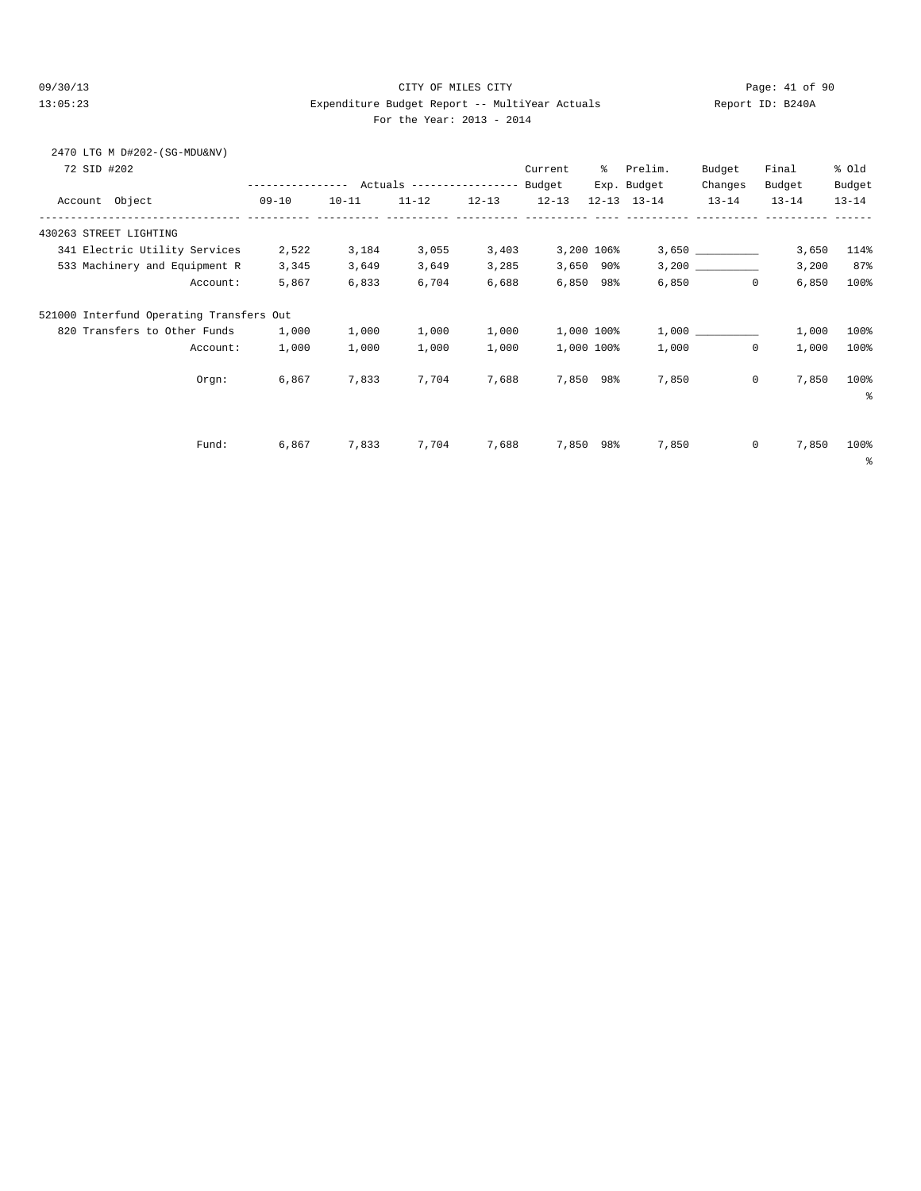CITY OF MILES CITY
Expenditure Budget Report -- MultiYear Actuals
For the Year: 2013 - 2014

2470 LTG M D#202-(SG-MDU&NV)

72 SID #202

| Account Object | 09-10 | 10-11 | 11-12 | 12-13 | Current Budget 12-13 | % Exp. 12-13 | Prelim. Budget 13-14 | Budget Changes 13-14 | Final Budget 13-14 | % Old Budget 13-14 |
|---|---|---|---|---|---|---|---|---|---|---|
| **430263 STREET LIGHTING** | | | | | | | | | | |
| 341 Electric Utility Services | 2,522 | 3,184 | 3,055 | 3,403 | 3,200 | 106% | 3,650 | __________ | 3,650 | 114% |
| 533 Machinery and Equipment R | 3,345 | 3,649 | 3,649 | 3,285 | 3,650 | 90% | 3,200 | __________ | 3,200 | 87% |
| Account: | 5,867 | 6,833 | 6,704 | 6,688 | 6,850 | 98% | 6,850 | 0 | 6,850 | 100% |
| **521000 Interfund Operating Transfers Out** | | | | | | | | | | |
| 820 Transfers to Other Funds | 1,000 | 1,000 | 1,000 | 1,000 | 1,000 | 100% | 1,000 | __________ | 1,000 | 100% |
| Account: | 1,000 | 1,000 | 1,000 | 1,000 | 1,000 | 100% | 1,000 | 0 | 1,000 | 100% |
| Orgn: | 6,867 | 7,833 | 7,704 | 7,688 | 7,850 | 98% | 7,850 | 0 | 7,850 | 100% |
| Fund: | 6,867 | 7,833 | 7,704 | 7,688 | 7,850 | 98% | 7,850 | 0 | 7,850 | 100% |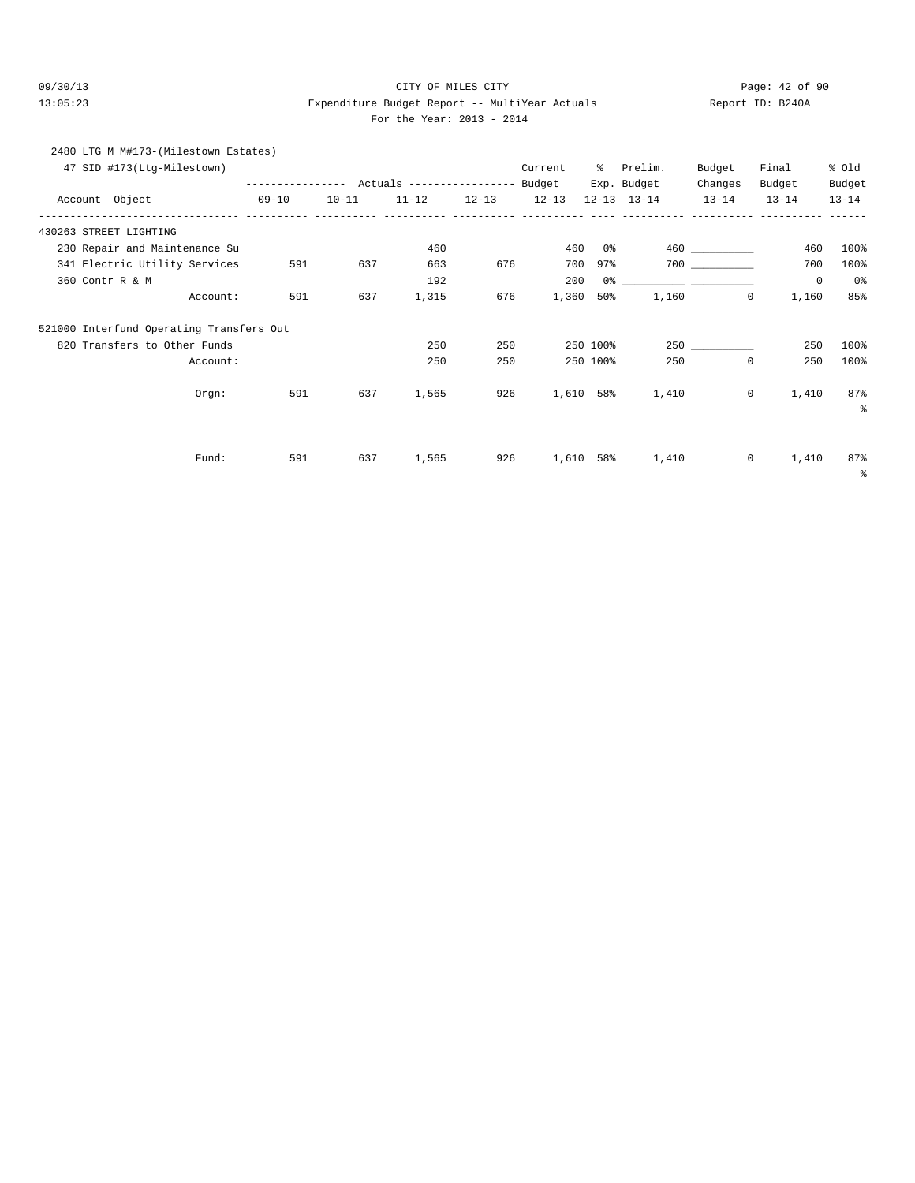CITY OF MILES CITY

Expenditure Budget Report -- MultiYear Actuals

For the Year: 2013 - 2014

2480 LTG M M#173-(Milestown Estates)

47 SID #173(Ltg-Milestown)

| Account Object | Actuals 09-10 | Actuals 10-11 | Actuals 11-12 | Actuals 12-13 | Current Budget 12-13 | % Exp. 12-13 | Prelim. Budget 13-14 | Budget Changes 13-14 | Final Budget 13-14 | % Old Budget 13-14 |
|---|---|---|---|---|---|---|---|---|---|---|
| **430263 STREET LIGHTING** | | | | | | | | | | |
| 230 Repair and Maintenance Su | | | 460 | | 460 | 0% | 460 | __________ | 460 | 100% |
| 341 Electric Utility Services | 591 | 637 | 663 | 676 | 700 | 97% | 700 | __________ | 700 | 100% |
| 360 Contr R & M | | | 192 | | 200 | 0% | __________ | __________ | 0 | 0% |
| Account: | 591 | 637 | 1,315 | 676 | 1,360 | 50% | 1,160 | 0 | 1,160 | 85% |
| **521000 Interfund Operating Transfers Out** | | | | | | | | | | |
| 820 Transfers to Other Funds | | | 250 | 250 | 250 | 100% | 250 | __________ | 250 | 100% |
| Account: | | | 250 | 250 | 250 | 100% | 250 | 0 | 250 | 100% |
| Orgn: | 591 | 637 | 1,565 | 926 | 1,610 | 58% | 1,410 | 0 | 1,410 | 87% |
| Fund: | 591 | 637 | 1,565 | 926 | 1,610 | 58% | 1,410 | 0 | 1,410 | 87% |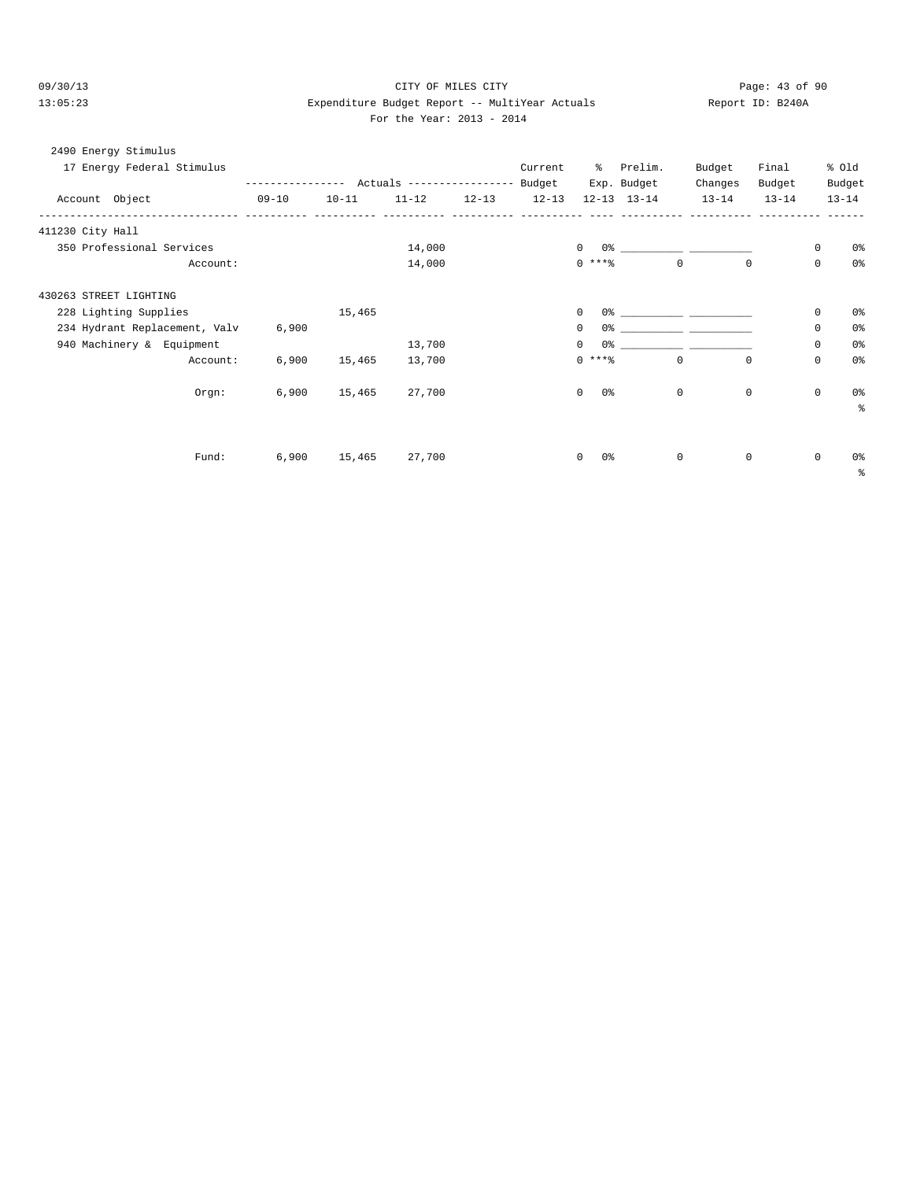CITY OF MILES CITY

Expenditure Budget Report -- MultiYear Actuals

Report ID: B240A

For the Year: 2013 - 2014

2490 Energy Stimulus

17 Energy Federal Stimulus

| Account Object | Actuals 09-10 | Actuals 10-11 | Actuals 11-12 | Actuals 12-13 | Current Budget 12-13 | % Exp. 12-13 | Prelim. Budget 13-14 | Budget Changes 13-14 | Final Budget 13-14 | % Old Budget 13-14 |
|---|---|---|---|---|---|---|---|---|---|---|
| **411230 City Hall** | | | | | | | | | | |
| 350 Professional Services | | | 14,000 | | 0 | 0% | ___________ | ___________ | 0 | 0% |
| Account: | | | 14,000 | | 0 | ***% | 0 | 0 | 0 | 0% |
| **430263 STREET LIGHTING** | | | | | | | | | | |
| 228 Lighting Supplies | | 15,465 | | | 0 | 0% | ___________ | ___________ | 0 | 0% |
| 234 Hydrant Replacement, Valv | 6,900 | | | | 0 | 0% | ___________ | ___________ | 0 | 0% |
| 940 Machinery & Equipment | | | 13,700 | | 0 | 0% | ___________ | ___________ | 0 | 0% |
| Account: | 6,900 | 15,465 | 13,700 | | 0 | ***% | 0 | 0 | 0 | 0% |
| Orgn: | 6,900 | 15,465 | 27,700 | | 0 | 0% | 0 | 0 | 0 | 0% % |
| Fund: | 6,900 | 15,465 | 27,700 | | 0 | 0% | 0 | 0 | 0 | 0% % |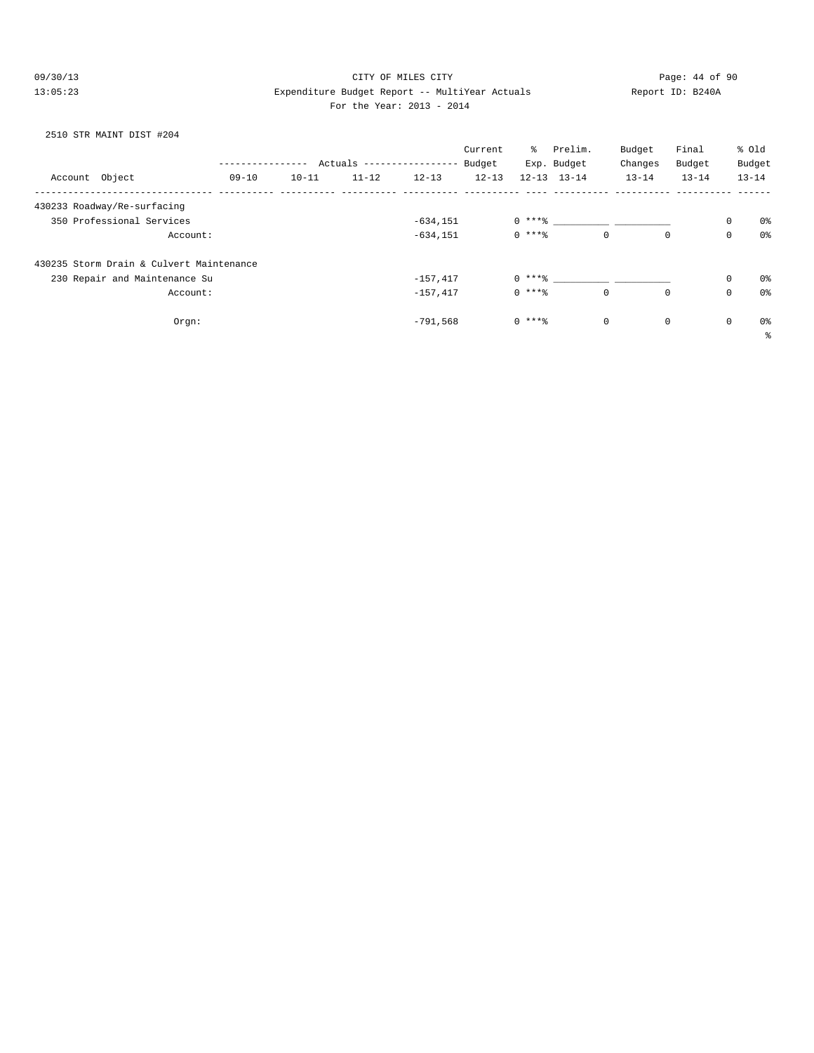CITY OF MILES CITY

Expenditure Budget Report -- MultiYear Actuals

For the Year: 2013 - 2014

09/30/13 13:05:23 Report ID: B240A

2510 STR MAINT DIST #204

| Account Object | Actuals 09-10 | Actuals 10-11 | Actuals 11-12 | Actuals 12-13 | Current Budget 12-13 | % Exp. 12-13 | Prelim. Budget 13-14 | Budget Changes 13-14 | Final Budget 13-14 | % Old Budget 13-14 |
|---|---|---|---|---|---|---|---|---|---|---|
| 430233 Roadway/Re-surfacing | | | | | | | | | | |
| 350 Professional Services | | | | -634,151 | 0 | ***% | ___________ | ___________ | 0 | 0% |
| Account: | | | | -634,151 | 0 | ***% | 0 | 0 | 0 | 0% |
| 430235 Storm Drain & Culvert Maintenance | | | | | | | | | | |
| 230 Repair and Maintenance Su | | | | -157,417 | 0 | ***% | ___________ | ___________ | 0 | 0% |
| Account: | | | | -157,417 | 0 | ***% | 0 | 0 | 0 | 0% |
| Orgn: | | | | -791,568 | 0 | ***% | 0 | 0 | 0 | 0% |
| | | | | | | | | | | % |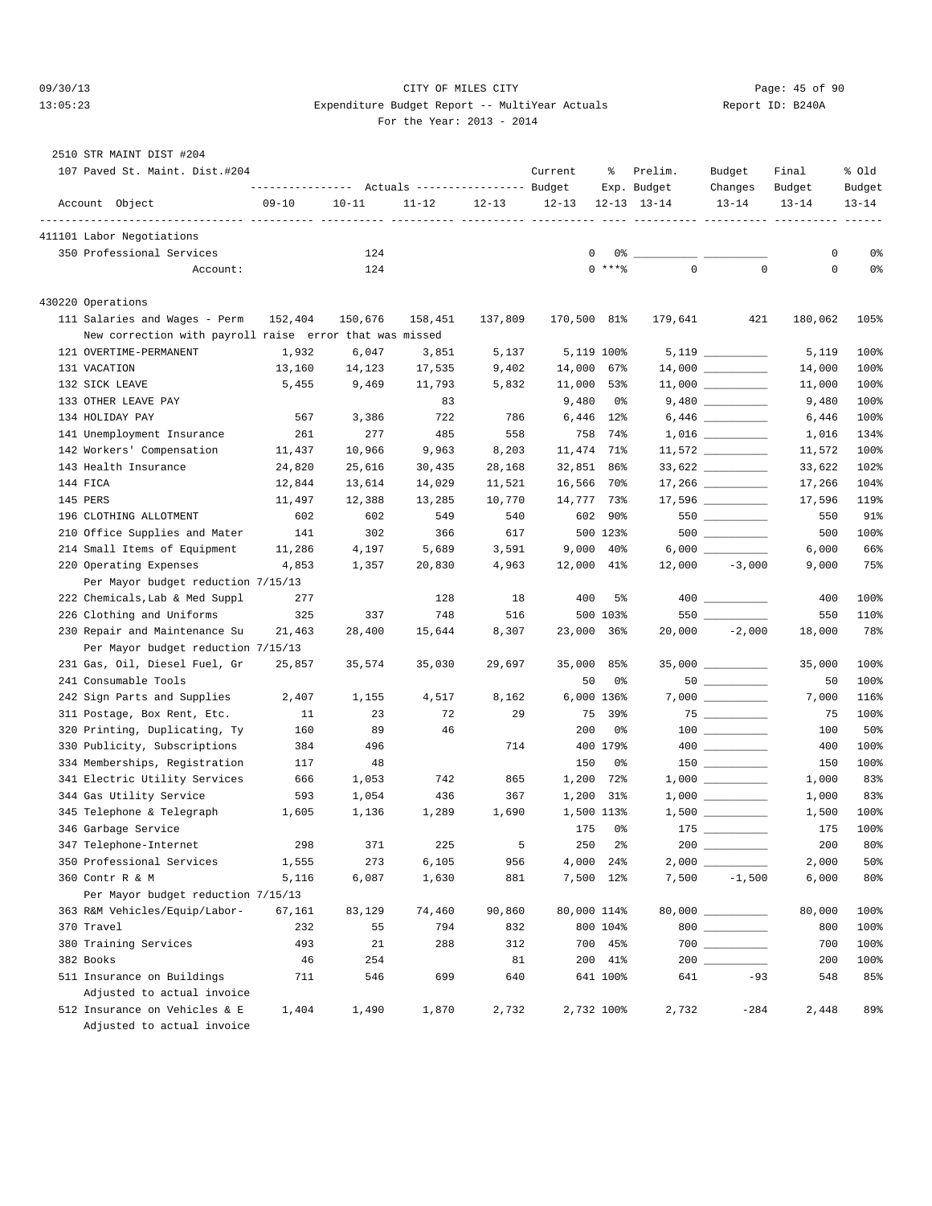CITY OF MILES CITY

Expenditure Budget Report -- MultiYear Actuals

For the Year: 2013 - 2014

2510 STR MAINT DIST #204

107 Paved St. Maint. Dist.#204

| Account Object | Actuals 09-10 | Actuals 10-11 | Actuals 11-12 | Actuals 12-13 | Current Budget 12-13 | % Exp. 12-13 | Prelim. Budget 13-14 | Budget Changes 13-14 | Final Budget 13-14 | % Old Budget 13-14 |
|---|---|---|---|---|---|---|---|---|---|---|
| **411101 Labor Negotiations** | | | | | | | | | | |
| 350 Professional Services | | 124 | | | 0 | 0% | | | 0 | 0% |
| Account: | | 124 | | | 0 | ***% | 0 | 0 | 0 | 0% |
| **430220 Operations** | | | | | | | | | | |
| 111 Salaries and Wages - Perm | 152,404 | 150,676 | 158,451 | 137,809 | 170,500 | 81% | 179,641 | 421 | 180,062 | 105% |
| New correction with payroll raise error that was missed | | | | | | | | | | |
| 121 OVERTIME-PERMANENT | 1,932 | 6,047 | 3,851 | 5,137 | 5,119 | 100% | 5,119 | | 5,119 | 100% |
| 131 VACATION | 13,160 | 14,123 | 17,535 | 9,402 | 14,000 | 67% | 14,000 | | 14,000 | 100% |
| 132 SICK LEAVE | 5,455 | 9,469 | 11,793 | 5,832 | 11,000 | 53% | 11,000 | | 11,000 | 100% |
| 133 OTHER LEAVE PAY | | | 83 | | 9,480 | 0% | 9,480 | | 9,480 | 100% |
| 134 HOLIDAY PAY | 567 | 3,386 | 722 | 786 | 6,446 | 12% | 6,446 | | 6,446 | 100% |
| 141 Unemployment Insurance | 261 | 277 | 485 | 558 | 758 | 74% | 1,016 | | 1,016 | 134% |
| 142 Workers' Compensation | 11,437 | 10,966 | 9,963 | 8,203 | 11,474 | 71% | 11,572 | | 11,572 | 100% |
| 143 Health Insurance | 24,820 | 25,616 | 30,435 | 28,168 | 32,851 | 86% | 33,622 | | 33,622 | 102% |
| 144 FICA | 12,844 | 13,614 | 14,029 | 11,521 | 16,566 | 70% | 17,266 | | 17,266 | 104% |
| 145 PERS | 11,497 | 12,388 | 13,285 | 10,770 | 14,777 | 73% | 17,596 | | 17,596 | 119% |
| 196 CLOTHING ALLOTMENT | 602 | 602 | 549 | 540 | 602 | 90% | 550 | | 550 | 91% |
| 210 Office Supplies and Mater | 141 | 302 | 366 | 617 | 500 | 123% | 500 | | 500 | 100% |
| 214 Small Items of Equipment | 11,286 | 4,197 | 5,689 | 3,591 | 9,000 | 40% | 6,000 | | 6,000 | 66% |
| 220 Operating Expenses | 4,853 | 1,357 | 20,830 | 4,963 | 12,000 | 41% | 12,000 | -3,000 | 9,000 | 75% |
| Per Mayor budget reduction 7/15/13 | | | | | | | | | | |
| 222 Chemicals,Lab & Med Suppl | 277 | | 128 | 18 | 400 | 5% | 400 | | 400 | 100% |
| 226 Clothing and Uniforms | 325 | 337 | 748 | 516 | 500 | 103% | 550 | | 550 | 110% |
| 230 Repair and Maintenance Su | 21,463 | 28,400 | 15,644 | 8,307 | 23,000 | 36% | 20,000 | -2,000 | 18,000 | 78% |
| Per Mayor budget reduction 7/15/13 | | | | | | | | | | |
| 231 Gas, Oil, Diesel Fuel, Gr | 25,857 | 35,574 | 35,030 | 29,697 | 35,000 | 85% | 35,000 | | 35,000 | 100% |
| 241 Consumable Tools | | | | | 50 | 0% | 50 | | 50 | 100% |
| 242 Sign Parts and Supplies | 2,407 | 1,155 | 4,517 | 8,162 | 6,000 | 136% | 7,000 | | 7,000 | 116% |
| 311 Postage, Box Rent, Etc. | 11 | 23 | 72 | 29 | 75 | 39% | 75 | | 75 | 100% |
| 320 Printing, Duplicating, Ty | 160 | 89 | 46 | | 200 | 0% | 100 | | 100 | 50% |
| 330 Publicity, Subscriptions | 384 | 496 | | 714 | 400 | 179% | 400 | | 400 | 100% |
| 334 Memberships, Registration | 117 | 48 | | | 150 | 0% | 150 | | 150 | 100% |
| 341 Electric Utility Services | 666 | 1,053 | 742 | 865 | 1,200 | 72% | 1,000 | | 1,000 | 83% |
| 344 Gas Utility Service | 593 | 1,054 | 436 | 367 | 1,200 | 31% | 1,000 | | 1,000 | 83% |
| 345 Telephone & Telegraph | 1,605 | 1,136 | 1,289 | 1,690 | 1,500 | 113% | 1,500 | | 1,500 | 100% |
| 346 Garbage Service | | | | | 175 | 0% | 175 | | 175 | 100% |
| 347 Telephone-Internet | 298 | 371 | 225 | 5 | 250 | 2% | 200 | | 200 | 80% |
| 350 Professional Services | 1,555 | 273 | 6,105 | 956 | 4,000 | 24% | 2,000 | | 2,000 | 50% |
| 360 Contr R & M | 5,116 | 6,087 | 1,630 | 881 | 7,500 | 12% | 7,500 | -1,500 | 6,000 | 80% |
| Per Mayor budget reduction 7/15/13 | | | | | | | | | | |
| 363 R&M Vehicles/Equip/Labor- | 67,161 | 83,129 | 74,460 | 90,860 | 80,000 | 114% | 80,000 | | 80,000 | 100% |
| 370 Travel | 232 | 55 | 794 | 832 | 800 | 104% | 800 | | 800 | 100% |
| 380 Training Services | 493 | 21 | 288 | 312 | 700 | 45% | 700 | | 700 | 100% |
| 382 Books | 46 | 254 | | 81 | 200 | 41% | 200 | | 200 | 100% |
| 511 Insurance on Buildings | 711 | 546 | 699 | 640 | 641 | 100% | 641 | -93 | 548 | 85% |
| Adjusted to actual invoice | | | | | | | | | | |
| 512 Insurance on Vehicles & E | 1,404 | 1,490 | 1,870 | 2,732 | 2,732 | 100% | 2,732 | -284 | 2,448 | 89% |
| Adjusted to actual invoice | | | | | | | | | | |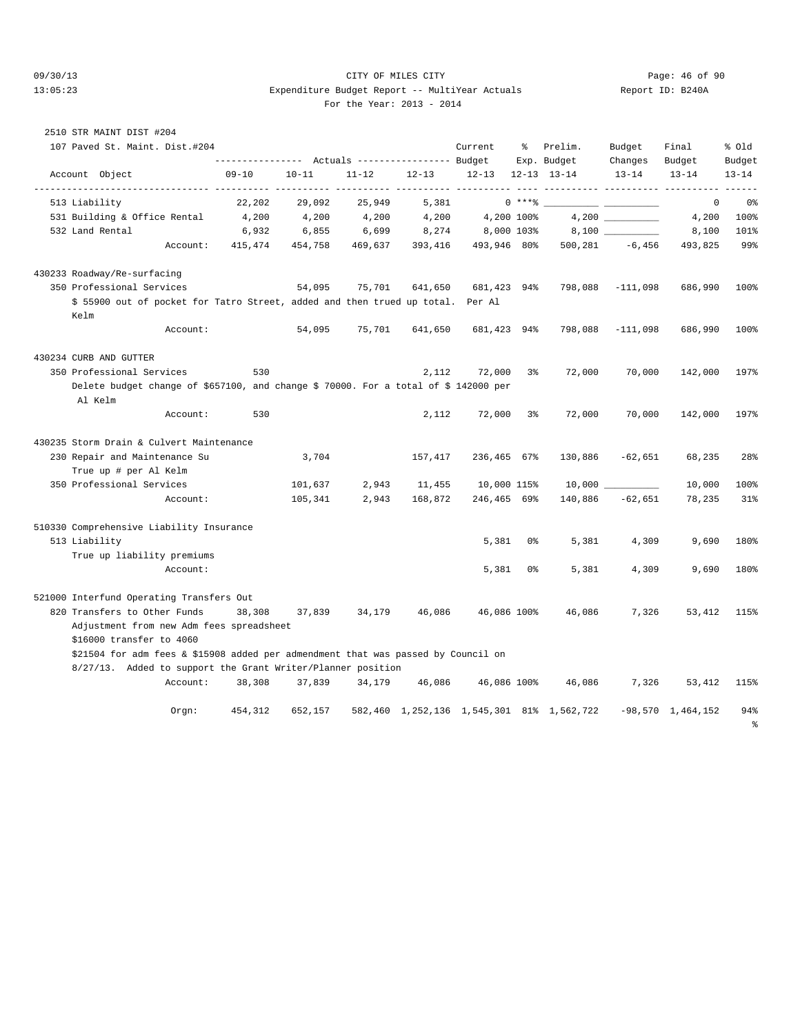CITY OF MILES CITY
Expenditure Budget Report -- MultiYear Actuals
For the Year: 2013 - 2014

2510 STR MAINT DIST #204

107 Paved St. Maint. Dist.#204

| Account Object | Actuals 09-10 | Actuals 10-11 | Actuals 11-12 | Actuals 12-13 | Current Budget 12-13 | % Exp. 12-13 | Prelim. Budget 13-14 | Budget Changes 13-14 | Final Budget 13-14 | % Old Budget 13-14 |
|---|---|---|---|---|---|---|---|---|---|---|
| 513 Liability | 22,202 | 29,092 | 25,949 | 5,381 | 0 | ***% | ________ | ________ | 0 | 0% |
| 531 Building & Office Rental | 4,200 | 4,200 | 4,200 | 4,200 | 4,200 | 100% | 4,200 | ________ | 4,200 | 100% |
| 532 Land Rental | 6,932 | 6,855 | 6,699 | 8,274 | 8,000 | 103% | 8,100 | ________ | 8,100 | 101% |
| Account: | 415,474 | 454,758 | 469,637 | 393,416 | 493,946 | 80% | 500,281 | -6,456 | 493,825 | 99% |
| **430233 Roadway/Re-surfacing** | | | | | | | | | | |
| 350 Professional Services | | 54,095 | 75,701 | 641,650 | 681,423 | 94% | 798,088 | -111,098 | 686,990 | 100% |
| $ 55900 out of pocket for Tatro Street, added and then trued up total. Per Al Kelm | | | | | | | | | | |
| Account: | | 54,095 | 75,701 | 641,650 | 681,423 | 94% | 798,088 | -111,098 | 686,990 | 100% |
| **430234 CURB AND GUTTER** | | | | | | | | | | |
| 350 Professional Services | 530 | | | 2,112 | 72,000 | 3% | 72,000 | 70,000 | 142,000 | 197% |
| Delete budget change of $657100, and change $ 70000. For a total of $ 142000 per Al Kelm | | | | | | | | | | |
| Account: | 530 | | | 2,112 | 72,000 | 3% | 72,000 | 70,000 | 142,000 | 197% |
| **430235 Storm Drain & Culvert Maintenance** | | | | | | | | | | |
| 230 Repair and Maintenance Su | | 3,704 | | 157,417 | 236,465 | 67% | 130,886 | -62,651 | 68,235 | 28% |
| True up # per Al Kelm | | | | | | | | | | |
| 350 Professional Services | | 101,637 | 2,943 | 11,455 | 10,000 | 115% | 10,000 | ________ | 10,000 | 100% |
| Account: | | 105,341 | 2,943 | 168,872 | 246,465 | 69% | 140,886 | -62,651 | 78,235 | 31% |
| **510330 Comprehensive Liability Insurance** | | | | | | | | | | |
| 513 Liability | | | | | 5,381 | 0% | 5,381 | 4,309 | 9,690 | 180% |
| True up liability premiums | | | | | | | | | | |
| Account: | | | | | 5,381 | 0% | 5,381 | 4,309 | 9,690 | 180% |
| **521000 Interfund Operating Transfers Out** | | | | | | | | | | |
| 820 Transfers to Other Funds | 38,308 | 37,839 | 34,179 | 46,086 | 46,086 | 100% | 46,086 | 7,326 | 53,412 | 115% |
| Adjustment from new Adm fees spreadsheet<br>$16000 transfer to 4060<br>$21504 for adm fees & $15908 added per admendment that was passed by Council on 8/27/13. Added to support the Grant Writer/Planner position | | | | | | | | | | |
| Account: | 38,308 | 37,839 | 34,179 | 46,086 | 46,086 | 100% | 46,086 | 7,326 | 53,412 | 115% |
| Orgn: | 454,312 | 652,157 | 582,460 | 1,252,136 | 1,545,301 | 81% | 1,562,722 | -98,570 | 1,464,152 | 94% % |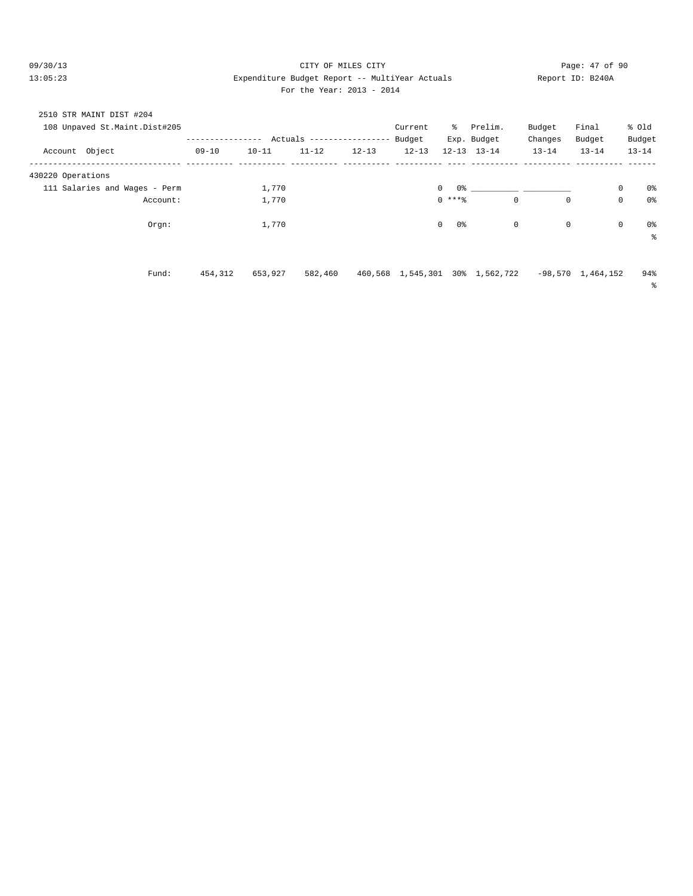CITY OF MILES CITY

Expenditure Budget Report -- MultiYear Actuals

For the Year: 2013 - 2014

2510 STR MAINT DIST #204

108 Unpaved St.Maint.Dist#205

| Account Object | Actuals 09-10 | Actuals 10-11 | Actuals 11-12 | Actuals 12-13 | Current Budget 12-13 | % Exp. 12-13 | Prelim. Budget 13-14 | Budget Changes 13-14 | Final Budget 13-14 | % Old Budget 13-14 |
|---|---|---|---|---|---|---|---|---|---|---|
| 430220 Operations | | | | | | | | | | |
| 111 Salaries and Wages - Perm | | 1,770 | | | 0 | 0% | ___________ | ___________ | 0 | 0% |
| Account: | | 1,770 | | | 0 | ***% | 0 | 0 | 0 | 0% |
| Orgn: | | 1,770 | | | 0 | 0% | 0 | 0 | 0 | 0% |
| Fund: | 454,312 | 653,927 | 582,460 | 460,568 | 1,545,301 | 30% | 1,562,722 | -98,570 | 1,464,152 | 94% |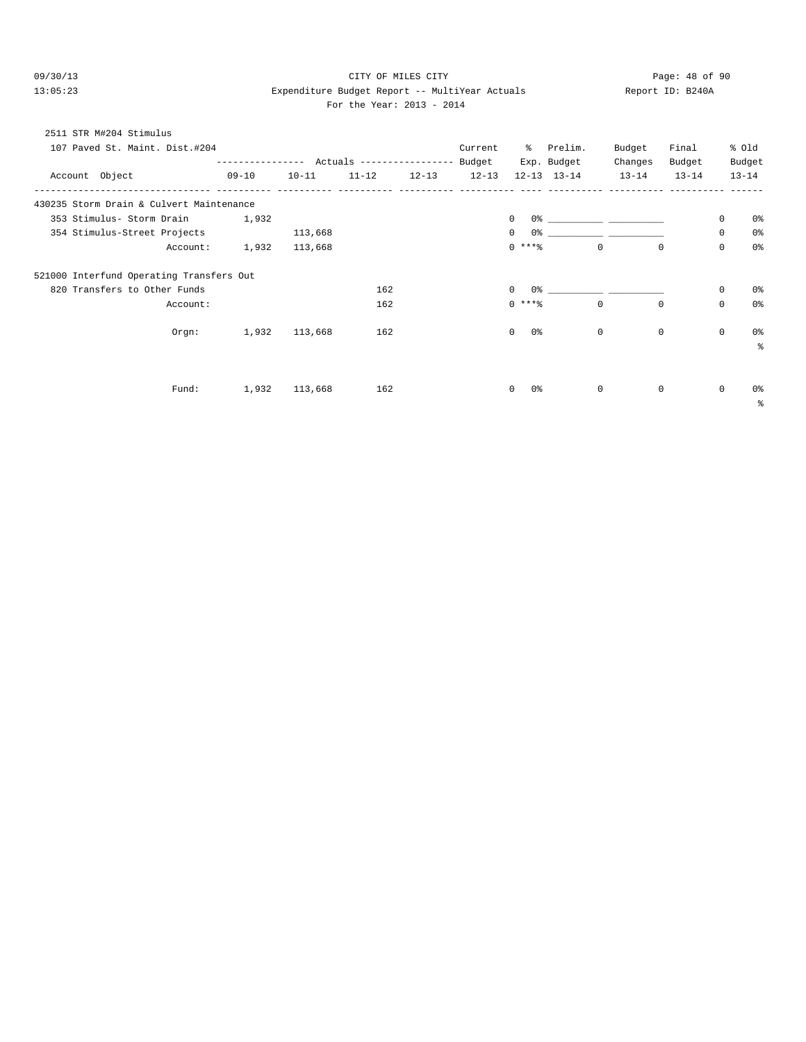CITY OF MILES CITY

Expenditure Budget Report -- MultiYear Actuals

For the Year: 2013 - 2014

09/30/13 13:05:23 Report ID: B240A

2511 STR M#204 Stimulus

107 Paved St. Maint. Dist.#204

| Account Object | Actuals 09-10 | Actuals 10-11 | Actuals 11-12 | Actuals 12-13 | Current Budget 12-13 | % Exp. 12-13 | Prelim. Budget 13-14 | Budget Changes 13-14 | Final Budget 13-14 | % Old Budget 13-14 |
|---|---|---|---|---|---|---|---|---|---|---|
| **430235 Storm Drain & Culvert Maintenance** | | | | | | | | | | |
| 353 Stimulus- Storm Drain | 1,932 | | | | 0 | 0% | ___________ | ___________ | 0 | 0% |
| 354 Stimulus-Street Projects | | 113,668 | | | 0 | 0% | ___________ | ___________ | 0 | 0% |
| Account: | 1,932 | 113,668 | | | 0 | ***% | 0 | 0 | 0 | 0% |
| **521000 Interfund Operating Transfers Out** | | | | | | | | | | |
| 820 Transfers to Other Funds | | | 162 | | 0 | 0% | ___________ | ___________ | 0 | 0% |
| Account: | | | 162 | | 0 | ***% | 0 | 0 | 0 | 0% |
| Orgn: | 1,932 | 113,668 | 162 | | 0 | 0% | 0 | 0 | 0 | 0% |
| Fund: | 1,932 | 113,668 | 162 | | 0 | 0% | 0 | 0 | 0 | 0% |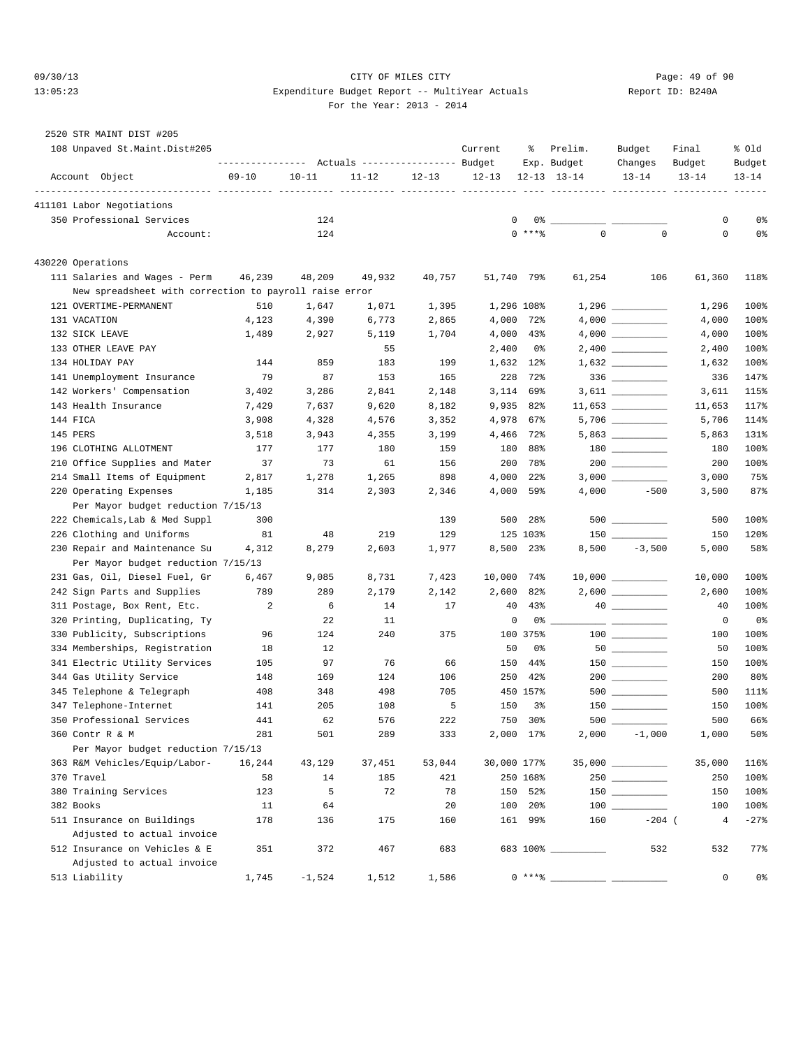CITY OF MILES CITY

Expenditure Budget Report -- MultiYear Actuals

For the Year: 2013 - 2014

2520 STR MAINT DIST #205

108 Unpaved St.Maint.Dist#205

| Account Object | 09-10 Actuals | 10-11 Actuals | 11-12 Actuals | 12-13 Actuals | Current Budget 12-13 | % Exp. 12-13 | Prelim. Budget 13-14 | Budget Changes 13-14 | Final Budget 13-14 | % Old Budget 13-14 |
|---|---|---|---|---|---|---|---|---|---|---|
| **411101 Labor Negotiations** | | | | | | | | | | |
| 350 Professional Services | | 124 | | | 0 | 0% | | | 0 | 0% |
| Account: | | 124 | | | 0 | ***% | 0 | 0 | 0 | 0% |
| **430220 Operations** | | | | | | | | | | |
| 111 Salaries and Wages - Perm | 46,239 | 48,209 | 49,932 | 40,757 | 51,740 | 79% | 61,254 | 106 | 61,360 | 118% |
| New spreadsheet with correction to payroll raise error | | | | | | | | | | |
| 121 OVERTIME-PERMANENT | 510 | 1,647 | 1,071 | 1,395 | 1,296 | 108% | 1,296 | | 1,296 | 100% |
| 131 VACATION | 4,123 | 4,390 | 6,773 | 2,865 | 4,000 | 72% | 4,000 | | 4,000 | 100% |
| 132 SICK LEAVE | 1,489 | 2,927 | 5,119 | 1,704 | 4,000 | 43% | 4,000 | | 4,000 | 100% |
| 133 OTHER LEAVE PAY | | | 55 | | 2,400 | 0% | 2,400 | | 2,400 | 100% |
| 134 HOLIDAY PAY | 144 | 859 | 183 | 199 | 1,632 | 12% | 1,632 | | 1,632 | 100% |
| 141 Unemployment Insurance | 79 | 87 | 153 | 165 | 228 | 72% | 336 | | 336 | 147% |
| 142 Workers' Compensation | 3,402 | 3,286 | 2,841 | 2,148 | 3,114 | 69% | 3,611 | | 3,611 | 115% |
| 143 Health Insurance | 7,429 | 7,637 | 9,620 | 8,182 | 9,935 | 82% | 11,653 | | 11,653 | 117% |
| 144 FICA | 3,908 | 4,328 | 4,576 | 3,352 | 4,978 | 67% | 5,706 | | 5,706 | 114% |
| 145 PERS | 3,518 | 3,943 | 4,355 | 3,199 | 4,466 | 72% | 5,863 | | 5,863 | 131% |
| 196 CLOTHING ALLOTMENT | 177 | 177 | 180 | 159 | 180 | 88% | 180 | | 180 | 100% |
| 210 Office Supplies and Mater | 37 | 73 | 61 | 156 | 200 | 78% | 200 | | 200 | 100% |
| 214 Small Items of Equipment | 2,817 | 1,278 | 1,265 | 898 | 4,000 | 22% | 3,000 | | 3,000 | 75% |
| 220 Operating Expenses | 1,185 | 314 | 2,303 | 2,346 | 4,000 | 59% | 4,000 | -500 | 3,500 | 87% |
| Per Mayor budget reduction 7/15/13 | | | | | | | | | | |
| 222 Chemicals,Lab & Med Suppl | 300 | | | 139 | 500 | 28% | 500 | | 500 | 100% |
| 226 Clothing and Uniforms | 81 | 48 | 219 | 129 | 125 | 103% | 150 | | 150 | 120% |
| 230 Repair and Maintenance Su | 4,312 | 8,279 | 2,603 | 1,977 | 8,500 | 23% | 8,500 | -3,500 | 5,000 | 58% |
| Per Mayor budget reduction 7/15/13 | | | | | | | | | | |
| 231 Gas, Oil, Diesel Fuel, Gr | 6,467 | 9,085 | 8,731 | 7,423 | 10,000 | 74% | 10,000 | | 10,000 | 100% |
| 242 Sign Parts and Supplies | 789 | 289 | 2,179 | 2,142 | 2,600 | 82% | 2,600 | | 2,600 | 100% |
| 311 Postage, Box Rent, Etc. | 2 | 6 | 14 | 17 | 40 | 43% | 40 | | 40 | 100% |
| 320 Printing, Duplicating, Ty | | 22 | 11 | | 0 | 0% | | | 0 | 0% |
| 330 Publicity, Subscriptions | 96 | 124 | 240 | 375 | 100 | 375% | 100 | | 100 | 100% |
| 334 Memberships, Registration | 18 | 12 | | | 50 | 0% | 50 | | 50 | 100% |
| 341 Electric Utility Services | 105 | 97 | 76 | 66 | 150 | 44% | 150 | | 150 | 100% |
| 344 Gas Utility Service | 148 | 169 | 124 | 106 | 250 | 42% | 200 | | 200 | 80% |
| 345 Telephone & Telegraph | 408 | 348 | 498 | 705 | 450 | 157% | 500 | | 500 | 111% |
| 347 Telephone-Internet | 141 | 205 | 108 | 5 | 150 | 3% | 150 | | 150 | 100% |
| 350 Professional Services | 441 | 62 | 576 | 222 | 750 | 30% | 500 | | 500 | 66% |
| 360 Contr R & M | 281 | 501 | 289 | 333 | 2,000 | 17% | 2,000 | -1,000 | 1,000 | 50% |
| Per Mayor budget reduction 7/15/13 | | | | | | | | | | |
| 363 R&M Vehicles/Equip/Labor- | 16,244 | 43,129 | 37,451 | 53,044 | 30,000 | 177% | 35,000 | | 35,000 | 116% |
| 370 Travel | 58 | 14 | 185 | 421 | 250 | 168% | 250 | | 250 | 100% |
| 380 Training Services | 123 | 5 | 72 | 78 | 150 | 52% | 150 | | 150 | 100% |
| 382 Books | 11 | 64 | | 20 | 100 | 20% | 100 | | 100 | 100% |
| 511 Insurance on Buildings | 178 | 136 | 175 | 160 | 161 | 99% | 160 | -204 ( | 4 | -27% |
| Adjusted to actual invoice | | | | | | | | | | |
| 512 Insurance on Vehicles & E | 351 | 372 | 467 | 683 | 683 | 100% | | 532 | 532 | 77% |
| Adjusted to actual invoice | | | | | | | | | | |
| 513 Liability | 1,745 | -1,524 | 1,512 | 1,586 | 0 | ***% | | | 0 | 0% |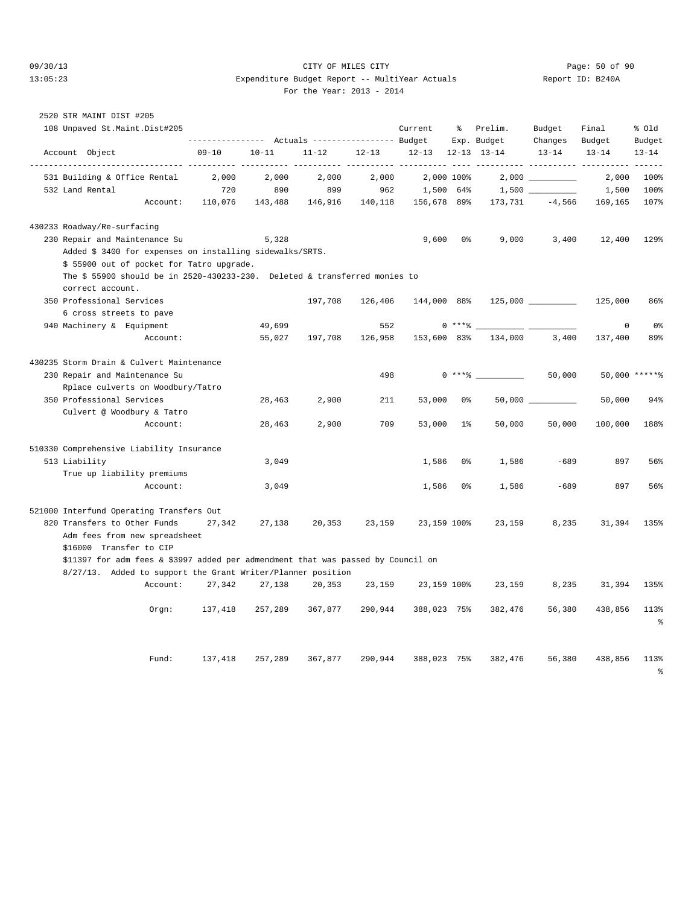CITY OF MILES CITY
Expenditure Budget Report -- MultiYear Actuals
For the Year: 2013 - 2014

2520 STR MAINT DIST #205

108 Unpaved St.Maint.Dist#205

| Account Object | Actuals 09-10 | Actuals 10-11 | Actuals 11-12 | Actuals 12-13 | Current Budget 12-13 | % Exp. 12-13 | Prelim. Budget 13-14 | Budget Changes 13-14 | Final Budget 13-14 | % Old Budget 13-14 |
|---|---|---|---|---|---|---|---|---|---|---|
| 531 Building & Office Rental | 2,000 | 2,000 | 2,000 | 2,000 | 2,000 | 100% | 2,000 | __________ | 2,000 | 100% |
| 532 Land Rental | 720 | 890 | 899 | 962 | 1,500 | 64% | 1,500 | __________ | 1,500 | 100% |
| Account: | 110,076 | 143,488 | 146,916 | 140,118 | 156,678 | 89% | 173,731 | -4,566 | 169,165 | 107% |
| **430233 Roadway/Re-surfacing** | | | | | | | | | | |
| 230 Repair and Maintenance Su | | 5,328 | | | 9,600 | 0% | 9,000 | 3,400 | 12,400 | 129% |
| Added $ 3400 for expenses on installing sidewalks/SRTS. | | | | | | | | | | |
| $ 55900 out of pocket for Tatro upgrade. | | | | | | | | | | |
| The $ 55900 should be in 2520-430233-230. Deleted & transferred monies to correct account. | | | | | | | | | | |
| 350 Professional Services | | | 197,708 | 126,406 | 144,000 | 88% | 125,000 | __________ | 125,000 | 86% |
| 6 cross streets to pave | | | | | | | | | | |
| 940 Machinery & Equipment | | 49,699 | | 552 | 0 | ***% | __________ | __________ | 0 | 0% |
| Account: | | 55,027 | 197,708 | 126,958 | 153,600 | 83% | 134,000 | 3,400 | 137,400 | 89% |
| **430235 Storm Drain & Culvert Maintenance** | | | | | | | | | | |
| 230 Repair and Maintenance Su | | | | 498 | 0 | ***% | __________ | 50,000 | 50,000 | *****% |
| Rplace culverts on Woodbury/Tatro | | | | | | | | | | |
| 350 Professional Services | | 28,463 | 2,900 | 211 | 53,000 | 0% | 50,000 | __________ | 50,000 | 94% |
| Culvert @ Woodbury & Tatro | | | | | | | | | | |
| Account: | | 28,463 | 2,900 | 709 | 53,000 | 1% | 50,000 | 50,000 | 100,000 | 188% |
| **510330 Comprehensive Liability Insurance** | | | | | | | | | | |
| 513 Liability | | 3,049 | | | 1,586 | 0% | 1,586 | -689 | 897 | 56% |
| True up liability premiums | | | | | | | | | | |
| Account: | | 3,049 | | | 1,586 | 0% | 1,586 | -689 | 897 | 56% |
| **521000 Interfund Operating Transfers Out** | | | | | | | | | | |
| 820 Transfers to Other Funds | 27,342 | 27,138 | 20,353 | 23,159 | 23,159 | 100% | 23,159 | 8,235 | 31,394 | 135% |
| Adm fees from new spreadsheet | | | | | | | | | | |
| $16000 Transfer to CIP | | | | | | | | | | |
| $11397 for adm fees & $3997 added per admendment that was passed by Council on 8/27/13. Added to support the Grant Writer/Planner position | | | | | | | | | | |
| Account: | 27,342 | 27,138 | 20,353 | 23,159 | 23,159 | 100% | 23,159 | 8,235 | 31,394 | 135% |
| Orgn: | 137,418 | 257,289 | 367,877 | 290,944 | 388,023 | 75% | 382,476 | 56,380 | 438,856 | 113% |
| Fund: | 137,418 | 257,289 | 367,877 | 290,944 | 388,023 | 75% | 382,476 | 56,380 | 438,856 | 113% |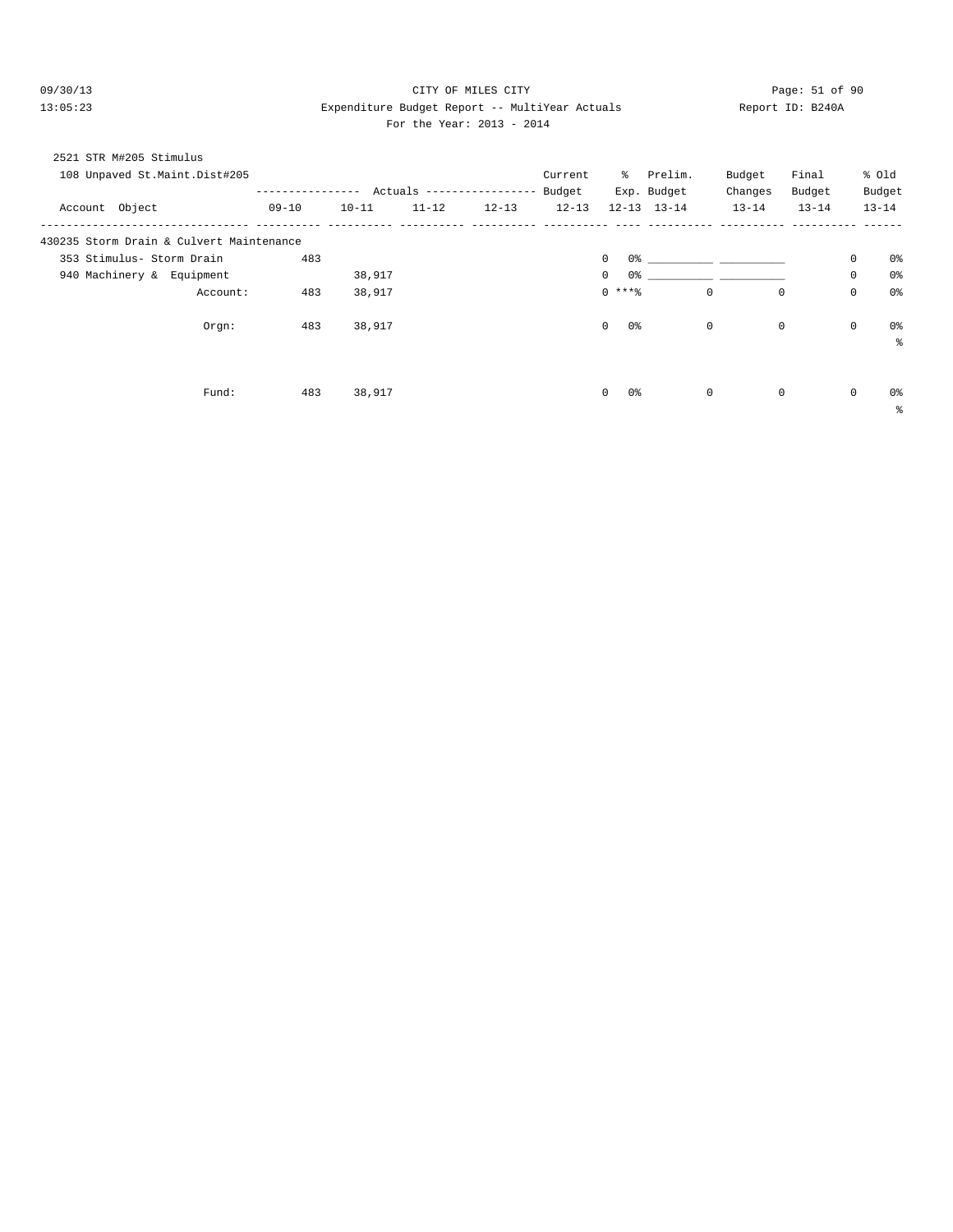CITY OF MILES CITY

Expenditure Budget Report -- MultiYear Actuals

For the Year: 2013 - 2014

2521 STR M#205 Stimulus

108 Unpaved St.Maint.Dist#205

| Account Object | Actuals 09-10 | Actuals 10-11 | Actuals 11-12 | Actuals 12-13 | Current Budget 12-13 | % Exp. 12-13 | Prelim. Budget 13-14 | Budget Changes 13-14 | Final Budget 13-14 | % Old Budget 13-14 |
|---|---|---|---|---|---|---|---|---|---|---|
| **430235 Storm Drain & Culvert Maintenance** | | | | | | | | | | |
| 353 Stimulus- Storm Drain | 483 | | | | 0 | 0% | ___________ | ___________ | 0 | 0% |
| 940 Machinery & Equipment | | 38,917 | | | 0 | 0% | ___________ | ___________ | 0 | 0% |
| Account: | 483 | 38,917 | | | 0 | ***% | 0 | 0 | 0 | 0% |
| Orgn: | 483 | 38,917 | | | 0 | 0% | 0 | 0 | 0 | 0% |
| Fund: | 483 | 38,917 | | | 0 | 0% | 0 | 0 | 0 | 0% |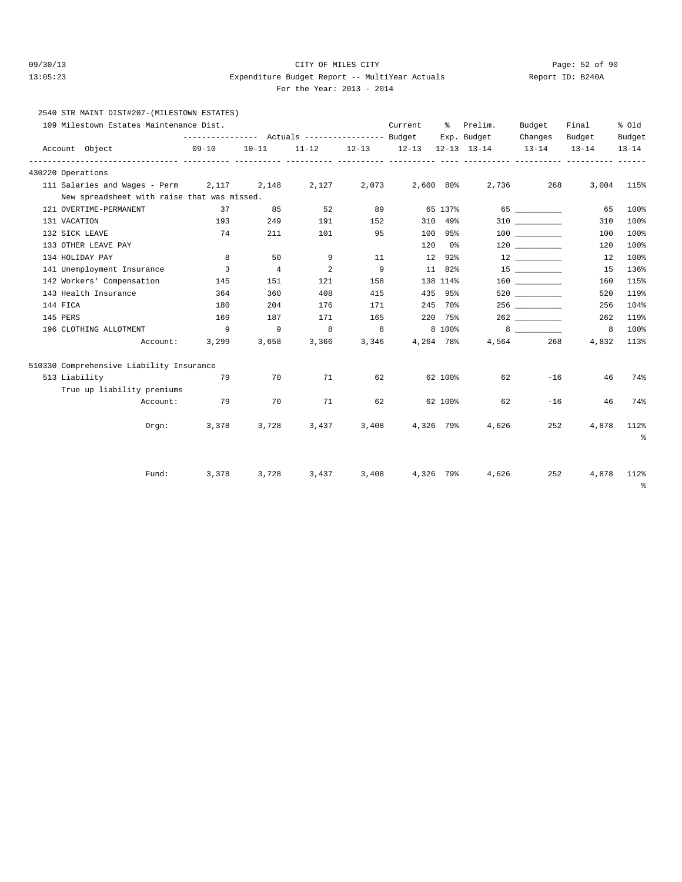CITY OF MILES CITY

Expenditure Budget Report -- MultiYear Actuals

For the Year: 2013 - 2014

2540 STR MAINT DIST#207-(MILESTOWN ESTATES)

109 Milestown Estates Maintenance Dist.

| Account Object | Actuals 09-10 | Actuals 10-11 | Actuals 11-12 | Actuals 12-13 | Current Budget 12-13 | % Exp. 12-13 | Prelim. Budget 13-14 | Budget Changes 13-14 | Final Budget 13-14 | % Old Budget 13-14 |
|---|---|---|---|---|---|---|---|---|---|---|
| **430220 Operations** | | | | | | | | | | |
| 111 Salaries and Wages - Perm | 2,117 | 2,148 | 2,127 | 2,073 | 2,600 | 80% | 2,736 | 268 | 3,004 | 115% |
| New spreadsheet with raise that was missed. | | | | | | | | | | |
| 121 OVERTIME-PERMANENT | 37 | 85 | 52 | 89 | 65 | 137% | 65 | __________ | 65 | 100% |
| 131 VACATION | 193 | 249 | 191 | 152 | 310 | 49% | 310 | __________ | 310 | 100% |
| 132 SICK LEAVE | 74 | 211 | 101 | 95 | 100 | 95% | 100 | __________ | 100 | 100% |
| 133 OTHER LEAVE PAY | | | | | 120 | 0% | 120 | __________ | 120 | 100% |
| 134 HOLIDAY PAY | 8 | 50 | 9 | 11 | 12 | 92% | 12 | __________ | 12 | 100% |
| 141 Unemployment Insurance | 3 | 4 | 2 | 9 | 11 | 82% | 15 | __________ | 15 | 136% |
| 142 Workers' Compensation | 145 | 151 | 121 | 158 | 138 | 114% | 160 | __________ | 160 | 115% |
| 143 Health Insurance | 364 | 360 | 408 | 415 | 435 | 95% | 520 | __________ | 520 | 119% |
| 144 FICA | 180 | 204 | 176 | 171 | 245 | 70% | 256 | __________ | 256 | 104% |
| 145 PERS | 169 | 187 | 171 | 165 | 220 | 75% | 262 | __________ | 262 | 119% |
| 196 CLOTHING ALLOTMENT | 9 | 9 | 8 | 8 | 8 | 100% | 8 | __________ | 8 | 100% |
| Account: | 3,299 | 3,658 | 3,366 | 3,346 | 4,264 | 78% | 4,564 | 268 | 4,832 | 113% |
| **510330 Comprehensive Liability Insurance** | | | | | | | | | | |
| 513 Liability | 79 | 70 | 71 | 62 | 62 | 100% | 62 | -16 | 46 | 74% |
| True up liability premiums | | | | | | | | | | |
| Account: | 79 | 70 | 71 | 62 | 62 | 100% | 62 | -16 | 46 | 74% |
| Orgn: | 3,378 | 3,728 | 3,437 | 3,408 | 4,326 | 79% | 4,626 | 252 | 4,878 | 112% |
| Fund: | 3,378 | 3,728 | 3,437 | 3,408 | 4,326 | 79% | 4,626 | 252 | 4,878 | 112% |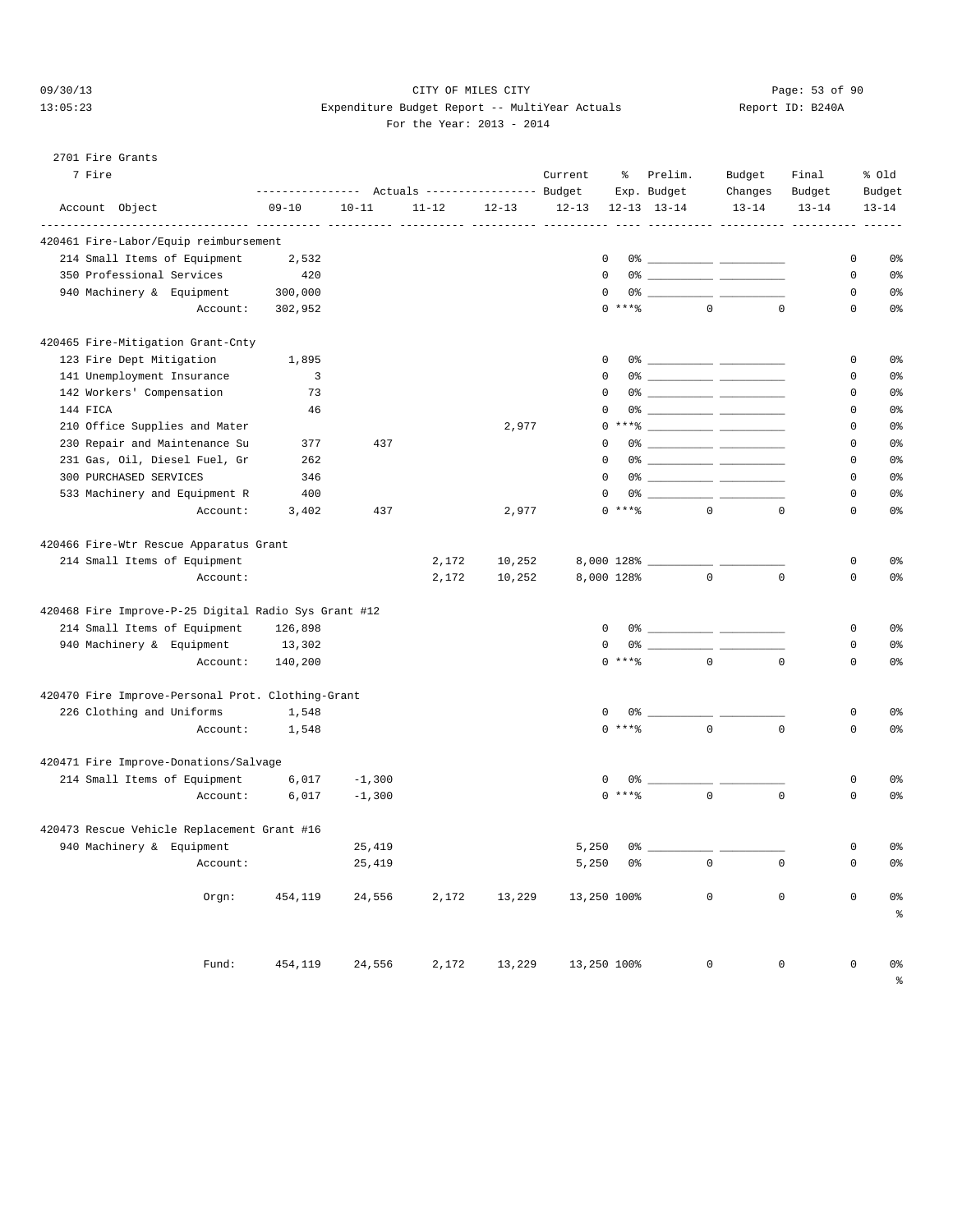# CITY OF MILES CITY

## Expenditure Budget Report -- MultiYear Actuals

For the Year: 2013 - 2014

09/30/13 13:05:23 — Report ID: B240A

2701 Fire Grants

7 Fire

| Account Object | Actuals 09-10 | Actuals 10-11 | Actuals 11-12 | Actuals 12-13 | Current Budget 12-13 | % Exp. 12-13 | Prelim. Budget 13-14 | Budget Changes 13-14 | Final Budget 13-14 | % Old Budget 13-14 |
|---|---|---|---|---|---|---|---|---|---|---|
| **420461 Fire-Labor/Equip reimbursement** | | | | | | | | | | |
| 214 Small Items of Equipment | 2,532 | | | | 0 | 0% | ___________ | ___________ | 0 | 0% |
| 350 Professional Services | 420 | | | | 0 | 0% | ___________ | ___________ | 0 | 0% |
| 940 Machinery & Equipment | 300,000 | | | | 0 | 0% | ___________ | ___________ | 0 | 0% |
| Account: | 302,952 | | | | 0 | ***% | 0 | 0 | 0 | 0% |
| **420465 Fire-Mitigation Grant-Cnty** | | | | | | | | | | |
| 123 Fire Dept Mitigation | 1,895 | | | | 0 | 0% | ___________ | ___________ | 0 | 0% |
| 141 Unemployment Insurance | 3 | | | | 0 | 0% | ___________ | ___________ | 0 | 0% |
| 142 Workers' Compensation | 73 | | | | 0 | 0% | ___________ | ___________ | 0 | 0% |
| 144 FICA | 46 | | | | 0 | 0% | ___________ | ___________ | 0 | 0% |
| 210 Office Supplies and Mater | | | | 2,977 | 0 | ***% | ___________ | ___________ | 0 | 0% |
| 230 Repair and Maintenance Su | 377 | 437 | | | 0 | 0% | ___________ | ___________ | 0 | 0% |
| 231 Gas, Oil, Diesel Fuel, Gr | 262 | | | | 0 | 0% | ___________ | ___________ | 0 | 0% |
| 300 PURCHASED SERVICES | 346 | | | | 0 | 0% | ___________ | ___________ | 0 | 0% |
| 533 Machinery and Equipment R | 400 | | | | 0 | 0% | ___________ | ___________ | 0 | 0% |
| Account: | 3,402 | 437 | | 2,977 | 0 | ***% | 0 | 0 | 0 | 0% |
| **420466 Fire-Wtr Rescue Apparatus Grant** | | | | | | | | | | |
| 214 Small Items of Equipment | | | 2,172 | 10,252 | 8,000 | 128% | ___________ | ___________ | 0 | 0% |
| Account: | | | 2,172 | 10,252 | 8,000 | 128% | 0 | 0 | 0 | 0% |
| **420468 Fire Improve-P-25 Digital Radio Sys Grant #12** | | | | | | | | | | |
| 214 Small Items of Equipment | 126,898 | | | | 0 | 0% | ___________ | ___________ | 0 | 0% |
| 940 Machinery & Equipment | 13,302 | | | | 0 | 0% | ___________ | ___________ | 0 | 0% |
| Account: | 140,200 | | | | 0 | ***% | 0 | 0 | 0 | 0% |
| **420470 Fire Improve-Personal Prot. Clothing-Grant** | | | | | | | | | | |
| 226 Clothing and Uniforms | 1,548 | | | | 0 | 0% | ___________ | ___________ | 0 | 0% |
| Account: | 1,548 | | | | 0 | ***% | 0 | 0 | 0 | 0% |
| **420471 Fire Improve-Donations/Salvage** | | | | | | | | | | |
| 214 Small Items of Equipment | 6,017 | -1,300 | | | 0 | 0% | ___________ | ___________ | 0 | 0% |
| Account: | 6,017 | -1,300 | | | 0 | ***% | 0 | 0 | 0 | 0% |
| **420473 Rescue Vehicle Replacement Grant #16** | | | | | | | | | | |
| 940 Machinery & Equipment | | 25,419 | | | 5,250 | 0% | ___________ | ___________ | 0 | 0% |
| Account: | | 25,419 | | | 5,250 | 0% | 0 | 0 | 0 | 0% |
| Orgn: | 454,119 | 24,556 | 2,172 | 13,229 | 13,250 | 100% | 0 | 0 | 0 | 0% % |
| Fund: | 454,119 | 24,556 | 2,172 | 13,229 | 13,250 | 100% | 0 | 0 | 0 | 0% % |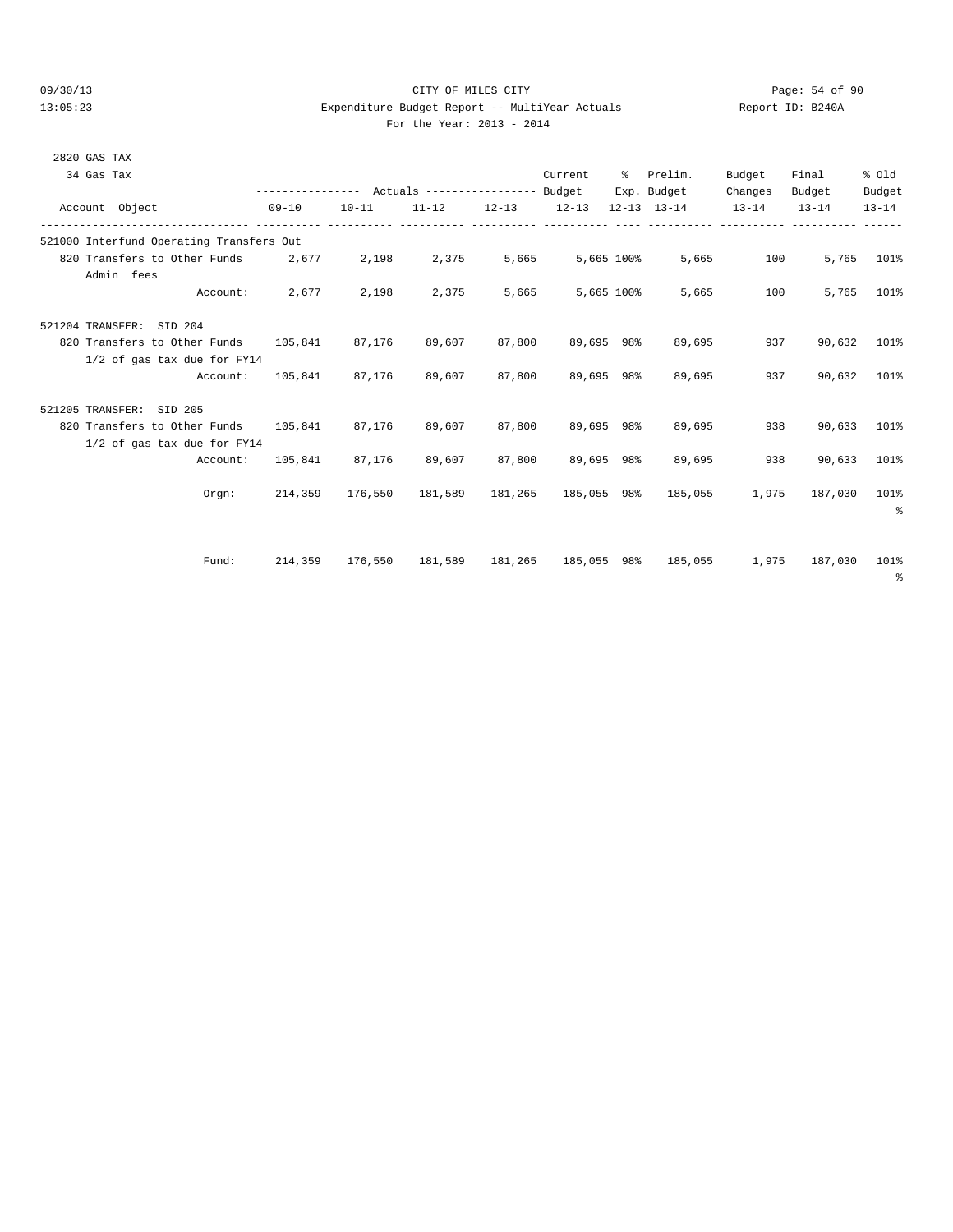CITY OF MILES CITY

Expenditure Budget Report -- MultiYear Actuals

For the Year: 2013 - 2014

2820 GAS TAX

34 Gas Tax

| Account Object | Actuals 09-10 | Actuals 10-11 | Actuals 11-12 | Actuals 12-13 | Current Budget 12-13 | % Exp. 12-13 | Prelim. Budget 13-14 | Budget Changes 13-14 | Final Budget 13-14 | % Old Budget 13-14 |
|---|---|---|---|---|---|---|---|---|---|---|
| 521000 Interfund Operating Transfers Out | | | | | | | | | | |
| 820 Transfers to Other Funds<br>Admin fees | 2,677 | 2,198 | 2,375 | 5,665 | 5,665 | 100% | 5,665 | 100 | 5,765 | 101% |
| Account: | 2,677 | 2,198 | 2,375 | 5,665 | 5,665 | 100% | 5,665 | 100 | 5,765 | 101% |
| 521204 TRANSFER: SID 204 | | | | | | | | | | |
| 820 Transfers to Other Funds<br>1/2 of gas tax due for FY14 | 105,841 | 87,176 | 89,607 | 87,800 | 89,695 | 98% | 89,695 | 937 | 90,632 | 101% |
| Account: | 105,841 | 87,176 | 89,607 | 87,800 | 89,695 | 98% | 89,695 | 937 | 90,632 | 101% |
| 521205 TRANSFER: SID 205 | | | | | | | | | | |
| 820 Transfers to Other Funds<br>1/2 of gas tax due for FY14 | 105,841 | 87,176 | 89,607 | 87,800 | 89,695 | 98% | 89,695 | 938 | 90,633 | 101% |
| Account: | 105,841 | 87,176 | 89,607 | 87,800 | 89,695 | 98% | 89,695 | 938 | 90,633 | 101% |
| Orgn: | 214,359 | 176,550 | 181,589 | 181,265 | 185,055 | 98% | 185,055 | 1,975 | 187,030 | 101% |
| Fund: | 214,359 | 176,550 | 181,589 | 181,265 | 185,055 | 98% | 185,055 | 1,975 | 187,030 | 101% |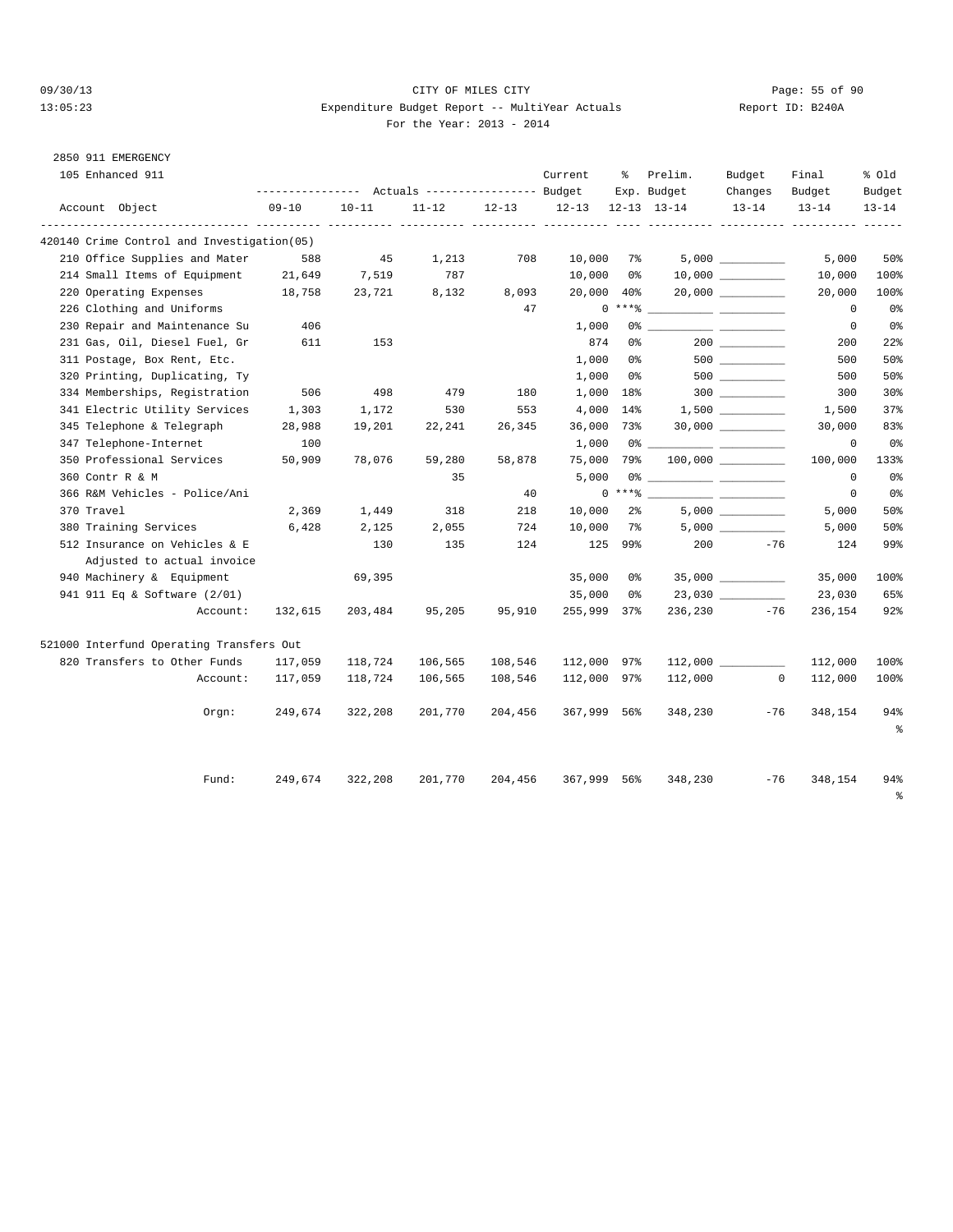CITY OF MILES CITY

Expenditure Budget Report -- MultiYear Actuals

For the Year: 2013 - 2014

2850 911 EMERGENCY

105 Enhanced 911

| Account Object | Actuals 09-10 | Actuals 10-11 | Actuals 11-12 | Actuals 12-13 | Current Budget 12-13 | % Exp. 12-13 | Prelim. Budget 13-14 | Budget Changes 13-14 | Final Budget 13-14 | % Old Budget 13-14 |
|---|---|---|---|---|---|---|---|---|---|---|
| **420140 Crime Control and Investigation(05)** | | | | | | | | | | |
| 210 Office Supplies and Mater | 588 | 45 | 1,213 | 708 | 10,000 | 7% | 5,000 | __________ | 5,000 | 50% |
| 214 Small Items of Equipment | 21,649 | 7,519 | 787 | | 10,000 | 0% | 10,000 | __________ | 10,000 | 100% |
| 220 Operating Expenses | 18,758 | 23,721 | 8,132 | 8,093 | 20,000 | 40% | 20,000 | __________ | 20,000 | 100% |
| 226 Clothing and Uniforms | | | | 47 | 0 | ***% | __________ | __________ | 0 | 0% |
| 230 Repair and Maintenance Su | 406 | | | | 1,000 | 0% | __________ | __________ | 0 | 0% |
| 231 Gas, Oil, Diesel Fuel, Gr | 611 | 153 | | | 874 | 0% | 200 | __________ | 200 | 22% |
| 311 Postage, Box Rent, Etc. | | | | | 1,000 | 0% | 500 | __________ | 500 | 50% |
| 320 Printing, Duplicating, Ty | | | | | 1,000 | 0% | 500 | __________ | 500 | 50% |
| 334 Memberships, Registration | 506 | 498 | 479 | 180 | 1,000 | 18% | 300 | __________ | 300 | 30% |
| 341 Electric Utility Services | 1,303 | 1,172 | 530 | 553 | 4,000 | 14% | 1,500 | __________ | 1,500 | 37% |
| 345 Telephone & Telegraph | 28,988 | 19,201 | 22,241 | 26,345 | 36,000 | 73% | 30,000 | __________ | 30,000 | 83% |
| 347 Telephone-Internet | 100 | | | | 1,000 | 0% | __________ | __________ | 0 | 0% |
| 350 Professional Services | 50,909 | 78,076 | 59,280 | 58,878 | 75,000 | 79% | 100,000 | __________ | 100,000 | 133% |
| 360 Contr R & M | | | 35 | | 5,000 | 0% | __________ | __________ | 0 | 0% |
| 366 R&M Vehicles - Police/Ani | | | | 40 | 0 | ***% | __________ | __________ | 0 | 0% |
| 370 Travel | 2,369 | 1,449 | 318 | 218 | 10,000 | 2% | 5,000 | __________ | 5,000 | 50% |
| 380 Training Services | 6,428 | 2,125 | 2,055 | 724 | 10,000 | 7% | 5,000 | __________ | 5,000 | 50% |
| 512 Insurance on Vehicles & E<br>Adjusted to actual invoice | | 130 | 135 | 124 | 125 | 99% | 200 | -76 | 124 | 99% |
| 940 Machinery & Equipment | | 69,395 | | | 35,000 | 0% | 35,000 | __________ | 35,000 | 100% |
| 941 911 Eq & Software (2/01) | | | | | 35,000 | 0% | 23,030 | __________ | 23,030 | 65% |
| Account: | 132,615 | 203,484 | 95,205 | 95,910 | 255,999 | 37% | 236,230 | -76 | 236,154 | 92% |
| **521000 Interfund Operating Transfers Out** | | | | | | | | | | |
| 820 Transfers to Other Funds | 117,059 | 118,724 | 106,565 | 108,546 | 112,000 | 97% | 112,000 | __________ | 112,000 | 100% |
| Account: | 117,059 | 118,724 | 106,565 | 108,546 | 112,000 | 97% | 112,000 | 0 | 112,000 | 100% |
| Orgn: | 249,674 | 322,208 | 201,770 | 204,456 | 367,999 | 56% | 348,230 | -76 | 348,154 | 94% |
| Fund: | 249,674 | 322,208 | 201,770 | 204,456 | 367,999 | 56% | 348,230 | -76 | 348,154 | 94% |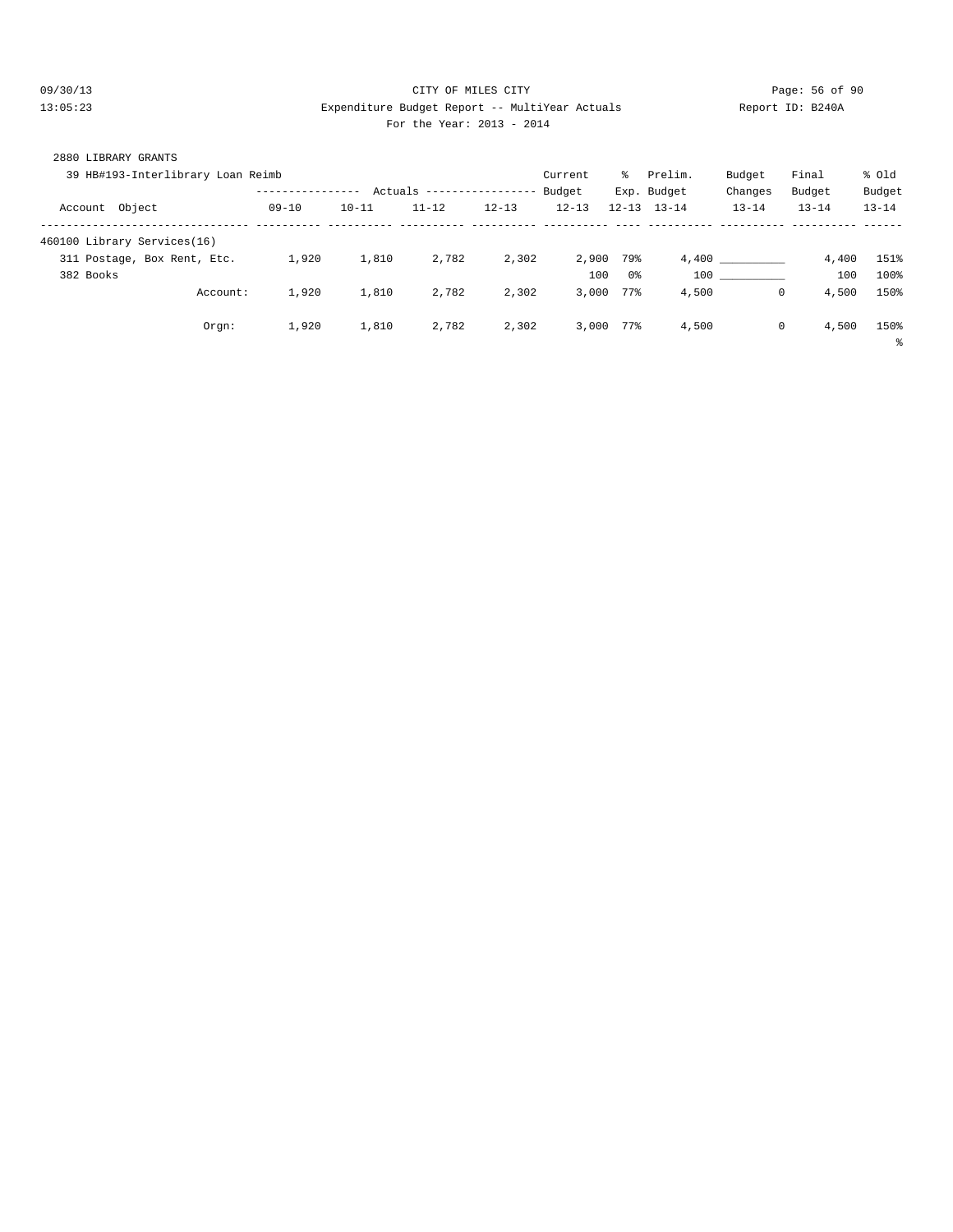CITY OF MILES CITY

Expenditure Budget Report -- MultiYear Actuals

For the Year: 2013 - 2014

09/30/13 13:05:23 — Report ID: B240A

2880 LIBRARY GRANTS

39 HB#193-Interlibrary Loan Reimb

| Account Object | Actuals 09-10 | Actuals 10-11 | Actuals 11-12 | Actuals 12-13 | Current Budget 12-13 | % Exp. 12-13 | Prelim. Budget 13-14 | Budget Changes 13-14 | Final Budget 13-14 | % Old Budget 13-14 |
|---|---|---|---|---|---|---|---|---|---|---|
| 460100 Library Services(16) | | | | | | | | | | |
| 311 Postage, Box Rent, Etc. | 1,920 | 1,810 | 2,782 | 2,302 | 2,900 | 79% | 4,400 | __________ | 4,400 | 151% |
| 382 Books | | | | | 100 | 0% | 100 | __________ | 100 | 100% |
| Account: | 1,920 | 1,810 | 2,782 | 2,302 | 3,000 | 77% | 4,500 | 0 | 4,500 | 150% |
| Orgn: | 1,920 | 1,810 | 2,782 | 2,302 | 3,000 | 77% | 4,500 | 0 | 4,500 | 150% |

%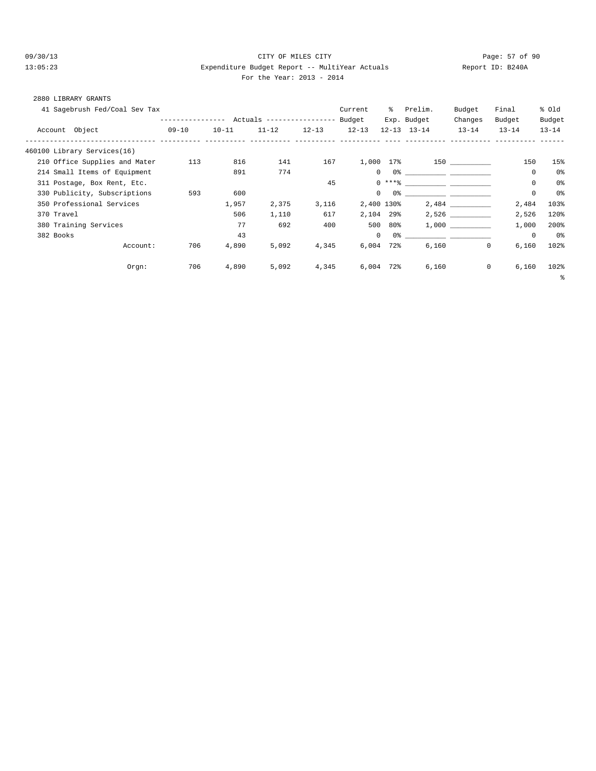CITY OF MILES CITY

Expenditure Budget Report -- MultiYear Actuals

For the Year: 2013 - 2014

2880 LIBRARY GRANTS

41 Sagebrush Fed/Coal Sev Tax

| Account Object | Actuals 09-10 | Actuals 10-11 | Actuals 11-12 | Actuals 12-13 | Current Budget 12-13 | % Exp. 12-13 | Prelim. Budget 13-14 | Budget Changes 13-14 | Final Budget 13-14 | % Old Budget 13-14 |
|---|---|---|---|---|---|---|---|---|---|---|
| 460100 Library Services(16) | | | | | | | | | | |
| 210 Office Supplies and Mater | 113 | 816 | 141 | 167 | 1,000 | 17% | 150 | ___________ | 150 | 15% |
| 214 Small Items of Equipment | | 891 | 774 | | 0 | 0% | ___________ | ___________ | 0 | 0% |
| 311 Postage, Box Rent, Etc. | | | | 45 | 0 | ***% | ___________ | ___________ | 0 | 0% |
| 330 Publicity, Subscriptions | 593 | 600 | | | 0 | 0% | ___________ | ___________ | 0 | 0% |
| 350 Professional Services | | 1,957 | 2,375 | 3,116 | 2,400 | 130% | 2,484 | ___________ | 2,484 | 103% |
| 370 Travel | | 506 | 1,110 | 617 | 2,104 | 29% | 2,526 | ___________ | 2,526 | 120% |
| 380 Training Services | | 77 | 692 | 400 | 500 | 80% | 1,000 | ___________ | 1,000 | 200% |
| 382 Books | | 43 | | | 0 | 0% | ___________ | ___________ | 0 | 0% |
| Account: | 706 | 4,890 | 5,092 | 4,345 | 6,004 | 72% | 6,160 | 0 | 6,160 | 102% |
| Orgn: | 706 | 4,890 | 5,092 | 4,345 | 6,004 | 72% | 6,160 | 0 | 6,160 | 102% |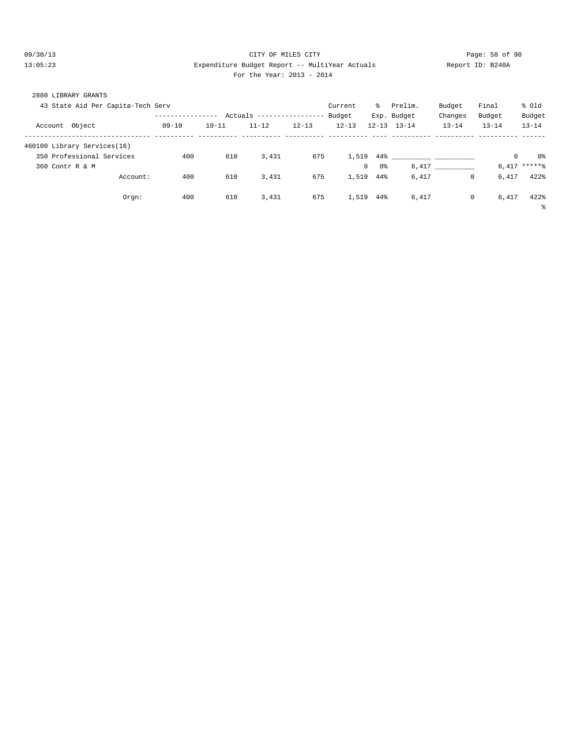CITY OF MILES CITY

Expenditure Budget Report -- MultiYear Actuals

For the Year: 2013 - 2014

09/30/13 13:05:23 Report ID: B240A

2880 LIBRARY GRANTS

43 State Aid Per Capita-Tech Serv

| Account Object | Actuals 09-10 | Actuals 10-11 | Actuals 11-12 | Actuals 12-13 | Current Budget 12-13 | % Exp. 12-13 | Prelim. Budget 13-14 | Budget Changes 13-14 | Final Budget 13-14 | % Old Budget 13-14 |
|---|---|---|---|---|---|---|---|---|---|---|
| 460100 Library Services(16) | | | | | | | | | | |
| 350 Professional Services | 400 | 610 | 3,431 | 675 | 1,519 | 44% | __________ | __________ | 0 | 0% |
| 360 Contr R & M | | | | | 0 | 0% | 6,417 | __________ | 6,417 | *****% |
| Account: | 400 | 610 | 3,431 | 675 | 1,519 | 44% | 6,417 | 0 | 6,417 | 422% |
| Orgn: | 400 | 610 | 3,431 | 675 | 1,519 | 44% | 6,417 | 0 | 6,417 | 422% |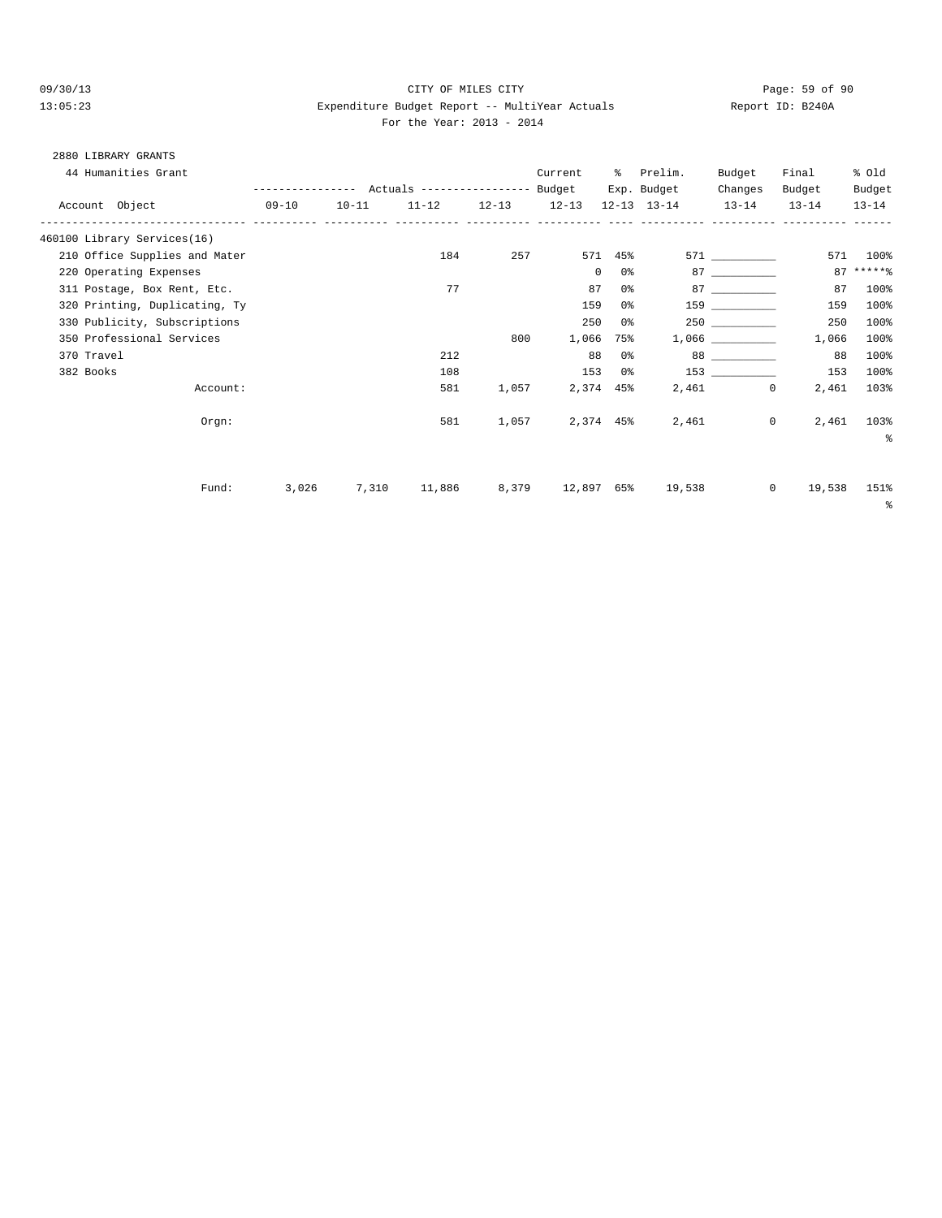CITY OF MILES CITY

Expenditure Budget Report -- MultiYear Actuals

For the Year: 2013 - 2014

09/30/13 13:05:23 Report ID: B240A

2880 LIBRARY GRANTS

44 Humanities Grant

| Account Object | Actuals 09-10 | Actuals 10-11 | Actuals 11-12 | Actuals 12-13 | Current Budget 12-13 | % Exp. 12-13 | Prelim. Budget 13-14 | Budget Changes 13-14 | Final Budget 13-14 | % Old Budget 13-14 |
|---|---|---|---|---|---|---|---|---|---|---|
| 460100 Library Services(16) | | | | | | | | | | |
| 210 Office Supplies and Mater | | | 184 | 257 | 571 | 45% | 571 | __________ | 571 | 100% |
| 220 Operating Expenses | | | | | 0 | 0% | 87 | __________ | 87 | *****% |
| 311 Postage, Box Rent, Etc. | | | 77 | | 87 | 0% | 87 | __________ | 87 | 100% |
| 320 Printing, Duplicating, Ty | | | | | 159 | 0% | 159 | __________ | 159 | 100% |
| 330 Publicity, Subscriptions | | | | | 250 | 0% | 250 | __________ | 250 | 100% |
| 350 Professional Services | | | | 800 | 1,066 | 75% | 1,066 | __________ | 1,066 | 100% |
| 370 Travel | | | 212 | | 88 | 0% | 88 | __________ | 88 | 100% |
| 382 Books | | | 108 | | 153 | 0% | 153 | __________ | 153 | 100% |
| Account: | | | 581 | 1,057 | 2,374 | 45% | 2,461 | 0 | 2,461 | 103% |
| Orgn: | | | 581 | 1,057 | 2,374 | 45% | 2,461 | 0 | 2,461 | 103% |
| Fund: | 3,026 | 7,310 | 11,886 | 8,379 | 12,897 | 65% | 19,538 | 0 | 19,538 | 151% |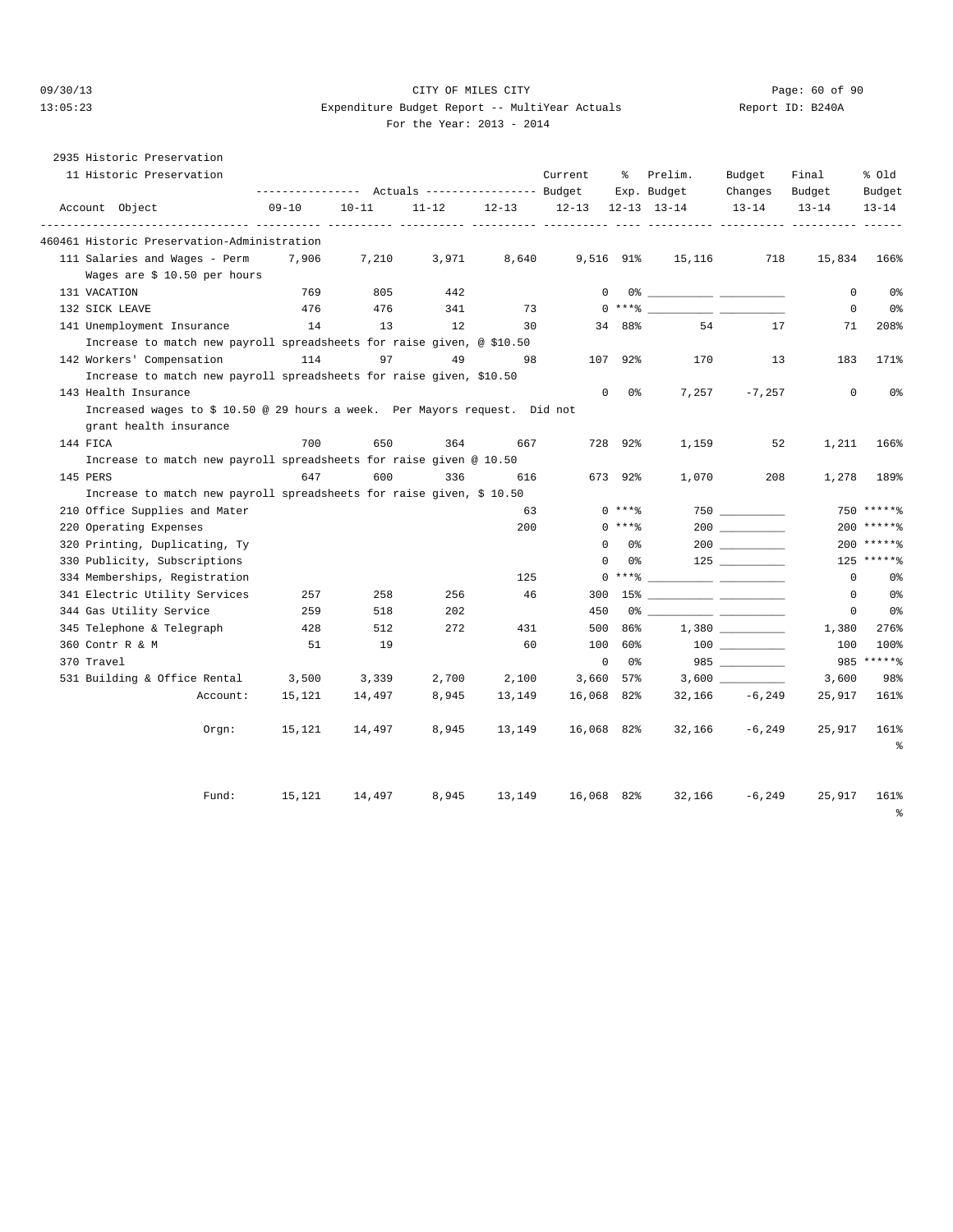CITY OF MILES CITY

Expenditure Budget Report -- MultiYear Actuals

For the Year: 2013 - 2014

09/30/13 13:05:23 Report ID: B240A

2935 Historic Preservation

11 Historic Preservation

| Account Object | Actuals 09-10 | Actuals 10-11 | Actuals 11-12 | Actuals 12-13 | Current Budget 12-13 | % Exp. 12-13 | Prelim. Budget 13-14 | Budget Changes 13-14 | Final Budget 13-14 | % Old Budget 13-14 |
|---|---|---|---|---|---|---|---|---|---|---|
| **460461 Historic Preservation-Administration** | | | | | | | | | | |
| 111 Salaries and Wages - Perm | 7,906 | 7,210 | 3,971 | 8,640 | 9,516 | 91% | 15,116 | 718 | 15,834 | 166% |
| Wages are $ 10.50 per hours | | | | | | | | | | |
| 131 VACATION | 769 | 805 | 442 | | 0 | 0% | ___________ | ___________ | 0 | 0% |
| 132 SICK LEAVE | 476 | 476 | 341 | 73 | 0 | ***% | ___________ | ___________ | 0 | 0% |
| 141 Unemployment Insurance | 14 | 13 | 12 | 30 | 34 | 88% | 54 | 17 | 71 | 208% |
| Increase to match new payroll spreadsheets for raise given, @ $10.50 | | | | | | | | | | |
| 142 Workers' Compensation | 114 | 97 | 49 | 98 | 107 | 92% | 170 | 13 | 183 | 171% |
| Increase to match new payroll spreadsheets for raise given, $10.50 | | | | | | | | | | |
| 143 Health Insurance | | | | | 0 | 0% | 7,257 | -7,257 | 0 | 0% |
| Increased wages to $ 10.50 @ 29 hours a week. Per Mayors request. Did not grant health insurance | | | | | | | | | | |
| 144 FICA | 700 | 650 | 364 | 667 | 728 | 92% | 1,159 | 52 | 1,211 | 166% |
| Increase to match new payroll spreadsheets for raise given @ 10.50 | | | | | | | | | | |
| 145 PERS | 647 | 600 | 336 | 616 | 673 | 92% | 1,070 | 208 | 1,278 | 189% |
| Increase to match new payroll spreadsheets for raise given, $ 10.50 | | | | | | | | | | |
| 210 Office Supplies and Mater | | | | 63 | 0 | ***% | 750 | ___________ | 750 | *****% |
| 220 Operating Expenses | | | | 200 | 0 | ***% | 200 | ___________ | 200 | *****% |
| 320 Printing, Duplicating, Ty | | | | | 0 | 0% | 200 | ___________ | 200 | *****% |
| 330 Publicity, Subscriptions | | | | | 0 | 0% | 125 | ___________ | 125 | *****% |
| 334 Memberships, Registration | | | | 125 | 0 | ***% | ___________ | ___________ | 0 | 0% |
| 341 Electric Utility Services | 257 | 258 | 256 | 46 | 300 | 15% | ___________ | ___________ | 0 | 0% |
| 344 Gas Utility Service | 259 | 518 | 202 | | 450 | 0% | ___________ | ___________ | 0 | 0% |
| 345 Telephone & Telegraph | 428 | 512 | 272 | 431 | 500 | 86% | 1,380 | ___________ | 1,380 | 276% |
| 360 Contr R & M | 51 | 19 | | 60 | 100 | 60% | 100 | ___________ | 100 | 100% |
| 370 Travel | | | | | 0 | 0% | 985 | ___________ | 985 | *****% |
| 531 Building & Office Rental | 3,500 | 3,339 | 2,700 | 2,100 | 3,660 | 57% | 3,600 | ___________ | 3,600 | 98% |
| Account: | 15,121 | 14,497 | 8,945 | 13,149 | 16,068 | 82% | 32,166 | -6,249 | 25,917 | 161% |
| Orgn: | 15,121 | 14,497 | 8,945 | 13,149 | 16,068 | 82% | 32,166 | -6,249 | 25,917 | 161% |
| Fund: | 15,121 | 14,497 | 8,945 | 13,149 | 16,068 | 82% | 32,166 | -6,249 | 25,917 | 161% |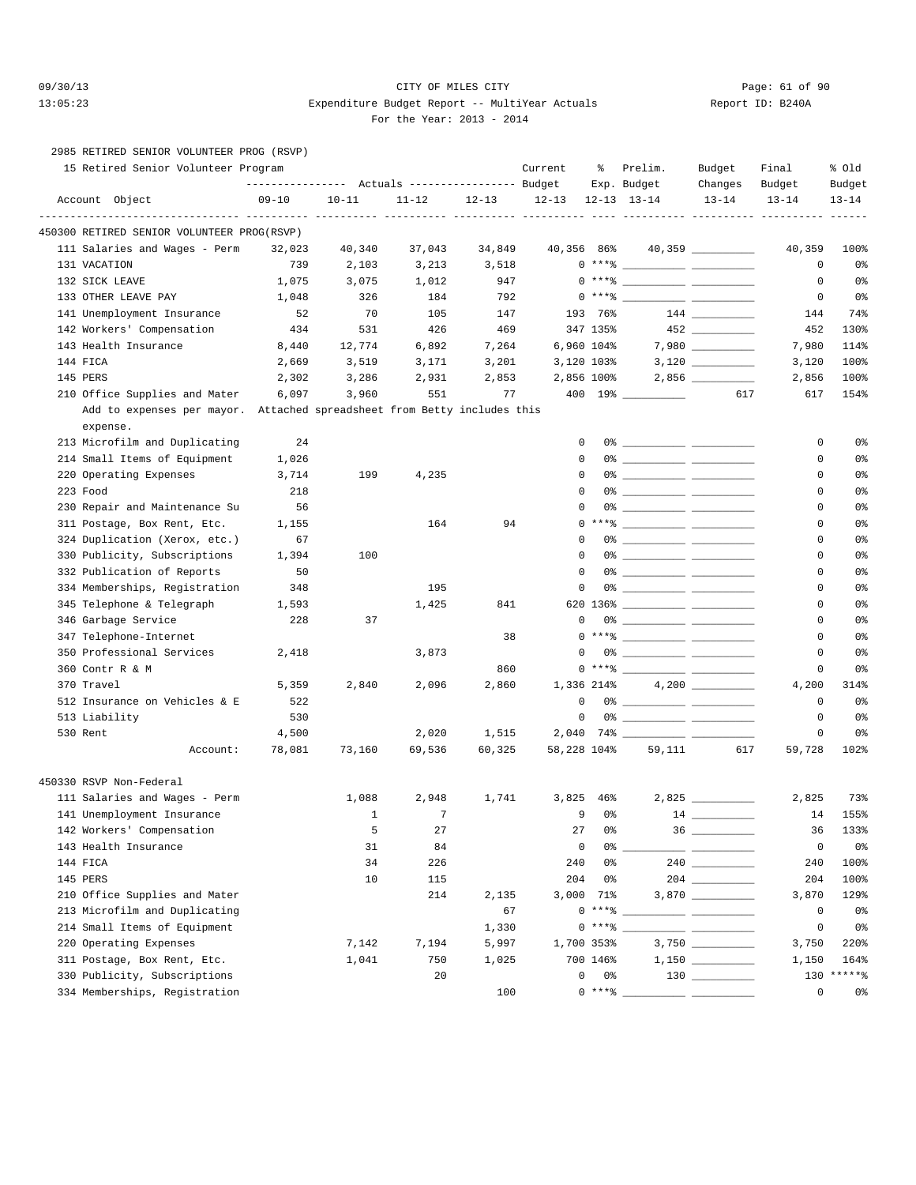CITY OF MILES CITY

Expenditure Budget Report -- MultiYear Actuals

For the Year: 2013 - 2014

2985 RETIRED SENIOR VOLUNTEER PROG (RSVP)

15 Retired Senior Volunteer Program

| Account Object | Actuals 09-10 | Actuals 10-11 | Actuals 11-12 | Actuals 12-13 | Current Budget 12-13 | % Exp. 12-13 | Prelim. Budget 13-14 | Budget Changes 13-14 | Final Budget 13-14 | % Old Budget 13-14 |
|---|---|---|---|---|---|---|---|---|---|---|
| **450300 RETIRED SENIOR VOLUNTEER PROG(RSVP)** | | | | | | | | | | |
| 111 Salaries and Wages - Perm | 32,023 | 40,340 | 37,043 | 34,849 | 40,356 | 86% | 40,359 | | 40,359 | 100% |
| 131 VACATION | 739 | 2,103 | 3,213 | 3,518 | 0 | ***% | | | 0 | 0% |
| 132 SICK LEAVE | 1,075 | 3,075 | 1,012 | 947 | 0 | ***% | | | 0 | 0% |
| 133 OTHER LEAVE PAY | 1,048 | 326 | 184 | 792 | 0 | ***% | | | 0 | 0% |
| 141 Unemployment Insurance | 52 | 70 | 105 | 147 | 193 | 76% | 144 | | 144 | 74% |
| 142 Workers' Compensation | 434 | 531 | 426 | 469 | 347 | 135% | 452 | | 452 | 130% |
| 143 Health Insurance | 8,440 | 12,774 | 6,892 | 7,264 | 6,960 | 104% | 7,980 | | 7,980 | 114% |
| 144 FICA | 2,669 | 3,519 | 3,171 | 3,201 | 3,120 | 103% | 3,120 | | 3,120 | 100% |
| 145 PERS | 2,302 | 3,286 | 2,931 | 2,853 | 2,856 | 100% | 2,856 | | 2,856 | 100% |
| 210 Office Supplies and Mater | 6,097 | 3,960 | 551 | 77 | 400 | 19% | | 617 | 617 | 154% |
| Add to expenses per mayor. Attached spreadsheet from Betty includes this expense. | | | | | | | | | | |
| 213 Microfilm and Duplicating | 24 | | | | 0 | 0% | | | 0 | 0% |
| 214 Small Items of Equipment | 1,026 | | | | 0 | 0% | | | 0 | 0% |
| 220 Operating Expenses | 3,714 | 199 | 4,235 | | 0 | 0% | | | 0 | 0% |
| 223 Food | 218 | | | | 0 | 0% | | | 0 | 0% |
| 230 Repair and Maintenance Su | 56 | | | | 0 | 0% | | | 0 | 0% |
| 311 Postage, Box Rent, Etc. | 1,155 | | 164 | 94 | 0 | ***% | | | 0 | 0% |
| 324 Duplication (Xerox, etc.) | 67 | | | | 0 | 0% | | | 0 | 0% |
| 330 Publicity, Subscriptions | 1,394 | 100 | | | 0 | 0% | | | 0 | 0% |
| 332 Publication of Reports | 50 | | | | 0 | 0% | | | 0 | 0% |
| 334 Memberships, Registration | 348 | | 195 | | 0 | 0% | | | 0 | 0% |
| 345 Telephone & Telegraph | 1,593 | | 1,425 | 841 | 620 | 136% | | | 0 | 0% |
| 346 Garbage Service | 228 | 37 | | | 0 | 0% | | | 0 | 0% |
| 347 Telephone-Internet | | | | 38 | 0 | ***% | | | 0 | 0% |
| 350 Professional Services | 2,418 | | 3,873 | | 0 | 0% | | | 0 | 0% |
| 360 Contr R & M | | | | 860 | 0 | ***% | | | 0 | 0% |
| 370 Travel | 5,359 | 2,840 | 2,096 | 2,860 | 1,336 | 214% | 4,200 | | 4,200 | 314% |
| 512 Insurance on Vehicles & E | 522 | | | | 0 | 0% | | | 0 | 0% |
| 513 Liability | 530 | | | | 0 | 0% | | | 0 | 0% |
| 530 Rent | 4,500 | | 2,020 | 1,515 | 2,040 | 74% | | | 0 | 0% |
| Account: | 78,081 | 73,160 | 69,536 | 60,325 | 58,228 | 104% | 59,111 | 617 | 59,728 | 102% |
| **450330 RSVP Non-Federal** | | | | | | | | | | |
| 111 Salaries and Wages - Perm | | 1,088 | 2,948 | 1,741 | 3,825 | 46% | 2,825 | | 2,825 | 73% |
| 141 Unemployment Insurance | | 1 | 7 | | 9 | 0% | 14 | | 14 | 155% |
| 142 Workers' Compensation | | 5 | 27 | | 27 | 0% | 36 | | 36 | 133% |
| 143 Health Insurance | | 31 | 84 | | 0 | 0% | | | 0 | 0% |
| 144 FICA | | 34 | 226 | | 240 | 0% | 240 | | 240 | 100% |
| 145 PERS | | 10 | 115 | | 204 | 0% | 204 | | 204 | 100% |
| 210 Office Supplies and Mater | | | 214 | 2,135 | 3,000 | 71% | 3,870 | | 3,870 | 129% |
| 213 Microfilm and Duplicating | | | | 67 | 0 | ***% | | | 0 | 0% |
| 214 Small Items of Equipment | | | | 1,330 | 0 | ***% | | | 0 | 0% |
| 220 Operating Expenses | | 7,142 | 7,194 | 5,997 | 1,700 | 353% | 3,750 | | 3,750 | 220% |
| 311 Postage, Box Rent, Etc. | | 1,041 | 750 | 1,025 | 700 | 146% | 1,150 | | 1,150 | 164% |
| 330 Publicity, Subscriptions | | | 20 | | 0 | 0% | 130 | | 130 | *****% |
| 334 Memberships, Registration | | | | 100 | 0 | ***% | | | 0 | 0% |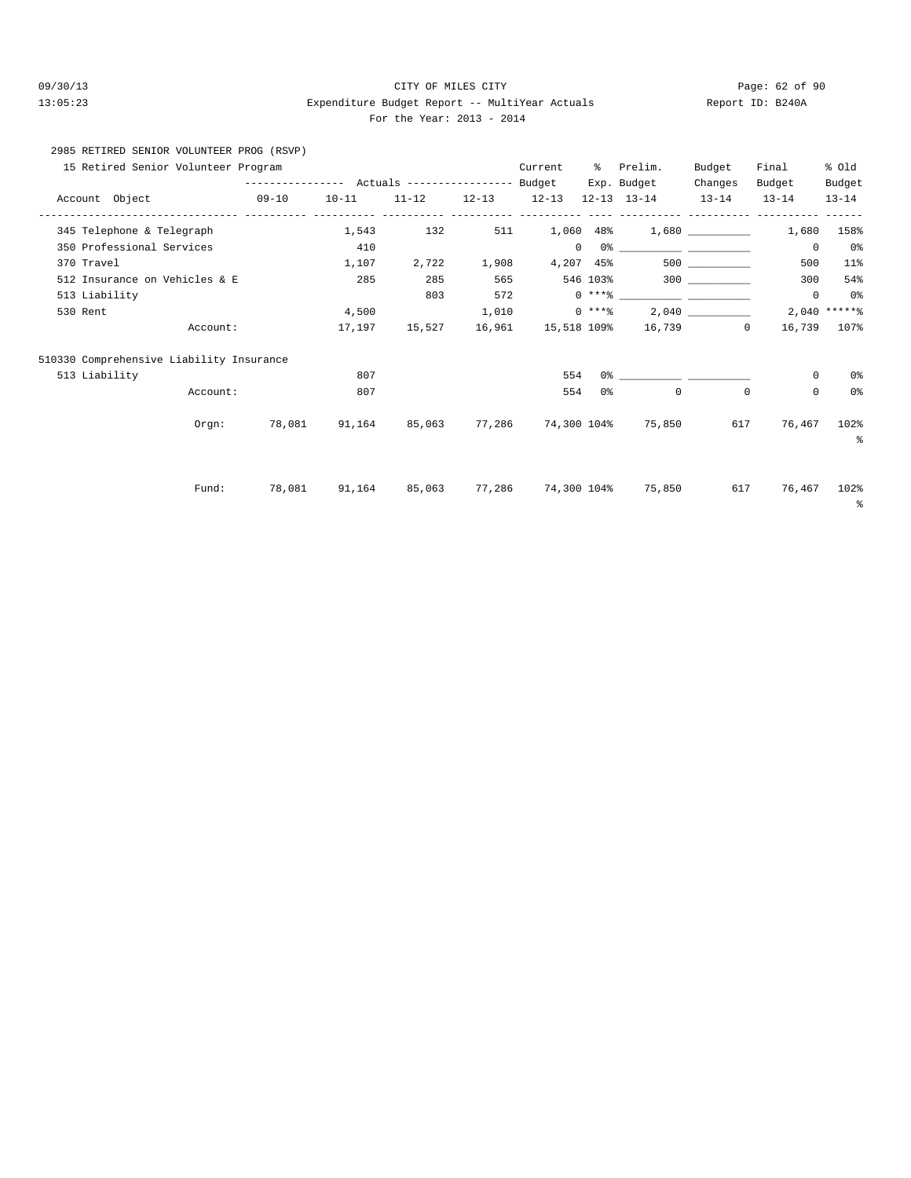CITY OF MILES CITY

Expenditure Budget Report -- MultiYear Actuals

For the Year: 2013 - 2014

09/30/13 13:05:23 Report ID: B240A

2985 RETIRED SENIOR VOLUNTEER PROG (RSVP)

15 Retired Senior Volunteer Program

| Account Object | Actuals 09-10 | Actuals 10-11 | Actuals 11-12 | Actuals 12-13 | Current Budget 12-13 | % Exp. 12-13 | Prelim. Budget 13-14 | Budget Changes 13-14 | Final Budget 13-14 | % Old Budget 13-14 |
|---|---|---|---|---|---|---|---|---|---|---|
| 345 Telephone & Telegraph | | 1,543 | 132 | 511 | 1,060 | 48% | 1,680 | __________ | 1,680 | 158% |
| 350 Professional Services | | 410 | | | 0 | 0% | __________ | __________ | 0 | 0% |
| 370 Travel | | 1,107 | 2,722 | 1,908 | 4,207 | 45% | 500 | __________ | 500 | 11% |
| 512 Insurance on Vehicles & E | | 285 | 285 | 565 | 546 | 103% | 300 | __________ | 300 | 54% |
| 513 Liability | | | 803 | 572 | 0 | ***% | __________ | __________ | 0 | 0% |
| 530 Rent | | 4,500 | | 1,010 | 0 | ***% | 2,040 | __________ | 2,040 | *****% |
| Account: | | 17,197 | 15,527 | 16,961 | 15,518 | 109% | 16,739 | 0 | 16,739 | 107% |
| **510330 Comprehensive Liability Insurance** | | | | | | | | | | |
| 513 Liability | | 807 | | | 554 | 0% | __________ | __________ | 0 | 0% |
| Account: | | 807 | | | 554 | 0% | 0 | 0 | 0 | 0% |
| Orgn: | 78,081 | 91,164 | 85,063 | 77,286 | 74,300 | 104% | 75,850 | 617 | 76,467 | 102% |
| Fund: | 78,081 | 91,164 | 85,063 | 77,286 | 74,300 | 104% | 75,850 | 617 | 76,467 | 102% |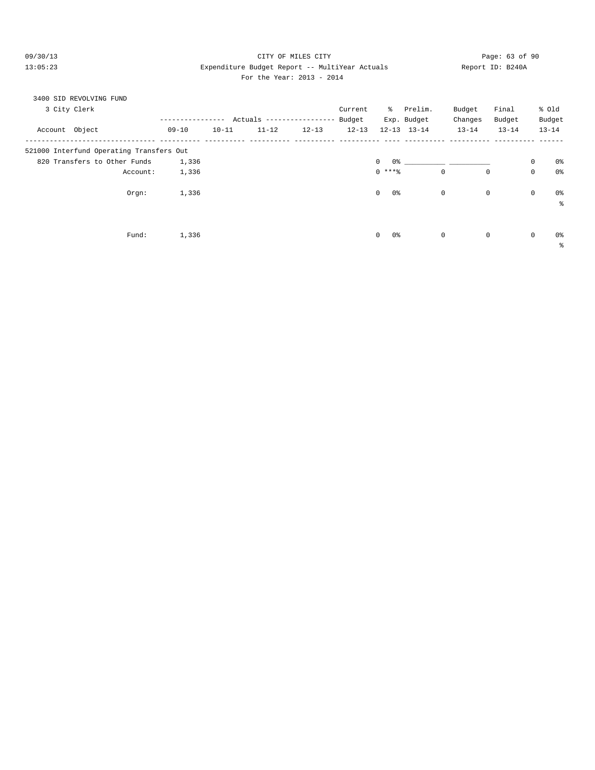CITY OF MILES CITY
Expenditure Budget Report -- MultiYear Actuals
For the Year: 2013 - 2014

09/30/13
13:05:23

Report ID: B240A

3400 SID REVOLVING FUND

3 City Clerk

| Account Object | Actuals 09-10 | Actuals 10-11 | Actuals 11-12 | Actuals 12-13 | Current Budget 12-13 | % Exp. 12-13 | Prelim. Budget 13-14 | Budget Changes 13-14 | Final Budget 13-14 | % Old Budget 13-14 |
|---|---|---|---|---|---|---|---|---|---|---|
| 521000 Interfund Operating Transfers Out | | | | | | | | | | |
| 820 Transfers to Other Funds | 1,336 | | | | 0 | 0% | __________ | __________ | 0 | 0% |
| Account: | 1,336 | | | | 0 | ***% | 0 | 0 | 0 | 0% |
| Orgn: | 1,336 | | | | 0 | 0% | 0 | 0 | 0 | 0% |
| Fund: | 1,336 | | | | 0 | 0% | 0 | 0 | 0 | 0% |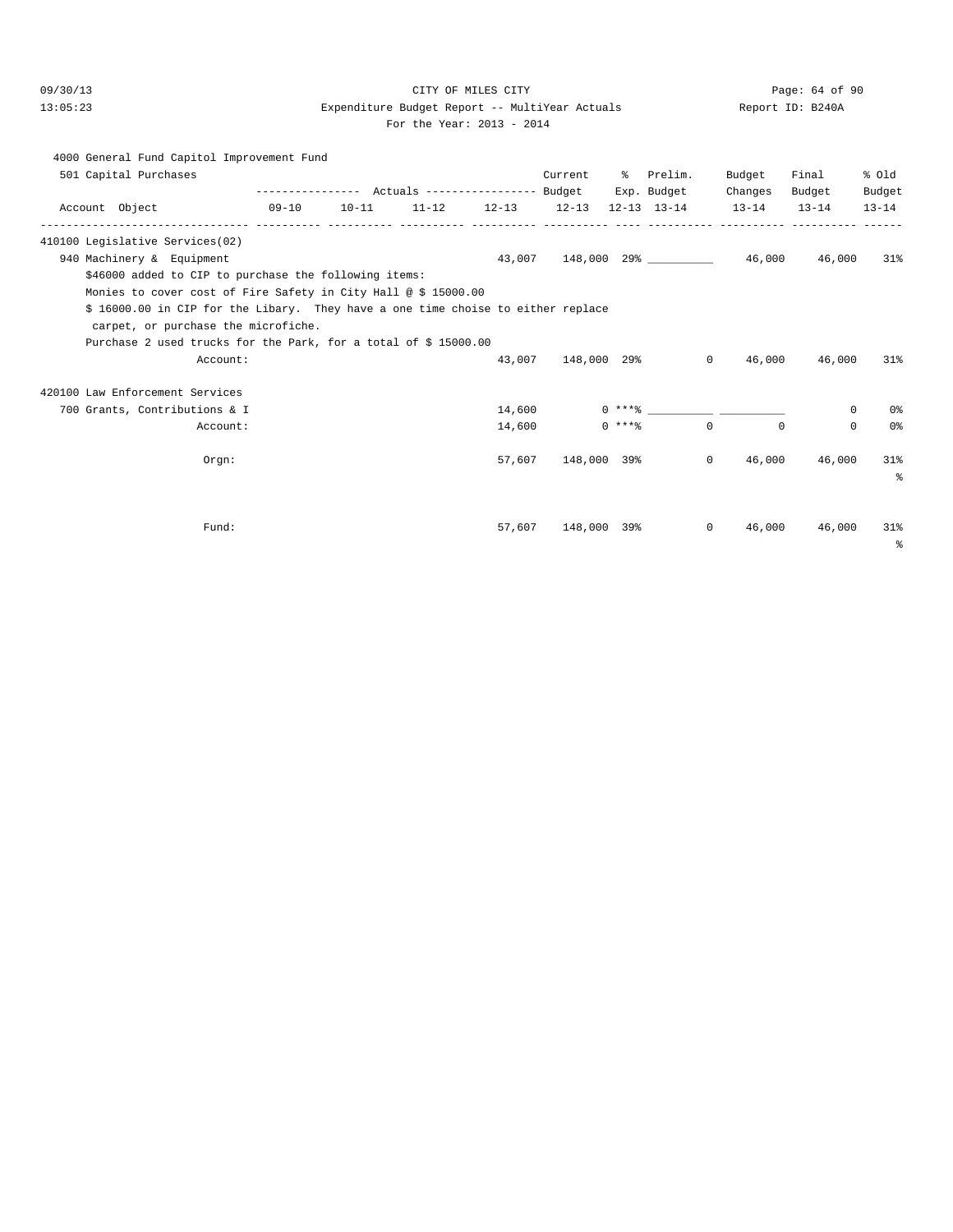CITY OF MILES CITY

Expenditure Budget Report -- MultiYear Actuals

For the Year: 2013 - 2014

4000 General Fund Capitol Improvement Fund

501 Capital Purchases

| Account Object | 09-10 | 10-11 | 11-12 | 12-13 | Current Budget 12-13 | % Exp. 12-13 | Prelim. Budget 13-14 | Budget Changes 13-14 | Final Budget 13-14 | % Old Budget 13-14 |
|---|---|---|---|---|---|---|---|---|---|---|
| 410100 Legislative Services(02) | | | | | | | | | | |
| 940 Machinery & Equipment | | | | 43,007 | 148,000 | 29% | __________ | 46,000 | 46,000 | 31% |

$46000 added to CIP to purchase the following items:
Monies to cover cost of Fire Safety in City Hall @ $ 15000.00
$ 16000.00 in CIP for the Libary. They have a one time choise to either replace carpet, or purchase the microfiche.
Purchase 2 used trucks for the Park, for a total of $ 15000.00

| Account Object | 09-10 | 10-11 | 11-12 | 12-13 | Current Budget 12-13 | % Exp. 12-13 | Prelim. Budget 13-14 | Budget Changes 13-14 | Final Budget 13-14 | % Old Budget 13-14 |
|---|---|---|---|---|---|---|---|---|---|---|
| Account: | | | | 43,007 | 148,000 | 29% | 0 | 46,000 | 46,000 | 31% |
| 420100 Law Enforcement Services | | | | | | | | | | |
| 700 Grants, Contributions & I | | | | 14,600 | 0 | ***% | __________ | __________ | 0 | 0% |
| Account: | | | | 14,600 | 0 | ***% | 0 | 0 | 0 | 0% |
| Orgn: | | | | 57,607 | 148,000 | 39% | 0 | 46,000 | 46,000 | 31% |
| Fund: | | | | 57,607 | 148,000 | 39% | 0 | 46,000 | 46,000 | 31% |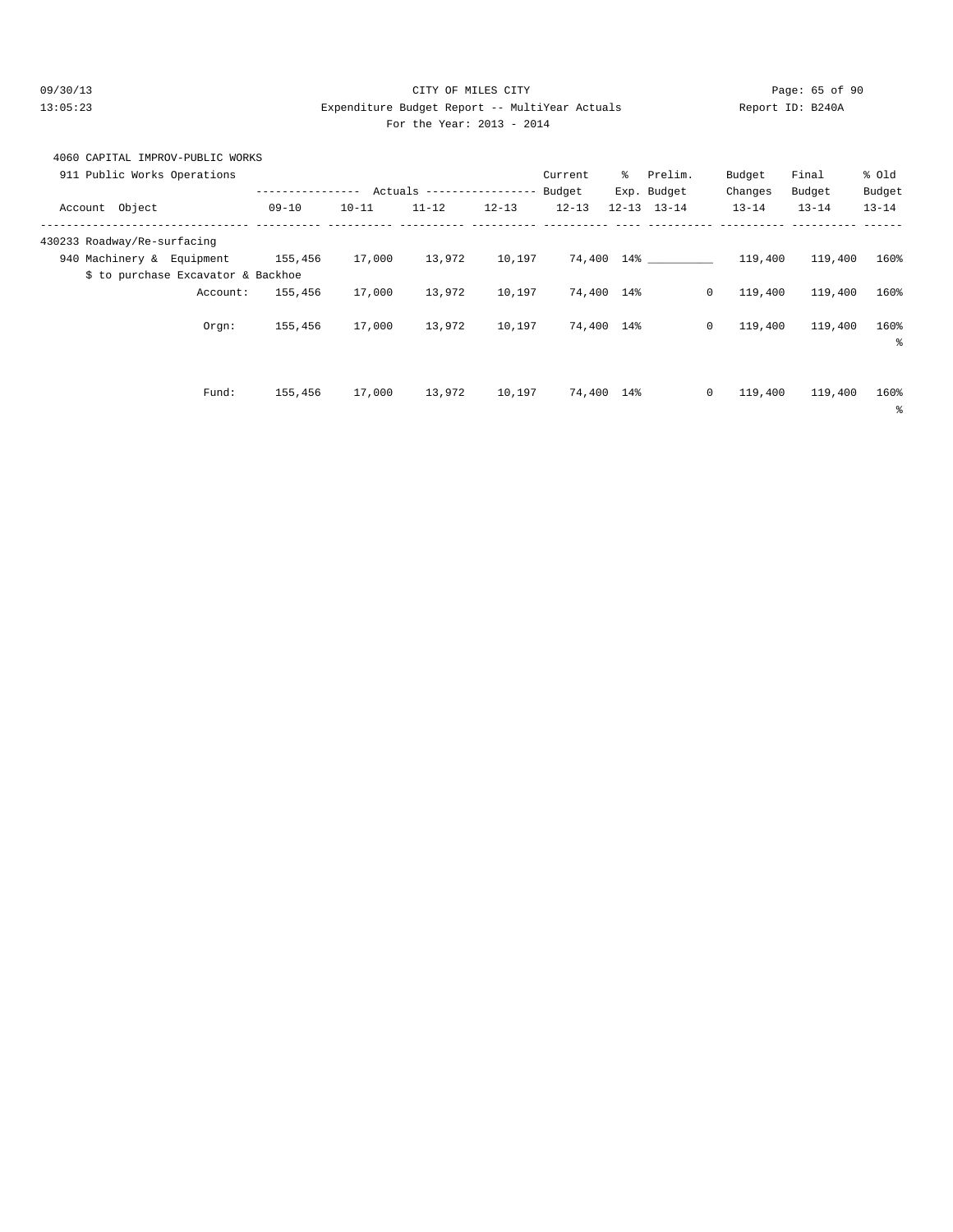CITY OF MILES CITY
Expenditure Budget Report -- MultiYear Actuals
For the Year: 2013 - 2014

4060 CAPITAL IMPROV-PUBLIC WORKS

911 Public Works Operations

| Account Object | Actuals 09-10 | Actuals 10-11 | Actuals 11-12 | Actuals 12-13 | Current Budget 12-13 | % Exp. 12-13 | Prelim. Budget 13-14 | Budget Changes 13-14 | Final Budget 13-14 | % Old Budget 13-14 |
|---|---|---|---|---|---|---|---|---|---|---|
| 430233 Roadway/Re-surfacing | | | | | | | | | | |
| 940 Machinery & Equipment | 155,456 | 17,000 | 13,972 | 10,197 | 74,400 | 14% | __________ | 119,400 | 119,400 | 160% |
| $ to purchase Excavator & Backhoe | | | | | | | | | | |
| Account: | 155,456 | 17,000 | 13,972 | 10,197 | 74,400 | 14% | 0 | 119,400 | 119,400 | 160% |
| Orgn: | 155,456 | 17,000 | 13,972 | 10,197 | 74,400 | 14% | 0 | 119,400 | 119,400 | 160% |
| Fund: | 155,456 | 17,000 | 13,972 | 10,197 | 74,400 | 14% | 0 | 119,400 | 119,400 | 160% |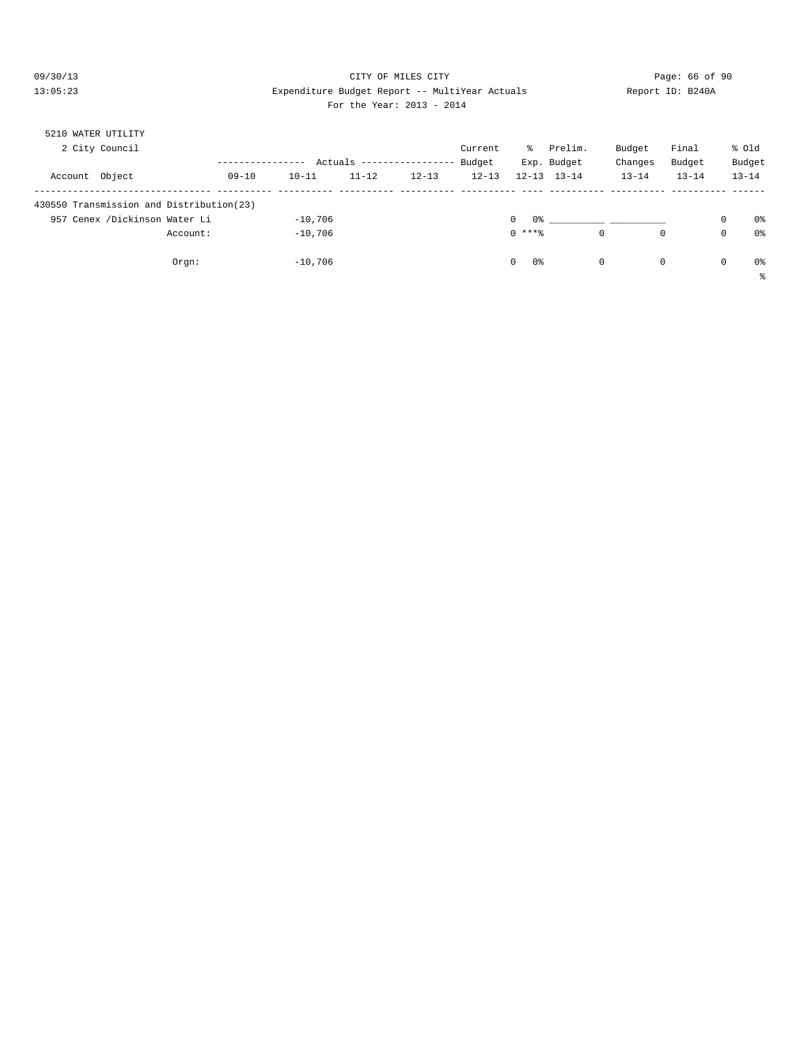CITY OF MILES CITY

Expenditure Budget Report -- MultiYear Actuals

For the Year: 2013 - 2014

09/30/13 13:05:23 Report ID: B240A

5210 WATER UTILITY

2 City Council

| Account Object | 09-10 | 10-11 | 11-12 | 12-13 | Current Budget 12-13 | % Exp. 12-13 | Prelim. Budget 13-14 | Budget Changes 13-14 | Final Budget 13-14 | % Old Budget 13-14 |
|---|---|---|---|---|---|---|---|---|---|---|
| 430550 Transmission and Distribution(23) | | | | | | | | | | |
| 957 Cenex /Dickinson Water Li | | -10,706 | | | 0 | 0% | ___________ | ___________ | 0 | 0% |
| Account: | | -10,706 | | | 0 | ***% | 0 | 0 | 0 | 0% |
| Orgn: | | -10,706 | | | 0 | 0% | 0 | 0 | 0 | 0% |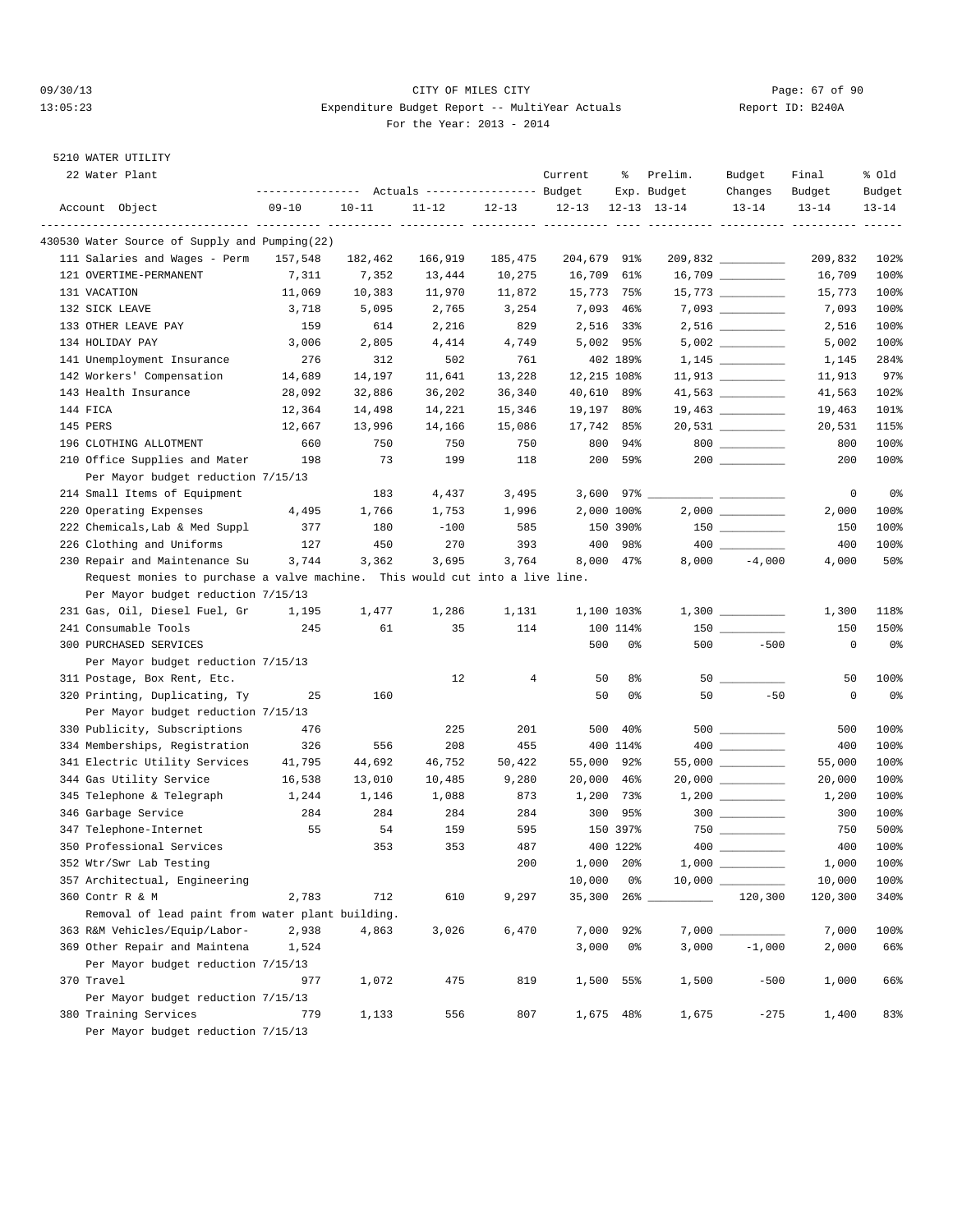CITY OF MILES CITY

Expenditure Budget Report -- MultiYear Actuals

For the Year: 2013 - 2014

5210 WATER UTILITY

22 Water Plant

| Account Object | Actuals 09-10 | Actuals 10-11 | Actuals 11-12 | Actuals 12-13 | Current Budget 12-13 | % Exp. 12-13 | Prelim. Budget 13-14 | Budget Changes 13-14 | Final Budget 13-14 | % Old Budget 13-14 |
|---|---|---|---|---|---|---|---|---|---|---|
| **430530 Water Source of Supply and Pumping(22)** | | | | | | | | | | |
| 111 Salaries and Wages - Perm | 157,548 | 182,462 | 166,919 | 185,475 | 204,679 | 91% | 209,832 | | 209,832 | 102% |
| 121 OVERTIME-PERMANENT | 7,311 | 7,352 | 13,444 | 10,275 | 16,709 | 61% | 16,709 | | 16,709 | 100% |
| 131 VACATION | 11,069 | 10,383 | 11,970 | 11,872 | 15,773 | 75% | 15,773 | | 15,773 | 100% |
| 132 SICK LEAVE | 3,718 | 5,095 | 2,765 | 3,254 | 7,093 | 46% | 7,093 | | 7,093 | 100% |
| 133 OTHER LEAVE PAY | 159 | 614 | 2,216 | 829 | 2,516 | 33% | 2,516 | | 2,516 | 100% |
| 134 HOLIDAY PAY | 3,006 | 2,805 | 4,414 | 4,749 | 5,002 | 95% | 5,002 | | 5,002 | 100% |
| 141 Unemployment Insurance | 276 | 312 | 502 | 761 | 402 | 189% | 1,145 | | 1,145 | 284% |
| 142 Workers' Compensation | 14,689 | 14,197 | 11,641 | 13,228 | 12,215 | 108% | 11,913 | | 11,913 | 97% |
| 143 Health Insurance | 28,092 | 32,886 | 36,202 | 36,340 | 40,610 | 89% | 41,563 | | 41,563 | 102% |
| 144 FICA | 12,364 | 14,498 | 14,221 | 15,346 | 19,197 | 80% | 19,463 | | 19,463 | 101% |
| 145 PERS | 12,667 | 13,996 | 14,166 | 15,086 | 17,742 | 85% | 20,531 | | 20,531 | 115% |
| 196 CLOTHING ALLOTMENT | 660 | 750 | 750 | 750 | 800 | 94% | 800 | | 800 | 100% |
| 210 Office Supplies and Mater | 198 | 73 | 199 | 118 | 200 | 59% | 200 | | 200 | 100% |
| Per Mayor budget reduction 7/15/13 | | | | | | | | | | |
| 214 Small Items of Equipment | | 183 | 4,437 | 3,495 | 3,600 | 97% | | | 0 | 0% |
| 220 Operating Expenses | 4,495 | 1,766 | 1,753 | 1,996 | 2,000 | 100% | 2,000 | | 2,000 | 100% |
| 222 Chemicals,Lab & Med Suppl | 377 | 180 | -100 | 585 | 150 | 390% | 150 | | 150 | 100% |
| 226 Clothing and Uniforms | 127 | 450 | 270 | 393 | 400 | 98% | 400 | | 400 | 100% |
| 230 Repair and Maintenance Su | 3,744 | 3,362 | 3,695 | 3,764 | 8,000 | 47% | 8,000 | -4,000 | 4,000 | 50% |
| Request monies to purchase a valve machine. This would cut into a live line. | | | | | | | | | | |
| Per Mayor budget reduction 7/15/13 | | | | | | | | | | |
| 231 Gas, Oil, Diesel Fuel, Gr | 1,195 | 1,477 | 1,286 | 1,131 | 1,100 | 103% | 1,300 | | 1,300 | 118% |
| 241 Consumable Tools | 245 | 61 | 35 | 114 | 100 | 114% | 150 | | 150 | 150% |
| 300 PURCHASED SERVICES | | | | | 500 | 0% | 500 | -500 | 0 | 0% |
| Per Mayor budget reduction 7/15/13 | | | | | | | | | | |
| 311 Postage, Box Rent, Etc. | | | 12 | 4 | 50 | 8% | 50 | | 50 | 100% |
| 320 Printing, Duplicating, Ty | 25 | 160 | | | 50 | 0% | 50 | -50 | 0 | 0% |
| Per Mayor budget reduction 7/15/13 | | | | | | | | | | |
| 330 Publicity, Subscriptions | 476 | | 225 | 201 | 500 | 40% | 500 | | 500 | 100% |
| 334 Memberships, Registration | 326 | 556 | 208 | 455 | 400 | 114% | 400 | | 400 | 100% |
| 341 Electric Utility Services | 41,795 | 44,692 | 46,752 | 50,422 | 55,000 | 92% | 55,000 | | 55,000 | 100% |
| 344 Gas Utility Service | 16,538 | 13,010 | 10,485 | 9,280 | 20,000 | 46% | 20,000 | | 20,000 | 100% |
| 345 Telephone & Telegraph | 1,244 | 1,146 | 1,088 | 873 | 1,200 | 73% | 1,200 | | 1,200 | 100% |
| 346 Garbage Service | 284 | 284 | 284 | 284 | 300 | 95% | 300 | | 300 | 100% |
| 347 Telephone-Internet | 55 | 54 | 159 | 595 | 150 | 397% | 750 | | 750 | 500% |
| 350 Professional Services | | 353 | 353 | 487 | 400 | 122% | 400 | | 400 | 100% |
| 352 Wtr/Swr Lab Testing | | | | 200 | 1,000 | 20% | 1,000 | | 1,000 | 100% |
| 357 Architectual, Engineering | | | | | 10,000 | 0% | 10,000 | | 10,000 | 100% |
| 360 Contr R & M | 2,783 | 712 | 610 | 9,297 | 35,300 | 26% | | 120,300 | 120,300 | 340% |
| Removal of lead paint from water plant building. | | | | | | | | | | |
| 363 R&M Vehicles/Equip/Labor- | 2,938 | 4,863 | 3,026 | 6,470 | 7,000 | 92% | 7,000 | | 7,000 | 100% |
| 369 Other Repair and Maintena | 1,524 | | | | 3,000 | 0% | 3,000 | -1,000 | 2,000 | 66% |
| Per Mayor budget reduction 7/15/13 | | | | | | | | | | |
| 370 Travel | 977 | 1,072 | 475 | 819 | 1,500 | 55% | 1,500 | -500 | 1,000 | 66% |
| Per Mayor budget reduction 7/15/13 | | | | | | | | | | |
| 380 Training Services | 779 | 1,133 | 556 | 807 | 1,675 | 48% | 1,675 | -275 | 1,400 | 83% |
| Per Mayor budget reduction 7/15/13 | | | | | | | | | | |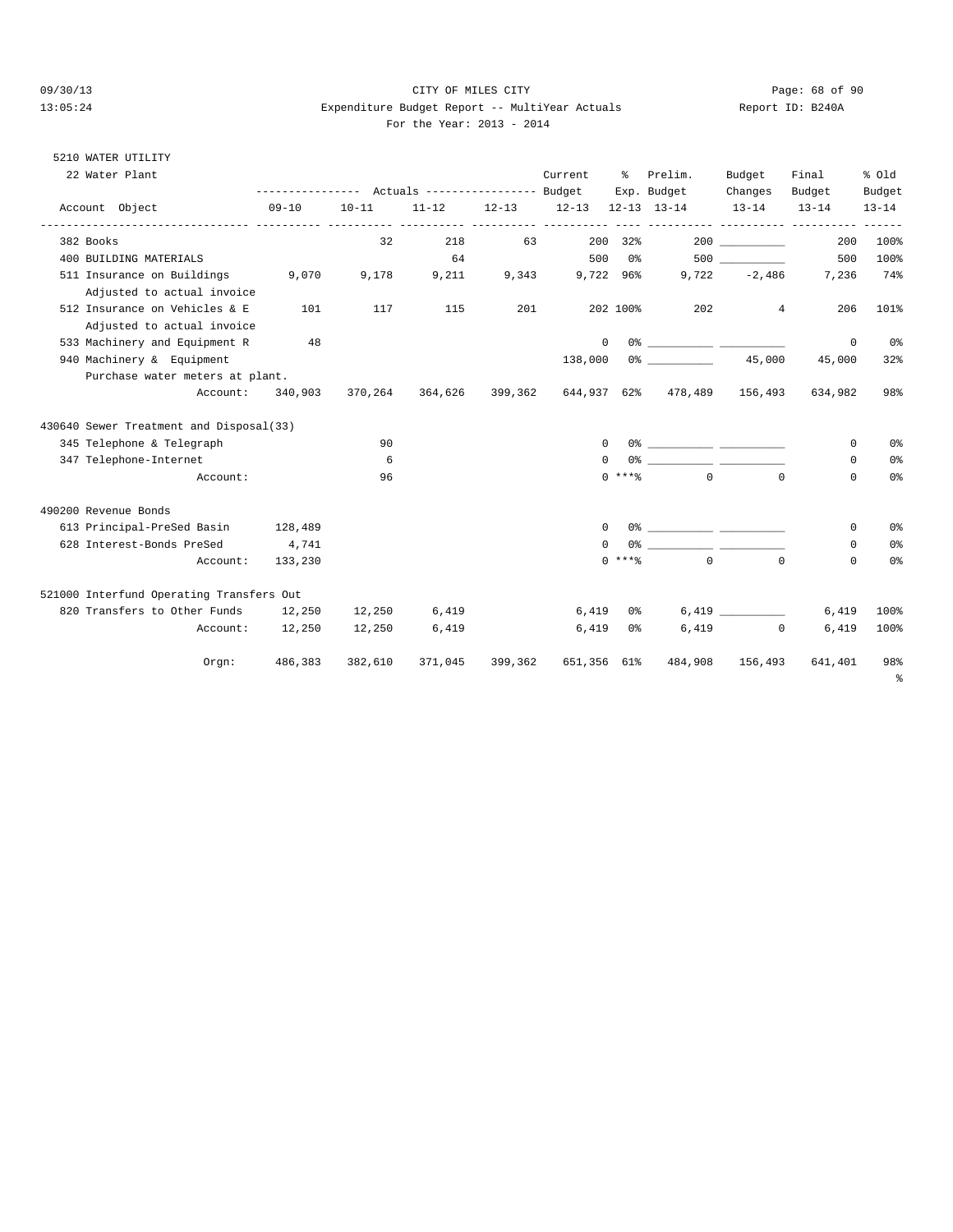CITY OF MILES CITY

Expenditure Budget Report -- MultiYear Actuals

For the Year: 2013 - 2014

09/30/13 13:05:24 — Report ID: B240A

5210 WATER UTILITY

22 Water Plant

| Account Object | Actuals 09-10 | Actuals 10-11 | Actuals 11-12 | Actuals 12-13 | Current Budget 12-13 | % Exp. 12-13 | Prelim. Budget 13-14 | Budget Changes 13-14 | Final Budget 13-14 | % Old Budget 13-14 |
|---|---|---|---|---|---|---|---|---|---|---|
| 382 Books | | 32 | 218 | 63 | 200 | 32% | 200 | __________ | 200 | 100% |
| 400 BUILDING MATERIALS | | | 64 | | 500 | 0% | 500 | __________ | 500 | 100% |
| 511 Insurance on Buildings | 9,070 | 9,178 | 9,211 | 9,343 | 9,722 | 96% | 9,722 | -2,486 | 7,236 | 74% |
| Adjusted to actual invoice | | | | | | | | | | |
| 512 Insurance on Vehicles & E | 101 | 117 | 115 | 201 | 202 | 100% | 202 | 4 | 206 | 101% |
| Adjusted to actual invoice | | | | | | | | | | |
| 533 Machinery and Equipment R | 48 | | | | 0 | 0% | __________ | __________ | 0 | 0% |
| 940 Machinery & Equipment | | | | | 138,000 | 0% | __________ | 45,000 | 45,000 | 32% |
| Purchase water meters at plant. | | | | | | | | | | |
| Account: | 340,903 | 370,264 | 364,626 | 399,362 | 644,937 | 62% | 478,489 | 156,493 | 634,982 | 98% |
| **430640 Sewer Treatment and Disposal(33)** | | | | | | | | | | |
| 345 Telephone & Telegraph | | 90 | | | 0 | 0% | __________ | __________ | 0 | 0% |
| 347 Telephone-Internet | | 6 | | | 0 | 0% | __________ | __________ | 0 | 0% |
| Account: | | 96 | | | 0 | ***% | 0 | 0 | 0 | 0% |
| **490200 Revenue Bonds** | | | | | | | | | | |
| 613 Principal-PreSed Basin | 128,489 | | | | 0 | 0% | __________ | __________ | 0 | 0% |
| 628 Interest-Bonds PreSed | 4,741 | | | | 0 | 0% | __________ | __________ | 0 | 0% |
| Account: | 133,230 | | | | 0 | ***% | 0 | 0 | 0 | 0% |
| **521000 Interfund Operating Transfers Out** | | | | | | | | | | |
| 820 Transfers to Other Funds | 12,250 | 12,250 | 6,419 | | 6,419 | 0% | 6,419 | __________ | 6,419 | 100% |
| Account: | 12,250 | 12,250 | 6,419 | | 6,419 | 0% | 6,419 | 0 | 6,419 | 100% |
| Orgn: | 486,383 | 382,610 | 371,045 | 399,362 | 651,356 | 61% | 484,908 | 156,493 | 641,401 | 98% |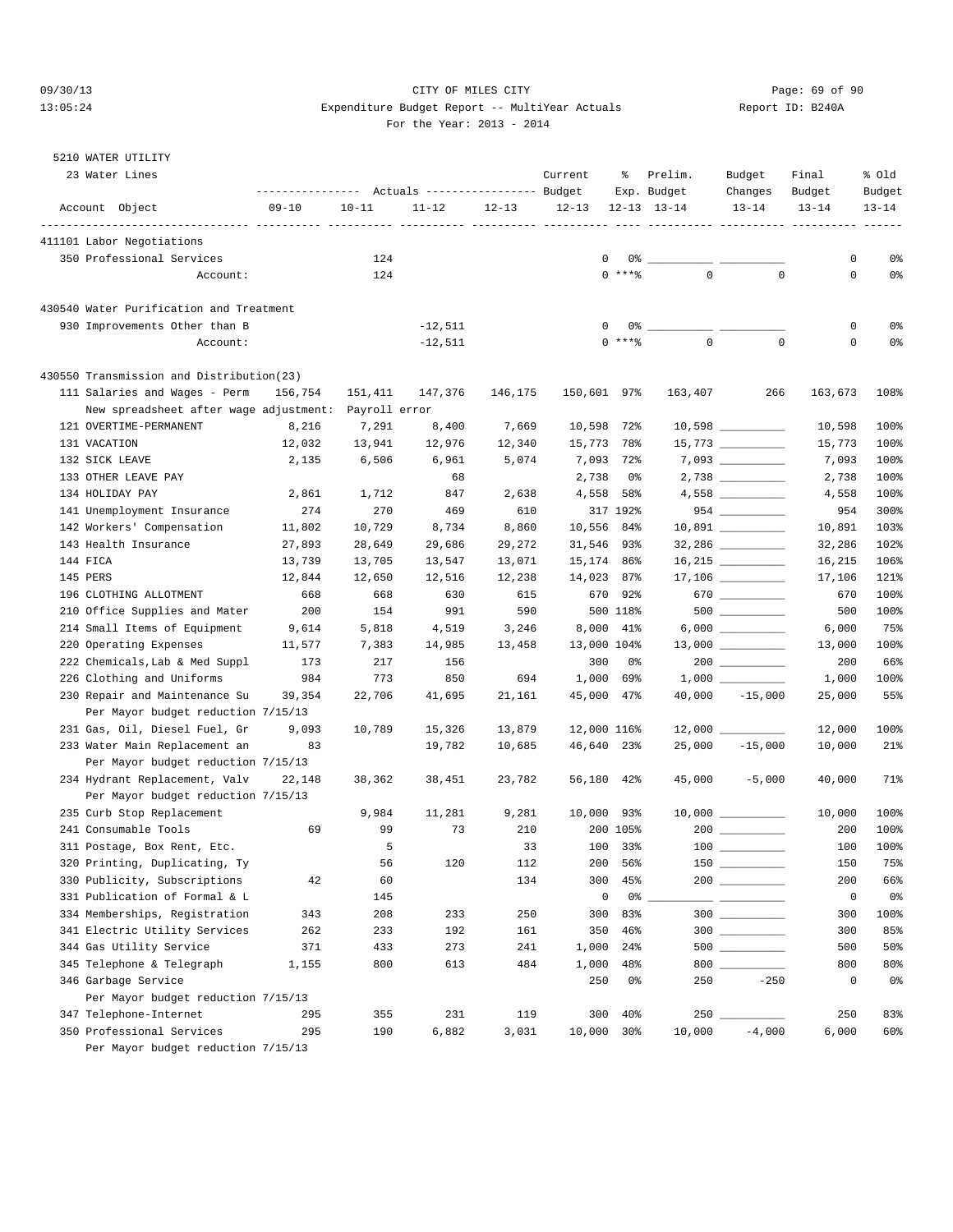CITY OF MILES CITY

Expenditure Budget Report -- MultiYear Actuals

For the Year: 2013 - 2014

Report ID: B240A

09/30/13 13:05:24

5210 WATER UTILITY

23 Water Lines

| Account Object | Actuals 09-10 | Actuals 10-11 | Actuals 11-12 | Actuals 12-13 | Current Budget 12-13 | % Exp. 12-13 | Prelim. Budget 13-14 | Budget Changes 13-14 | Final Budget 13-14 | % Old Budget 13-14 |
|---|---|---|---|---|---|---|---|---|---|---|
| **411101 Labor Negotiations** | | | | | | | | | | |
| 350 Professional Services | | 124 | | | 0 | 0% | | | 0 | 0% |
| Account: | | 124 | | | 0 | ***% | 0 | 0 | 0 | 0% |
| **430540 Water Purification and Treatment** | | | | | | | | | | |
| 930 Improvements Other than B | | | -12,511 | | 0 | 0% | | | 0 | 0% |
| Account: | | | -12,511 | | 0 | ***% | 0 | 0 | 0 | 0% |
| **430550 Transmission and Distribution(23)** | | | | | | | | | | |
| 111 Salaries and Wages - Perm | 156,754 | 151,411 | 147,376 | 146,175 | 150,601 | 97% | 163,407 | 266 | 163,673 | 108% |
| New spreadsheet after wage adjustment: Payroll error | | | | | | | | | | |
| 121 OVERTIME-PERMANENT | 8,216 | 7,291 | 8,400 | 7,669 | 10,598 | 72% | 10,598 | | 10,598 | 100% |
| 131 VACATION | 12,032 | 13,941 | 12,976 | 12,340 | 15,773 | 78% | 15,773 | | 15,773 | 100% |
| 132 SICK LEAVE | 2,135 | 6,506 | 6,961 | 5,074 | 7,093 | 72% | 7,093 | | 7,093 | 100% |
| 133 OTHER LEAVE PAY | | | 68 | | 2,738 | 0% | 2,738 | | 2,738 | 100% |
| 134 HOLIDAY PAY | 2,861 | 1,712 | 847 | 2,638 | 4,558 | 58% | 4,558 | | 4,558 | 100% |
| 141 Unemployment Insurance | 274 | 270 | 469 | 610 | 317 | 192% | 954 | | 954 | 300% |
| 142 Workers' Compensation | 11,802 | 10,729 | 8,734 | 8,860 | 10,556 | 84% | 10,891 | | 10,891 | 103% |
| 143 Health Insurance | 27,893 | 28,649 | 29,686 | 29,272 | 31,546 | 93% | 32,286 | | 32,286 | 102% |
| 144 FICA | 13,739 | 13,705 | 13,547 | 13,071 | 15,174 | 86% | 16,215 | | 16,215 | 106% |
| 145 PERS | 12,844 | 12,650 | 12,516 | 12,238 | 14,023 | 87% | 17,106 | | 17,106 | 121% |
| 196 CLOTHING ALLOTMENT | 668 | 668 | 630 | 615 | 670 | 92% | 670 | | 670 | 100% |
| 210 Office Supplies and Mater | 200 | 154 | 991 | 590 | 500 | 118% | 500 | | 500 | 100% |
| 214 Small Items of Equipment | 9,614 | 5,818 | 4,519 | 3,246 | 8,000 | 41% | 6,000 | | 6,000 | 75% |
| 220 Operating Expenses | 11,577 | 7,383 | 14,985 | 13,458 | 13,000 | 104% | 13,000 | | 13,000 | 100% |
| 222 Chemicals,Lab & Med Suppl | 173 | 217 | 156 | | 300 | 0% | 200 | | 200 | 66% |
| 226 Clothing and Uniforms | 984 | 773 | 850 | 694 | 1,000 | 69% | 1,000 | | 1,000 | 100% |
| 230 Repair and Maintenance Su | 39,354 | 22,706 | 41,695 | 21,161 | 45,000 | 47% | 40,000 | -15,000 | 25,000 | 55% |
| Per Mayor budget reduction 7/15/13 | | | | | | | | | | |
| 231 Gas, Oil, Diesel Fuel, Gr | 9,093 | 10,789 | 15,326 | 13,879 | 12,000 | 116% | 12,000 | | 12,000 | 100% |
| 233 Water Main Replacement an | 83 | | 19,782 | 10,685 | 46,640 | 23% | 25,000 | -15,000 | 10,000 | 21% |
| Per Mayor budget reduction 7/15/13 | | | | | | | | | | |
| 234 Hydrant Replacement, Valv | 22,148 | 38,362 | 38,451 | 23,782 | 56,180 | 42% | 45,000 | -5,000 | 40,000 | 71% |
| Per Mayor budget reduction 7/15/13 | | | | | | | | | | |
| 235 Curb Stop Replacement | | 9,984 | 11,281 | 9,281 | 10,000 | 93% | 10,000 | | 10,000 | 100% |
| 241 Consumable Tools | 69 | 99 | 73 | 210 | 200 | 105% | 200 | | 200 | 100% |
| 311 Postage, Box Rent, Etc. | | 5 | | 33 | 100 | 33% | 100 | | 100 | 100% |
| 320 Printing, Duplicating, Ty | | 56 | 120 | 112 | 200 | 56% | 150 | | 150 | 75% |
| 330 Publicity, Subscriptions | 42 | 60 | | 134 | 300 | 45% | 200 | | 200 | 66% |
| 331 Publication of Formal & L | | 145 | | | 0 | 0% | | | 0 | 0% |
| 334 Memberships, Registration | 343 | 208 | 233 | 250 | 300 | 83% | 300 | | 300 | 100% |
| 341 Electric Utility Services | 262 | 233 | 192 | 161 | 350 | 46% | 300 | | 300 | 85% |
| 344 Gas Utility Service | 371 | 433 | 273 | 241 | 1,000 | 24% | 500 | | 500 | 50% |
| 345 Telephone & Telegraph | 1,155 | 800 | 613 | 484 | 1,000 | 48% | 800 | | 800 | 80% |
| 346 Garbage Service | | | | | 250 | 0% | 250 | -250 | 0 | 0% |
| Per Mayor budget reduction 7/15/13 | | | | | | | | | | |
| 347 Telephone-Internet | 295 | 355 | 231 | 119 | 300 | 40% | 250 | | 250 | 83% |
| 350 Professional Services | 295 | 190 | 6,882 | 3,031 | 10,000 | 30% | 10,000 | -4,000 | 6,000 | 60% |
| Per Mayor budget reduction 7/15/13 | | | | | | | | | | |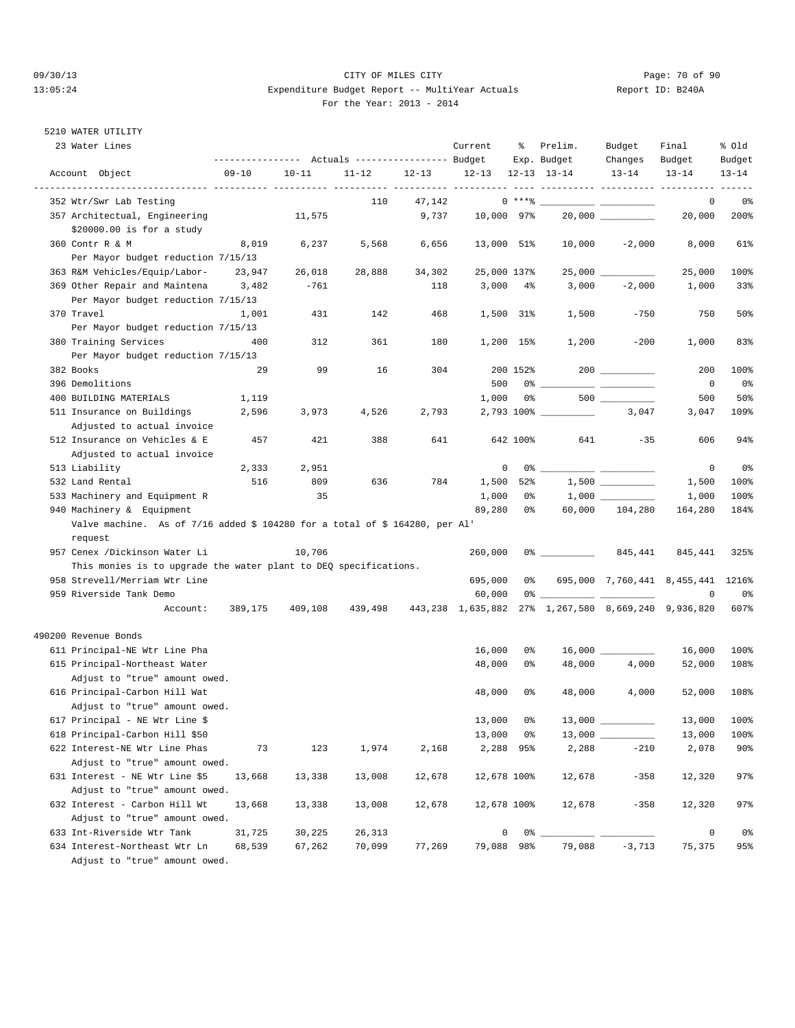CITY OF MILES CITY

Expenditure Budget Report -- MultiYear Actuals

For the Year: 2013 - 2014

09/30/13 13:05:24 Report ID: B240A

5210 WATER UTILITY

23 Water Lines

| Account Object | Actuals 09-10 | Actuals 10-11 | Actuals 11-12 | Actuals 12-13 | Current Budget 12-13 | % Exp. 12-13 | Prelim. Budget 13-14 | Budget Changes 13-14 | Final Budget 13-14 | % Old Budget 13-14 |
|---|---|---|---|---|---|---|---|---|---|---|
| 352 Wtr/Swr Lab Testing | | | 110 | 47,142 | 0 | *** | | | 0 | 0% |
| 357 Architectual, Engineering | | 11,575 | | 9,737 | 10,000 | 97% | 20,000 | | 20,000 | 200% |
| $20000.00 is for a study | | | | | | | | | | |
| 360 Contr R & M | 8,019 | 6,237 | 5,568 | 6,656 | 13,000 | 51% | 10,000 | -2,000 | 8,000 | 61% |
| Per Mayor budget reduction 7/15/13 | | | | | | | | | | |
| 363 R&M Vehicles/Equip/Labor- | 23,947 | 26,018 | 28,888 | 34,302 | 25,000 | 137% | 25,000 | | 25,000 | 100% |
| 369 Other Repair and Maintena | 3,482 | -761 | | 118 | 3,000 | 4% | 3,000 | -2,000 | 1,000 | 33% |
| Per Mayor budget reduction 7/15/13 | | | | | | | | | | |
| 370 Travel | 1,001 | 431 | 142 | 468 | 1,500 | 31% | 1,500 | -750 | 750 | 50% |
| Per Mayor budget reduction 7/15/13 | | | | | | | | | | |
| 380 Training Services | 400 | 312 | 361 | 180 | 1,200 | 15% | 1,200 | -200 | 1,000 | 83% |
| Per Mayor budget reduction 7/15/13 | | | | | | | | | | |
| 382 Books | 29 | 99 | 16 | 304 | 200 | 152% | 200 | | 200 | 100% |
| 396 Demolitions | | | | | 500 | 0% | | | 0 | 0% |
| 400 BUILDING MATERIALS | 1,119 | | | | 1,000 | 0% | 500 | | 500 | 50% |
| 511 Insurance on Buildings | 2,596 | 3,973 | 4,526 | 2,793 | 2,793 | 100% | | 3,047 | 3,047 | 109% |
| Adjusted to actual invoice | | | | | | | | | | |
| 512 Insurance on Vehicles & E | 457 | 421 | 388 | 641 | 642 | 100% | 641 | -35 | 606 | 94% |
| Adjusted to actual invoice | | | | | | | | | | |
| 513 Liability | 2,333 | 2,951 | | | 0 | 0% | | | 0 | 0% |
| 532 Land Rental | 516 | 809 | 636 | 784 | 1,500 | 52% | 1,500 | | 1,500 | 100% |
| 533 Machinery and Equipment R | | 35 | | | 1,000 | 0% | 1,000 | | 1,000 | 100% |
| 940 Machinery & Equipment | | | | | 89,280 | 0% | 60,000 | 104,280 | 164,280 | 184% |
| Valve machine. As of 7/16 added $ 104280 for a total of $ 164280, per Al' request | | | | | | | | | | |
| 957 Cenex /Dickinson Water Li | | 10,706 | | | 260,000 | 0% | | 845,441 | 845,441 | 325% |
| This monies is to upgrade the water plant to DEQ specifications. | | | | | | | | | | |
| 958 Strevell/Merriam Wtr Line | | | | | 695,000 | 0% | 695,000 | 7,760,441 | 8,455,441 | 1216% |
| 959 Riverside Tank Demo | | | | | 60,000 | 0% | | | 0 | 0% |
| Account: | 389,175 | 409,108 | 439,498 | 443,238 | 1,635,882 | 27% | 1,267,580 | 8,669,240 | 9,936,820 | 607% |

490200 Revenue Bonds

| Account Object | Actuals 09-10 | Actuals 10-11 | Actuals 11-12 | Actuals 12-13 | Current Budget 12-13 | % Exp. 12-13 | Prelim. Budget 13-14 | Budget Changes 13-14 | Final Budget 13-14 | % Old Budget 13-14 |
|---|---|---|---|---|---|---|---|---|---|---|
| 611 Principal-NE Wtr Line Pha | | | | | 16,000 | 0% | 16,000 | | 16,000 | 100% |
| 615 Principal-Northeast Water | | | | | 48,000 | 0% | 48,000 | 4,000 | 52,000 | 108% |
| Adjust to "true" amount owed. | | | | | | | | | | |
| 616 Principal-Carbon Hill Wat | | | | | 48,000 | 0% | 48,000 | 4,000 | 52,000 | 108% |
| Adjust to "true" amount owed. | | | | | | | | | | |
| 617 Principal - NE Wtr Line $ | | | | | 13,000 | 0% | 13,000 | | 13,000 | 100% |
| 618 Principal-Carbon Hill $50 | | | | | 13,000 | 0% | 13,000 | | 13,000 | 100% |
| 622 Interest-NE Wtr Line Phas | 73 | 123 | 1,974 | 2,168 | 2,288 | 95% | 2,288 | -210 | 2,078 | 90% |
| Adjust to "true" amount owed. | | | | | | | | | | |
| 631 Interest - NE Wtr Line $5 | 13,668 | 13,338 | 13,008 | 12,678 | 12,678 | 100% | 12,678 | -358 | 12,320 | 97% |
| Adjust to "true" amount owed. | | | | | | | | | | |
| 632 Interest - Carbon Hill Wt | 13,668 | 13,338 | 13,008 | 12,678 | 12,678 | 100% | 12,678 | -358 | 12,320 | 97% |
| Adjust to "true" amount owed. | | | | | | | | | | |
| 633 Int-Riverside Wtr Tank | 31,725 | 30,225 | 26,313 | | 0 | 0% | | | 0 | 0% |
| 634 Interest-Northeast Wtr Ln | 68,539 | 67,262 | 70,099 | 77,269 | 79,088 | 98% | 79,088 | -3,713 | 75,375 | 95% |
| Adjust to "true" amount owed. | | | | | | | | | | |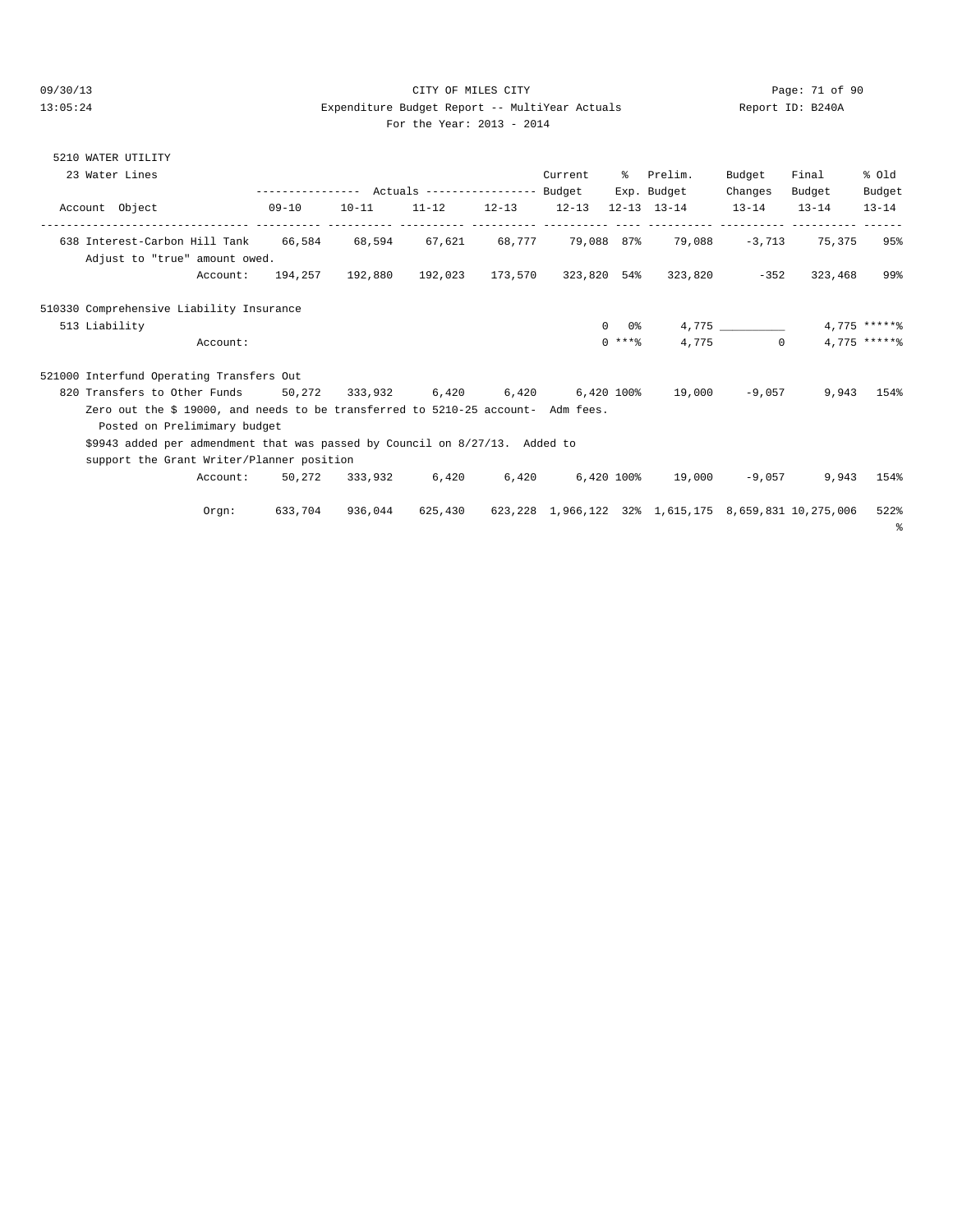CITY OF MILES CITY

Expenditure Budget Report -- MultiYear Actuals

For the Year: 2013 - 2014

5210 WATER UTILITY

23 Water Lines

| Account Object | 09-10 | 10-11 | 11-12 | 12-13 | Current Budget 12-13 | % Exp. 12-13 | Prelim. Budget 13-14 | Budget Changes 13-14 | Final Budget 13-14 | % Old Budget 13-14 |
|---|---|---|---|---|---|---|---|---|---|---|
| 638 Interest-Carbon Hill Tank | 66,584 | 68,594 | 67,621 | 68,777 | 79,088 | 87% | 79,088 | -3,713 | 75,375 | 95% |
| Adjust to "true" amount owed. | | | | | | | | | | |
| Account: | 194,257 | 192,880 | 192,023 | 173,570 | 323,820 | 54% | 323,820 | -352 | 323,468 | 99% |
| 510330 Comprehensive Liability Insurance | | | | | | | | | | |
| 513 Liability | | | | | 0 | 0% | 4,775 | __________ | 4,775 | *****% |
| Account: | | | | | 0 | ***% | 4,775 | 0 | 4,775 | *****% |
| 521000 Interfund Operating Transfers Out | | | | | | | | | | |
| 820 Transfers to Other Funds | 50,272 | 333,932 | 6,420 | 6,420 | 6,420 | 100% | 19,000 | -9,057 | 9,943 | 154% |
| Zero out the $ 19000, and needs to be transferred to 5210-25 account- Adm fees. Posted on Prelimimary budget | | | | | | | | | | |
| $9943 added per admendment that was passed by Council on 8/27/13. Added to support the Grant Writer/Planner position | | | | | | | | | | |
| Account: | 50,272 | 333,932 | 6,420 | 6,420 | 6,420 | 100% | 19,000 | -9,057 | 9,943 | 154% |
| Orgn: | 633,704 | 936,044 | 625,430 | 623,228 | 1,966,122 | 32% | 1,615,175 | 8,659,831 | 10,275,006 | 522% |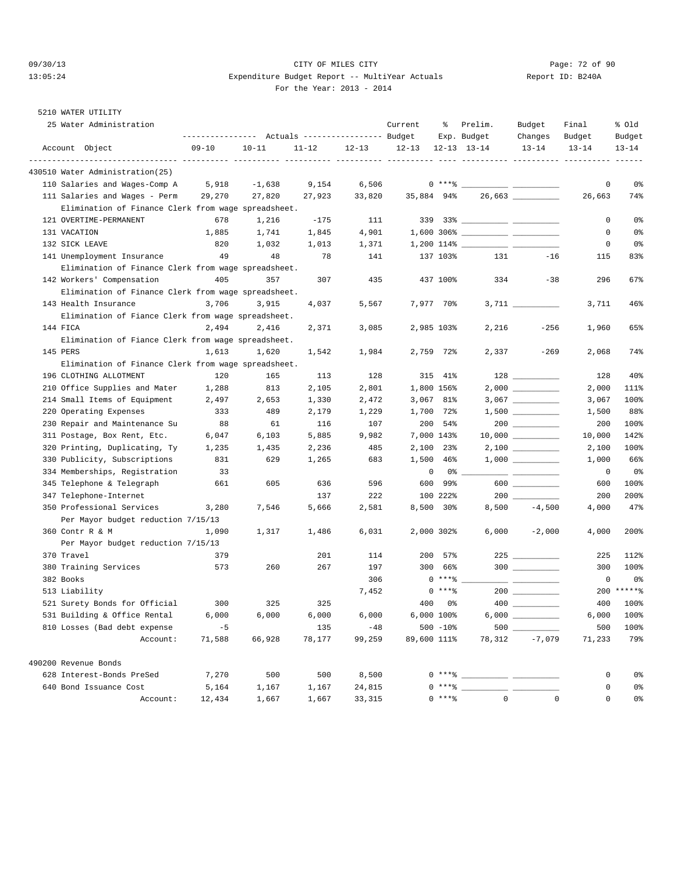09/30/13 CITY OF MILES CITY
13:05:24 Expenditure Budget Report -- MultiYear Actuals Report ID: B240A
For the Year: 2013 - 2014

5210 WATER UTILITY

25 Water Administration

| Account Object | Actuals 09-10 | Actuals 10-11 | Actuals 11-12 | Actuals 12-13 | Current Budget 12-13 | % Exp. 12-13 | Prelim. Budget 13-14 | Budget Changes 13-14 | Final Budget 13-14 | % Old Budget 13-14 |
|---|---|---|---|---|---|---|---|---|---|---|
| **430510 Water Administration(25)** | | | | | | | | | | |
| 110 Salaries and Wages-Comp A | 5,918 | -1,638 | 9,154 | 6,506 | 0 | ***% | __________ | __________ | 0 | 0% |
| 111 Salaries and Wages - Perm | 29,270 | 27,820 | 27,923 | 33,820 | 35,884 | 94% | 26,663 | __________ | 26,663 | 74% |
| Elimination of Finance Clerk from wage spreadsheet. | | | | | | | | | | |
| 121 OVERTIME-PERMANENT | 678 | 1,216 | -175 | 111 | 339 | 33% | __________ | __________ | 0 | 0% |
| 131 VACATION | 1,885 | 1,741 | 1,845 | 4,901 | 1,600 | 306% | __________ | __________ | 0 | 0% |
| 132 SICK LEAVE | 820 | 1,032 | 1,013 | 1,371 | 1,200 | 114% | __________ | __________ | 0 | 0% |
| 141 Unemployment Insurance | 49 | 48 | 78 | 141 | 137 | 103% | 131 | -16 | 115 | 83% |
| Elimination of Finance Clerk from wage spreadsheet. | | | | | | | | | | |
| 142 Workers' Compensation | 405 | 357 | 307 | 435 | 437 | 100% | 334 | -38 | 296 | 67% |
| Elimination of Finance Clerk from wage spreadsheet. | | | | | | | | | | |
| 143 Health Insurance | 3,706 | 3,915 | 4,037 | 5,567 | 7,977 | 70% | 3,711 | __________ | 3,711 | 46% |
| Elimination of Fiance Clerk from wage spreadsheet. | | | | | | | | | | |
| 144 FICA | 2,494 | 2,416 | 2,371 | 3,085 | 2,985 | 103% | 2,216 | -256 | 1,960 | 65% |
| Elimination of Fiance Clerk from wage spreadsheet. | | | | | | | | | | |
| 145 PERS | 1,613 | 1,620 | 1,542 | 1,984 | 2,759 | 72% | 2,337 | -269 | 2,068 | 74% |
| Elimination of Finance Clerk from wage spreadsheet. | | | | | | | | | | |
| 196 CLOTHING ALLOTMENT | 120 | 165 | 113 | 128 | 315 | 41% | 128 | __________ | 128 | 40% |
| 210 Office Supplies and Mater | 1,288 | 813 | 2,105 | 2,801 | 1,800 | 156% | 2,000 | __________ | 2,000 | 111% |
| 214 Small Items of Equipment | 2,497 | 2,653 | 1,330 | 2,472 | 3,067 | 81% | 3,067 | __________ | 3,067 | 100% |
| 220 Operating Expenses | 333 | 489 | 2,179 | 1,229 | 1,700 | 72% | 1,500 | __________ | 1,500 | 88% |
| 230 Repair and Maintenance Su | 88 | 61 | 116 | 107 | 200 | 54% | 200 | __________ | 200 | 100% |
| 311 Postage, Box Rent, Etc. | 6,047 | 6,103 | 5,885 | 9,982 | 7,000 | 143% | 10,000 | __________ | 10,000 | 142% |
| 320 Printing, Duplicating, Ty | 1,235 | 1,435 | 2,236 | 485 | 2,100 | 23% | 2,100 | __________ | 2,100 | 100% |
| 330 Publicity, Subscriptions | 831 | 629 | 1,265 | 683 | 1,500 | 46% | 1,000 | __________ | 1,000 | 66% |
| 334 Memberships, Registration | 33 | | | | 0 | 0% | __________ | __________ | 0 | 0% |
| 345 Telephone & Telegraph | 661 | 605 | 636 | 596 | 600 | 99% | 600 | __________ | 600 | 100% |
| 347 Telephone-Internet | | | 137 | 222 | 100 | 222% | 200 | __________ | 200 | 200% |
| 350 Professional Services | 3,280 | 7,546 | 5,666 | 2,581 | 8,500 | 30% | 8,500 | -4,500 | 4,000 | 47% |
| Per Mayor budget reduction 7/15/13 | | | | | | | | | | |
| 360 Contr R & M | 1,090 | 1,317 | 1,486 | 6,031 | 2,000 | 302% | 6,000 | -2,000 | 4,000 | 200% |
| Per Mayor budget reduction 7/15/13 | | | | | | | | | | |
| 370 Travel | 379 | | 201 | 114 | 200 | 57% | 225 | __________ | 225 | 112% |
| 380 Training Services | 573 | 260 | 267 | 197 | 300 | 66% | 300 | __________ | 300 | 100% |
| 382 Books | | | | 306 | 0 | ***% | __________ | __________ | 0 | 0% |
| 513 Liability | | | | 7,452 | 0 | ***% | 200 | __________ | 200 | *****% |
| 521 Surety Bonds for Official | 300 | 325 | 325 | | 400 | 0% | 400 | __________ | 400 | 100% |
| 531 Building & Office Rental | 6,000 | 6,000 | 6,000 | 6,000 | 6,000 | 100% | 6,000 | __________ | 6,000 | 100% |
| 810 Losses (Bad debt expense | -5 | | 135 | -48 | 500 | -10% | 500 | __________ | 500 | 100% |
| Account: | 71,588 | 66,928 | 78,177 | 99,259 | 89,600 | 111% | 78,312 | -7,079 | 71,233 | 79% |
| **490200 Revenue Bonds** | | | | | | | | | | |
| 628 Interest-Bonds PreSed | 7,270 | 500 | 500 | 8,500 | 0 | ***% | __________ | __________ | 0 | 0% |
| 640 Bond Issuance Cost | 5,164 | 1,167 | 1,167 | 24,815 | 0 | ***% | __________ | __________ | 0 | 0% |
| Account: | 12,434 | 1,667 | 1,667 | 33,315 | 0 | ***% | 0 | 0 | 0 | 0% |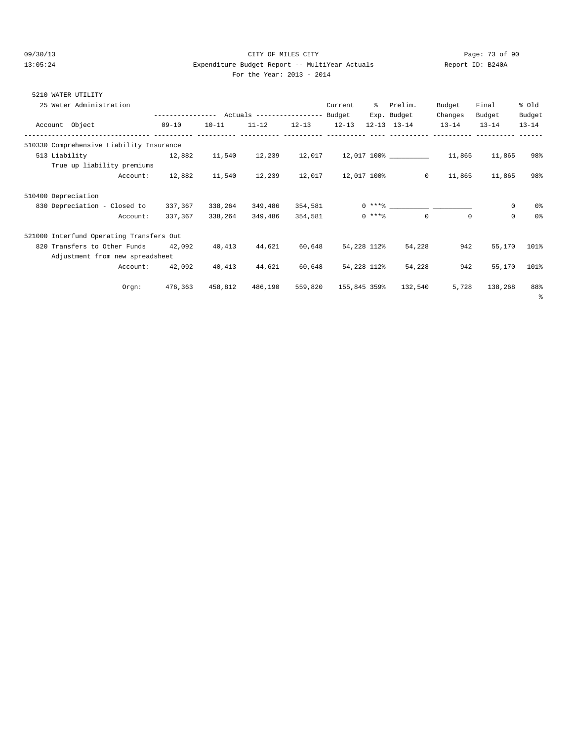CITY OF MILES CITY

Expenditure Budget Report -- MultiYear Actuals

For the Year: 2013 - 2014

09/30/13 13:05:24 Report ID: B240A

5210 WATER UTILITY

25 Water Administration

| Account Object | Actuals 09-10 | Actuals 10-11 | Actuals 11-12 | Actuals 12-13 | Current Budget 12-13 | % Exp. 12-13 | Prelim. Budget 13-14 | Budget Changes 13-14 | Final Budget 13-14 | % Old Budget 13-14 |
|---|---|---|---|---|---|---|---|---|---|---|
| **510330 Comprehensive Liability Insurance** | | | | | | | | | | |
| 513 Liability | 12,882 | 11,540 | 12,239 | 12,017 | 12,017 | 100% | __________ | 11,865 | 11,865 | 98% |
| True up liability premiums | | | | | | | | | | |
| Account: | 12,882 | 11,540 | 12,239 | 12,017 | 12,017 | 100% | 0 | 11,865 | 11,865 | 98% |
| **510400 Depreciation** | | | | | | | | | | |
| 830 Depreciation - Closed to | 337,367 | 338,264 | 349,486 | 354,581 | 0 | ***% | __________ | __________ | 0 | 0% |
| Account: | 337,367 | 338,264 | 349,486 | 354,581 | 0 | ***% | 0 | 0 | 0 | 0% |
| **521000 Interfund Operating Transfers Out** | | | | | | | | | | |
| 820 Transfers to Other Funds | 42,092 | 40,413 | 44,621 | 60,648 | 54,228 | 112% | 54,228 | 942 | 55,170 | 101% |
| Adjustment from new spreadsheet | | | | | | | | | | |
| Account: | 42,092 | 40,413 | 44,621 | 60,648 | 54,228 | 112% | 54,228 | 942 | 55,170 | 101% |
| Orgn: | 476,363 | 458,812 | 486,190 | 559,820 | 155,845 | 359% | 132,540 | 5,728 | 138,268 | 88% |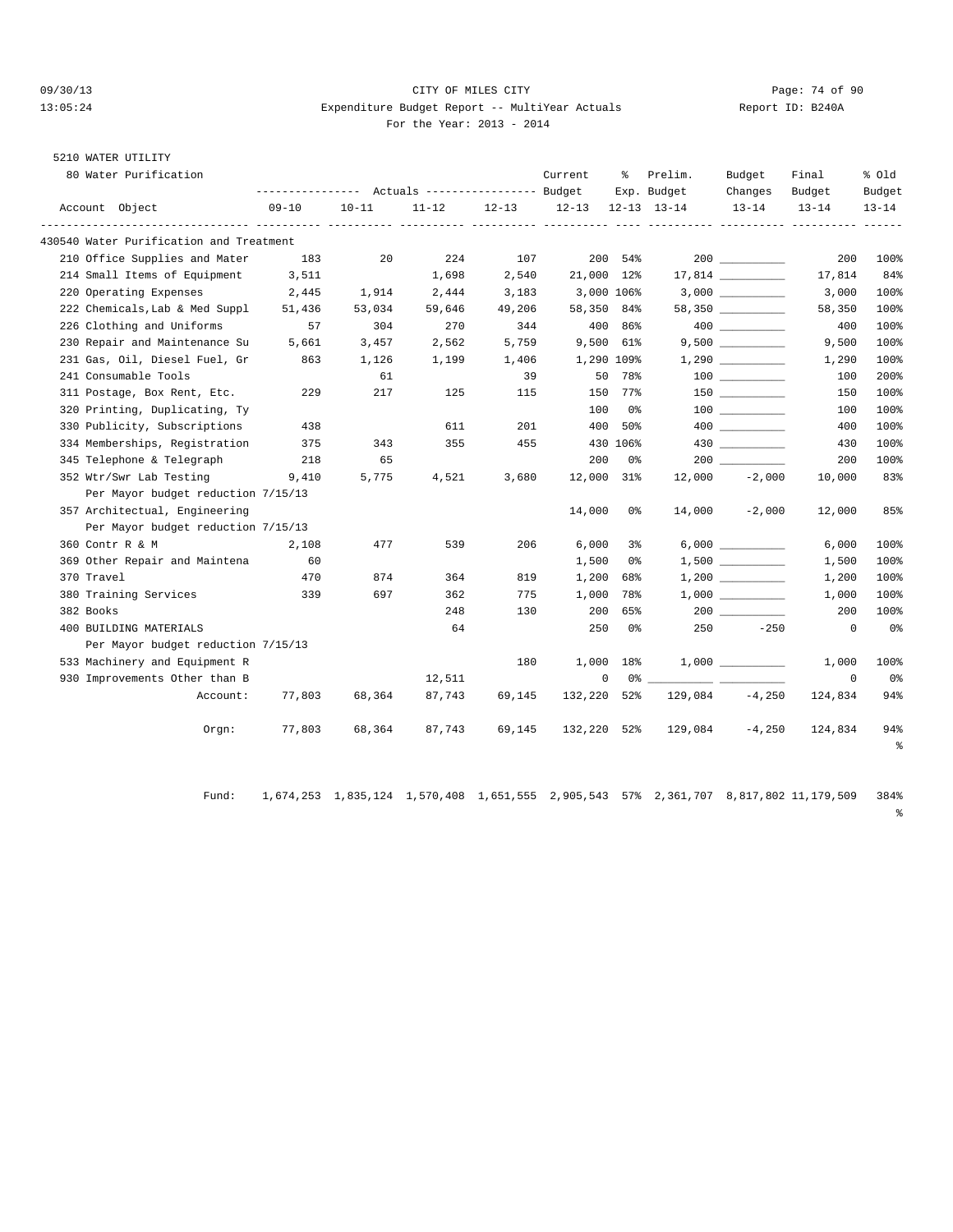CITY OF MILES CITY

Expenditure Budget Report -- MultiYear Actuals

For the Year: 2013 - 2014

09/30/13 13:05:24 Report ID: B240A

5210 WATER UTILITY

80 Water Purification

| Account Object | Actuals 09-10 | Actuals 10-11 | Actuals 11-12 | Actuals 12-13 | Current Budget 12-13 | % Exp. 12-13 | Prelim. Budget 13-14 | Budget Changes 13-14 | Final Budget 13-14 | % Old Budget 13-14 |
|---|---|---|---|---|---|---|---|---|---|---|
| 430540 Water Purification and Treatment | | | | | | | | | | |
| 210 Office Supplies and Mater | 183 | 20 | 224 | 107 | 200 | 54% | 200 | __________ | 200 | 100% |
| 214 Small Items of Equipment | 3,511 | | 1,698 | 2,540 | 21,000 | 12% | 17,814 | __________ | 17,814 | 84% |
| 220 Operating Expenses | 2,445 | 1,914 | 2,444 | 3,183 | 3,000 | 106% | 3,000 | __________ | 3,000 | 100% |
| 222 Chemicals,Lab & Med Suppl | 51,436 | 53,034 | 59,646 | 49,206 | 58,350 | 84% | 58,350 | __________ | 58,350 | 100% |
| 226 Clothing and Uniforms | 57 | 304 | 270 | 344 | 400 | 86% | 400 | __________ | 400 | 100% |
| 230 Repair and Maintenance Su | 5,661 | 3,457 | 2,562 | 5,759 | 9,500 | 61% | 9,500 | __________ | 9,500 | 100% |
| 231 Gas, Oil, Diesel Fuel, Gr | 863 | 1,126 | 1,199 | 1,406 | 1,290 | 109% | 1,290 | __________ | 1,290 | 100% |
| 241 Consumable Tools | | 61 | | 39 | 50 | 78% | 100 | __________ | 100 | 200% |
| 311 Postage, Box Rent, Etc. | 229 | 217 | 125 | 115 | 150 | 77% | 150 | __________ | 150 | 100% |
| 320 Printing, Duplicating, Ty | | | | | 100 | 0% | 100 | __________ | 100 | 100% |
| 330 Publicity, Subscriptions | 438 | | 611 | 201 | 400 | 50% | 400 | __________ | 400 | 100% |
| 334 Memberships, Registration | 375 | 343 | 355 | 455 | 430 | 106% | 430 | __________ | 430 | 100% |
| 345 Telephone & Telegraph | 218 | 65 | | | 200 | 0% | 200 | __________ | 200 | 100% |
| 352 Wtr/Swr Lab Testing | 9,410 | 5,775 | 4,521 | 3,680 | 12,000 | 31% | 12,000 | -2,000 | 10,000 | 83% |
| Per Mayor budget reduction 7/15/13 | | | | | | | | | | |
| 357 Architectual, Engineering | | | | | 14,000 | 0% | 14,000 | -2,000 | 12,000 | 85% |
| Per Mayor budget reduction 7/15/13 | | | | | | | | | | |
| 360 Contr R & M | 2,108 | 477 | 539 | 206 | 6,000 | 3% | 6,000 | __________ | 6,000 | 100% |
| 369 Other Repair and Maintena | 60 | | | | 1,500 | 0% | 1,500 | __________ | 1,500 | 100% |
| 370 Travel | 470 | 874 | 364 | 819 | 1,200 | 68% | 1,200 | __________ | 1,200 | 100% |
| 380 Training Services | 339 | 697 | 362 | 775 | 1,000 | 78% | 1,000 | __________ | 1,000 | 100% |
| 382 Books | | | 248 | 130 | 200 | 65% | 200 | __________ | 200 | 100% |
| 400 BUILDING MATERIALS | | | 64 | | 250 | 0% | 250 | -250 | 0 | 0% |
| Per Mayor budget reduction 7/15/13 | | | | | | | | | | |
| 533 Machinery and Equipment R | | | | 180 | 1,000 | 18% | 1,000 | __________ | 1,000 | 100% |
| 930 Improvements Other than B | | | 12,511 | | 0 | 0% | __________ | __________ | 0 | 0% |
| Account: | 77,803 | 68,364 | 87,743 | 69,145 | 132,220 | 52% | 129,084 | -4,250 | 124,834 | 94% |
| Orgn: | 77,803 | 68,364 | 87,743 | 69,145 | 132,220 | 52% | 129,084 | -4,250 | 124,834 | 94% |
| Fund: | 1,674,253 | 1,835,124 | 1,570,408 | 1,651,555 | 2,905,543 | 57% | 2,361,707 | 8,817,802 | 11,179,509 | 384% |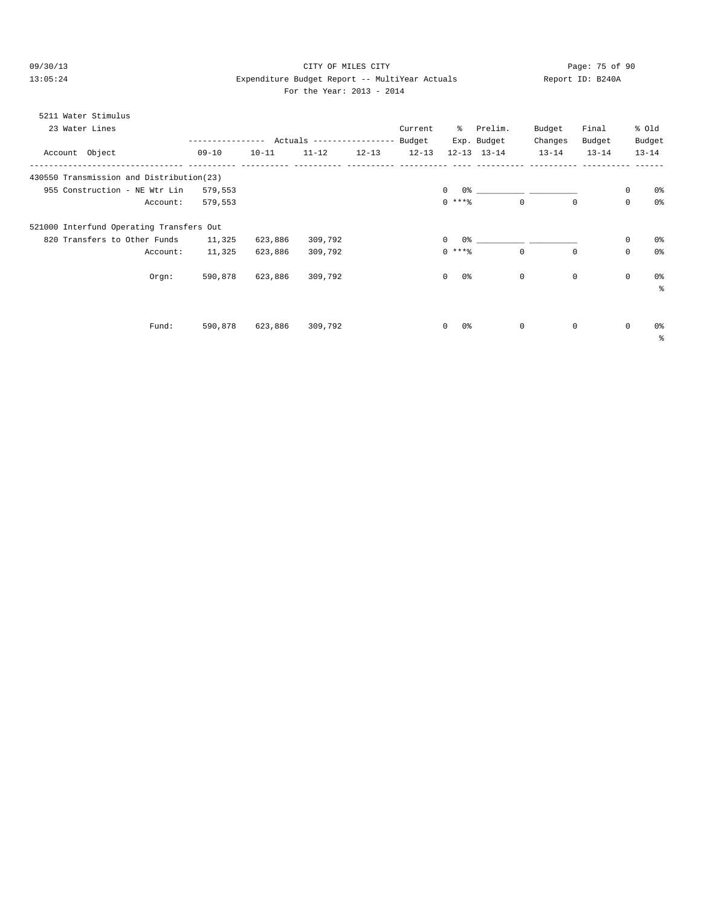CITY OF MILES CITY

Expenditure Budget Report -- MultiYear Actuals

For the Year: 2013 - 2014

09/30/13 13:05:24 — Report ID: B240A

5211 Water Stimulus

23 Water Lines

| Account Object | Actuals 09-10 | Actuals 10-11 | Actuals 11-12 | Actuals 12-13 | Current Budget 12-13 | % Exp. 12-13 | Prelim. Budget 13-14 | Budget Changes 13-14 | Final Budget 13-14 | % Old Budget 13-14 |
|---|---|---|---|---|---|---|---|---|---|---|
| 430550 Transmission and Distribution(23) | | | | | | | | | | |
| 955 Construction - NE Wtr Lin | 579,553 | | | | 0 | 0% | ___________ | ___________ | 0 | 0% |
| Account: | 579,553 | | | | 0 | ***% | 0 | 0 | 0 | 0% |
| 521000 Interfund Operating Transfers Out | | | | | | | | | | |
| 820 Transfers to Other Funds | 11,325 | 623,886 | 309,792 | | 0 | 0% | ___________ | ___________ | 0 | 0% |
| Account: | 11,325 | 623,886 | 309,792 | | 0 | ***% | 0 | 0 | 0 | 0% |
| Orgn: | 590,878 | 623,886 | 309,792 | | 0 | 0% | 0 | 0 | 0 | 0% |
| Fund: | 590,878 | 623,886 | 309,792 | | 0 | 0% | 0 | 0 | 0 | 0% |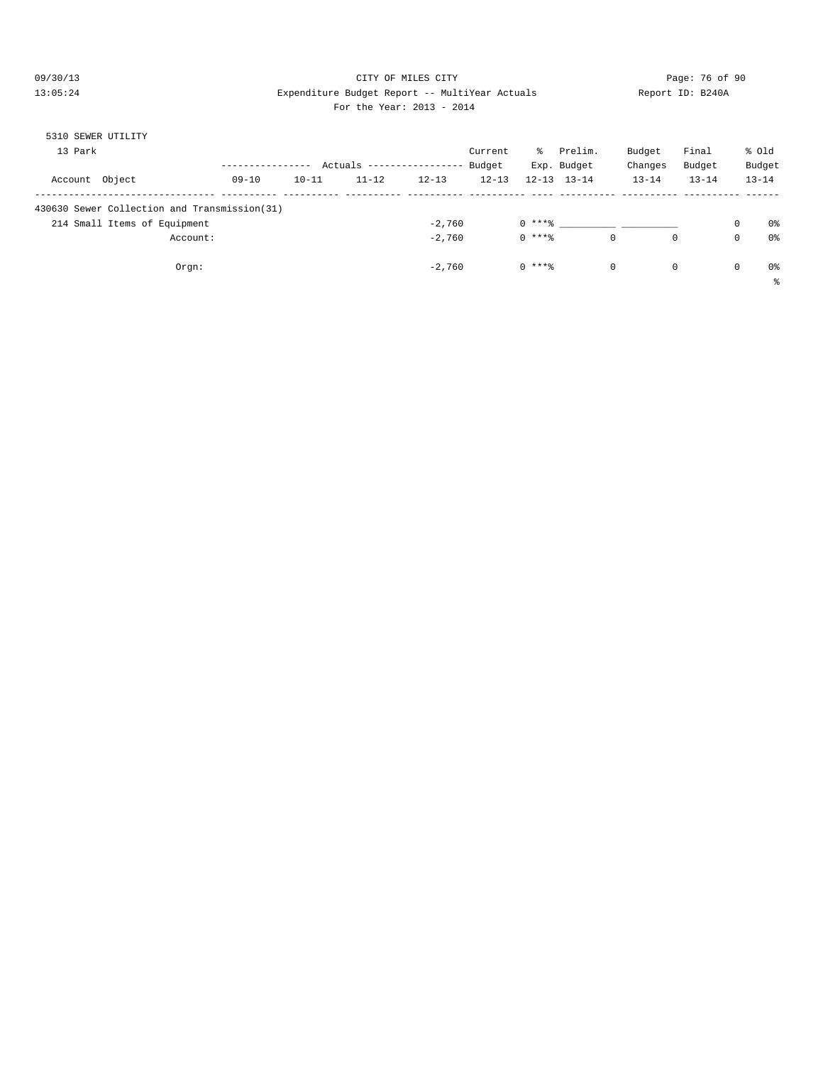CITY OF MILES CITY

Expenditure Budget Report -- MultiYear Actuals

For the Year: 2013 - 2014

5310 SEWER UTILITY

13 Park

| Account Object | 09-10 | 10-11 | 11-12 | 12-13 | Current Budget 12-13 | % Exp. 12-13 | Prelim. Budget 13-14 | Budget Changes 13-14 | Final Budget 13-14 | % Old Budget 13-14 |
|---|---|---|---|---|---|---|---|---|---|---|
| 430630 Sewer Collection and Transmission(31) | | | | | | | | | | |
| 214 Small Items of Equipment | | | | -2,760 | 0 | ***% | __________ | __________ | 0 | 0% |
| Account: | | | | -2,760 | 0 | ***% | 0 | 0 | 0 | 0% |
| Orgn: | | | | -2,760 | 0 | ***% | 0 | 0 | 0 | 0% |
| | | | | | | | | | | % |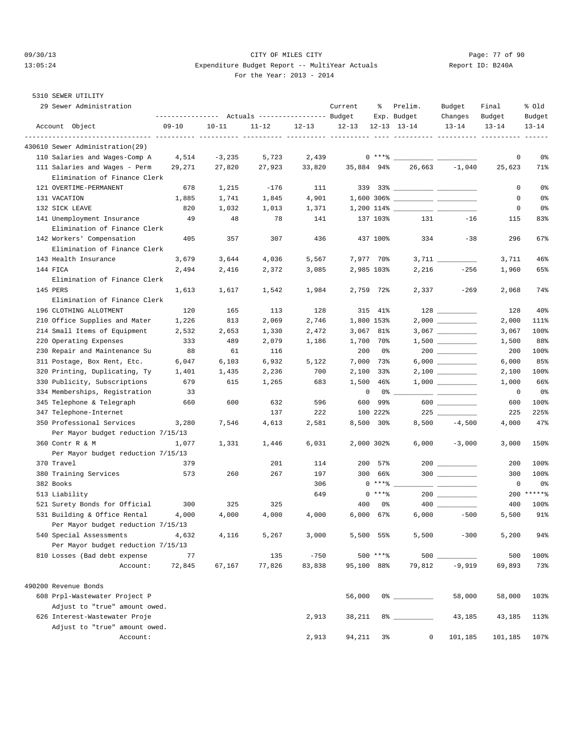CITY OF MILES CITY
Expenditure Budget Report -- MultiYear Actuals
For the Year: 2013 - 2014

5310 SEWER UTILITY

29 Sewer Administration

| Account Object | Actuals 09-10 | Actuals 10-11 | Actuals 11-12 | Actuals 12-13 | Current Budget 12-13 | % Exp. 12-13 | Prelim. Budget 13-14 | Budget Changes 13-14 | Final Budget 13-14 | % Old Budget 13-14 |
|---|---|---|---|---|---|---|---|---|---|---|
| **430610 Sewer Administration(29)** | | | | | | | | | | |
| 110 Salaries and Wages-Comp A | 4,514 | -3,235 | 5,723 | 2,439 | 0 | ***% | | | 0 | 0% |
| 111 Salaries and Wages - Perm | 29,271 | 27,820 | 27,923 | 33,820 | 35,884 | 94% | 26,663 | -1,040 | 25,623 | 71% |
| Elimination of Finance Clerk | | | | | | | | | | |
| 121 OVERTIME-PERMANENT | 678 | 1,215 | -176 | 111 | 339 | 33% | | | 0 | 0% |
| 131 VACATION | 1,885 | 1,741 | 1,845 | 4,901 | 1,600 | 306% | | | 0 | 0% |
| 132 SICK LEAVE | 820 | 1,032 | 1,013 | 1,371 | 1,200 | 114% | | | 0 | 0% |
| 141 Unemployment Insurance | 49 | 48 | 78 | 141 | 137 | 103% | 131 | -16 | 115 | 83% |
| Elimination of Finance Clerk | | | | | | | | | | |
| 142 Workers' Compensation | 405 | 357 | 307 | 436 | 437 | 100% | 334 | -38 | 296 | 67% |
| Elimination of Finance Clerk | | | | | | | | | | |
| 143 Health Insurance | 3,679 | 3,644 | 4,036 | 5,567 | 7,977 | 70% | 3,711 | | 3,711 | 46% |
| 144 FICA | 2,494 | 2,416 | 2,372 | 3,085 | 2,985 | 103% | 2,216 | -256 | 1,960 | 65% |
| Elimination of Finance Clerk | | | | | | | | | | |
| 145 PERS | 1,613 | 1,617 | 1,542 | 1,984 | 2,759 | 72% | 2,337 | -269 | 2,068 | 74% |
| Elimination of Finance Clerk | | | | | | | | | | |
| 196 CLOTHING ALLOTMENT | 120 | 165 | 113 | 128 | 315 | 41% | 128 | | 128 | 40% |
| 210 Office Supplies and Mater | 1,226 | 813 | 2,069 | 2,746 | 1,800 | 153% | 2,000 | | 2,000 | 111% |
| 214 Small Items of Equipment | 2,532 | 2,653 | 1,330 | 2,472 | 3,067 | 81% | 3,067 | | 3,067 | 100% |
| 220 Operating Expenses | 333 | 489 | 2,079 | 1,186 | 1,700 | 70% | 1,500 | | 1,500 | 88% |
| 230 Repair and Maintenance Su | 88 | 61 | 116 | | 200 | 0% | 200 | | 200 | 100% |
| 311 Postage, Box Rent, Etc. | 6,047 | 6,103 | 6,932 | 5,122 | 7,000 | 73% | 6,000 | | 6,000 | 85% |
| 320 Printing, Duplicating, Ty | 1,401 | 1,435 | 2,236 | 700 | 2,100 | 33% | 2,100 | | 2,100 | 100% |
| 330 Publicity, Subscriptions | 679 | 615 | 1,265 | 683 | 1,500 | 46% | 1,000 | | 1,000 | 66% |
| 334 Memberships, Registration | 33 | | | | 0 | 0% | | | 0 | 0% |
| 345 Telephone & Telegraph | 660 | 600 | 632 | 596 | 600 | 99% | 600 | | 600 | 100% |
| 347 Telephone-Internet | | | 137 | 222 | 100 | 222% | 225 | | 225 | 225% |
| 350 Professional Services | 3,280 | 7,546 | 4,613 | 2,581 | 8,500 | 30% | 8,500 | -4,500 | 4,000 | 47% |
| Per Mayor budget reduction 7/15/13 | | | | | | | | | | |
| 360 Contr R & M | 1,077 | 1,331 | 1,446 | 6,031 | 2,000 | 302% | 6,000 | -3,000 | 3,000 | 150% |
| Per Mayor budget reduction 7/15/13 | | | | | | | | | | |
| 370 Travel | 379 | | 201 | 114 | 200 | 57% | 200 | | 200 | 100% |
| 380 Training Services | 573 | 260 | 267 | 197 | 300 | 66% | 300 | | 300 | 100% |
| 382 Books | | | | 306 | 0 | ***% | | | 0 | 0% |
| 513 Liability | | | | 649 | 0 | ***% | 200 | | 200 | *****% |
| 521 Surety Bonds for Official | 300 | 325 | 325 | | 400 | 0% | 400 | | 400 | 100% |
| 531 Building & Office Rental | 4,000 | 4,000 | 4,000 | 4,000 | 6,000 | 67% | 6,000 | -500 | 5,500 | 91% |
| Per Mayor budget reduction 7/15/13 | | | | | | | | | | |
| 540 Special Assessments | 4,632 | 4,116 | 5,267 | 3,000 | 5,500 | 55% | 5,500 | -300 | 5,200 | 94% |
| Per Mayor budget reduction 7/15/13 | | | | | | | | | | |
| 810 Losses (Bad debt expense | 77 | | 135 | -750 | 500 | ***% | 500 | | 500 | 100% |
| Account: | 72,845 | 67,167 | 77,826 | 83,838 | 95,100 | 88% | 79,812 | -9,919 | 69,893 | 73% |
| **490200 Revenue Bonds** | | | | | | | | | | |
| 608 Prpl-Wastewater Project P | | | | | 56,000 | 0% | | 58,000 | 58,000 | 103% |
| Adjust to "true" amount owed. | | | | | | | | | | |
| 626 Interest-Wastewater Proje | | | | 2,913 | 38,211 | 8% | | 43,185 | 43,185 | 113% |
| Adjust to "true" amount owed. | | | | | | | | | | |
| Account: | | | | 2,913 | 94,211 | 3% | 0 | 101,185 | 101,185 | 107% |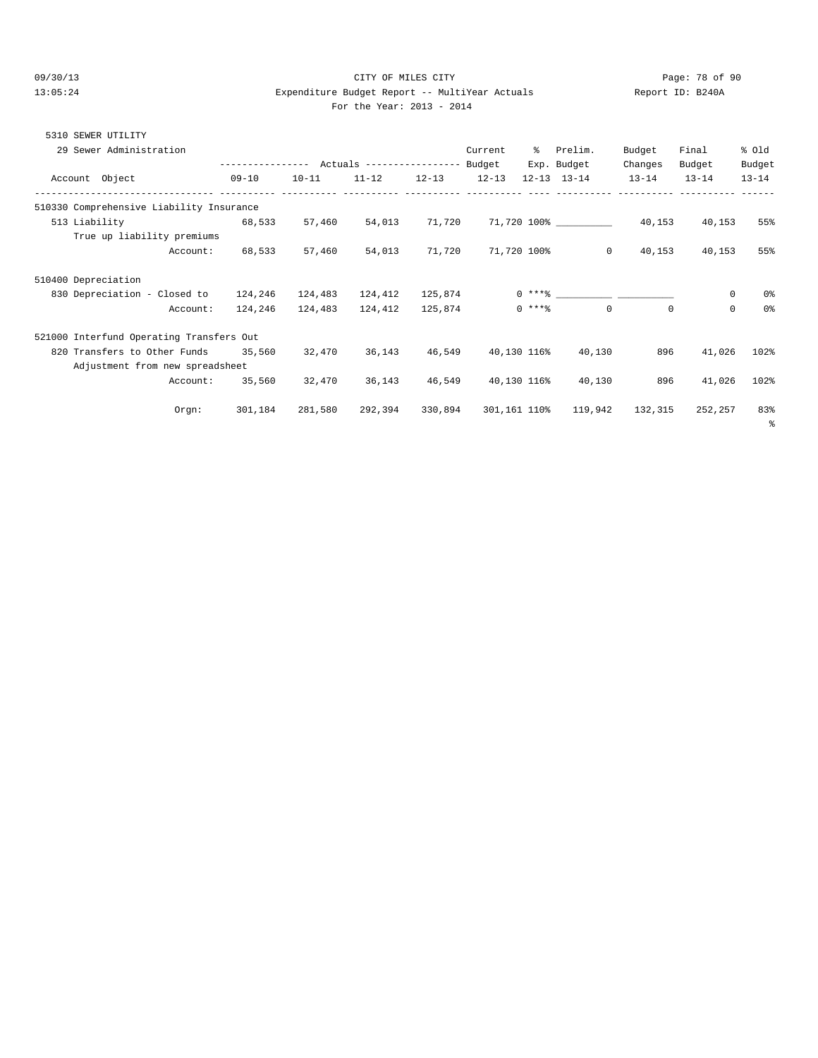5310 SEWER UTILITY

29 Sewer Administration

| Account Object | 09-10 | 10-11 | 11-12 | 12-13 | Current Budget 12-13 | % Exp. 12-13 | Prelim. Budget 13-14 | Budget Changes 13-14 | Final Budget 13-14 | % Old Budget 13-14 |
|---|---|---|---|---|---|---|---|---|---|---|
| **510330 Comprehensive Liability Insurance** | | | | | | | | | | |
| 513 Liability | 68,533 | 57,460 | 54,013 | 71,720 | 71,720 | 100% | __________ | 40,153 | 40,153 | 55% |
| True up liability premiums | | | | | | | | | | |
| Account: | 68,533 | 57,460 | 54,013 | 71,720 | 71,720 | 100% | 0 | 40,153 | 40,153 | 55% |
| **510400 Depreciation** | | | | | | | | | | |
| 830 Depreciation - Closed to | 124,246 | 124,483 | 124,412 | 125,874 | 0 | ***% | __________ | __________ | 0 | 0% |
| Account: | 124,246 | 124,483 | 124,412 | 125,874 | 0 | ***% | 0 | 0 | 0 | 0% |
| **521000 Interfund Operating Transfers Out** | | | | | | | | | | |
| 820 Transfers to Other Funds | 35,560 | 32,470 | 36,143 | 46,549 | 40,130 | 116% | 40,130 | 896 | 41,026 | 102% |
| Adjustment from new spreadsheet | | | | | | | | | | |
| Account: | 35,560 | 32,470 | 36,143 | 46,549 | 40,130 | 116% | 40,130 | 896 | 41,026 | 102% |
| Orgn: | 301,184 | 281,580 | 292,394 | 330,894 | 301,161 | 110% | 119,942 | 132,315 | 252,257 | 83% |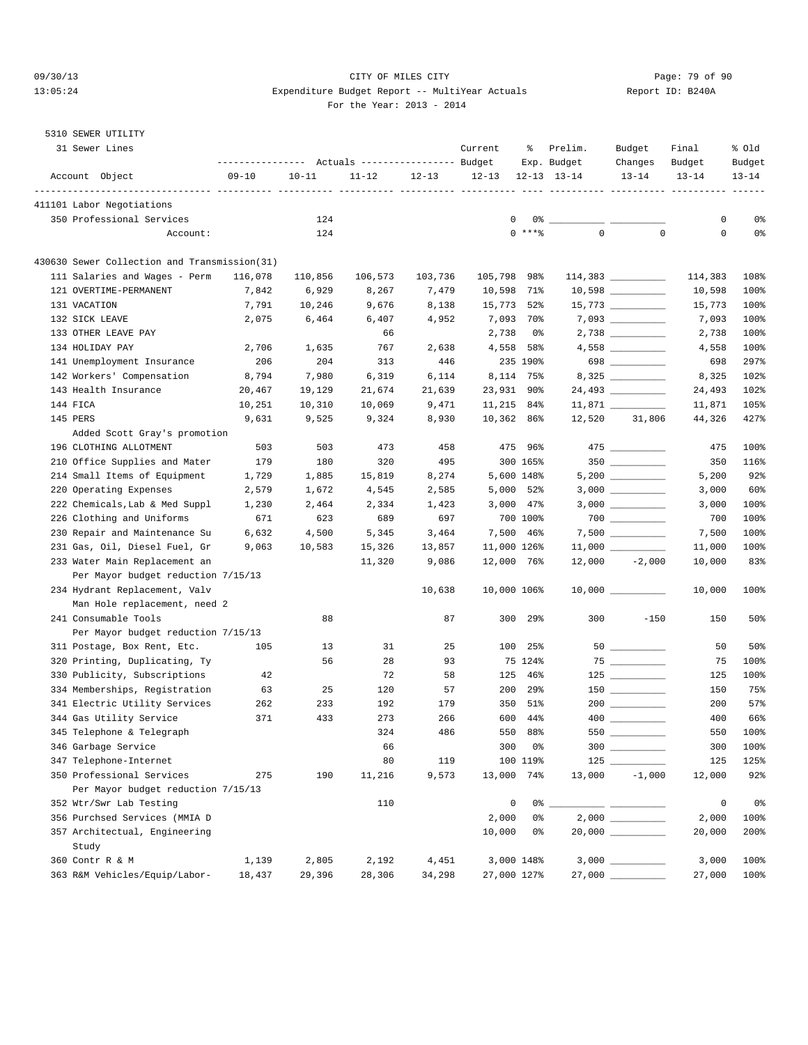09/30/13 CITY OF MILES CITY
13:05:24 Expenditure Budget Report -- MultiYear Actuals Report ID: B240A
For the Year: 2013 - 2014

5310 SEWER UTILITY
31 Sewer Lines

| Account Object | Actuals 09-10 | Actuals 10-11 | Actuals 11-12 | Actuals 12-13 | Current Budget 12-13 | % Exp. 12-13 | Prelim. Budget 13-14 | Budget Changes 13-14 | Final Budget 13-14 | % Old Budget 13-14 |
|---|---|---|---|---|---|---|---|---|---|---|
| 411101 Labor Negotiations | | | | | | | | | | |
| 350 Professional Services | | 124 | | | 0 | 0% | | | 0 | 0% |
| Account: | | 124 | | | 0 | ***% | 0 | 0 | 0 | 0% |
| 430630 Sewer Collection and Transmission(31) | | | | | | | | | | |
| 111 Salaries and Wages - Perm | 116,078 | 110,856 | 106,573 | 103,736 | 105,798 | 98% | 114,383 | | 114,383 | 108% |
| 121 OVERTIME-PERMANENT | 7,842 | 6,929 | 8,267 | 7,479 | 10,598 | 71% | 10,598 | | 10,598 | 100% |
| 131 VACATION | 7,791 | 10,246 | 9,676 | 8,138 | 15,773 | 52% | 15,773 | | 15,773 | 100% |
| 132 SICK LEAVE | 2,075 | 6,464 | 6,407 | 4,952 | 7,093 | 70% | 7,093 | | 7,093 | 100% |
| 133 OTHER LEAVE PAY | | | 66 | | 2,738 | 0% | 2,738 | | 2,738 | 100% |
| 134 HOLIDAY PAY | 2,706 | 1,635 | 767 | 2,638 | 4,558 | 58% | 4,558 | | 4,558 | 100% |
| 141 Unemployment Insurance | 206 | 204 | 313 | 446 | 235 | 190% | 698 | | 698 | 297% |
| 142 Workers' Compensation | 8,794 | 7,980 | 6,319 | 6,114 | 8,114 | 75% | 8,325 | | 8,325 | 102% |
| 143 Health Insurance | 20,467 | 19,129 | 21,674 | 21,639 | 23,931 | 90% | 24,493 | | 24,493 | 102% |
| 144 FICA | 10,251 | 10,310 | 10,069 | 9,471 | 11,215 | 84% | 11,871 | | 11,871 | 105% |
| 145 PERS | 9,631 | 9,525 | 9,324 | 8,930 | 10,362 | 86% | 12,520 | 31,806 | 44,326 | 427% |
| Added Scott Gray's promotion | | | | | | | | | | |
| 196 CLOTHING ALLOTMENT | 503 | 503 | 473 | 458 | 475 | 96% | 475 | | 475 | 100% |
| 210 Office Supplies and Mater | 179 | 180 | 320 | 495 | 300 | 165% | 350 | | 350 | 116% |
| 214 Small Items of Equipment | 1,729 | 1,885 | 15,819 | 8,274 | 5,600 | 148% | 5,200 | | 5,200 | 92% |
| 220 Operating Expenses | 2,579 | 1,672 | 4,545 | 2,585 | 5,000 | 52% | 3,000 | | 3,000 | 60% |
| 222 Chemicals,Lab & Med Suppl | 1,230 | 2,464 | 2,334 | 1,423 | 3,000 | 47% | 3,000 | | 3,000 | 100% |
| 226 Clothing and Uniforms | 671 | 623 | 689 | 697 | 700 | 100% | 700 | | 700 | 100% |
| 230 Repair and Maintenance Su | 6,632 | 4,500 | 5,345 | 3,464 | 7,500 | 46% | 7,500 | | 7,500 | 100% |
| 231 Gas, Oil, Diesel Fuel, Gr | 9,063 | 10,583 | 15,326 | 13,857 | 11,000 | 126% | 11,000 | | 11,000 | 100% |
| 233 Water Main Replacement an | | | 11,320 | 9,086 | 12,000 | 76% | 12,000 | -2,000 | 10,000 | 83% |
| Per Mayor budget reduction 7/15/13 | | | | | | | | | | |
| 234 Hydrant Replacement, Valv | | | | 10,638 | 10,000 | 106% | 10,000 | | 10,000 | 100% |
| Man Hole replacement, need 2 | | | | | | | | | | |
| 241 Consumable Tools | | 88 | | 87 | 300 | 29% | 300 | -150 | 150 | 50% |
| Per Mayor budget reduction 7/15/13 | | | | | | | | | | |
| 311 Postage, Box Rent, Etc. | 105 | 13 | 31 | 25 | 100 | 25% | 50 | | 50 | 50% |
| 320 Printing, Duplicating, Ty | | 56 | 28 | 93 | 75 | 124% | 75 | | 75 | 100% |
| 330 Publicity, Subscriptions | 42 | | 72 | 58 | 125 | 46% | 125 | | 125 | 100% |
| 334 Memberships, Registration | 63 | 25 | 120 | 57 | 200 | 29% | 150 | | 150 | 75% |
| 341 Electric Utility Services | 262 | 233 | 192 | 179 | 350 | 51% | 200 | | 200 | 57% |
| 344 Gas Utility Service | 371 | 433 | 273 | 266 | 600 | 44% | 400 | | 400 | 66% |
| 345 Telephone & Telegraph | | | 324 | 486 | 550 | 88% | 550 | | 550 | 100% |
| 346 Garbage Service | | | 66 | | 300 | 0% | 300 | | 300 | 100% |
| 347 Telephone-Internet | | | 80 | 119 | 100 | 119% | 125 | | 125 | 125% |
| 350 Professional Services | 275 | 190 | 11,216 | 9,573 | 13,000 | 74% | 13,000 | -1,000 | 12,000 | 92% |
| Per Mayor budget reduction 7/15/13 | | | | | | | | | | |
| 352 Wtr/Swr Lab Testing | | | 110 | | 0 | 0% | | | 0 | 0% |
| 356 Purchsed Services (MMIA D | | | | | 2,000 | 0% | 2,000 | | 2,000 | 100% |
| 357 Architectual, Engineering | | | | | 10,000 | 0% | 20,000 | | 20,000 | 200% |
| Study | | | | | | | | | | |
| 360 Contr R & M | 1,139 | 2,805 | 2,192 | 4,451 | 3,000 | 148% | 3,000 | | 3,000 | 100% |
| 363 R&M Vehicles/Equip/Labor- | 18,437 | 29,396 | 28,306 | 34,298 | 27,000 | 127% | 27,000 | | 27,000 | 100% |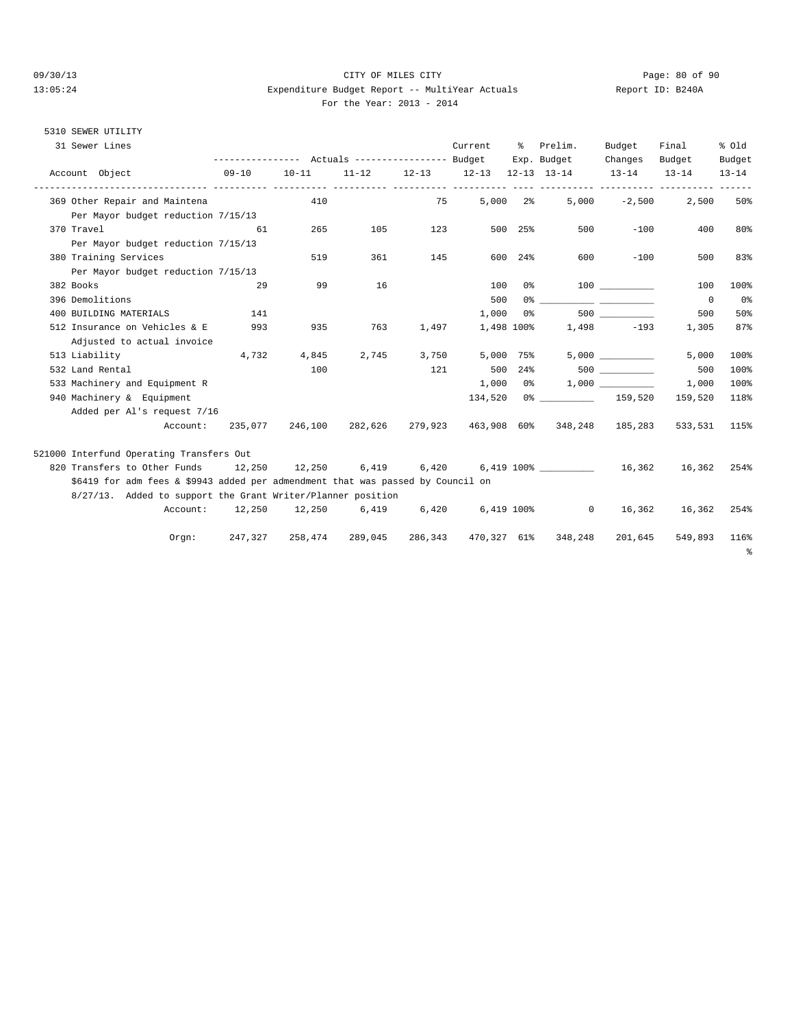5310 SEWER UTILITY

31 Sewer Lines

| Account Object | Actuals 09-10 | Actuals 10-11 | Actuals 11-12 | Actuals 12-13 | Current Budget 12-13 | % Exp. 12-13 | Prelim. Budget 13-14 | Budget Changes 13-14 | Final Budget 13-14 | % Old Budget 13-14 |
|---|---|---|---|---|---|---|---|---|---|---|
| 369 Other Repair and Maintena | | 410 | | 75 | 5,000 | 2% | 5,000 | -2,500 | 2,500 | 50% |
| Per Mayor budget reduction 7/15/13 | | | | | | | | | | |
| 370 Travel | 61 | 265 | 105 | 123 | 500 | 25% | 500 | -100 | 400 | 80% |
| Per Mayor budget reduction 7/15/13 | | | | | | | | | | |
| 380 Training Services | | 519 | 361 | 145 | 600 | 24% | 600 | -100 | 500 | 83% |
| Per Mayor budget reduction 7/15/13 | | | | | | | | | | |
| 382 Books | 29 | 99 | 16 | | 100 | 0% | 100 | __________ | 100 | 100% |
| 396 Demolitions | | | | | 500 | 0% | __________ | __________ | 0 | 0% |
| 400 BUILDING MATERIALS | 141 | | | | 1,000 | 0% | 500 | __________ | 500 | 50% |
| 512 Insurance on Vehicles & E | 993 | 935 | 763 | 1,497 | 1,498 | 100% | 1,498 | -193 | 1,305 | 87% |
| Adjusted to actual invoice | | | | | | | | | | |
| 513 Liability | 4,732 | 4,845 | 2,745 | 3,750 | 5,000 | 75% | 5,000 | __________ | 5,000 | 100% |
| 532 Land Rental | | 100 | | 121 | 500 | 24% | 500 | __________ | 500 | 100% |
| 533 Machinery and Equipment R | | | | | 1,000 | 0% | 1,000 | __________ | 1,000 | 100% |
| 940 Machinery & Equipment | | | | | 134,520 | 0% | __________ | 159,520 | 159,520 | 118% |
| Added per Al's request 7/16 | | | | | | | | | | |
| Account: | 235,077 | 246,100 | 282,626 | 279,923 | 463,908 | 60% | 348,248 | 185,283 | 533,531 | 115% |
| **521000 Interfund Operating Transfers Out** | | | | | | | | | | |
| 820 Transfers to Other Funds | 12,250 | 12,250 | 6,419 | 6,420 | 6,419 | 100% | __________ | 16,362 | 16,362 | 254% |
| $6419 for adm fees & $9943 added per admendment that was passed by Council on 8/27/13. Added to support the Grant Writer/Planner position | | | | | | | | | | |
| Account: | 12,250 | 12,250 | 6,419 | 6,420 | 6,419 | 100% | 0 | 16,362 | 16,362 | 254% |
| Orgn: | 247,327 | 258,474 | 289,045 | 286,343 | 470,327 | 61% | 348,248 | 201,645 | 549,893 | 116% |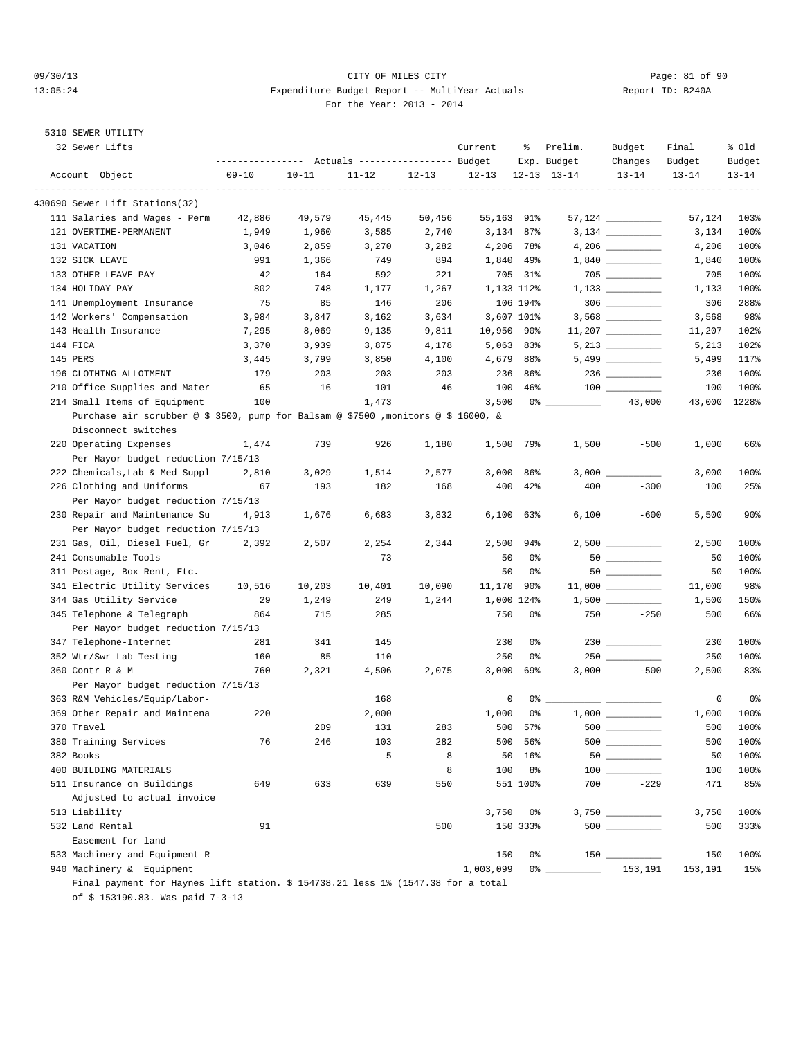CITY OF MILES CITY

Expenditure Budget Report -- MultiYear Actuals

For the Year: 2013 - 2014

09/30/13 13:05:24 Report ID: B240A

5310 SEWER UTILITY

32 Sewer Lifts

| Account Object | Actuals 09-10 | Actuals 10-11 | Actuals 11-12 | Actuals 12-13 | Current Budget 12-13 | % Exp. 12-13 | Prelim. Budget 13-14 | Budget Changes 13-14 | Final Budget 13-14 | % Old Budget 13-14 |
|---|---|---|---|---|---|---|---|---|---|---|
| 430690 Sewer Lift Stations(32) | | | | | | | | | | |
| 111 Salaries and Wages - Perm | 42,886 | 49,579 | 45,445 | 50,456 | 55,163 | 91% | 57,124 | __________ | 57,124 | 103% |
| 121 OVERTIME-PERMANENT | 1,949 | 1,960 | 3,585 | 2,740 | 3,134 | 87% | 3,134 | __________ | 3,134 | 100% |
| 131 VACATION | 3,046 | 2,859 | 3,270 | 3,282 | 4,206 | 78% | 4,206 | __________ | 4,206 | 100% |
| 132 SICK LEAVE | 991 | 1,366 | 749 | 894 | 1,840 | 49% | 1,840 | __________ | 1,840 | 100% |
| 133 OTHER LEAVE PAY | 42 | 164 | 592 | 221 | 705 | 31% | 705 | __________ | 705 | 100% |
| 134 HOLIDAY PAY | 802 | 748 | 1,177 | 1,267 | 1,133 | 112% | 1,133 | __________ | 1,133 | 100% |
| 141 Unemployment Insurance | 75 | 85 | 146 | 206 | 106 | 194% | 306 | __________ | 306 | 288% |
| 142 Workers' Compensation | 3,984 | 3,847 | 3,162 | 3,634 | 3,607 | 101% | 3,568 | __________ | 3,568 | 98% |
| 143 Health Insurance | 7,295 | 8,069 | 9,135 | 9,811 | 10,950 | 90% | 11,207 | __________ | 11,207 | 102% |
| 144 FICA | 3,370 | 3,939 | 3,875 | 4,178 | 5,063 | 83% | 5,213 | __________ | 5,213 | 102% |
| 145 PERS | 3,445 | 3,799 | 3,850 | 4,100 | 4,679 | 88% | 5,499 | __________ | 5,499 | 117% |
| 196 CLOTHING ALLOTMENT | 179 | 203 | 203 | 203 | 236 | 86% | 236 | __________ | 236 | 100% |
| 210 Office Supplies and Mater | 65 | 16 | 101 | 46 | 100 | 46% | 100 | __________ | 100 | 100% |
| 214 Small Items of Equipment | 100 | | 1,473 | | 3,500 | 0% | __________ | 43,000 | 43,000 | 1228% |
| Purchase air scrubber @ $ 3500, pump for Balsam @ $7500 ,monitors @ $ 16000, & Disconnect switches | | | | | | | | | | |
| 220 Operating Expenses | 1,474 | 739 | 926 | 1,180 | 1,500 | 79% | 1,500 | -500 | 1,000 | 66% |
| Per Mayor budget reduction 7/15/13 | | | | | | | | | | |
| 222 Chemicals,Lab & Med Suppl | 2,810 | 3,029 | 1,514 | 2,577 | 3,000 | 86% | 3,000 | __________ | 3,000 | 100% |
| 226 Clothing and Uniforms | 67 | 193 | 182 | 168 | 400 | 42% | 400 | -300 | 100 | 25% |
| Per Mayor budget reduction 7/15/13 | | | | | | | | | | |
| 230 Repair and Maintenance Su | 4,913 | 1,676 | 6,683 | 3,832 | 6,100 | 63% | 6,100 | -600 | 5,500 | 90% |
| Per Mayor budget reduction 7/15/13 | | | | | | | | | | |
| 231 Gas, Oil, Diesel Fuel, Gr | 2,392 | 2,507 | 2,254 | 2,344 | 2,500 | 94% | 2,500 | __________ | 2,500 | 100% |
| 241 Consumable Tools | | | 73 | | 50 | 0% | 50 | __________ | 50 | 100% |
| 311 Postage, Box Rent, Etc. | | | | | 50 | 0% | 50 | __________ | 50 | 100% |
| 341 Electric Utility Services | 10,516 | 10,203 | 10,401 | 10,090 | 11,170 | 90% | 11,000 | __________ | 11,000 | 98% |
| 344 Gas Utility Service | 29 | 1,249 | 249 | 1,244 | 1,000 | 124% | 1,500 | __________ | 1,500 | 150% |
| 345 Telephone & Telegraph | 864 | 715 | 285 | | 750 | 0% | 750 | -250 | 500 | 66% |
| Per Mayor budget reduction 7/15/13 | | | | | | | | | | |
| 347 Telephone-Internet | 281 | 341 | 145 | | 230 | 0% | 230 | __________ | 230 | 100% |
| 352 Wtr/Swr Lab Testing | 160 | 85 | 110 | | 250 | 0% | 250 | __________ | 250 | 100% |
| 360 Contr R & M | 760 | 2,321 | 4,506 | 2,075 | 3,000 | 69% | 3,000 | -500 | 2,500 | 83% |
| Per Mayor budget reduction 7/15/13 | | | | | | | | | | |
| 363 R&M Vehicles/Equip/Labor- | | | 168 | | 0 | 0% | __________ | __________ | 0 | 0% |
| 369 Other Repair and Maintena | 220 | | 2,000 | | 1,000 | 0% | 1,000 | __________ | 1,000 | 100% |
| 370 Travel | | 209 | 131 | 283 | 500 | 57% | 500 | __________ | 500 | 100% |
| 380 Training Services | 76 | 246 | 103 | 282 | 500 | 56% | 500 | __________ | 500 | 100% |
| 382 Books | | | 5 | 8 | 50 | 16% | 50 | __________ | 50 | 100% |
| 400 BUILDING MATERIALS | | | | 8 | 100 | 8% | 100 | __________ | 100 | 100% |
| 511 Insurance on Buildings | 649 | 633 | 639 | 550 | 551 | 100% | 700 | -229 | 471 | 85% |
| Adjusted to actual invoice | | | | | | | | | | |
| 513 Liability | | | | | 3,750 | 0% | 3,750 | __________ | 3,750 | 100% |
| 532 Land Rental | 91 | | | 500 | 150 | 333% | 500 | __________ | 500 | 333% |
| Easement for land | | | | | | | | | | |
| 533 Machinery and Equipment R | | | | | 150 | 0% | 150 | __________ | 150 | 100% |
| 940 Machinery & Equipment | | | | | 1,003,099 | 0% | __________ | 153,191 | 153,191 | 15% |
| Final payment for Haynes lift station. $ 154738.21 less 1% (1547.38 for a total of $ 153190.83. Was paid 7-3-13 | | | | | | | | | | |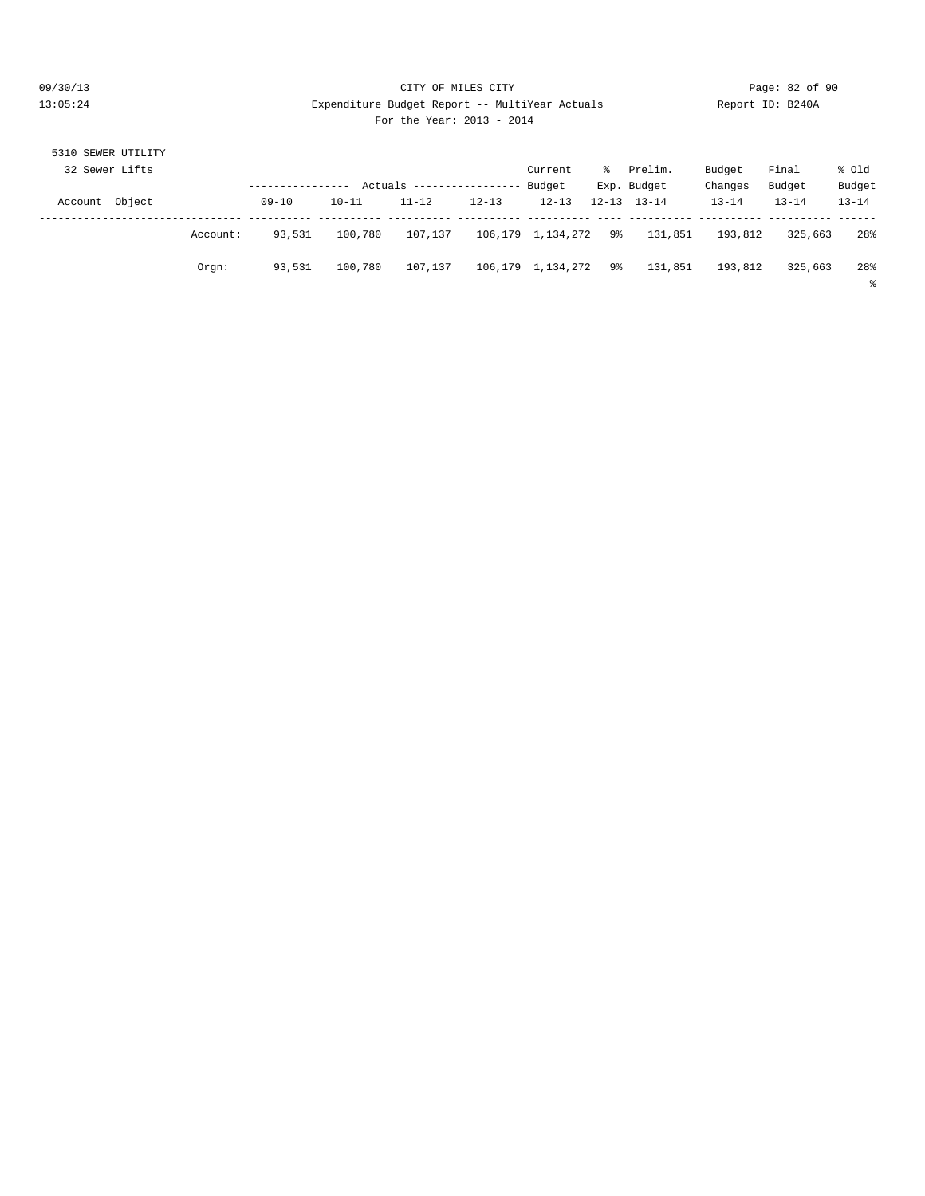5310 SEWER UTILITY

32 Sewer Lifts

| Account Object | | Actuals 09-10 | Actuals 10-11 | Actuals 11-12 | Actuals 12-13 | Current Budget 12-13 | % Exp. 12-13 | Prelim. Budget 13-14 | Budget Changes 13-14 | Final Budget 13-14 | % Old Budget 13-14 |
|---|---|---|---|---|---|---|---|---|---|---|---|
| | Account: | 93,531 | 100,780 | 107,137 | 106,179 | 1,134,272 | 9% | 131,851 | 193,812 | 325,663 | 28% |
| | Orgn: | 93,531 | 100,780 | 107,137 | 106,179 | 1,134,272 | 9% | 131,851 | 193,812 | 325,663 | 28% |

%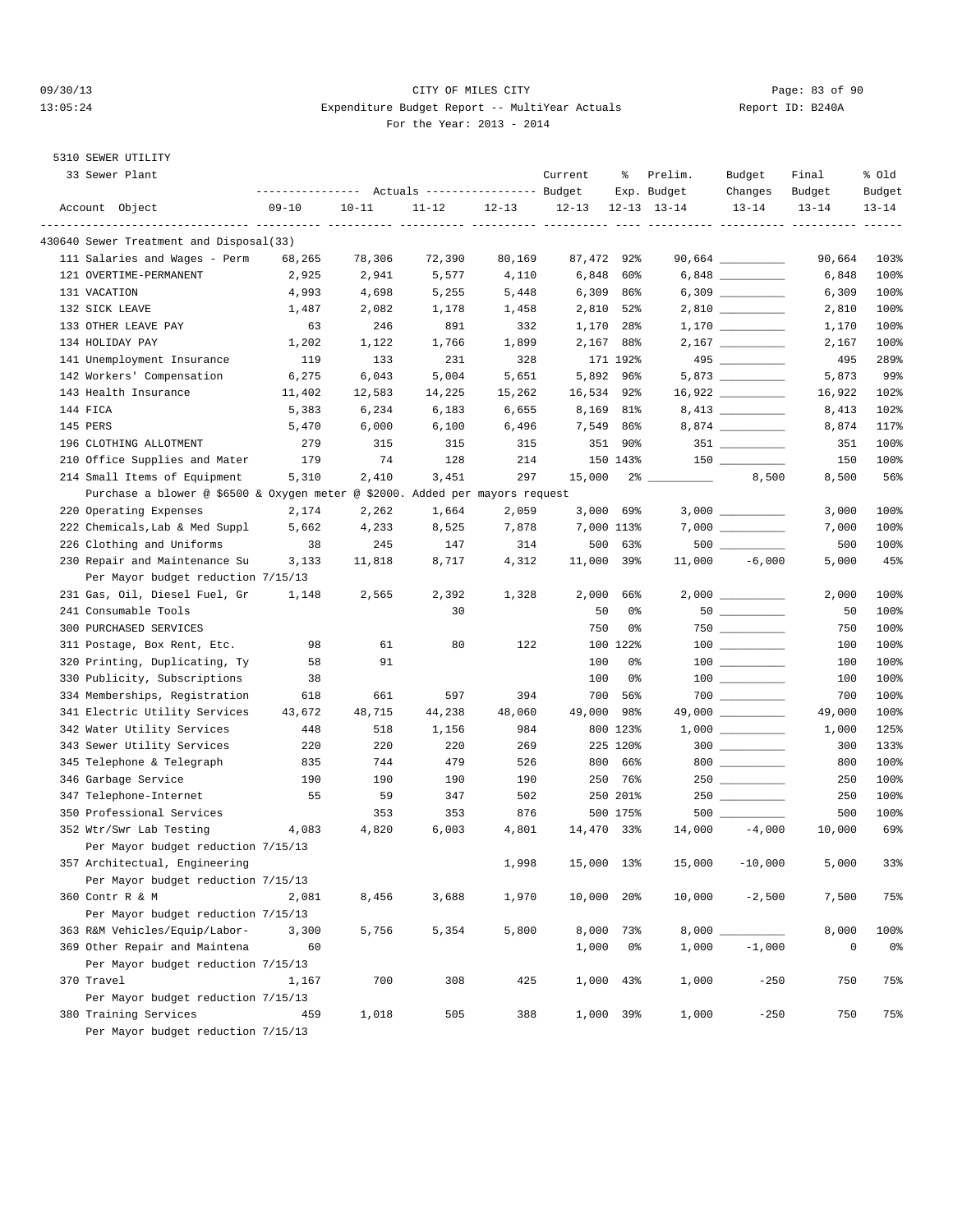5310 SEWER UTILITY

33 Sewer Plant

| Account Object | Actuals 09-10 | Actuals 10-11 | Actuals 11-12 | Actuals 12-13 | Current Budget 12-13 | % Exp. 12-13 | Prelim. Budget 13-14 | Budget Changes 13-14 | Final Budget 13-14 | % Old Budget 13-14 |
|---|---|---|---|---|---|---|---|---|---|---|
| **430640 Sewer Treatment and Disposal(33)** | | | | | | | | | | |
| 111 Salaries and Wages - Perm | 68,265 | 78,306 | 72,390 | 80,169 | 87,472 | 92% | 90,664 | __________ | 90,664 | 103% |
| 121 OVERTIME-PERMANENT | 2,925 | 2,941 | 5,577 | 4,110 | 6,848 | 60% | 6,848 | __________ | 6,848 | 100% |
| 131 VACATION | 4,993 | 4,698 | 5,255 | 5,448 | 6,309 | 86% | 6,309 | __________ | 6,309 | 100% |
| 132 SICK LEAVE | 1,487 | 2,082 | 1,178 | 1,458 | 2,810 | 52% | 2,810 | __________ | 2,810 | 100% |
| 133 OTHER LEAVE PAY | 63 | 246 | 891 | 332 | 1,170 | 28% | 1,170 | __________ | 1,170 | 100% |
| 134 HOLIDAY PAY | 1,202 | 1,122 | 1,766 | 1,899 | 2,167 | 88% | 2,167 | __________ | 2,167 | 100% |
| 141 Unemployment Insurance | 119 | 133 | 231 | 328 | 171 | 192% | 495 | __________ | 495 | 289% |
| 142 Workers' Compensation | 6,275 | 6,043 | 5,004 | 5,651 | 5,892 | 96% | 5,873 | __________ | 5,873 | 99% |
| 143 Health Insurance | 11,402 | 12,583 | 14,225 | 15,262 | 16,534 | 92% | 16,922 | __________ | 16,922 | 102% |
| 144 FICA | 5,383 | 6,234 | 6,183 | 6,655 | 8,169 | 81% | 8,413 | __________ | 8,413 | 102% |
| 145 PERS | 5,470 | 6,000 | 6,100 | 6,496 | 7,549 | 86% | 8,874 | __________ | 8,874 | 117% |
| 196 CLOTHING ALLOTMENT | 279 | 315 | 315 | 315 | 351 | 90% | 351 | __________ | 351 | 100% |
| 210 Office Supplies and Mater | 179 | 74 | 128 | 214 | 150 | 143% | 150 | __________ | 150 | 100% |
| 214 Small Items of Equipment | 5,310 | 2,410 | 3,451 | 297 | 15,000 | 2% | __________ | 8,500 | 8,500 | 56% |
| Purchase a blower @ $6500 & Oxygen meter @ $2000. Added per mayors request | | | | | | | | | | |
| 220 Operating Expenses | 2,174 | 2,262 | 1,664 | 2,059 | 3,000 | 69% | 3,000 | __________ | 3,000 | 100% |
| 222 Chemicals,Lab & Med Suppl | 5,662 | 4,233 | 8,525 | 7,878 | 7,000 | 113% | 7,000 | __________ | 7,000 | 100% |
| 226 Clothing and Uniforms | 38 | 245 | 147 | 314 | 500 | 63% | 500 | __________ | 500 | 100% |
| 230 Repair and Maintenance Su | 3,133 | 11,818 | 8,717 | 4,312 | 11,000 | 39% | 11,000 | -6,000 | 5,000 | 45% |
| Per Mayor budget reduction 7/15/13 | | | | | | | | | | |
| 231 Gas, Oil, Diesel Fuel, Gr | 1,148 | 2,565 | 2,392 | 1,328 | 2,000 | 66% | 2,000 | __________ | 2,000 | 100% |
| 241 Consumable Tools | | | 30 | | 50 | 0% | 50 | __________ | 50 | 100% |
| 300 PURCHASED SERVICES | | | | | 750 | 0% | 750 | __________ | 750 | 100% |
| 311 Postage, Box Rent, Etc. | 98 | 61 | 80 | 122 | 100 | 122% | 100 | __________ | 100 | 100% |
| 320 Printing, Duplicating, Ty | 58 | 91 | | | 100 | 0% | 100 | __________ | 100 | 100% |
| 330 Publicity, Subscriptions | 38 | | | | 100 | 0% | 100 | __________ | 100 | 100% |
| 334 Memberships, Registration | 618 | 661 | 597 | 394 | 700 | 56% | 700 | __________ | 700 | 100% |
| 341 Electric Utility Services | 43,672 | 48,715 | 44,238 | 48,060 | 49,000 | 98% | 49,000 | __________ | 49,000 | 100% |
| 342 Water Utility Services | 448 | 518 | 1,156 | 984 | 800 | 123% | 1,000 | __________ | 1,000 | 125% |
| 343 Sewer Utility Services | 220 | 220 | 220 | 269 | 225 | 120% | 300 | __________ | 300 | 133% |
| 345 Telephone & Telegraph | 835 | 744 | 479 | 526 | 800 | 66% | 800 | __________ | 800 | 100% |
| 346 Garbage Service | 190 | 190 | 190 | 190 | 250 | 76% | 250 | __________ | 250 | 100% |
| 347 Telephone-Internet | 55 | 59 | 347 | 502 | 250 | 201% | 250 | __________ | 250 | 100% |
| 350 Professional Services | | 353 | 353 | 876 | 500 | 175% | 500 | __________ | 500 | 100% |
| 352 Wtr/Swr Lab Testing | 4,083 | 4,820 | 6,003 | 4,801 | 14,470 | 33% | 14,000 | -4,000 | 10,000 | 69% |
| Per Mayor budget reduction 7/15/13 | | | | | | | | | | |
| 357 Architectual, Engineering | | | | 1,998 | 15,000 | 13% | 15,000 | -10,000 | 5,000 | 33% |
| Per Mayor budget reduction 7/15/13 | | | | | | | | | | |
| 360 Contr R & M | 2,081 | 8,456 | 3,688 | 1,970 | 10,000 | 20% | 10,000 | -2,500 | 7,500 | 75% |
| Per Mayor budget reduction 7/15/13 | | | | | | | | | | |
| 363 R&M Vehicles/Equip/Labor- | 3,300 | 5,756 | 5,354 | 5,800 | 8,000 | 73% | 8,000 | __________ | 8,000 | 100% |
| 369 Other Repair and Maintena | 60 | | | | 1,000 | 0% | 1,000 | -1,000 | 0 | 0% |
| Per Mayor budget reduction 7/15/13 | | | | | | | | | | |
| 370 Travel | 1,167 | 700 | 308 | 425 | 1,000 | 43% | 1,000 | -250 | 750 | 75% |
| Per Mayor budget reduction 7/15/13 | | | | | | | | | | |
| 380 Training Services | 459 | 1,018 | 505 | 388 | 1,000 | 39% | 1,000 | -250 | 750 | 75% |
| Per Mayor budget reduction 7/15/13 | | | | | | | | | | |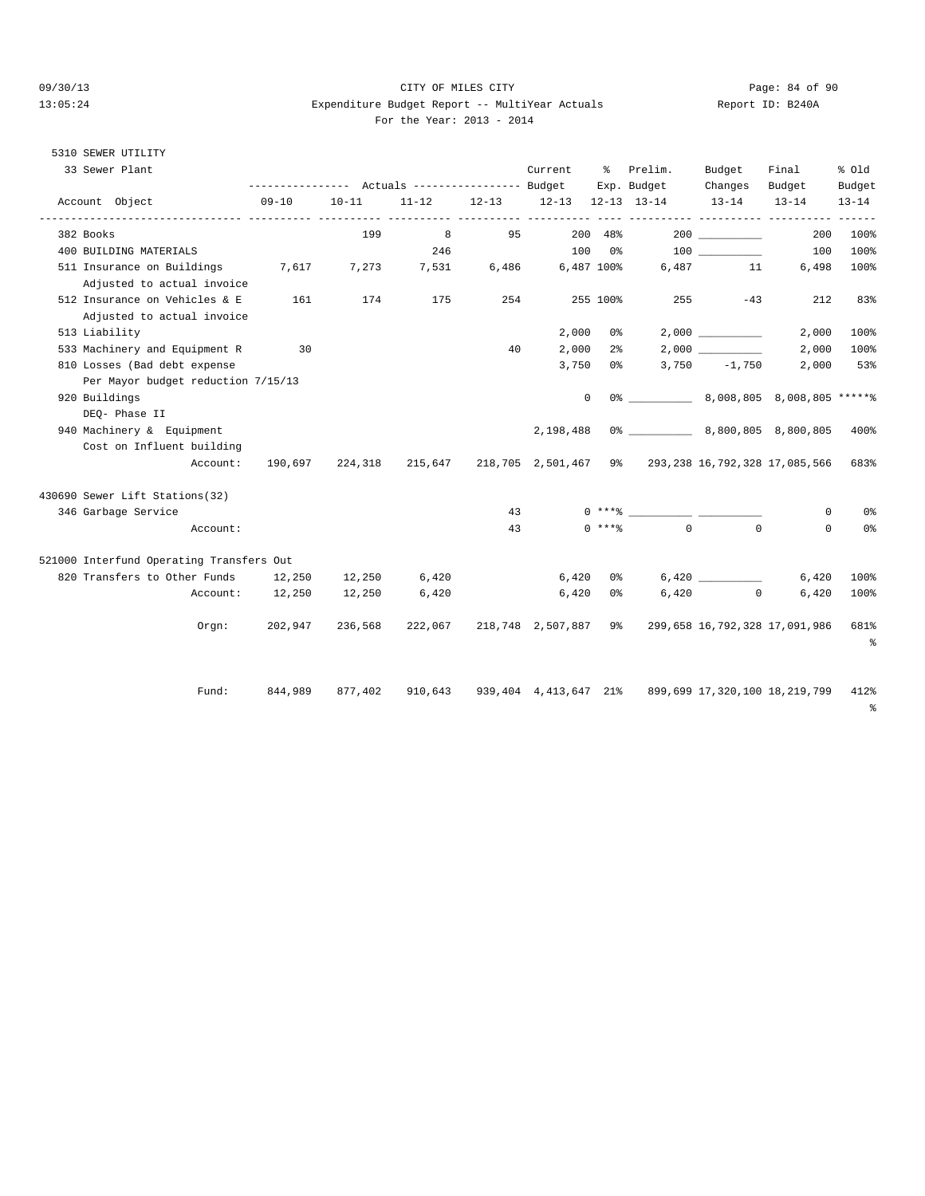CITY OF MILES CITY

Expenditure Budget Report -- MultiYear Actuals

For the Year: 2013 - 2014

09/30/13 13:05:24 — Report ID: B240A

5310 SEWER UTILITY

33 Sewer Plant

| Account Object | Actuals 09-10 | Actuals 10-11 | Actuals 11-12 | Actuals 12-13 | Current Budget 12-13 | % Exp. 12-13 | Prelim. Budget 13-14 | Budget Changes 13-14 | Final Budget 13-14 | % Old Budget 13-14 |
|---|---|---|---|---|---|---|---|---|---|---|
| 382 Books | | 199 | 8 | 95 | 200 | 48% | 200 | __________ | 200 | 100% |
| 400 BUILDING MATERIALS | | | 246 | | 100 | 0% | 100 | __________ | 100 | 100% |
| 511 Insurance on Buildings | 7,617 | 7,273 | 7,531 | 6,486 | 6,487 | 100% | 6,487 | 11 | 6,498 | 100% |
| Adjusted to actual invoice | | | | | | | | | | |
| 512 Insurance on Vehicles & E | 161 | 174 | 175 | 254 | 255 | 100% | 255 | -43 | 212 | 83% |
| Adjusted to actual invoice | | | | | | | | | | |
| 513 Liability | | | | | 2,000 | 0% | 2,000 | __________ | 2,000 | 100% |
| 533 Machinery and Equipment R | 30 | | | 40 | 2,000 | 2% | 2,000 | __________ | 2,000 | 100% |
| 810 Losses (Bad debt expense | | | | | 3,750 | 0% | 3,750 | -1,750 | 2,000 | 53% |
| Per Mayor budget reduction 7/15/13 | | | | | | | | | | |
| 920 Buildings | | | | | 0 | 0% | __________ | 8,008,805 | 8,008,805 | *****% |
| DEQ- Phase II | | | | | | | | | | |
| 940 Machinery & Equipment | | | | | 2,198,488 | 0% | __________ | 8,800,805 | 8,800,805 | 400% |
| Cost on Influent building | | | | | | | | | | |
| Account: | 190,697 | 224,318 | 215,647 | 218,705 | 2,501,467 | 9% | 293,238 | 16,792,328 | 17,085,566 | 683% |

430690 Sewer Lift Stations(32)

| Account Object | Actuals 09-10 | Actuals 10-11 | Actuals 11-12 | Actuals 12-13 | Current Budget 12-13 | % Exp. 12-13 | Prelim. Budget 13-14 | Budget Changes 13-14 | Final Budget 13-14 | % Old Budget 13-14 |
|---|---|---|---|---|---|---|---|---|---|---|
| 346 Garbage Service | | | | 43 | 0 | ***% | __________ | __________ | 0 | 0% |
| Account: | | | | 43 | 0 | ***% | 0 | 0 | 0 | 0% |

521000 Interfund Operating Transfers Out

| Account Object | Actuals 09-10 | Actuals 10-11 | Actuals 11-12 | Actuals 12-13 | Current Budget 12-13 | % Exp. 12-13 | Prelim. Budget 13-14 | Budget Changes 13-14 | Final Budget 13-14 | % Old Budget 13-14 |
|---|---|---|---|---|---|---|---|---|---|---|
| 820 Transfers to Other Funds | 12,250 | 12,250 | 6,420 | | 6,420 | 0% | 6,420 | __________ | 6,420 | 100% |
| Account: | 12,250 | 12,250 | 6,420 | | 6,420 | 0% | 6,420 | 0 | 6,420 | 100% |
| Orgn: | 202,947 | 236,568 | 222,067 | 218,748 | 2,507,887 | 9% | 299,658 | 16,792,328 | 17,091,986 | 681% |
| Fund: | 844,989 | 877,402 | 910,643 | 939,404 | 4,413,647 | 21% | 899,699 | 17,320,100 | 18,219,799 | 412% |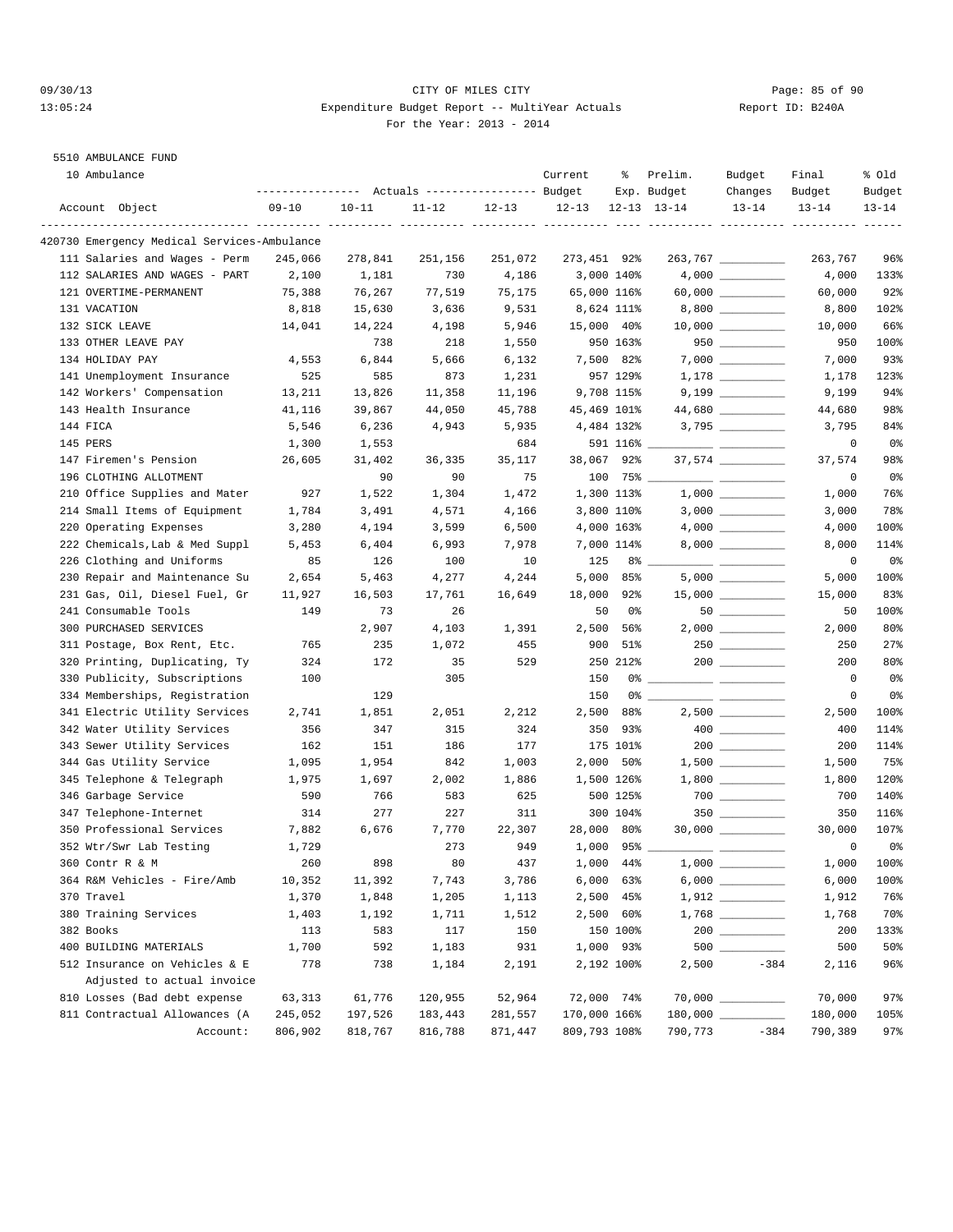CITY OF MILES CITY

Expenditure Budget Report -- MultiYear Actuals

For the Year: 2013 - 2014

5510 AMBULANCE FUND

10 Ambulance

| Account Object | Actuals 09-10 | Actuals 10-11 | Actuals 11-12 | Actuals 12-13 | Current Budget 12-13 | % Exp. 12-13 | Prelim. Budget 13-14 | Budget Changes 13-14 | Final Budget 13-14 | % Old Budget 13-14 |
|---|---|---|---|---|---|---|---|---|---|---|
| **420730 Emergency Medical Services-Ambulance** | | | | | | | | | | |
| 111 Salaries and Wages - Perm | 245,066 | 278,841 | 251,156 | 251,072 | 273,451 | 92% | 263,767 | | 263,767 | 96% |
| 112 SALARIES AND WAGES - PART | 2,100 | 1,181 | 730 | 4,186 | 3,000 | 140% | 4,000 | | 4,000 | 133% |
| 121 OVERTIME-PERMANENT | 75,388 | 76,267 | 77,519 | 75,175 | 65,000 | 116% | 60,000 | | 60,000 | 92% |
| 131 VACATION | 8,818 | 15,630 | 3,636 | 9,531 | 8,624 | 111% | 8,800 | | 8,800 | 102% |
| 132 SICK LEAVE | 14,041 | 14,224 | 4,198 | 5,946 | 15,000 | 40% | 10,000 | | 10,000 | 66% |
| 133 OTHER LEAVE PAY | | 738 | 218 | 1,550 | 950 | 163% | 950 | | 950 | 100% |
| 134 HOLIDAY PAY | 4,553 | 6,844 | 5,666 | 6,132 | 7,500 | 82% | 7,000 | | 7,000 | 93% |
| 141 Unemployment Insurance | 525 | 585 | 873 | 1,231 | 957 | 129% | 1,178 | | 1,178 | 123% |
| 142 Workers' Compensation | 13,211 | 13,826 | 11,358 | 11,196 | 9,708 | 115% | 9,199 | | 9,199 | 94% |
| 143 Health Insurance | 41,116 | 39,867 | 44,050 | 45,788 | 45,469 | 101% | 44,680 | | 44,680 | 98% |
| 144 FICA | 5,546 | 6,236 | 4,943 | 5,935 | 4,484 | 132% | 3,795 | | 3,795 | 84% |
| 145 PERS | 1,300 | 1,553 | | 684 | 591 | 116% | | | 0 | 0% |
| 147 Firemen's Pension | 26,605 | 31,402 | 36,335 | 35,117 | 38,067 | 92% | 37,574 | | 37,574 | 98% |
| 196 CLOTHING ALLOTMENT | | 90 | 90 | 75 | 100 | 75% | | | 0 | 0% |
| 210 Office Supplies and Mater | 927 | 1,522 | 1,304 | 1,472 | 1,300 | 113% | 1,000 | | 1,000 | 76% |
| 214 Small Items of Equipment | 1,784 | 3,491 | 4,571 | 4,166 | 3,800 | 110% | 3,000 | | 3,000 | 78% |
| 220 Operating Expenses | 3,280 | 4,194 | 3,599 | 6,500 | 4,000 | 163% | 4,000 | | 4,000 | 100% |
| 222 Chemicals,Lab & Med Suppl | 5,453 | 6,404 | 6,993 | 7,978 | 7,000 | 114% | 8,000 | | 8,000 | 114% |
| 226 Clothing and Uniforms | 85 | 126 | 100 | 10 | 125 | 8% | | | 0 | 0% |
| 230 Repair and Maintenance Su | 2,654 | 5,463 | 4,277 | 4,244 | 5,000 | 85% | 5,000 | | 5,000 | 100% |
| 231 Gas, Oil, Diesel Fuel, Gr | 11,927 | 16,503 | 17,761 | 16,649 | 18,000 | 92% | 15,000 | | 15,000 | 83% |
| 241 Consumable Tools | 149 | 73 | 26 | | 50 | 0% | 50 | | 50 | 100% |
| 300 PURCHASED SERVICES | | 2,907 | 4,103 | 1,391 | 2,500 | 56% | 2,000 | | 2,000 | 80% |
| 311 Postage, Box Rent, Etc. | 765 | 235 | 1,072 | 455 | 900 | 51% | 250 | | 250 | 27% |
| 320 Printing, Duplicating, Ty | 324 | 172 | 35 | 529 | 250 | 212% | 200 | | 200 | 80% |
| 330 Publicity, Subscriptions | 100 | | 305 | | 150 | 0% | | | 0 | 0% |
| 334 Memberships, Registration | | 129 | | | 150 | 0% | | | 0 | 0% |
| 341 Electric Utility Services | 2,741 | 1,851 | 2,051 | 2,212 | 2,500 | 88% | 2,500 | | 2,500 | 100% |
| 342 Water Utility Services | 356 | 347 | 315 | 324 | 350 | 93% | 400 | | 400 | 114% |
| 343 Sewer Utility Services | 162 | 151 | 186 | 177 | 175 | 101% | 200 | | 200 | 114% |
| 344 Gas Utility Service | 1,095 | 1,954 | 842 | 1,003 | 2,000 | 50% | 1,500 | | 1,500 | 75% |
| 345 Telephone & Telegraph | 1,975 | 1,697 | 2,002 | 1,886 | 1,500 | 126% | 1,800 | | 1,800 | 120% |
| 346 Garbage Service | 590 | 766 | 583 | 625 | 500 | 125% | 700 | | 700 | 140% |
| 347 Telephone-Internet | 314 | 277 | 227 | 311 | 300 | 104% | 350 | | 350 | 116% |
| 350 Professional Services | 7,882 | 6,676 | 7,770 | 22,307 | 28,000 | 80% | 30,000 | | 30,000 | 107% |
| 352 Wtr/Swr Lab Testing | 1,729 | | 273 | 949 | 1,000 | 95% | | | 0 | 0% |
| 360 Contr R & M | 260 | 898 | 80 | 437 | 1,000 | 44% | 1,000 | | 1,000 | 100% |
| 364 R&M Vehicles - Fire/Amb | 10,352 | 11,392 | 7,743 | 3,786 | 6,000 | 63% | 6,000 | | 6,000 | 100% |
| 370 Travel | 1,370 | 1,848 | 1,205 | 1,113 | 2,500 | 45% | 1,912 | | 1,912 | 76% |
| 380 Training Services | 1,403 | 1,192 | 1,711 | 1,512 | 2,500 | 60% | 1,768 | | 1,768 | 70% |
| 382 Books | 113 | 583 | 117 | 150 | 150 | 100% | 200 | | 200 | 133% |
| 400 BUILDING MATERIALS | 1,700 | 592 | 1,183 | 931 | 1,000 | 93% | 500 | | 500 | 50% |
| 512 Insurance on Vehicles & E<br>Adjusted to actual invoice | 778 | 738 | 1,184 | 2,191 | 2,192 | 100% | 2,500 | -384 | 2,116 | 96% |
| 810 Losses (Bad debt expense | 63,313 | 61,776 | 120,955 | 52,964 | 72,000 | 74% | 70,000 | | 70,000 | 97% |
| 811 Contractual Allowances (A | 245,052 | 197,526 | 183,443 | 281,557 | 170,000 | 166% | 180,000 | | 180,000 | 105% |
| Account: | 806,902 | 818,767 | 816,788 | 871,447 | 809,793 | 108% | 790,773 | -384 | 790,389 | 97% |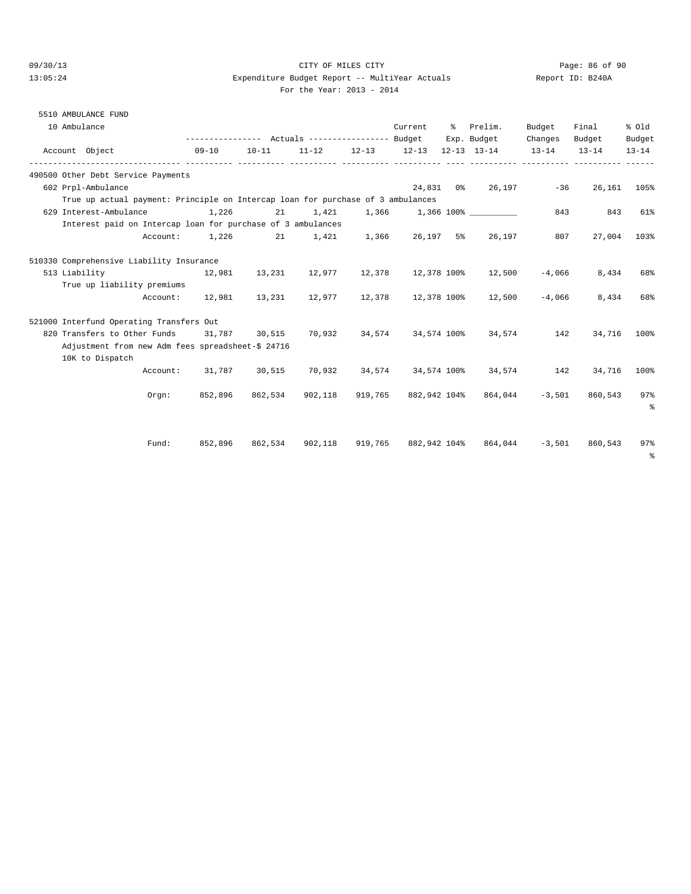CITY OF MILES CITY

Expenditure Budget Report -- MultiYear Actuals

For the Year: 2013 - 2014

5510 AMBULANCE FUND

10 Ambulance

| Account Object | Actuals 09-10 | Actuals 10-11 | Actuals 11-12 | Actuals 12-13 | Current Budget 12-13 | % Exp. 12-13 | Prelim. Budget 13-14 | Budget Changes 13-14 | Final Budget 13-14 | % Old Budget 13-14 |
|---|---|---|---|---|---|---|---|---|---|---|
| **490500 Other Debt Service Payments** | | | | | | | | | | |
| 602 Prpl-Ambulance | | | | | 24,831 | 0% | 26,197 | -36 | 26,161 | 105% |
| True up actual payment: Principle on Intercap loan for purchase of 3 ambulances | | | | | | | | | | |
| 629 Interest-Ambulance | 1,226 | 21 | 1,421 | 1,366 | 1,366 | 100% | __________ | 843 | 843 | 61% |
| Interest paid on Intercap loan for purchase of 3 ambulances | | | | | | | | | | |
| Account: | 1,226 | 21 | 1,421 | 1,366 | 26,197 | 5% | 26,197 | 807 | 27,004 | 103% |
| **510330 Comprehensive Liability Insurance** | | | | | | | | | | |
| 513 Liability | 12,981 | 13,231 | 12,977 | 12,378 | 12,378 | 100% | 12,500 | -4,066 | 8,434 | 68% |
| True up liability premiums | | | | | | | | | | |
| Account: | 12,981 | 13,231 | 12,977 | 12,378 | 12,378 | 100% | 12,500 | -4,066 | 8,434 | 68% |
| **521000 Interfund Operating Transfers Out** | | | | | | | | | | |
| 820 Transfers to Other Funds | 31,787 | 30,515 | 70,932 | 34,574 | 34,574 | 100% | 34,574 | 142 | 34,716 | 100% |
| Adjustment from new Adm fees spreadsheet-$ 24716 10K to Dispatch | | | | | | | | | | |
| Account: | 31,787 | 30,515 | 70,932 | 34,574 | 34,574 | 100% | 34,574 | 142 | 34,716 | 100% |
| Orgn: | 852,896 | 862,534 | 902,118 | 919,765 | 882,942 | 104% | 864,044 | -3,501 | 860,543 | 97% |
| Fund: | 852,896 | 862,534 | 902,118 | 919,765 | 882,942 | 104% | 864,044 | -3,501 | 860,543 | 97% |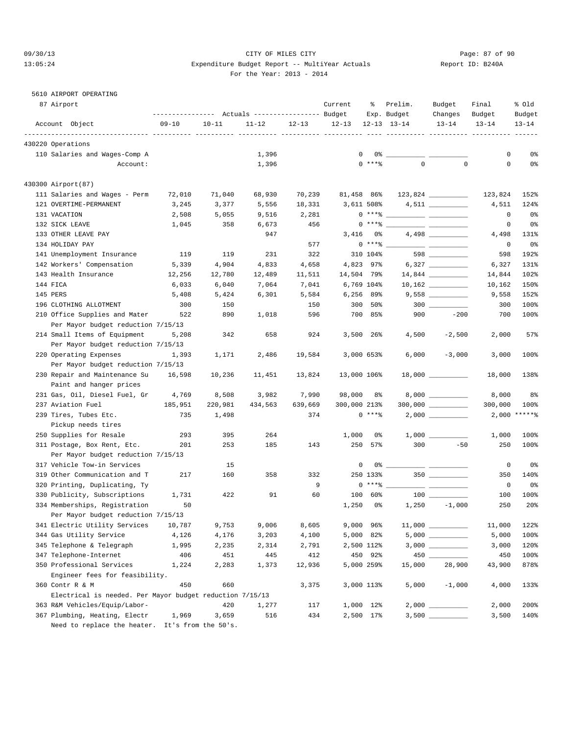5610 AIRPORT OPERATING

87 Airport

| Account Object | 09-10 | 10-11 | 11-12 | 12-13 | Current Budget 12-13 | % Exp. 12-13 | Prelim. Budget 13-14 | Budget Changes 13-14 | Final Budget 13-14 | % Old Budget 13-14 |
|---|---|---|---|---|---|---|---|---|---|---|
| **430220 Operations** | | | | | | | | | | |
| 110 Salaries and Wages-Comp A | | | 1,396 | | 0 | 0% | | | 0 | 0% |
| Account: | | | 1,396 | | 0 | ***% | 0 | 0 | 0 | 0% |
| **430300 Airport(87)** | | | | | | | | | | |
| 111 Salaries and Wages - Perm | 72,010 | 71,040 | 68,930 | 70,239 | 81,458 | 86% | 123,824 | | 123,824 | 152% |
| 121 OVERTIME-PERMANENT | 3,245 | 3,377 | 5,556 | 18,331 | 3,611 | 508% | 4,511 | | 4,511 | 124% |
| 131 VACATION | 2,508 | 5,055 | 9,516 | 2,281 | 0 | ***% | | | 0 | 0% |
| 132 SICK LEAVE | 1,045 | 358 | 6,673 | 456 | 0 | ***% | | | 0 | 0% |
| 133 OTHER LEAVE PAY | | | 947 | | 3,416 | 0% | 4,498 | | 4,498 | 131% |
| 134 HOLIDAY PAY | | | | 577 | 0 | ***% | | | 0 | 0% |
| 141 Unemployment Insurance | 119 | 119 | 231 | 322 | 310 | 104% | 598 | | 598 | 192% |
| 142 Workers' Compensation | 5,339 | 4,904 | 4,833 | 4,658 | 4,823 | 97% | 6,327 | | 6,327 | 131% |
| 143 Health Insurance | 12,256 | 12,780 | 12,489 | 11,511 | 14,504 | 79% | 14,844 | | 14,844 | 102% |
| 144 FICA | 6,033 | 6,040 | 7,064 | 7,041 | 6,769 | 104% | 10,162 | | 10,162 | 150% |
| 145 PERS | 5,408 | 5,424 | 6,301 | 5,584 | 6,256 | 89% | 9,558 | | 9,558 | 152% |
| 196 CLOTHING ALLOTMENT | 300 | 150 | | 150 | 300 | 50% | 300 | | 300 | 100% |
| 210 Office Supplies and Mater | 522 | 890 | 1,018 | 596 | 700 | 85% | 900 | -200 | 700 | 100% |
| Per Mayor budget reduction 7/15/13 | | | | | | | | | | |
| 214 Small Items of Equipment | 5,208 | 342 | 658 | 924 | 3,500 | 26% | 4,500 | -2,500 | 2,000 | 57% |
| Per Mayor budget reduction 7/15/13 | | | | | | | | | | |
| 220 Operating Expenses | 1,393 | 1,171 | 2,486 | 19,584 | 3,000 | 653% | 6,000 | -3,000 | 3,000 | 100% |
| Per Mayor budget reduction 7/15/13 | | | | | | | | | | |
| 230 Repair and Maintenance Su | 16,598 | 10,236 | 11,451 | 13,824 | 13,000 | 106% | 18,000 | | 18,000 | 138% |
| Paint and hanger prices | | | | | | | | | | |
| 231 Gas, Oil, Diesel Fuel, Gr | 4,769 | 8,508 | 3,982 | 7,990 | 98,000 | 8% | 8,000 | | 8,000 | 8% |
| 237 Aviation Fuel | 185,951 | 220,981 | 434,563 | 639,669 | 300,000 | 213% | 300,000 | | 300,000 | 100% |
| 239 Tires, Tubes Etc. | 735 | 1,498 | | 374 | 0 | ***% | 2,000 | | 2,000 | *****% |
| Pickup needs tires | | | | | | | | | | |
| 250 Supplies for Resale | 293 | 395 | 264 | | 1,000 | 0% | 1,000 | | 1,000 | 100% |
| 311 Postage, Box Rent, Etc. | 201 | 253 | 185 | 143 | 250 | 57% | 300 | -50 | 250 | 100% |
| Per Mayor budget reduction 7/15/13 | | | | | | | | | | |
| 317 Vehicle Tow-in Services | | 15 | | | 0 | 0% | | | 0 | 0% |
| 319 Other Communication and T | 217 | 160 | 358 | 332 | 250 | 133% | 350 | | 350 | 140% |
| 320 Printing, Duplicating, Ty | | | | 9 | 0 | ***% | | | 0 | 0% |
| 330 Publicity, Subscriptions | 1,731 | 422 | 91 | 60 | 100 | 60% | 100 | | 100 | 100% |
| 334 Memberships, Registration | 50 | | | | 1,250 | 0% | 1,250 | -1,000 | 250 | 20% |
| Per Mayor budget reduction 7/15/13 | | | | | | | | | | |
| 341 Electric Utility Services | 10,787 | 9,753 | 9,006 | 8,605 | 9,000 | 96% | 11,000 | | 11,000 | 122% |
| 344 Gas Utility Service | 4,126 | 4,176 | 3,203 | 4,100 | 5,000 | 82% | 5,000 | | 5,000 | 100% |
| 345 Telephone & Telegraph | 1,995 | 2,235 | 2,314 | 2,791 | 2,500 | 112% | 3,000 | | 3,000 | 120% |
| 347 Telephone-Internet | 406 | 451 | 445 | 412 | 450 | 92% | 450 | | 450 | 100% |
| 350 Professional Services | 1,224 | 2,283 | 1,373 | 12,936 | 5,000 | 259% | 15,000 | 28,900 | 43,900 | 878% |
| Engineer fees for feasibility. | | | | | | | | | | |
| 360 Contr R & M | 450 | 660 | | 3,375 | 3,000 | 113% | 5,000 | -1,000 | 4,000 | 133% |
| Electrical is needed. Per Mayor budget reduction 7/15/13 | | | | | | | | | | |
| 363 R&M Vehicles/Equip/Labor- | | 420 | 1,277 | 117 | 1,000 | 12% | 2,000 | | 2,000 | 200% |
| 367 Plumbing, Heating, Electr | 1,969 | 3,659 | 516 | 434 | 2,500 | 17% | 3,500 | | 3,500 | 140% |
| Need to replace the heater. It's from the 50's. | | | | | | | | | | |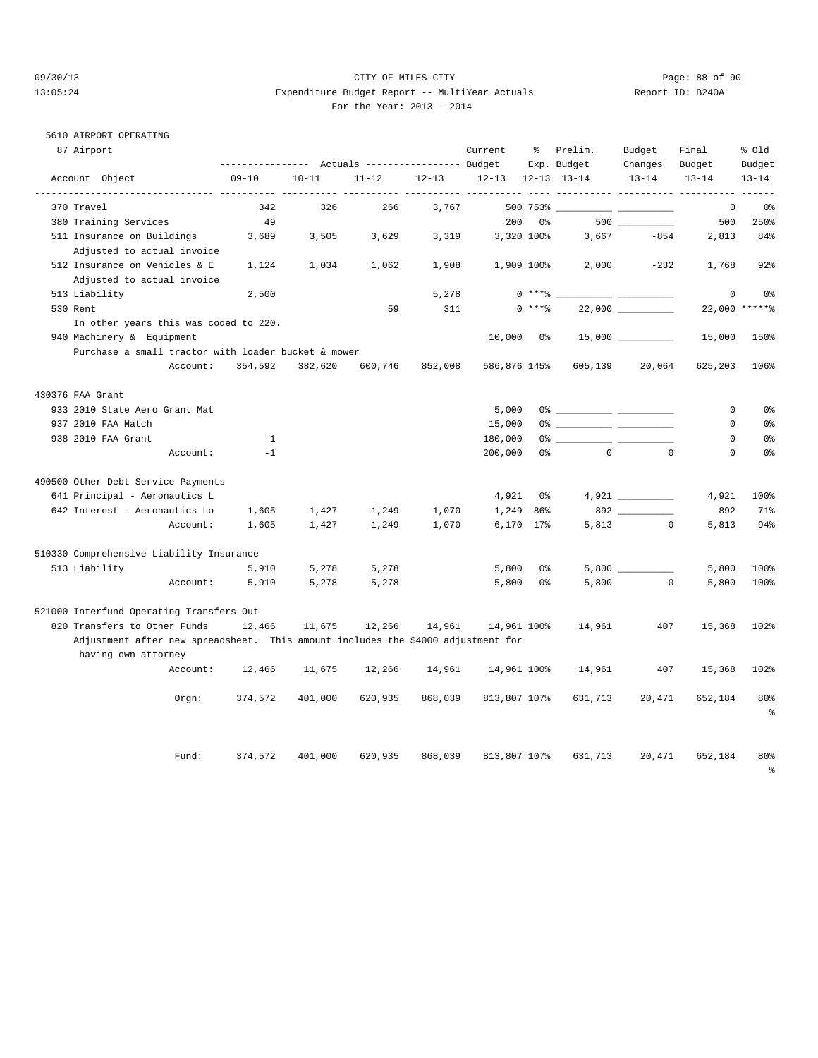# CITY OF MILES CITY

## Expenditure Budget Report -- MultiYear Actuals

For the Year: 2013 - 2014

5610 AIRPORT OPERATING

87 Airport

| Account Object | Actuals 09-10 | Actuals 10-11 | Actuals 11-12 | Actuals 12-13 | Current Budget 12-13 | % Exp. 12-13 | Prelim. Budget 13-14 | Budget Changes 13-14 | Final Budget 13-14 | % Old Budget 13-14 |
|---|---|---|---|---|---|---|---|---|---|---|
| 370 Travel | 342 | 326 | 266 | 3,767 | 500 | 753% | __________ | __________ | 0 | 0% |
| 380 Training Services | 49 | | | | 200 | 0% | 500 | __________ | 500 | 250% |
| 511 Insurance on Buildings | 3,689 | 3,505 | 3,629 | 3,319 | 3,320 | 100% | 3,667 | -854 | 2,813 | 84% |
| Adjusted to actual invoice | | | | | | | | | | |
| 512 Insurance on Vehicles & E | 1,124 | 1,034 | 1,062 | 1,908 | 1,909 | 100% | 2,000 | -232 | 1,768 | 92% |
| Adjusted to actual invoice | | | | | | | | | | |
| 513 Liability | 2,500 | | | 5,278 | 0 | ***% | __________ | __________ | 0 | 0% |
| 530 Rent | | | 59 | 311 | 0 | ***% | 22,000 | __________ | 22,000 | *****% |
| In other years this was coded to 220. | | | | | | | | | | |
| 940 Machinery & Equipment | | | | | 10,000 | 0% | 15,000 | __________ | 15,000 | 150% |
| Purchase a small tractor with loader bucket & mower | | | | | | | | | | |
| Account: | 354,592 | 382,620 | 600,746 | 852,008 | 586,876 | 145% | 605,139 | 20,064 | 625,203 | 106% |
| **430376 FAA Grant** | | | | | | | | | | |
| 933 2010 State Aero Grant Mat | | | | | 5,000 | 0% | __________ | __________ | 0 | 0% |
| 937 2010 FAA Match | | | | | 15,000 | 0% | __________ | __________ | 0 | 0% |
| 938 2010 FAA Grant | -1 | | | | 180,000 | 0% | __________ | __________ | 0 | 0% |
| Account: | -1 | | | | 200,000 | 0% | 0 | 0 | 0 | 0% |
| **490500 Other Debt Service Payments** | | | | | | | | | | |
| 641 Principal - Aeronautics L | | | | | 4,921 | 0% | 4,921 | __________ | 4,921 | 100% |
| 642 Interest - Aeronautics Lo | 1,605 | 1,427 | 1,249 | 1,070 | 1,249 | 86% | 892 | __________ | 892 | 71% |
| Account: | 1,605 | 1,427 | 1,249 | 1,070 | 6,170 | 17% | 5,813 | 0 | 5,813 | 94% |
| **510330 Comprehensive Liability Insurance** | | | | | | | | | | |
| 513 Liability | 5,910 | 5,278 | 5,278 | | 5,800 | 0% | 5,800 | __________ | 5,800 | 100% |
| Account: | 5,910 | 5,278 | 5,278 | | 5,800 | 0% | 5,800 | 0 | 5,800 | 100% |
| **521000 Interfund Operating Transfers Out** | | | | | | | | | | |
| 820 Transfers to Other Funds | 12,466 | 11,675 | 12,266 | 14,961 | 14,961 | 100% | 14,961 | 407 | 15,368 | 102% |
| Adjustment after new spreadsheet. This amount includes the $4000 adjustment for having own attorney | | | | | | | | | | |
| Account: | 12,466 | 11,675 | 12,266 | 14,961 | 14,961 | 100% | 14,961 | 407 | 15,368 | 102% |
| Orgn: | 374,572 | 401,000 | 620,935 | 868,039 | 813,807 | 107% | 631,713 | 20,471 | 652,184 | 80% |
| Fund: | 374,572 | 401,000 | 620,935 | 868,039 | 813,807 | 107% | 631,713 | 20,471 | 652,184 | 80% |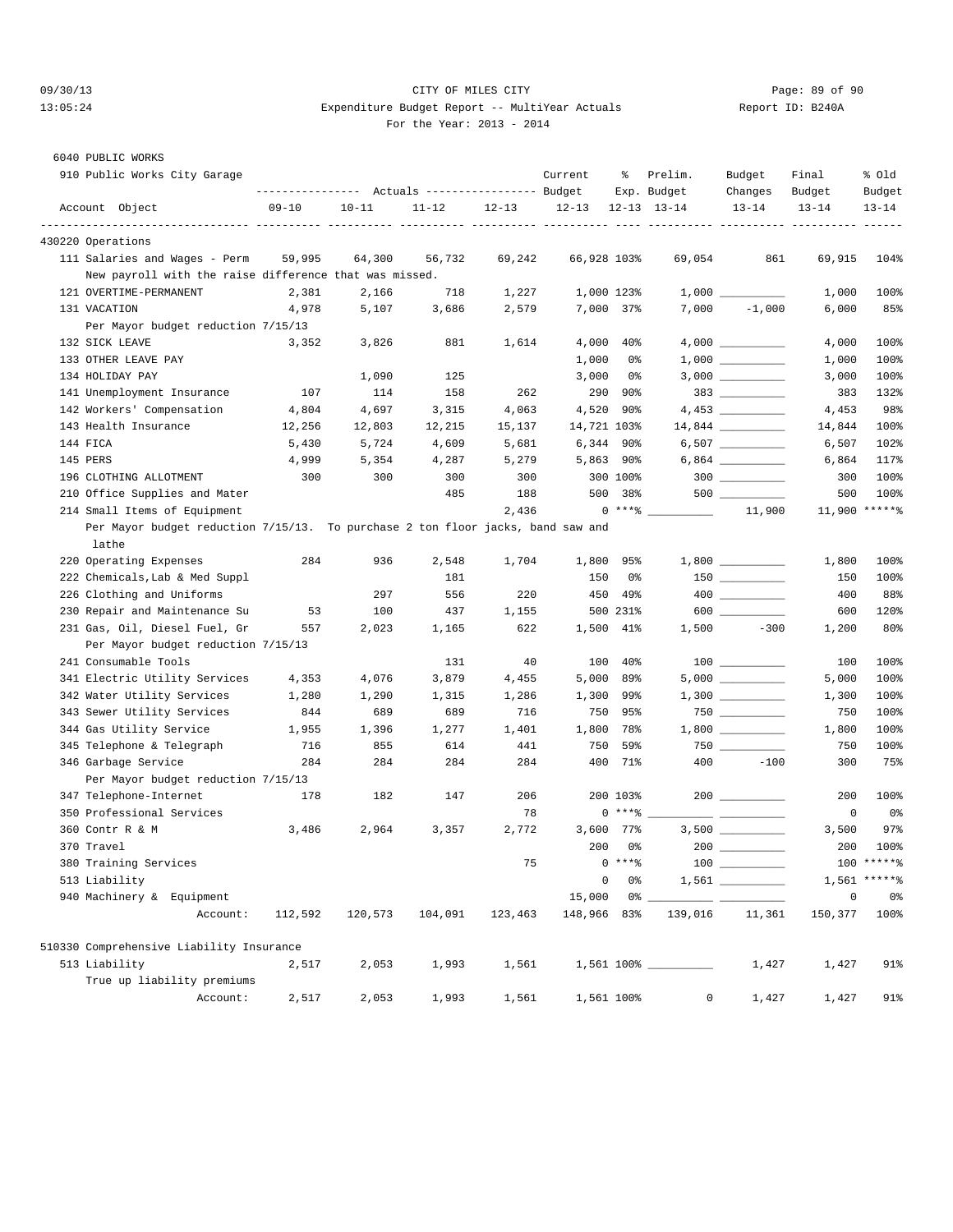6040 PUBLIC WORKS

910 Public Works City Garage

| Account Object | Actuals 09-10 | Actuals 10-11 | Actuals 11-12 | Actuals 12-13 | Current Budget 12-13 | % Exp. 12-13 | Prelim. Budget 13-14 | Budget Changes 13-14 | Final Budget 13-14 | % Old Budget 13-14 |
|---|---|---|---|---|---|---|---|---|---|---|
| **430220 Operations** | | | | | | | | | | |
| 111 Salaries and Wages - Perm | 59,995 | 64,300 | 56,732 | 69,242 | 66,928 | 103% | 69,054 | 861 | 69,915 | 104% |
| New payroll with the raise difference that was missed. | | | | | | | | | | |
| 121 OVERTIME-PERMANENT | 2,381 | 2,166 | 718 | 1,227 | 1,000 | 123% | 1,000 | __________ | 1,000 | 100% |
| 131 VACATION | 4,978 | 5,107 | 3,686 | 2,579 | 7,000 | 37% | 7,000 | -1,000 | 6,000 | 85% |
| Per Mayor budget reduction 7/15/13 | | | | | | | | | | |
| 132 SICK LEAVE | 3,352 | 3,826 | 881 | 1,614 | 4,000 | 40% | 4,000 | __________ | 4,000 | 100% |
| 133 OTHER LEAVE PAY | | | | | 1,000 | 0% | 1,000 | __________ | 1,000 | 100% |
| 134 HOLIDAY PAY | | 1,090 | 125 | | 3,000 | 0% | 3,000 | __________ | 3,000 | 100% |
| 141 Unemployment Insurance | 107 | 114 | 158 | 262 | 290 | 90% | 383 | __________ | 383 | 132% |
| 142 Workers' Compensation | 4,804 | 4,697 | 3,315 | 4,063 | 4,520 | 90% | 4,453 | __________ | 4,453 | 98% |
| 143 Health Insurance | 12,256 | 12,803 | 12,215 | 15,137 | 14,721 | 103% | 14,844 | __________ | 14,844 | 100% |
| 144 FICA | 5,430 | 5,724 | 4,609 | 5,681 | 6,344 | 90% | 6,507 | __________ | 6,507 | 102% |
| 145 PERS | 4,999 | 5,354 | 4,287 | 5,279 | 5,863 | 90% | 6,864 | __________ | 6,864 | 117% |
| 196 CLOTHING ALLOTMENT | 300 | 300 | 300 | 300 | 300 | 100% | 300 | __________ | 300 | 100% |
| 210 Office Supplies and Mater | | | 485 | 188 | 500 | 38% | 500 | __________ | 500 | 100% |
| 214 Small Items of Equipment | | | | 2,436 | 0 | ***% | __________ | 11,900 | 11,900 | *****% |
| Per Mayor budget reduction 7/15/13. To purchase 2 ton floor jacks, band saw and lathe | | | | | | | | | | |
| 220 Operating Expenses | 284 | 936 | 2,548 | 1,704 | 1,800 | 95% | 1,800 | __________ | 1,800 | 100% |
| 222 Chemicals,Lab & Med Suppl | | | 181 | | 150 | 0% | 150 | __________ | 150 | 100% |
| 226 Clothing and Uniforms | | 297 | 556 | 220 | 450 | 49% | 400 | __________ | 400 | 88% |
| 230 Repair and Maintenance Su | 53 | 100 | 437 | 1,155 | 500 | 231% | 600 | __________ | 600 | 120% |
| 231 Gas, Oil, Diesel Fuel, Gr | 557 | 2,023 | 1,165 | 622 | 1,500 | 41% | 1,500 | -300 | 1,200 | 80% |
| Per Mayor budget reduction 7/15/13 | | | | | | | | | | |
| 241 Consumable Tools | | | 131 | 40 | 100 | 40% | 100 | __________ | 100 | 100% |
| 341 Electric Utility Services | 4,353 | 4,076 | 3,879 | 4,455 | 5,000 | 89% | 5,000 | __________ | 5,000 | 100% |
| 342 Water Utility Services | 1,280 | 1,290 | 1,315 | 1,286 | 1,300 | 99% | 1,300 | __________ | 1,300 | 100% |
| 343 Sewer Utility Services | 844 | 689 | 689 | 716 | 750 | 95% | 750 | __________ | 750 | 100% |
| 344 Gas Utility Service | 1,955 | 1,396 | 1,277 | 1,401 | 1,800 | 78% | 1,800 | __________ | 1,800 | 100% |
| 345 Telephone & Telegraph | 716 | 855 | 614 | 441 | 750 | 59% | 750 | __________ | 750 | 100% |
| 346 Garbage Service | 284 | 284 | 284 | 284 | 400 | 71% | 400 | -100 | 300 | 75% |
| Per Mayor budget reduction 7/15/13 | | | | | | | | | | |
| 347 Telephone-Internet | 178 | 182 | 147 | 206 | 200 | 103% | 200 | __________ | 200 | 100% |
| 350 Professional Services | | | | 78 | 0 | ***% | __________ | __________ | 0 | 0% |
| 360 Contr R & M | 3,486 | 2,964 | 3,357 | 2,772 | 3,600 | 77% | 3,500 | __________ | 3,500 | 97% |
| 370 Travel | | | | | 200 | 0% | 200 | __________ | 200 | 100% |
| 380 Training Services | | | | 75 | 0 | ***% | 100 | __________ | 100 | *****% |
| 513 Liability | | | | | 0 | 0% | 1,561 | __________ | 1,561 | *****% |
| 940 Machinery & Equipment | | | | | 15,000 | 0% | __________ | __________ | 0 | 0% |
| Account: | 112,592 | 120,573 | 104,091 | 123,463 | 148,966 | 83% | 139,016 | 11,361 | 150,377 | 100% |
| **510330 Comprehensive Liability Insurance** | | | | | | | | | | |
| 513 Liability | 2,517 | 2,053 | 1,993 | 1,561 | 1,561 | 100% | __________ | 1,427 | 1,427 | 91% |
| True up liability premiums | | | | | | | | | | |
| Account: | 2,517 | 2,053 | 1,993 | 1,561 | 1,561 | 100% | 0 | 1,427 | 1,427 | 91% |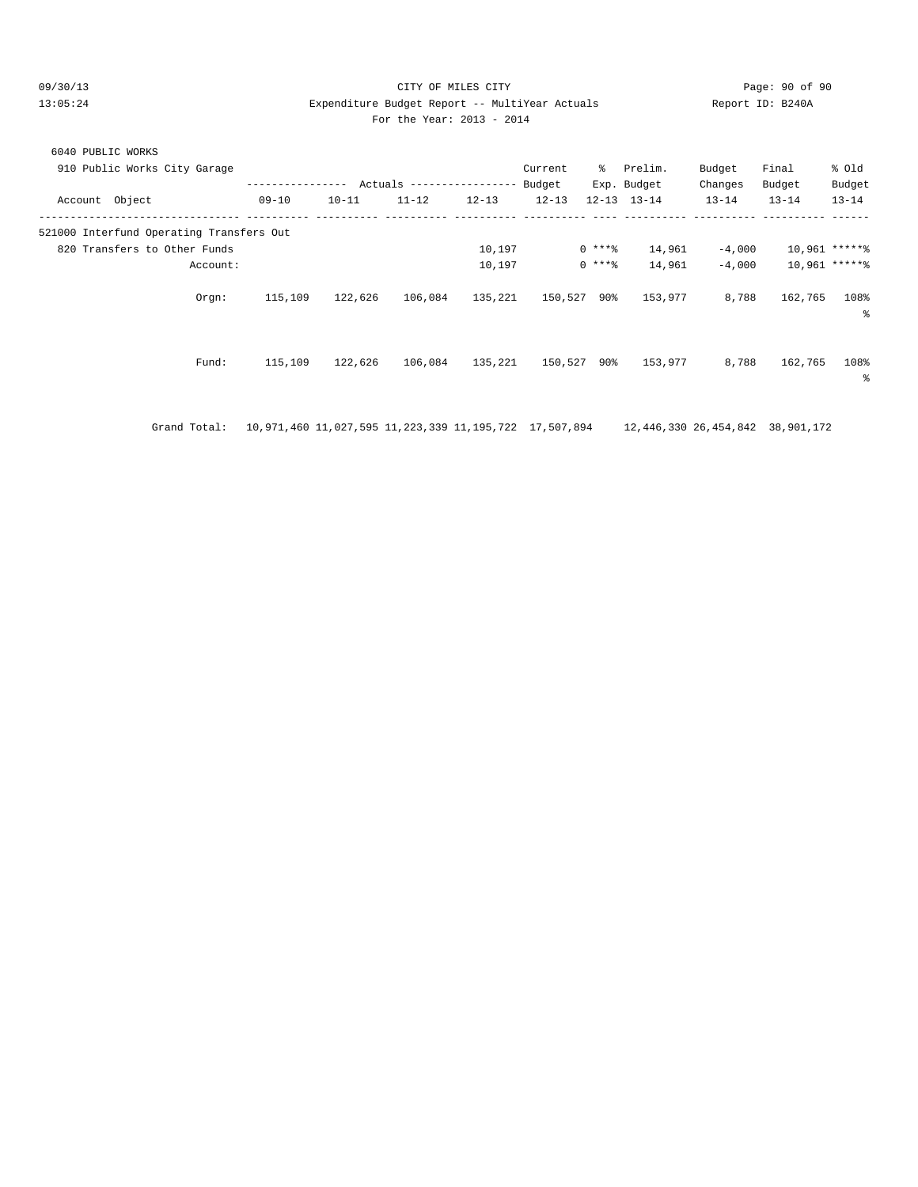6040 PUBLIC WORKS

910 Public Works City Garage

| Account Object | 09-10 | 10-11 | 11-12 | 12-13 | Current Budget 12-13 | % Exp. 12-13 | Prelim. Budget 13-14 | Budget Changes 13-14 | Final Budget 13-14 | % Old Budget 13-14 |
|---|---|---|---|---|---|---|---|---|---|---|
| 521000 Interfund Operating Transfers Out | | | | | | | | | | |
| 820 Transfers to Other Funds | | | | 10,197 | 0 | ***% | 14,961 | -4,000 | 10,961 | *****% |
| Account: | | | | 10,197 | 0 | ***% | 14,961 | -4,000 | 10,961 | *****% |
| Orgn: | 115,109 | 122,626 | 106,084 | 135,221 | 150,527 | 90% | 153,977 | 8,788 | 162,765 | 108% |
| Fund: | 115,109 | 122,626 | 106,084 | 135,221 | 150,527 | 90% | 153,977 | 8,788 | 162,765 | 108% |
| Grand Total: | 10,971,460 | 11,027,595 | 11,223,339 | 11,195,722 | 17,507,894 | | 12,446,330 | 26,454,842 | 38,901,172 | |